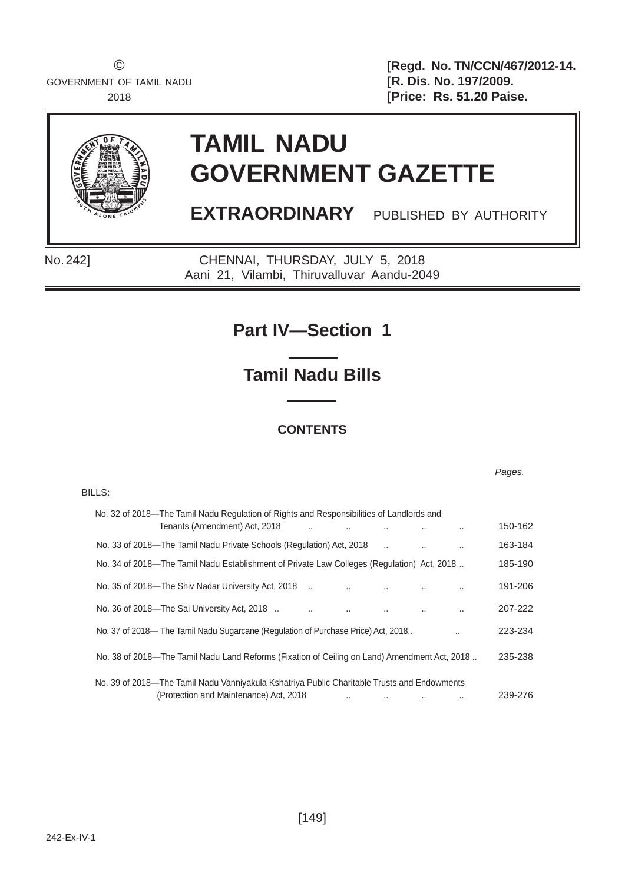©
GOVERNMENT OF TAMIL NADU
2018

[Regd. No. TN/CCN/467/2012-14.
[R. Dis. No. 197/2009.
[Price: Rs. 51.20 Paise.

# TAMIL NADU GOVERNMENT GAZETTE

**EXTRAORDINARY** PUBLISHED BY AUTHORITY

No. 242] CHENNAI, THURSDAY, JULY 5, 2018
Aani 21, Vilambi, Thiruvalluvar Aandu-2049

## Part IV—Section 1

## Tamil Nadu Bills

### CONTENTS

| | *Pages.* |
|---|---|
| BILLS: | |
| No. 32 of 2018—The Tamil Nadu Regulation of Rights and Responsibilities of Landlords and Tenants (Amendment) Act, 2018 .. .. .. .. .. | 150-162 |
| No. 33 of 2018—The Tamil Nadu Private Schools (Regulation) Act, 2018 .. .. .. | 163-184 |
| No. 34 of 2018—The Tamil Nadu Establishment of Private Law Colleges (Regulation) Act, 2018 .. | 185-190 |
| No. 35 of 2018—The Shiv Nadar University Act, 2018 .. .. .. .. .. | 191-206 |
| No. 36 of 2018—The Sai University Act, 2018 .. .. .. .. .. .. | 207-222 |
| No. 37 of 2018— The Tamil Nadu Sugarcane (Regulation of Purchase Price) Act, 2018.. .. | 223-234 |
| No. 38 of 2018—The Tamil Nadu Land Reforms (Fixation of Ceiling on Land) Amendment Act, 2018 .. | 235-238 |
| No. 39 of 2018—The Tamil Nadu Vanniyakula Kshatriya Public Charitable Trusts and Endowments (Protection and Maintenance) Act, 2018 .. .. .. .. | 239-276 |

242-Ex-IV-1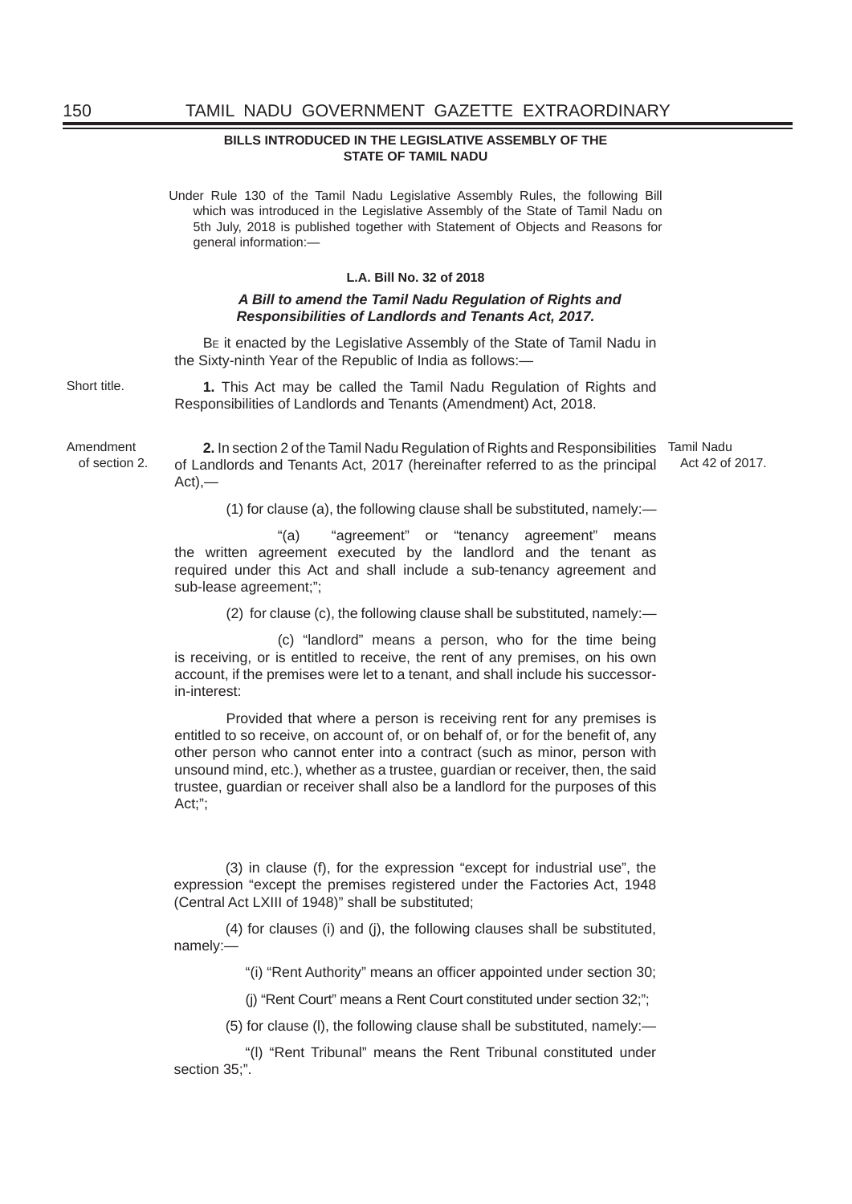**BILLS INTRODUCED IN THE LEGISLATIVE ASSEMBLY OF THE STATE OF TAMIL NADU**

Under Rule 130 of the Tamil Nadu Legislative Assembly Rules, the following Bill which was introduced in the Legislative Assembly of the State of Tamil Nadu on 5th July, 2018 is published together with Statement of Objects and Reasons for general information:—

**L.A. Bill No. 32 of 2018**

***A Bill to amend the Tamil Nadu Regulation of Rights and Responsibilities of Landlords and Tenants Act, 2017.***

Be it enacted by the Legislative Assembly of the State of Tamil Nadu in the Sixty-ninth Year of the Republic of India as follows:—

Short title.

**1.** This Act may be called the Tamil Nadu Regulation of Rights and Responsibilities of Landlords and Tenants (Amendment) Act, 2018.

Amendment of section 2.

**2.** In section 2 of the Tamil Nadu Regulation of Rights and Responsibilities of Landlords and Tenants Act, 2017 (hereinafter referred to as the principal Act),—

Tamil Nadu Act 42 of 2017.

(1) for clause (a), the following clause shall be substituted, namely:—

"(a) "agreement" or "tenancy agreement" means the written agreement executed by the landlord and the tenant as required under this Act and shall include a sub-tenancy agreement and sub-lease agreement;";

(2) for clause (c), the following clause shall be substituted, namely:—

(c) "landlord" means a person, who for the time being is receiving, or is entitled to receive, the rent of any premises, on his own account, if the premises were let to a tenant, and shall include his successor-in-interest:

Provided that where a person is receiving rent for any premises is entitled to so receive, on account of, or on behalf of, or for the benefit of, any other person who cannot enter into a contract (such as minor, person with unsound mind, etc.), whether as a trustee, guardian or receiver, then, the said trustee, guardian or receiver shall also be a landlord for the purposes of this Act;";

(3) in clause (f), for the expression "except for industrial use", the expression "except the premises registered under the Factories Act, 1948 (Central Act LXIII of 1948)" shall be substituted;

(4) for clauses (i) and (j), the following clauses shall be substituted, namely:—

"(i) "Rent Authority" means an officer appointed under section 30;

(j) "Rent Court" means a Rent Court constituted under section 32;";

(5) for clause (l), the following clause shall be substituted, namely:—

"(l) "Rent Tribunal" means the Rent Tribunal constituted under section 35;".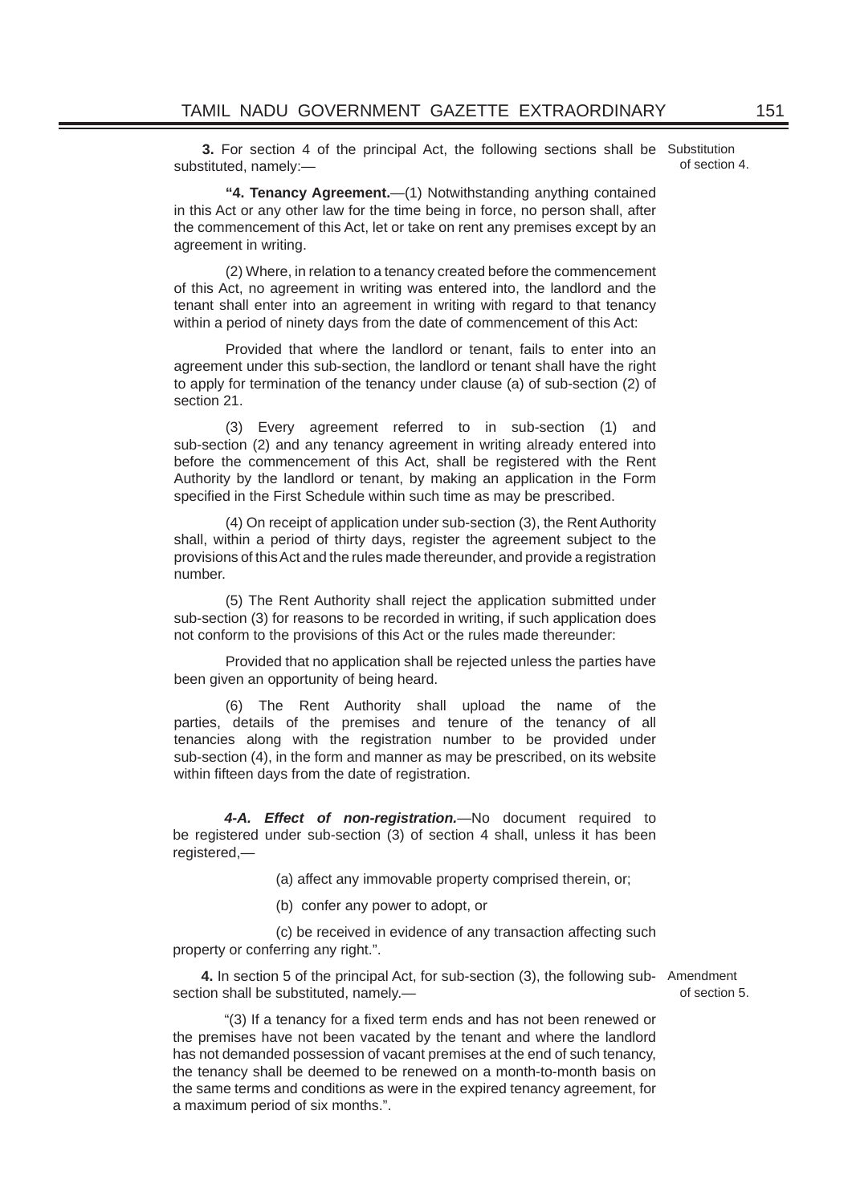**3.** For section 4 of the principal Act, the following sections shall be substituted, namely:— Substitution of section 4.

**"4. Tenancy Agreement.**—(1) Notwithstanding anything contained in this Act or any other law for the time being in force, no person shall, after the commencement of this Act, let or take on rent any premises except by an agreement in writing.

(2) Where, in relation to a tenancy created before the commencement of this Act, no agreement in writing was entered into, the landlord and the tenant shall enter into an agreement in writing with regard to that tenancy within a period of ninety days from the date of commencement of this Act:

Provided that where the landlord or tenant, fails to enter into an agreement under this sub-section, the landlord or tenant shall have the right to apply for termination of the tenancy under clause (a) of sub-section (2) of section 21.

(3) Every agreement referred to in sub-section (1) and sub-section (2) and any tenancy agreement in writing already entered into before the commencement of this Act, shall be registered with the Rent Authority by the landlord or tenant, by making an application in the Form specified in the First Schedule within such time as may be prescribed.

(4) On receipt of application under sub-section (3), the Rent Authority shall, within a period of thirty days, register the agreement subject to the provisions of this Act and the rules made thereunder, and provide a registration number.

(5) The Rent Authority shall reject the application submitted under sub-section (3) for reasons to be recorded in writing, if such application does not conform to the provisions of this Act or the rules made thereunder:

Provided that no application shall be rejected unless the parties have been given an opportunity of being heard.

(6) The Rent Authority shall upload the name of the parties, details of the premises and tenure of the tenancy of all tenancies along with the registration number to be provided under sub-section (4), in the form and manner as may be prescribed, on its website within fifteen days from the date of registration.

***4-A. Effect of non-registration.***—No document required to be registered under sub-section (3) of section 4 shall, unless it has been registered,—

(a) affect any immovable property comprised therein, or;

(b) confer any power to adopt, or

(c) be received in evidence of any transaction affecting such property or conferring any right.".

**4.** In section 5 of the principal Act, for sub-section (3), the following sub-section shall be substituted, namely.— Amendment of section 5.

"(3) If a tenancy for a fixed term ends and has not been renewed or the premises have not been vacated by the tenant and where the landlord has not demanded possession of vacant premises at the end of such tenancy, the tenancy shall be deemed to be renewed on a month-to-month basis on the same terms and conditions as were in the expired tenancy agreement, for a maximum period of six months.".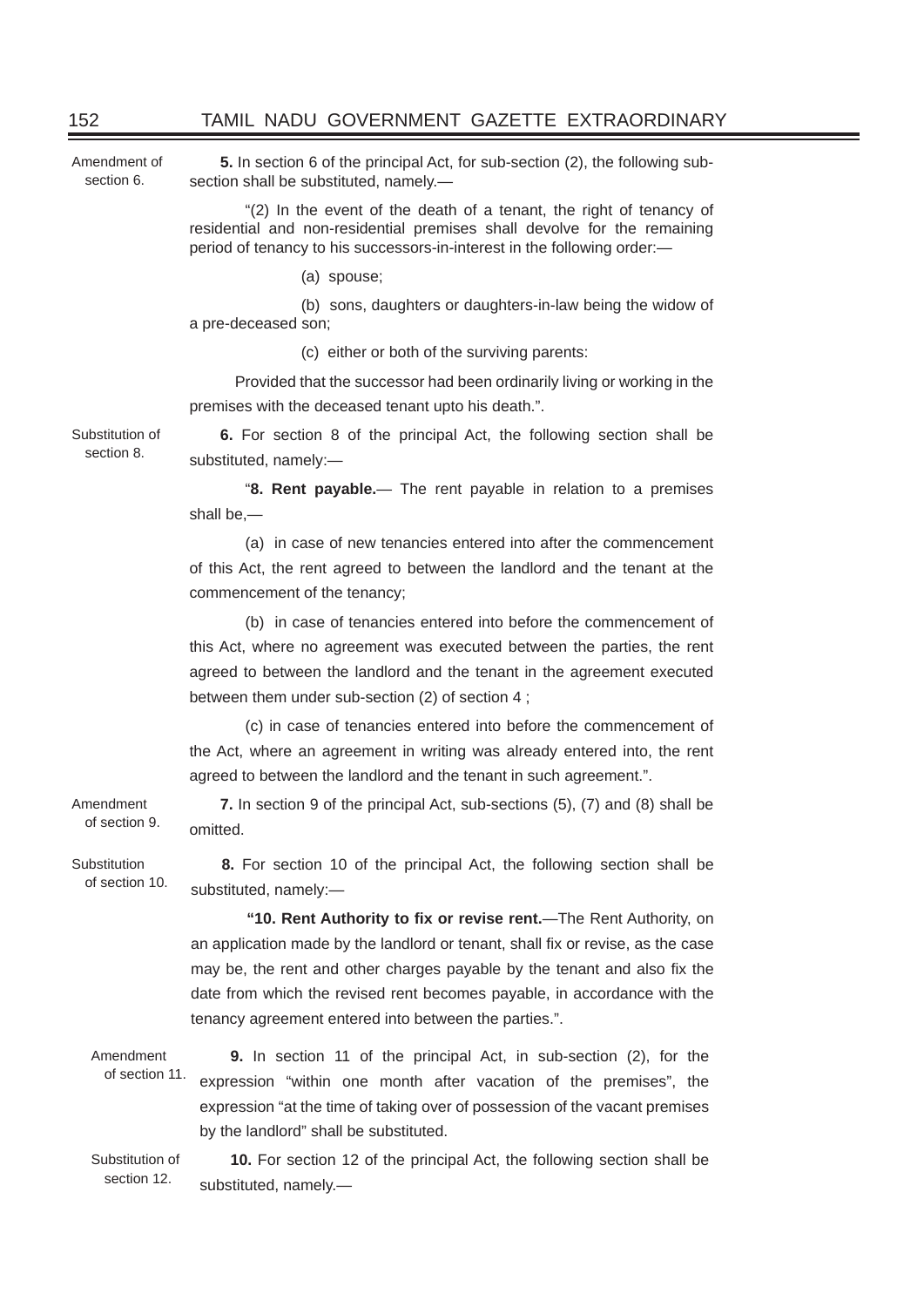Amendment of section 6.

**5.** In section 6 of the principal Act, for sub-section (2), the following sub-section shall be substituted, namely.—

"(2) In the event of the death of a tenant, the right of tenancy of residential and non-residential premises shall devolve for the remaining period of tenancy to his successors-in-interest in the following order:—

(a) spouse;

(b) sons, daughters or daughters-in-law being the widow of a pre-deceased son;

(c) either or both of the surviving parents:

Provided that the successor had been ordinarily living or working in the premises with the deceased tenant upto his death.".

Substitution of section 8.

**6.** For section 8 of the principal Act, the following section shall be substituted, namely:—

"**8. Rent payable.**— The rent payable in relation to a premises shall be,—

(a) in case of new tenancies entered into after the commencement of this Act, the rent agreed to between the landlord and the tenant at the commencement of the tenancy;

(b) in case of tenancies entered into before the commencement of this Act, where no agreement was executed between the parties, the rent agreed to between the landlord and the tenant in the agreement executed between them under sub-section (2) of section 4 ;

(c) in case of tenancies entered into before the commencement of the Act, where an agreement in writing was already entered into, the rent agreed to between the landlord and the tenant in such agreement.".

Amendment of section 9.

**7.** In section 9 of the principal Act, sub-sections (5), (7) and (8) shall be omitted.

Substitution of section 10.

**8.** For section 10 of the principal Act, the following section shall be substituted, namely:—

**"10. Rent Authority to fix or revise rent.**—The Rent Authority, on an application made by the landlord or tenant, shall fix or revise, as the case may be, the rent and other charges payable by the tenant and also fix the date from which the revised rent becomes payable, in accordance with the tenancy agreement entered into between the parties.".

Amendment of section 11.

**9.** In section 11 of the principal Act, in sub-section (2), for the expression "within one month after vacation of the premises", the expression "at the time of taking over of possession of the vacant premises by the landlord" shall be substituted.

Substitution of section 12.

**10.** For section 12 of the principal Act, the following section shall be substituted, namely.—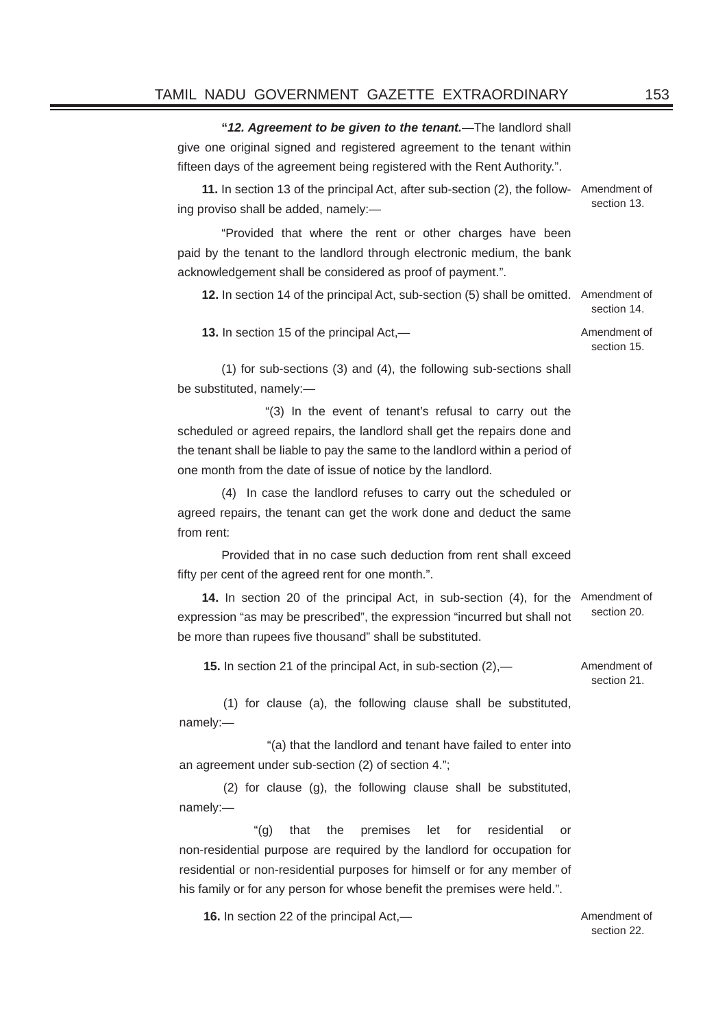"***12. Agreement to be given to the tenant.***—The landlord shall give one original signed and registered agreement to the tenant within fifteen days of the agreement being registered with the Rent Authority.".

**11.** In section 13 of the principal Act, after sub-section (2), the following proviso shall be added, namely:— Amendment of section 13.

"Provided that where the rent or other charges have been paid by the tenant to the landlord through electronic medium, the bank acknowledgement shall be considered as proof of payment.".

**12.** In section 14 of the principal Act, sub-section (5) shall be omitted. Amendment of section 14.

**13.** In section 15 of the principal Act,— Amendment of section 15.

(1) for sub-sections (3) and (4), the following sub-sections shall be substituted, namely:—

"(3) In the event of tenant's refusal to carry out the scheduled or agreed repairs, the landlord shall get the repairs done and the tenant shall be liable to pay the same to the landlord within a period of one month from the date of issue of notice by the landlord.

(4) In case the landlord refuses to carry out the scheduled or agreed repairs, the tenant can get the work done and deduct the same from rent:

Provided that in no case such deduction from rent shall exceed fifty per cent of the agreed rent for one month.".

**14.** In section 20 of the principal Act, in sub-section (4), for the expression "as may be prescribed", the expression "incurred but shall not be more than rupees five thousand" shall be substituted. Amendment of section 20.

**15.** In section 21 of the principal Act, in sub-section (2),— Amendment of section 21.

(1) for clause (a), the following clause shall be substituted, namely:—

"(a) that the landlord and tenant have failed to enter into an agreement under sub-section (2) of section 4.";

(2) for clause (g), the following clause shall be substituted, namely:—

"(g) that the premises let for residential or non-residential purpose are required by the landlord for occupation for residential or non-residential purposes for himself or for any member of his family or for any person for whose benefit the premises were held.".

**16.** In section 22 of the principal Act,— Amendment of section 22.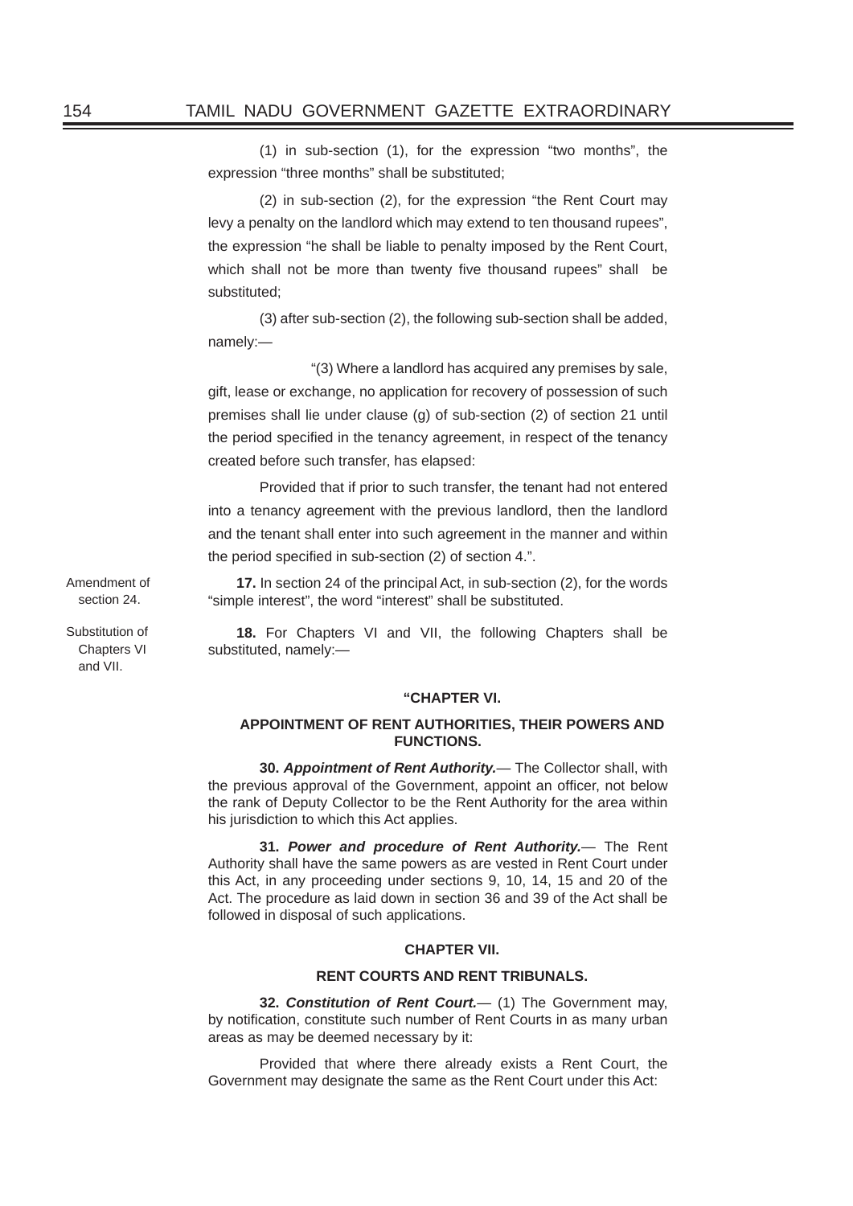(1) in sub-section (1), for the expression "two months", the expression "three months" shall be substituted;

(2) in sub-section (2), for the expression "the Rent Court may levy a penalty on the landlord which may extend to ten thousand rupees", the expression "he shall be liable to penalty imposed by the Rent Court, which shall not be more than twenty five thousand rupees" shall be substituted;

(3) after sub-section (2), the following sub-section shall be added, namely:—

"(3) Where a landlord has acquired any premises by sale, gift, lease or exchange, no application for recovery of possession of such premises shall lie under clause (g) of sub-section (2) of section 21 until the period specified in the tenancy agreement, in respect of the tenancy created before such transfer, has elapsed:

Provided that if prior to such transfer, the tenant had not entered into a tenancy agreement with the previous landlord, then the landlord and the tenant shall enter into such agreement in the manner and within the period specified in sub-section (2) of section 4.".

Amendment of section 24.

**17.** In section 24 of the principal Act, in sub-section (2), for the words "simple interest", the word "interest" shall be substituted.

Substitution of Chapters VI and VII.

**18.** For Chapters VI and VII, the following Chapters shall be substituted, namely:—

**"CHAPTER VI.**

**APPOINTMENT OF RENT AUTHORITIES, THEIR POWERS AND FUNCTIONS.**

**30.** ***Appointment of Rent Authority.***— The Collector shall, with the previous approval of the Government, appoint an officer, not below the rank of Deputy Collector to be the Rent Authority for the area within his jurisdiction to which this Act applies.

**31.** ***Power and procedure of Rent Authority.***— The Rent Authority shall have the same powers as are vested in Rent Court under this Act, in any proceeding under sections 9, 10, 14, 15 and 20 of the Act. The procedure as laid down in section 36 and 39 of the Act shall be followed in disposal of such applications.

**CHAPTER VII.**

**RENT COURTS AND RENT TRIBUNALS.**

**32.** ***Constitution of Rent Court.***— (1) The Government may, by notification, constitute such number of Rent Courts in as many urban areas as may be deemed necessary by it:

Provided that where there already exists a Rent Court, the Government may designate the same as the Rent Court under this Act: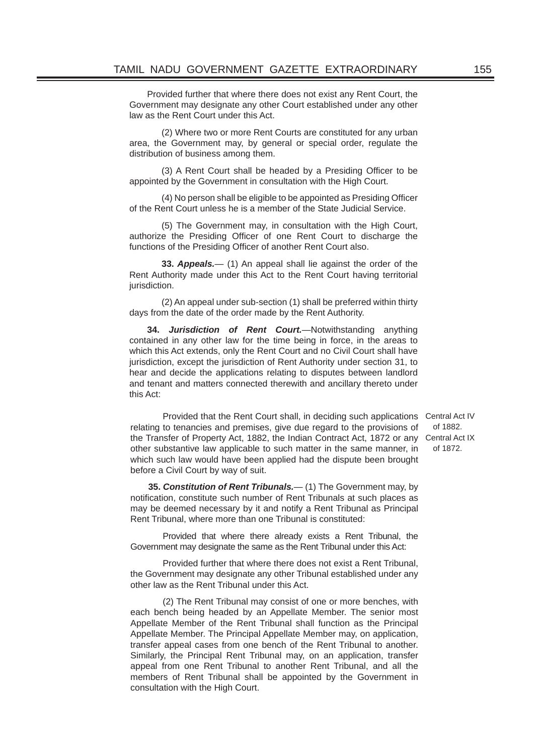Provided further that where there does not exist any Rent Court, the Government may designate any other Court established under any other law as the Rent Court under this Act.

(2) Where two or more Rent Courts are constituted for any urban area, the Government may, by general or special order, regulate the distribution of business among them.

(3) A Rent Court shall be headed by a Presiding Officer to be appointed by the Government in consultation with the High Court.

(4) No person shall be eligible to be appointed as Presiding Officer of the Rent Court unless he is a member of the State Judicial Service.

(5) The Government may, in consultation with the High Court, authorize the Presiding Officer of one Rent Court to discharge the functions of the Presiding Officer of another Rent Court also.

**33. *Appeals.***— (1) An appeal shall lie against the order of the Rent Authority made under this Act to the Rent Court having territorial jurisdiction.

(2) An appeal under sub-section (1) shall be preferred within thirty days from the date of the order made by the Rent Authority.

**34. *Jurisdiction of Rent Court.***—Notwithstanding anything contained in any other law for the time being in force, in the areas to which this Act extends, only the Rent Court and no Civil Court shall have jurisdiction, except the jurisdiction of Rent Authority under section 31, to hear and decide the applications relating to disputes between landlord and tenant and matters connected therewith and ancillary thereto under this Act:

Provided that the Rent Court shall, in deciding such applications relating to tenancies and premises, give due regard to the provisions of the Transfer of Property Act, 1882, the Indian Contract Act, 1872 or any other substantive law applicable to such matter in the same manner, in which such law would have been applied had the dispute been brought before a Civil Court by way of suit.

Central Act IV of 1882.
Central Act IX of 1872.

**35. *Constitution of Rent Tribunals.***— (1) The Government may, by notification, constitute such number of Rent Tribunals at such places as may be deemed necessary by it and notify a Rent Tribunal as Principal Rent Tribunal, where more than one Tribunal is constituted:

Provided that where there already exists a Rent Tribunal, the Government may designate the same as the Rent Tribunal under this Act:

Provided further that where there does not exist a Rent Tribunal, the Government may designate any other Tribunal established under any other law as the Rent Tribunal under this Act.

(2) The Rent Tribunal may consist of one or more benches, with each bench being headed by an Appellate Member. The senior most Appellate Member of the Rent Tribunal shall function as the Principal Appellate Member. The Principal Appellate Member may, on application, transfer appeal cases from one bench of the Rent Tribunal to another. Similarly, the Principal Rent Tribunal may, on an application, transfer appeal from one Rent Tribunal to another Rent Tribunal, and all the members of Rent Tribunal shall be appointed by the Government in consultation with the High Court.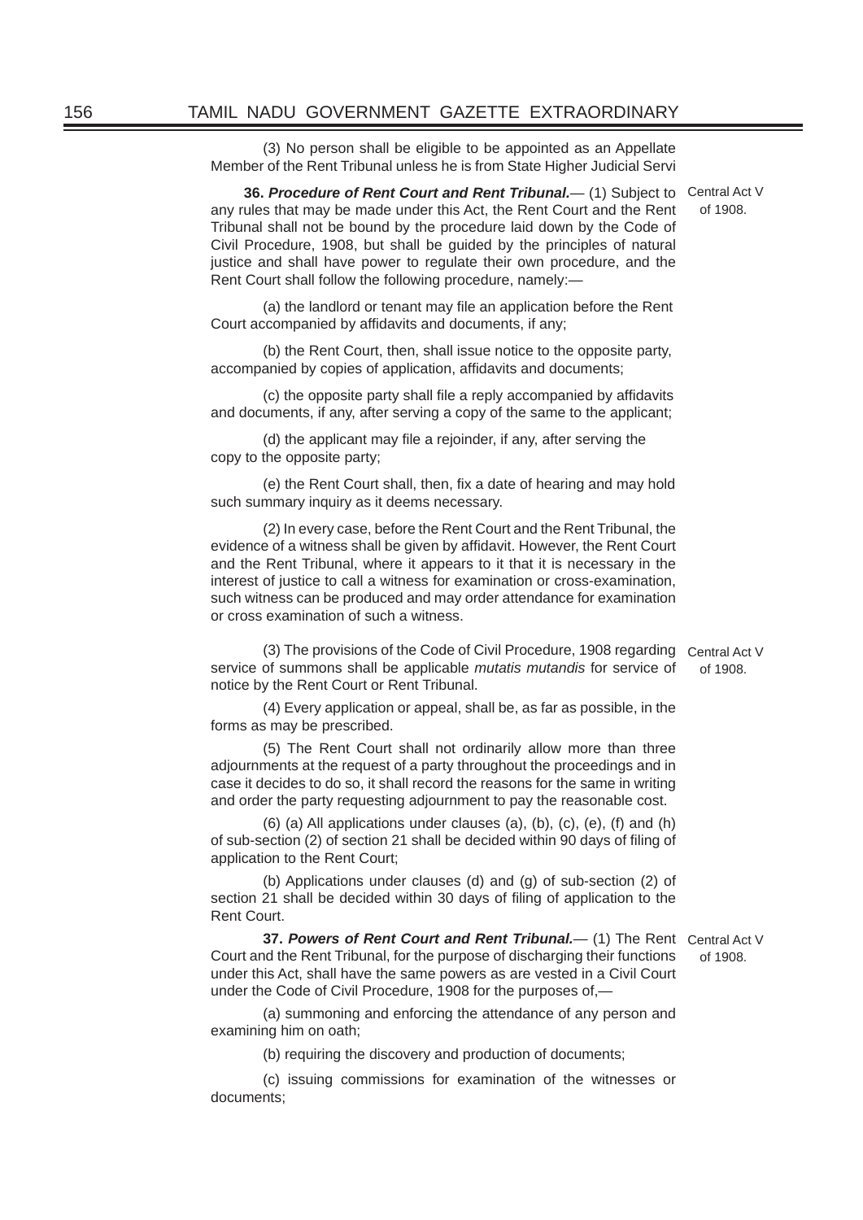(3) No person shall be eligible to be appointed as an Appellate Member of the Rent Tribunal unless he is from State Higher Judicial Servi

**36. *Procedure of Rent Court and Rent Tribunal.*—** (1) Subject to any rules that may be made under this Act, the Rent Court and the Rent Tribunal shall not be bound by the procedure laid down by the Code of Civil Procedure, 1908, but shall be guided by the principles of natural justice and shall have power to regulate their own procedure, and the Rent Court shall follow the following procedure, namely:—

Central Act V of 1908.

(a) the landlord or tenant may file an application before the Rent Court accompanied by affidavits and documents, if any;

(b) the Rent Court, then, shall issue notice to the opposite party, accompanied by copies of application, affidavits and documents;

(c) the opposite party shall file a reply accompanied by affidavits and documents, if any, after serving a copy of the same to the applicant;

(d) the applicant may file a rejoinder, if any, after serving the copy to the opposite party;

(e) the Rent Court shall, then, fix a date of hearing and may hold such summary inquiry as it deems necessary.

(2) In every case, before the Rent Court and the Rent Tribunal, the evidence of a witness shall be given by affidavit. However, the Rent Court and the Rent Tribunal, where it appears to it that it is necessary in the interest of justice to call a witness for examination or cross-examination, such witness can be produced and may order attendance for examination or cross examination of such a witness.

(3) The provisions of the Code of Civil Procedure, 1908 regarding service of summons shall be applicable *mutatis mutandis* for service of notice by the Rent Court or Rent Tribunal.

Central Act V of 1908.

(4) Every application or appeal, shall be, as far as possible, in the forms as may be prescribed.

(5) The Rent Court shall not ordinarily allow more than three adjournments at the request of a party throughout the proceedings and in case it decides to do so, it shall record the reasons for the same in writing and order the party requesting adjournment to pay the reasonable cost.

(6) (a) All applications under clauses (a), (b), (c), (e), (f) and (h) of sub-section (2) of section 21 shall be decided within 90 days of filing of application to the Rent Court;

(b) Applications under clauses (d) and (g) of sub-section (2) of section 21 shall be decided within 30 days of filing of application to the Rent Court.

**37. *Powers of Rent Court and Rent Tribunal.*—** (1) The Rent Court and the Rent Tribunal, for the purpose of discharging their functions under this Act, shall have the same powers as are vested in a Civil Court under the Code of Civil Procedure, 1908 for the purposes of,—

Central Act V of 1908.

(a) summoning and enforcing the attendance of any person and examining him on oath;

(b) requiring the discovery and production of documents;

(c) issuing commissions for examination of the witnesses or documents;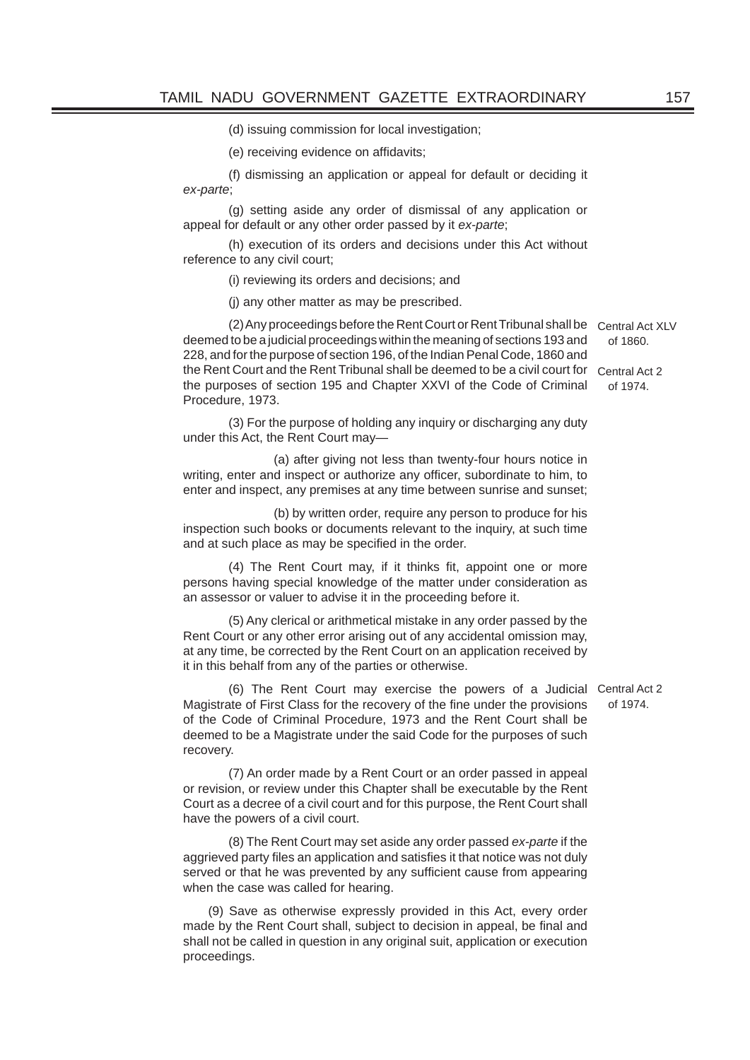(d) issuing commission for local investigation;

(e) receiving evidence on affidavits;

(f) dismissing an application or appeal for default or deciding it *ex-parte*;

(g) setting aside any order of dismissal of any application or appeal for default or any other order passed by it *ex-parte*;

(h) execution of its orders and decisions under this Act without reference to any civil court;

(i) reviewing its orders and decisions; and

(j) any other matter as may be prescribed.

(2) Any proceedings before the Rent Court or Rent Tribunal shall be deemed to be a judicial proceedings within the meaning of sections 193 and 228, and for the purpose of section 196, of the Indian Penal Code, 1860 and the Rent Court and the Rent Tribunal shall be deemed to be a civil court for the purposes of section 195 and Chapter XXVI of the Code of Criminal Procedure, 1973.

Central Act XLV of 1860.

Central Act 2 of 1974.

(3) For the purpose of holding any inquiry or discharging any duty under this Act, the Rent Court may—

(a) after giving not less than twenty-four hours notice in writing, enter and inspect or authorize any officer, subordinate to him, to enter and inspect, any premises at any time between sunrise and sunset;

(b) by written order, require any person to produce for his inspection such books or documents relevant to the inquiry, at such time and at such place as may be specified in the order.

(4) The Rent Court may, if it thinks fit, appoint one or more persons having special knowledge of the matter under consideration as an assessor or valuer to advise it in the proceeding before it.

(5) Any clerical or arithmetical mistake in any order passed by the Rent Court or any other error arising out of any accidental omission may, at any time, be corrected by the Rent Court on an application received by it in this behalf from any of the parties or otherwise.

(6) The Rent Court may exercise the powers of a Judicial Magistrate of First Class for the recovery of the fine under the provisions of the Code of Criminal Procedure, 1973 and the Rent Court shall be deemed to be a Magistrate under the said Code for the purposes of such recovery.

Central Act 2 of 1974.

(7) An order made by a Rent Court or an order passed in appeal or revision, or review under this Chapter shall be executable by the Rent Court as a decree of a civil court and for this purpose, the Rent Court shall have the powers of a civil court.

(8) The Rent Court may set aside any order passed *ex-parte* if the aggrieved party files an application and satisfies it that notice was not duly served or that he was prevented by any sufficient cause from appearing when the case was called for hearing.

(9) Save as otherwise expressly provided in this Act, every order made by the Rent Court shall, subject to decision in appeal, be final and shall not be called in question in any original suit, application or execution proceedings.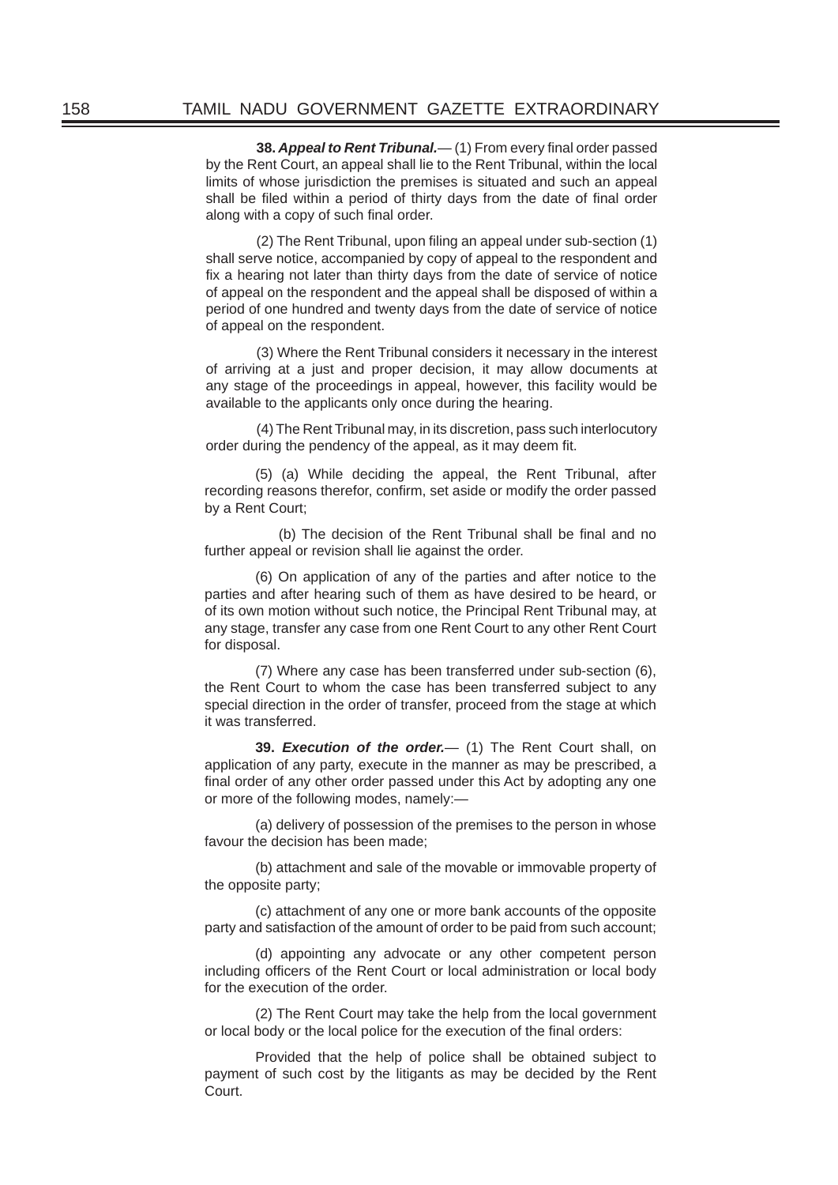**38. *Appeal to Rent Tribunal.***— (1) From every final order passed by the Rent Court, an appeal shall lie to the Rent Tribunal, within the local limits of whose jurisdiction the premises is situated and such an appeal shall be filed within a period of thirty days from the date of final order along with a copy of such final order.

(2) The Rent Tribunal, upon filing an appeal under sub-section (1) shall serve notice, accompanied by copy of appeal to the respondent and fix a hearing not later than thirty days from the date of service of notice of appeal on the respondent and the appeal shall be disposed of within a period of one hundred and twenty days from the date of service of notice of appeal on the respondent.

(3) Where the Rent Tribunal considers it necessary in the interest of arriving at a just and proper decision, it may allow documents at any stage of the proceedings in appeal, however, this facility would be available to the applicants only once during the hearing.

(4) The Rent Tribunal may, in its discretion, pass such interlocutory order during the pendency of the appeal, as it may deem fit.

(5) (a) While deciding the appeal, the Rent Tribunal, after recording reasons therefor, confirm, set aside or modify the order passed by a Rent Court;

(b) The decision of the Rent Tribunal shall be final and no further appeal or revision shall lie against the order.

(6) On application of any of the parties and after notice to the parties and after hearing such of them as have desired to be heard, or of its own motion without such notice, the Principal Rent Tribunal may, at any stage, transfer any case from one Rent Court to any other Rent Court for disposal.

(7) Where any case has been transferred under sub-section (6), the Rent Court to whom the case has been transferred subject to any special direction in the order of transfer, proceed from the stage at which it was transferred.

**39. *Execution of the order.***— (1) The Rent Court shall, on application of any party, execute in the manner as may be prescribed, a final order of any other order passed under this Act by adopting any one or more of the following modes, namely:—

(a) delivery of possession of the premises to the person in whose favour the decision has been made;

(b) attachment and sale of the movable or immovable property of the opposite party;

(c) attachment of any one or more bank accounts of the opposite party and satisfaction of the amount of order to be paid from such account;

(d) appointing any advocate or any other competent person including officers of the Rent Court or local administration or local body for the execution of the order.

(2) The Rent Court may take the help from the local government or local body or the local police for the execution of the final orders:

Provided that the help of police shall be obtained subject to payment of such cost by the litigants as may be decided by the Rent Court.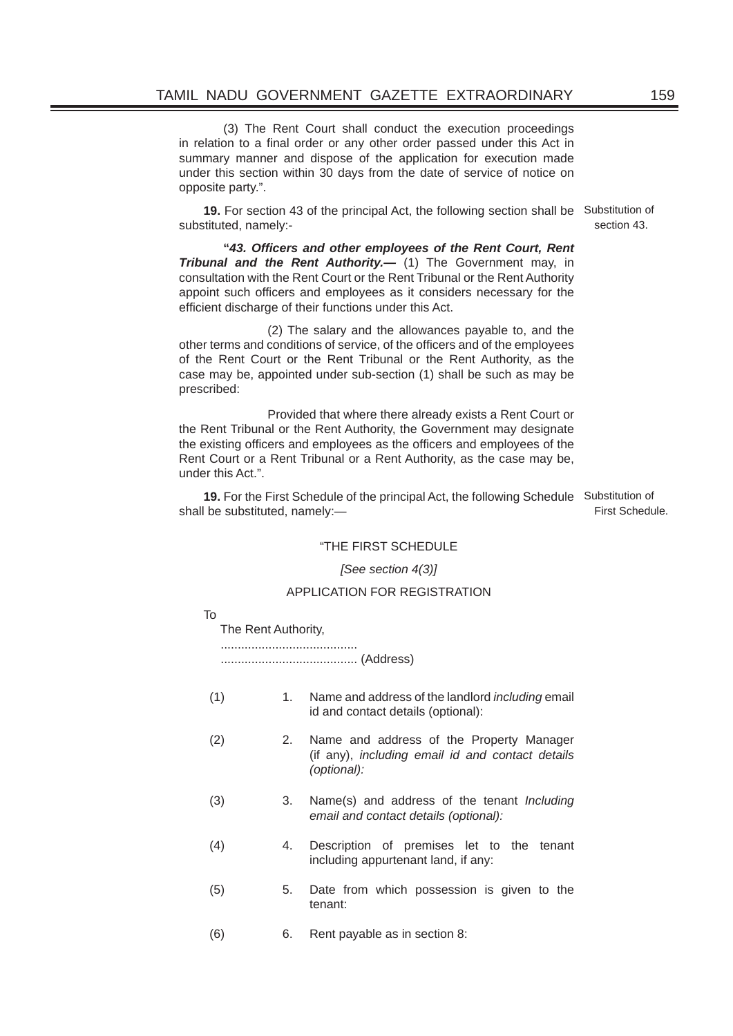(3) The Rent Court shall conduct the execution proceedings in relation to a final order or any other order passed under this Act in summary manner and dispose of the application for execution made under this section within 30 days from the date of service of notice on opposite party.".

Substitution of section 43.

**19.** For section 43 of the principal Act, the following section shall be substituted, namely:-

**"*43. Officers and other employees of the Rent Court, Rent Tribunal and the Rent Authority.—*** (1) The Government may, in consultation with the Rent Court or the Rent Tribunal or the Rent Authority appoint such officers and employees as it considers necessary for the efficient discharge of their functions under this Act.

(2) The salary and the allowances payable to, and the other terms and conditions of service, of the officers and of the employees of the Rent Court or the Rent Tribunal or the Rent Authority, as the case may be, appointed under sub-section (1) shall be such as may be prescribed:

Provided that where there already exists a Rent Court or the Rent Tribunal or the Rent Authority, the Government may designate the existing officers and employees as the officers and employees of the Rent Court or a Rent Tribunal or a Rent Authority, as the case may be, under this Act.".

Substitution of First Schedule.

**19.** For the First Schedule of the principal Act, the following Schedule shall be substituted, namely:—

"THE FIRST SCHEDULE

*[See section 4(3)]*

APPLICATION FOR REGISTRATION

To

The Rent Authority,

........................................

........................................ (Address)

(1) 1. Name and address of the landlord *including* email id and contact details (optional):

(2) 2. Name and address of the Property Manager (if any), *including email id and contact details (optional):*

(3) 3. Name(s) and address of the tenant *Including email and contact details (optional):*

(4) 4. Description of premises let to the tenant including appurtenant land, if any:

(5) 5. Date from which possession is given to the tenant:

(6) 6. Rent payable as in section 8: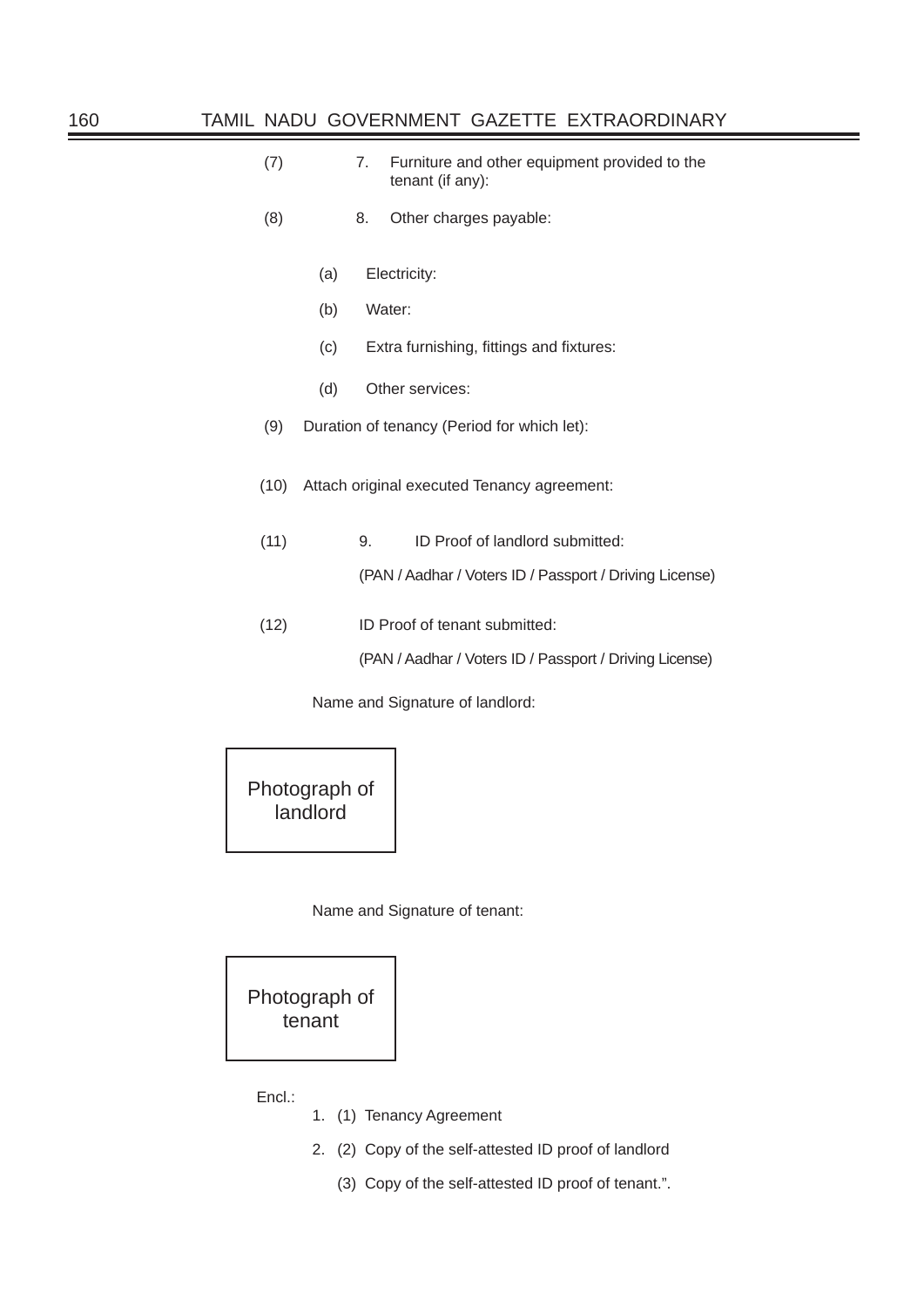(7) 7. Furniture and other equipment provided to the tenant (if any):

(8) 8. Other charges payable:

(a) Electricity:

(b) Water:

(c) Extra furnishing, fittings and fixtures:

(d) Other services:

(9) Duration of tenancy (Period for which let):

(10) Attach original executed Tenancy agreement:

(11) 9. ID Proof of landlord submitted:

(PAN / Aadhar / Voters ID / Passport / Driving License)

(12) ID Proof of tenant submitted:

(PAN / Aadhar / Voters ID / Passport / Driving License)

Name and Signature of landlord:

| Photograph of landlord |
|---|

Name and Signature of tenant:

| Photograph of tenant |
|---|

Encl.:

1. (1) Tenancy Agreement

2. (2) Copy of the self-attested ID proof of landlord

(3) Copy of the self-attested ID proof of tenant.".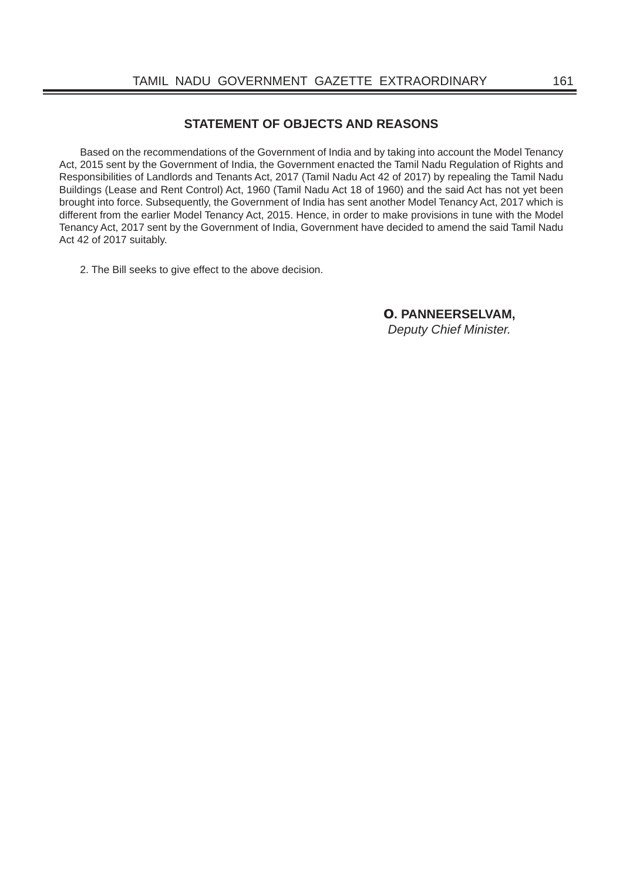## STATEMENT OF OBJECTS AND REASONS

Based on the recommendations of the Government of India and by taking into account the Model Tenancy Act, 2015 sent by the Government of India, the Government enacted the Tamil Nadu Regulation of Rights and Responsibilities of Landlords and Tenants Act, 2017 (Tamil Nadu Act 42 of 2017) by repealing the Tamil Nadu Buildings (Lease and Rent Control) Act, 1960 (Tamil Nadu Act 18 of 1960) and the said Act has not yet been brought into force. Subsequently, the Government of India has sent another Model Tenancy Act, 2017 which is different from the earlier Model Tenancy Act, 2015. Hence, in order to make provisions in tune with the Model Tenancy Act, 2017 sent by the Government of India, Government have decided to amend the said Tamil Nadu Act 42 of 2017 suitably.

2. The Bill seeks to give effect to the above decision.

**O. PANNEERSELVAM,**
*Deputy Chief Minister.*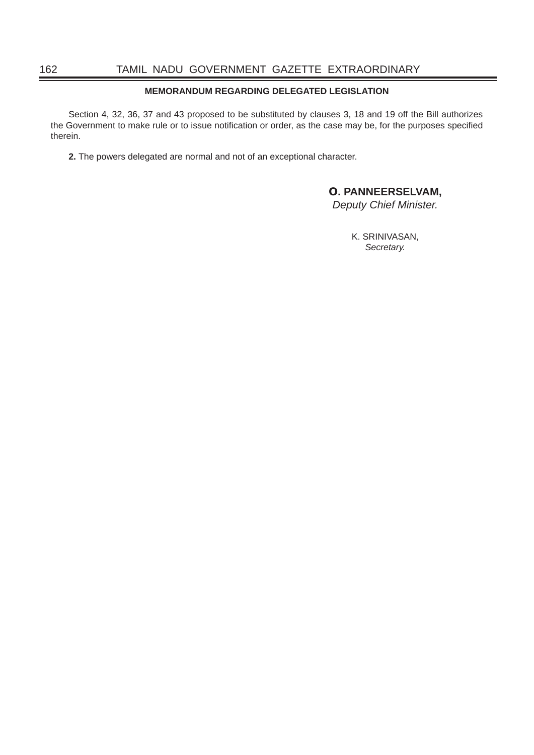## MEMORANDUM REGARDING DELEGATED LEGISLATION

Section 4, 32, 36, 37 and 43 proposed to be substituted by clauses 3, 18 and 19 off the Bill authorizes the Government to make rule or to issue notification or order, as the case may be, for the purposes specified therein.

**2.** The powers delegated are normal and not of an exceptional character.

**O. PANNEERSELVAM,**
*Deputy Chief Minister.*

K. SRINIVASAN,
*Secretary.*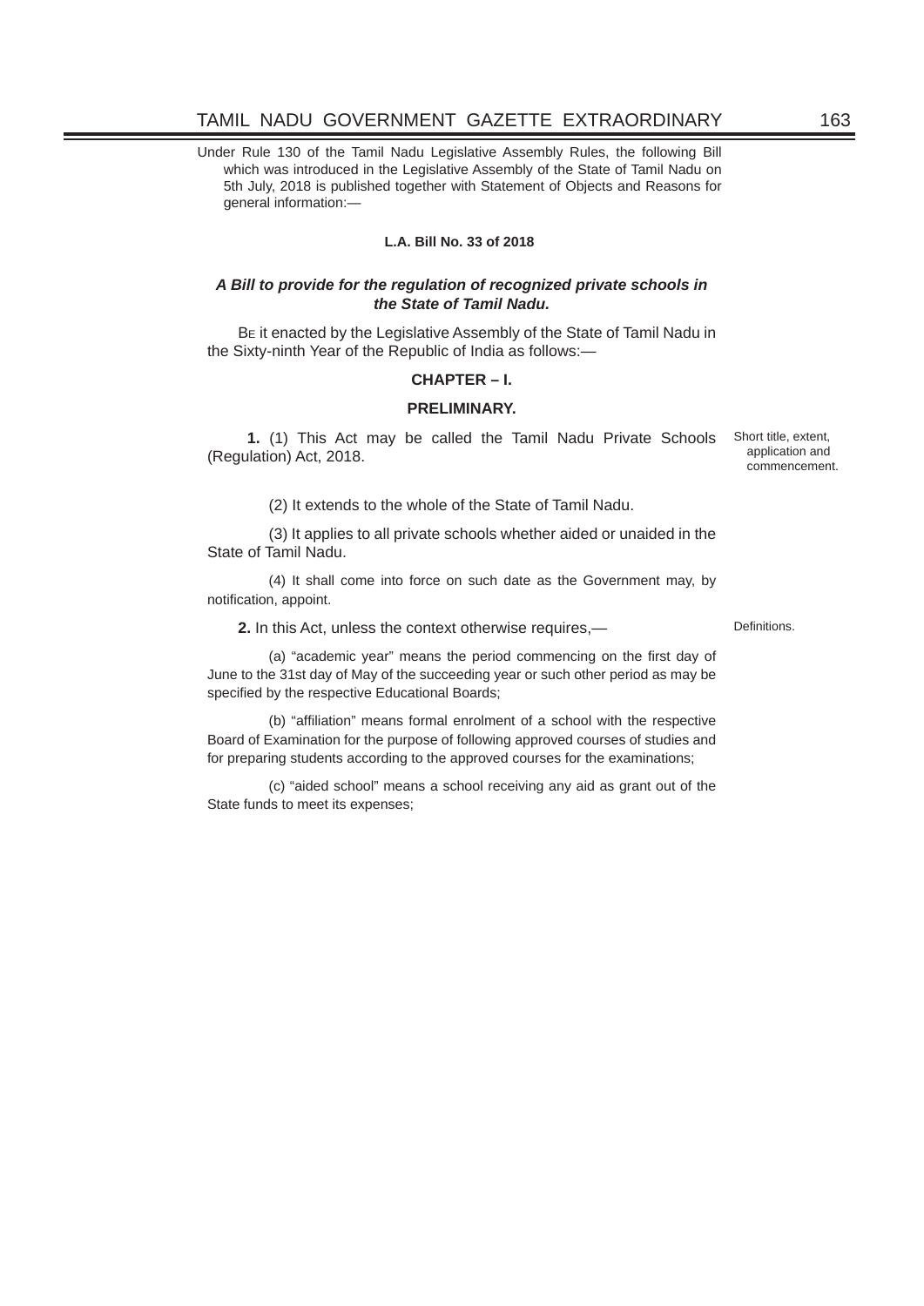Under Rule 130 of the Tamil Nadu Legislative Assembly Rules, the following Bill which was introduced in the Legislative Assembly of the State of Tamil Nadu on 5th July, 2018 is published together with Statement of Objects and Reasons for general information:—

**L.A. Bill No. 33 of 2018**

***A Bill to provide for the regulation of recognized private schools in the State of Tamil Nadu.***

BE it enacted by the Legislative Assembly of the State of Tamil Nadu in the Sixty-ninth Year of the Republic of India as follows:—

## CHAPTER – I.

## PRELIMINARY.

Short title, extent, application and commencement.

**1.** (1) This Act may be called the Tamil Nadu Private Schools (Regulation) Act, 2018.

(2) It extends to the whole of the State of Tamil Nadu.

(3) It applies to all private schools whether aided or unaided in the State of Tamil Nadu.

(4) It shall come into force on such date as the Government may, by notification, appoint.

Definitions.

**2.** In this Act, unless the context otherwise requires,—

(a) "academic year" means the period commencing on the first day of June to the 31st day of May of the succeeding year or such other period as may be specified by the respective Educational Boards;

(b) "affiliation" means formal enrolment of a school with the respective Board of Examination for the purpose of following approved courses of studies and for preparing students according to the approved courses for the examinations;

(c) "aided school" means a school receiving any aid as grant out of the State funds to meet its expenses;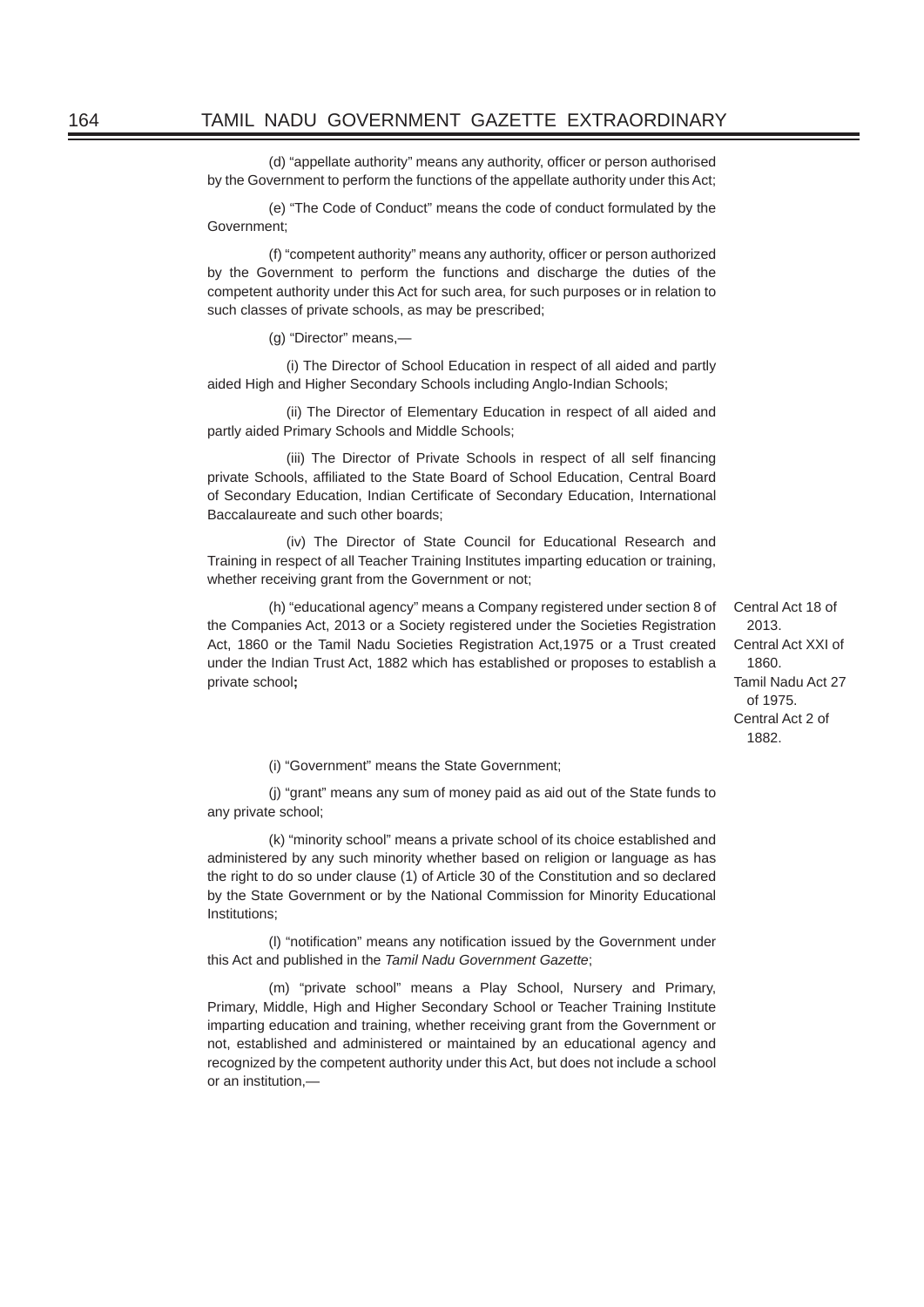(d) "appellate authority" means any authority, officer or person authorised by the Government to perform the functions of the appellate authority under this Act;

(e) "The Code of Conduct" means the code of conduct formulated by the Government;

(f) "competent authority" means any authority, officer or person authorized by the Government to perform the functions and discharge the duties of the competent authority under this Act for such area, for such purposes or in relation to such classes of private schools, as may be prescribed;

(g) "Director" means,—

(i) The Director of School Education in respect of all aided and partly aided High and Higher Secondary Schools including Anglo-Indian Schools;

(ii) The Director of Elementary Education in respect of all aided and partly aided Primary Schools and Middle Schools;

(iii) The Director of Private Schools in respect of all self financing private Schools, affiliated to the State Board of School Education, Central Board of Secondary Education, Indian Certificate of Secondary Education, International Baccalaureate and such other boards;

(iv) The Director of State Council for Educational Research and Training in respect of all Teacher Training Institutes imparting education or training, whether receiving grant from the Government or not;

(h) "educational agency" means a Company registered under section 8 of the Companies Act, 2013 or a Society registered under the Societies Registration Act, 1860 or the Tamil Nadu Societies Registration Act,1975 or a Trust created under the Indian Trust Act, 1882 which has established or proposes to establish a private school**;**

Central Act 18 of 2013.
Central Act XXI of 1860.
Tamil Nadu Act 27 of 1975.
Central Act 2 of 1882.

(i) "Government" means the State Government;

(j) "grant" means any sum of money paid as aid out of the State funds to any private school;

(k) "minority school" means a private school of its choice established and administered by any such minority whether based on religion or language as has the right to do so under clause (1) of Article 30 of the Constitution and so declared by the State Government or by the National Commission for Minority Educational Institutions;

(l) "notification" means any notification issued by the Government under this Act and published in the *Tamil Nadu Government Gazette*;

(m) "private school" means a Play School, Nursery and Primary, Primary, Middle, High and Higher Secondary School or Teacher Training Institute imparting education and training, whether receiving grant from the Government or not, established and administered or maintained by an educational agency and recognized by the competent authority under this Act, but does not include a school or an institution,—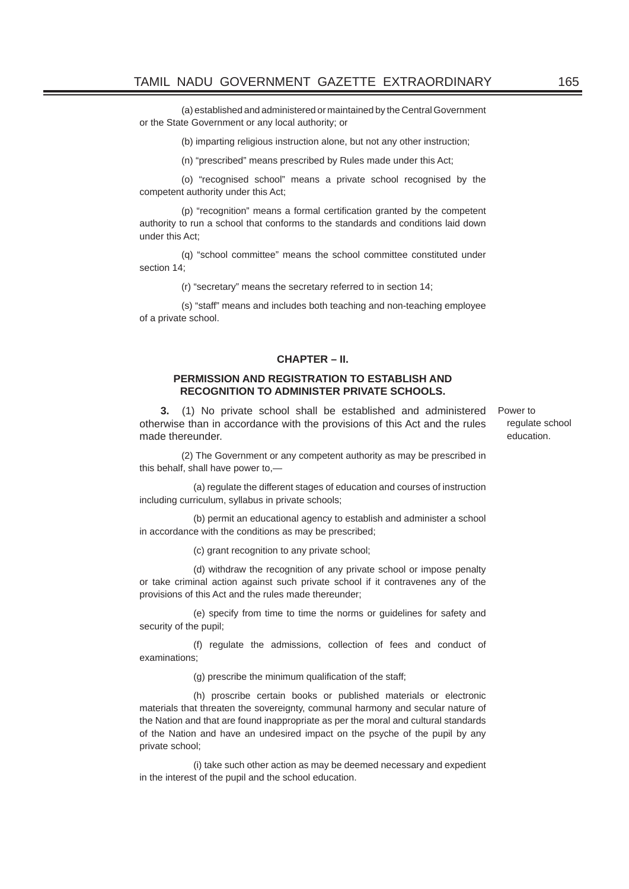(a) established and administered or maintained by the Central Government or the State Government or any local authority; or

(b) imparting religious instruction alone, but not any other instruction;

(n) "prescribed" means prescribed by Rules made under this Act;

(o) "recognised school" means a private school recognised by the competent authority under this Act;

(p) "recognition" means a formal certification granted by the competent authority to run a school that conforms to the standards and conditions laid down under this Act;

(q) "school committee" means the school committee constituted under section 14;

(r) "secretary" means the secretary referred to in section 14;

(s) "staff" means and includes both teaching and non-teaching employee of a private school.

## CHAPTER – II.

### PERMISSION AND REGISTRATION TO ESTABLISH AND RECOGNITION TO ADMINISTER PRIVATE SCHOOLS.

*Power to regulate school education.*

**3.** (1) No private school shall be established and administered otherwise than in accordance with the provisions of this Act and the rules made thereunder.

(2) The Government or any competent authority as may be prescribed in this behalf, shall have power to,—

(a) regulate the different stages of education and courses of instruction including curriculum, syllabus in private schools;

(b) permit an educational agency to establish and administer a school in accordance with the conditions as may be prescribed;

(c) grant recognition to any private school;

(d) withdraw the recognition of any private school or impose penalty or take criminal action against such private school if it contravenes any of the provisions of this Act and the rules made thereunder;

(e) specify from time to time the norms or guidelines for safety and security of the pupil;

(f) regulate the admissions, collection of fees and conduct of examinations;

(g) prescribe the minimum qualification of the staff;

(h) proscribe certain books or published materials or electronic materials that threaten the sovereignty, communal harmony and secular nature of the Nation and that are found inappropriate as per the moral and cultural standards of the Nation and have an undesired impact on the psyche of the pupil by any private school;

(i) take such other action as may be deemed necessary and expedient in the interest of the pupil and the school education.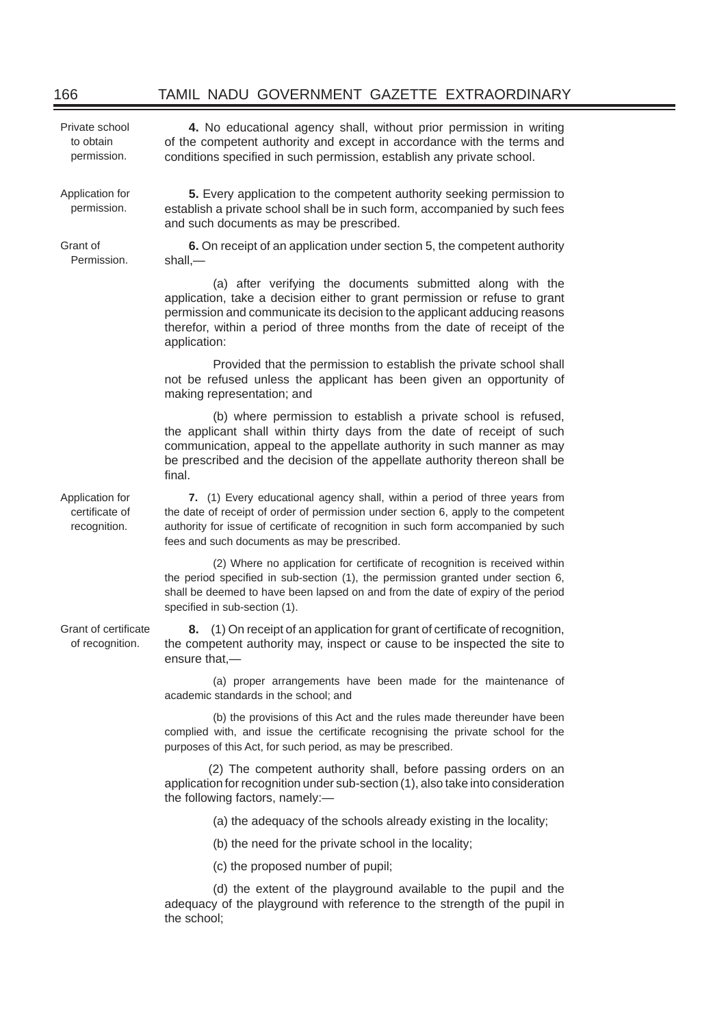Private school to obtain permission.

**4.** No educational agency shall, without prior permission in writing of the competent authority and except in accordance with the terms and conditions specified in such permission, establish any private school.

Application for permission.

**5.** Every application to the competent authority seeking permission to establish a private school shall be in such form, accompanied by such fees and such documents as may be prescribed.

Grant of Permission.

**6.** On receipt of an application under section 5, the competent authority shall,—

(a) after verifying the documents submitted along with the application, take a decision either to grant permission or refuse to grant permission and communicate its decision to the applicant adducing reasons therefor, within a period of three months from the date of receipt of the application:

Provided that the permission to establish the private school shall not be refused unless the applicant has been given an opportunity of making representation; and

(b) where permission to establish a private school is refused, the applicant shall within thirty days from the date of receipt of such communication, appeal to the appellate authority in such manner as may be prescribed and the decision of the appellate authority thereon shall be final.

Application for certificate of recognition.

**7.** (1) Every educational agency shall, within a period of three years from the date of receipt of order of permission under section 6, apply to the competent authority for issue of certificate of recognition in such form accompanied by such fees and such documents as may be prescribed.

(2) Where no application for certificate of recognition is received within the period specified in sub-section (1), the permission granted under section 6, shall be deemed to have been lapsed on and from the date of expiry of the period specified in sub-section (1).

Grant of certificate of recognition.

**8.** (1) On receipt of an application for grant of certificate of recognition, the competent authority may, inspect or cause to be inspected the site to ensure that,—

(a) proper arrangements have been made for the maintenance of academic standards in the school; and

(b) the provisions of this Act and the rules made thereunder have been complied with, and issue the certificate recognising the private school for the purposes of this Act, for such period, as may be prescribed.

(2) The competent authority shall, before passing orders on an application for recognition under sub-section (1), also take into consideration the following factors, namely:—

(a) the adequacy of the schools already existing in the locality;

(b) the need for the private school in the locality;

(c) the proposed number of pupil;

(d) the extent of the playground available to the pupil and the adequacy of the playground with reference to the strength of the pupil in the school;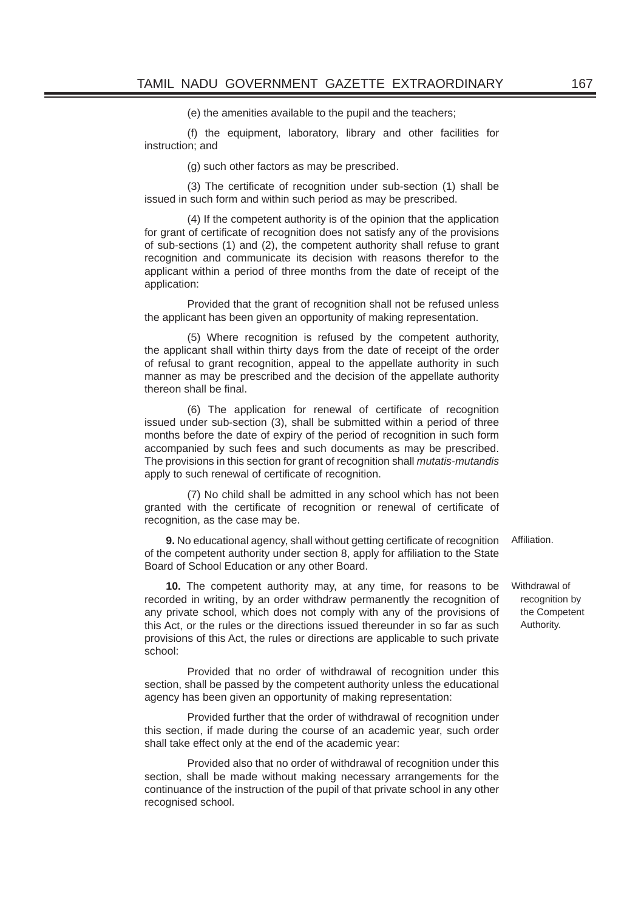(e) the amenities available to the pupil and the teachers;

(f) the equipment, laboratory, library and other facilities for instruction; and

(g) such other factors as may be prescribed.

(3) The certificate of recognition under sub-section (1) shall be issued in such form and within such period as may be prescribed.

(4) If the competent authority is of the opinion that the application for grant of certificate of recognition does not satisfy any of the provisions of sub-sections (1) and (2), the competent authority shall refuse to grant recognition and communicate its decision with reasons therefor to the applicant within a period of three months from the date of receipt of the application:

Provided that the grant of recognition shall not be refused unless the applicant has been given an opportunity of making representation.

(5) Where recognition is refused by the competent authority, the applicant shall within thirty days from the date of receipt of the order of refusal to grant recognition, appeal to the appellate authority in such manner as may be prescribed and the decision of the appellate authority thereon shall be final.

(6) The application for renewal of certificate of recognition issued under sub-section (3), shall be submitted within a period of three months before the date of expiry of the period of recognition in such form accompanied by such fees and such documents as may be prescribed. The provisions in this section for grant of recognition shall *mutatis-mutandis* apply to such renewal of certificate of recognition.

(7) No child shall be admitted in any school which has not been granted with the certificate of recognition or renewal of certificate of recognition, as the case may be.

Affiliation.

**9.** No educational agency, shall without getting certificate of recognition of the competent authority under section 8, apply for affiliation to the State Board of School Education or any other Board.

Withdrawal of recognition by the Competent Authority.

**10.** The competent authority may, at any time, for reasons to be recorded in writing, by an order withdraw permanently the recognition of any private school, which does not comply with any of the provisions of this Act, or the rules or the directions issued thereunder in so far as such provisions of this Act, the rules or directions are applicable to such private school:

Provided that no order of withdrawal of recognition under this section, shall be passed by the competent authority unless the educational agency has been given an opportunity of making representation:

Provided further that the order of withdrawal of recognition under this section, if made during the course of an academic year, such order shall take effect only at the end of the academic year:

Provided also that no order of withdrawal of recognition under this section, shall be made without making necessary arrangements for the continuance of the instruction of the pupil of that private school in any other recognised school.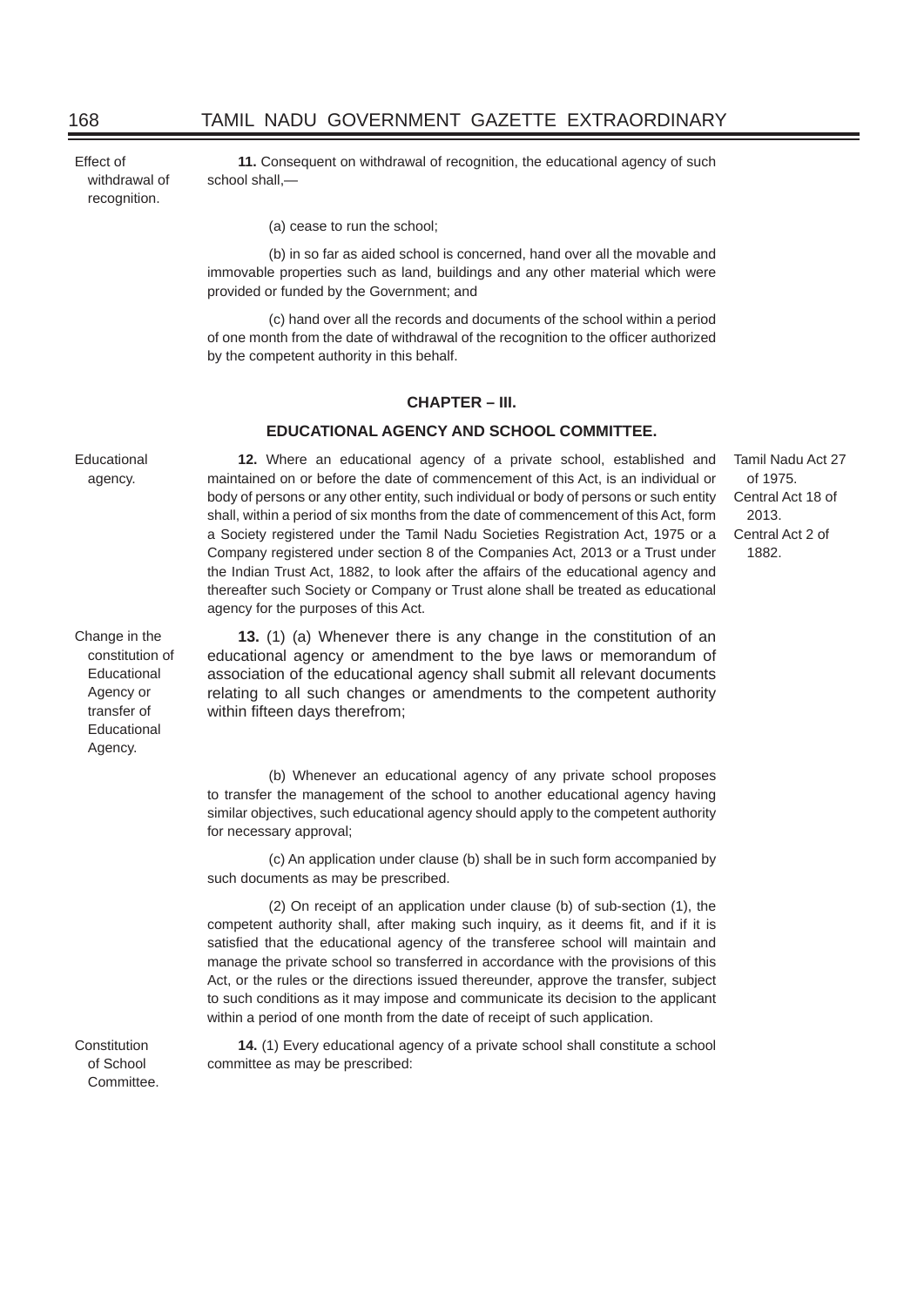Effect of withdrawal of recognition.

**11.** Consequent on withdrawal of recognition, the educational agency of such school shall,—

(a) cease to run the school;

(b) in so far as aided school is concerned, hand over all the movable and immovable properties such as land, buildings and any other material which were provided or funded by the Government; and

(c) hand over all the records and documents of the school within a period of one month from the date of withdrawal of the recognition to the officer authorized by the competent authority in this behalf.

## CHAPTER – III.

## EDUCATIONAL AGENCY AND SCHOOL COMMITTEE.

Educational agency.

**12.** Where an educational agency of a private school, established and maintained on or before the date of commencement of this Act, is an individual or body of persons or any other entity, such individual or body of persons or such entity shall, within a period of six months from the date of commencement of this Act, form a Society registered under the Tamil Nadu Societies Registration Act, 1975 or a Company registered under section 8 of the Companies Act, 2013 or a Trust under the Indian Trust Act, 1882, to look after the affairs of the educational agency and thereafter such Society or Company or Trust alone shall be treated as educational agency for the purposes of this Act.

Tamil Nadu Act 27 of 1975.
Central Act 18 of 2013.
Central Act 2 of 1882.

Change in the constitution of Educational Agency or transfer of Educational Agency.

**13.** (1) (a) Whenever there is any change in the constitution of an educational agency or amendment to the bye laws or memorandum of association of the educational agency shall submit all relevant documents relating to all such changes or amendments to the competent authority within fifteen days therefrom;

(b) Whenever an educational agency of any private school proposes to transfer the management of the school to another educational agency having similar objectives, such educational agency should apply to the competent authority for necessary approval;

(c) An application under clause (b) shall be in such form accompanied by such documents as may be prescribed.

(2) On receipt of an application under clause (b) of sub-section (1), the competent authority shall, after making such inquiry, as it deems fit, and if it is satisfied that the educational agency of the transferee school will maintain and manage the private school so transferred in accordance with the provisions of this Act, or the rules or the directions issued thereunder, approve the transfer, subject to such conditions as it may impose and communicate its decision to the applicant within a period of one month from the date of receipt of such application.

Constitution of School Committee.

**14.** (1) Every educational agency of a private school shall constitute a school committee as may be prescribed: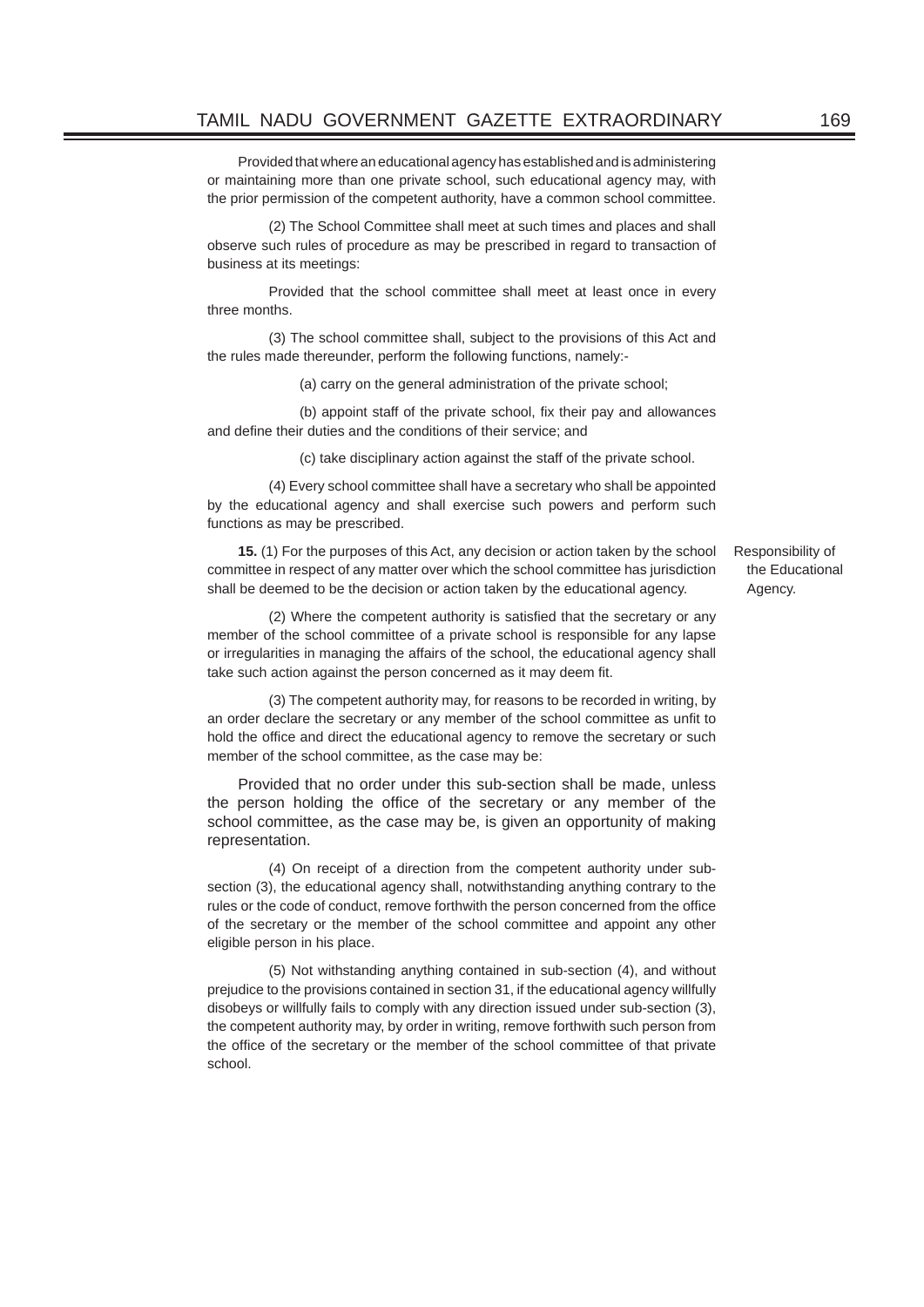Provided that where an educational agency has established and is administering or maintaining more than one private school, such educational agency may, with the prior permission of the competent authority, have a common school committee.

(2) The School Committee shall meet at such times and places and shall observe such rules of procedure as may be prescribed in regard to transaction of business at its meetings:

Provided that the school committee shall meet at least once in every three months.

(3) The school committee shall, subject to the provisions of this Act and the rules made thereunder, perform the following functions, namely:-

(a) carry on the general administration of the private school;

(b) appoint staff of the private school, fix their pay and allowances and define their duties and the conditions of their service; and

(c) take disciplinary action against the staff of the private school.

(4) Every school committee shall have a secretary who shall be appointed by the educational agency and shall exercise such powers and perform such functions as may be prescribed.

Responsibility of the Educational Agency.

**15.** (1) For the purposes of this Act, any decision or action taken by the school committee in respect of any matter over which the school committee has jurisdiction shall be deemed to be the decision or action taken by the educational agency.

(2) Where the competent authority is satisfied that the secretary or any member of the school committee of a private school is responsible for any lapse or irregularities in managing the affairs of the school, the educational agency shall take such action against the person concerned as it may deem fit.

(3) The competent authority may, for reasons to be recorded in writing, by an order declare the secretary or any member of the school committee as unfit to hold the office and direct the educational agency to remove the secretary or such member of the school committee, as the case may be:

Provided that no order under this sub-section shall be made, unless the person holding the office of the secretary or any member of the school committee, as the case may be, is given an opportunity of making representation.

(4) On receipt of a direction from the competent authority under sub-section (3), the educational agency shall, notwithstanding anything contrary to the rules or the code of conduct, remove forthwith the person concerned from the office of the secretary or the member of the school committee and appoint any other eligible person in his place.

(5) Not withstanding anything contained in sub-section (4), and without prejudice to the provisions contained in section 31, if the educational agency willfully disobeys or willfully fails to comply with any direction issued under sub-section (3), the competent authority may, by order in writing, remove forthwith such person from the office of the secretary or the member of the school committee of that private school.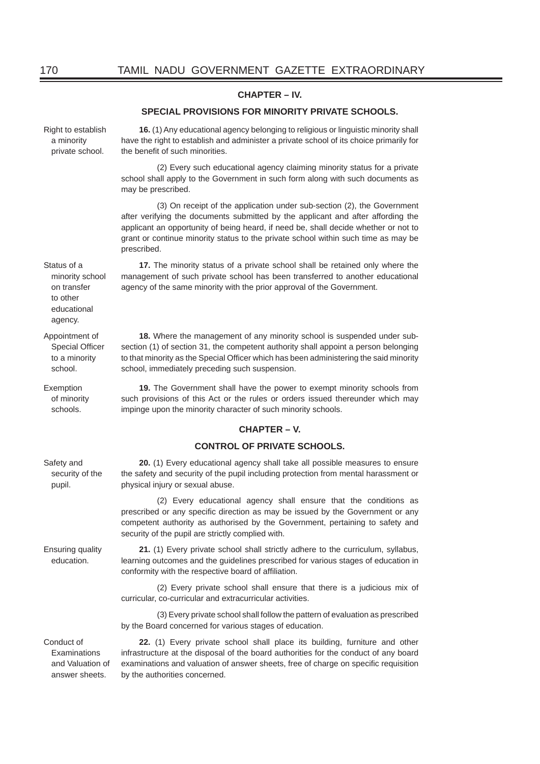## CHAPTER – IV.

## SPECIAL PROVISIONS FOR MINORITY PRIVATE SCHOOLS.

Right to establish a minority private school.

**16.** (1) Any educational agency belonging to religious or linguistic minority shall have the right to establish and administer a private school of its choice primarily for the benefit of such minorities.

(2) Every such educational agency claiming minority status for a private school shall apply to the Government in such form along with such documents as may be prescribed.

(3) On receipt of the application under sub-section (2), the Government after verifying the documents submitted by the applicant and after affording the applicant an opportunity of being heard, if need be, shall decide whether or not to grant or continue minority status to the private school within such time as may be prescribed.

Status of a minority school on transfer to other educational agency.

**17.** The minority status of a private school shall be retained only where the management of such private school has been transferred to another educational agency of the same minority with the prior approval of the Government.

Appointment of Special Officer to a minority school.

**18.** Where the management of any minority school is suspended under sub-section (1) of section 31, the competent authority shall appoint a person belonging to that minority as the Special Officer which has been administering the said minority school, immediately preceding such suspension.

Exemption of minority schools.

**19.** The Government shall have the power to exempt minority schools from such provisions of this Act or the rules or orders issued thereunder which may impinge upon the minority character of such minority schools.

## CHAPTER – V.

## CONTROL OF PRIVATE SCHOOLS.

Safety and security of the pupil.

**20.** (1) Every educational agency shall take all possible measures to ensure the safety and security of the pupil including protection from mental harassment or physical injury or sexual abuse.

(2) Every educational agency shall ensure that the conditions as prescribed or any specific direction as may be issued by the Government or any competent authority as authorised by the Government, pertaining to safety and security of the pupil are strictly complied with.

Ensuring quality education.

**21.** (1) Every private school shall strictly adhere to the curriculum, syllabus, learning outcomes and the guidelines prescribed for various stages of education in conformity with the respective board of affiliation.

(2) Every private school shall ensure that there is a judicious mix of curricular, co-curricular and extracurricular activities.

(3) Every private school shall follow the pattern of evaluation as prescribed by the Board concerned for various stages of education.

Conduct of Examinations and Valuation of answer sheets.

**22.** (1) Every private school shall place its building, furniture and other infrastructure at the disposal of the board authorities for the conduct of any board examinations and valuation of answer sheets, free of charge on specific requisition by the authorities concerned.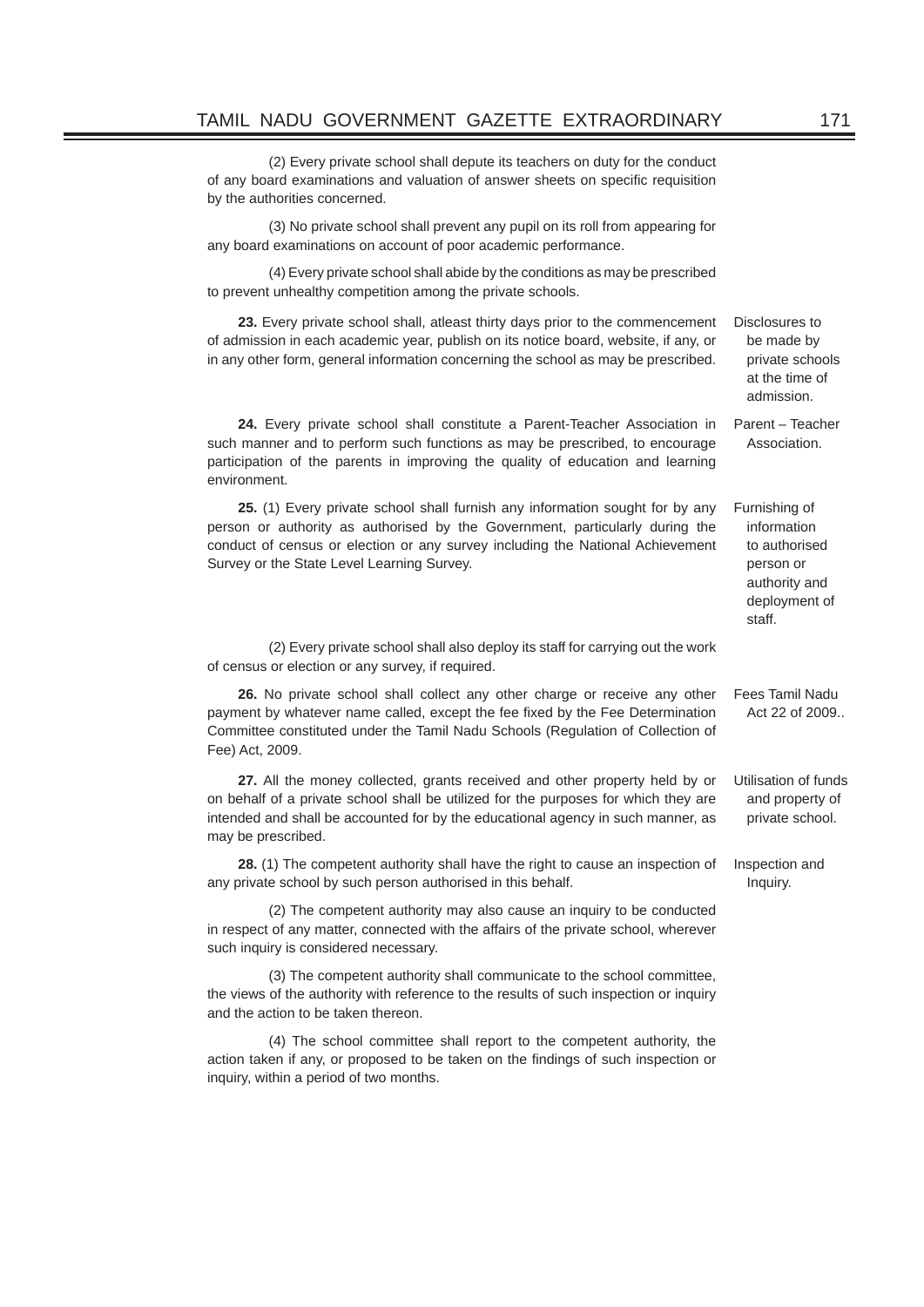(2) Every private school shall depute its teachers on duty for the conduct of any board examinations and valuation of answer sheets on specific requisition by the authorities concerned.

(3) No private school shall prevent any pupil on its roll from appearing for any board examinations on account of poor academic performance.

(4) Every private school shall abide by the conditions as may be prescribed to prevent unhealthy competition among the private schools.

*Disclosures to be made by private schools at the time of admission.*

**23.** Every private school shall, atleast thirty days prior to the commencement of admission in each academic year, publish on its notice board, website, if any, or in any other form, general information concerning the school as may be prescribed.

*Parent – Teacher Association.*

**24.** Every private school shall constitute a Parent-Teacher Association in such manner and to perform such functions as may be prescribed, to encourage participation of the parents in improving the quality of education and learning environment.

*Furnishing of information to authorised person or authority and deployment of staff.*

**25.** (1) Every private school shall furnish any information sought for by any person or authority as authorised by the Government, particularly during the conduct of census or election or any survey including the National Achievement Survey or the State Level Learning Survey.

(2) Every private school shall also deploy its staff for carrying out the work of census or election or any survey, if required.

*Fees Tamil Nadu Act 22 of 2009..*

**26.** No private school shall collect any other charge or receive any other payment by whatever name called, except the fee fixed by the Fee Determination Committee constituted under the Tamil Nadu Schools (Regulation of Collection of Fee) Act, 2009.

*Utilisation of funds and property of private school.*

**27.** All the money collected, grants received and other property held by or on behalf of a private school shall be utilized for the purposes for which they are intended and shall be accounted for by the educational agency in such manner, as may be prescribed.

*Inspection and Inquiry.*

**28.** (1) The competent authority shall have the right to cause an inspection of any private school by such person authorised in this behalf.

(2) The competent authority may also cause an inquiry to be conducted in respect of any matter, connected with the affairs of the private school, wherever such inquiry is considered necessary.

(3) The competent authority shall communicate to the school committee, the views of the authority with reference to the results of such inspection or inquiry and the action to be taken thereon.

(4) The school committee shall report to the competent authority, the action taken if any, or proposed to be taken on the findings of such inspection or inquiry, within a period of two months.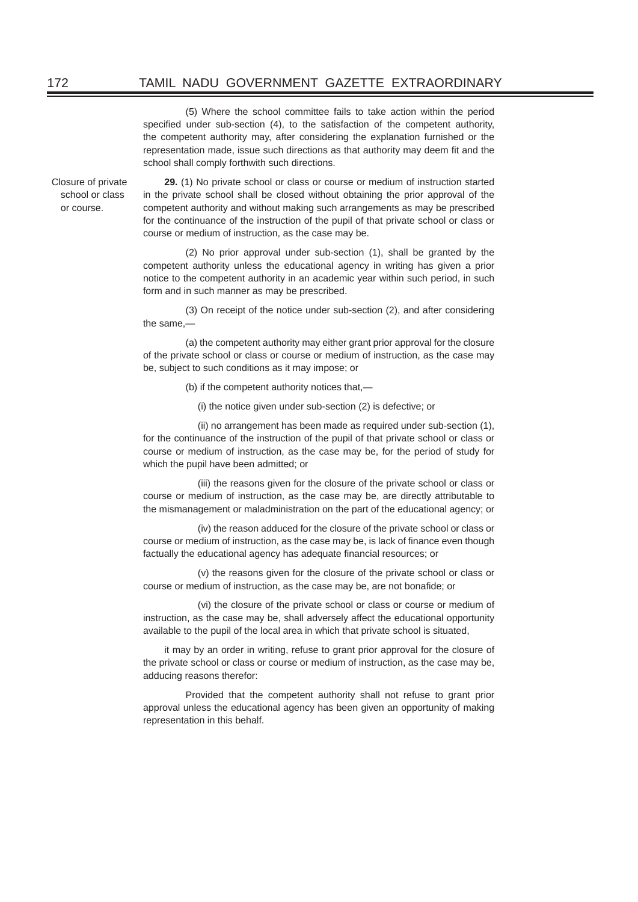(5) Where the school committee fails to take action within the period specified under sub-section (4), to the satisfaction of the competent authority, the competent authority may, after considering the explanation furnished or the representation made, issue such directions as that authority may deem fit and the school shall comply forthwith such directions.

Closure of private school or class or course.

**29.** (1) No private school or class or course or medium of instruction started in the private school shall be closed without obtaining the prior approval of the competent authority and without making such arrangements as may be prescribed for the continuance of the instruction of the pupil of that private school or class or course or medium of instruction, as the case may be.

(2) No prior approval under sub-section (1), shall be granted by the competent authority unless the educational agency in writing has given a prior notice to the competent authority in an academic year within such period, in such form and in such manner as may be prescribed.

(3) On receipt of the notice under sub-section (2), and after considering the same,—

(a) the competent authority may either grant prior approval for the closure of the private school or class or course or medium of instruction, as the case may be, subject to such conditions as it may impose; or

(b) if the competent authority notices that,—

(i) the notice given under sub-section (2) is defective; or

(ii) no arrangement has been made as required under sub-section (1), for the continuance of the instruction of the pupil of that private school or class or course or medium of instruction, as the case may be, for the period of study for which the pupil have been admitted; or

(iii) the reasons given for the closure of the private school or class or course or medium of instruction, as the case may be, are directly attributable to the mismanagement or maladministration on the part of the educational agency; or

(iv) the reason adduced for the closure of the private school or class or course or medium of instruction, as the case may be, is lack of finance even though factually the educational agency has adequate financial resources; or

(v) the reasons given for the closure of the private school or class or course or medium of instruction, as the case may be, are not bonafide; or

(vi) the closure of the private school or class or course or medium of instruction, as the case may be, shall adversely affect the educational opportunity available to the pupil of the local area in which that private school is situated,

it may by an order in writing, refuse to grant prior approval for the closure of the private school or class or course or medium of instruction, as the case may be, adducing reasons therefor:

Provided that the competent authority shall not refuse to grant prior approval unless the educational agency has been given an opportunity of making representation in this behalf.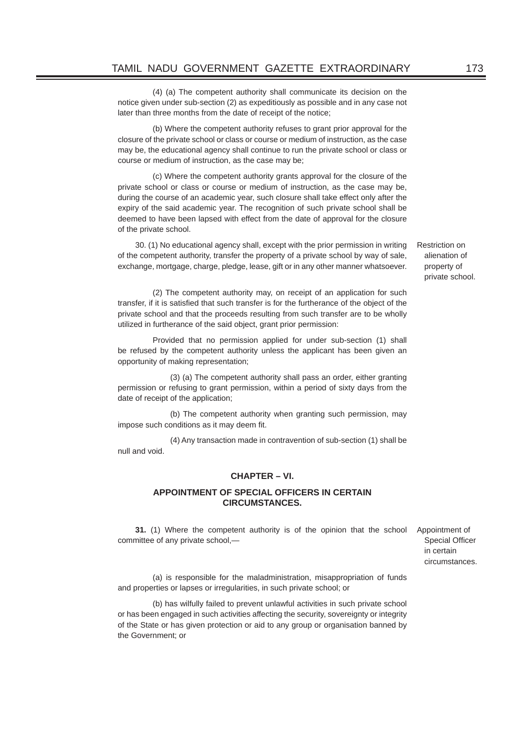(4) (a) The competent authority shall communicate its decision on the notice given under sub-section (2) as expeditiously as possible and in any case not later than three months from the date of receipt of the notice;

(b) Where the competent authority refuses to grant prior approval for the closure of the private school or class or course or medium of instruction, as the case may be, the educational agency shall continue to run the private school or class or course or medium of instruction, as the case may be;

(c) Where the competent authority grants approval for the closure of the private school or class or course or medium of instruction, as the case may be, during the course of an academic year, such closure shall take effect only after the expiry of the said academic year. The recognition of such private school shall be deemed to have been lapsed with effect from the date of approval for the closure of the private school.

*Restriction on alienation of property of private school.*

30. (1) No educational agency shall, except with the prior permission in writing of the competent authority, transfer the property of a private school by way of sale, exchange, mortgage, charge, pledge, lease, gift or in any other manner whatsoever.

(2) The competent authority may, on receipt of an application for such transfer, if it is satisfied that such transfer is for the furtherance of the object of the private school and that the proceeds resulting from such transfer are to be wholly utilized in furtherance of the said object, grant prior permission:

Provided that no permission applied for under sub-section (1) shall be refused by the competent authority unless the applicant has been given an opportunity of making representation;

(3) (a) The competent authority shall pass an order, either granting permission or refusing to grant permission, within a period of sixty days from the date of receipt of the application;

(b) The competent authority when granting such permission, may impose such conditions as it may deem fit.

(4) Any transaction made in contravention of sub-section (1) shall be null and void.

## CHAPTER – VI.

## APPOINTMENT OF SPECIAL OFFICERS IN CERTAIN CIRCUMSTANCES.

*Appointment of Special Officer in certain circumstances.*

**31.** (1) Where the competent authority is of the opinion that the school committee of any private school,—

(a) is responsible for the maladministration, misappropriation of funds and properties or lapses or irregularities, in such private school; or

(b) has wilfully failed to prevent unlawful activities in such private school or has been engaged in such activities affecting the security, sovereignty or integrity of the State or has given protection or aid to any group or organisation banned by the Government; or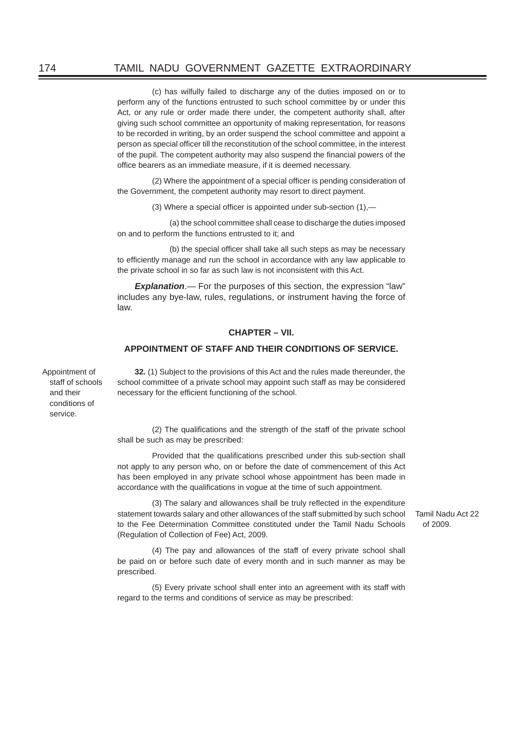(c) has wilfully failed to discharge any of the duties imposed on or to perform any of the functions entrusted to such school committee by or under this Act, or any rule or order made there under, the competent authority shall, after giving such school committee an opportunity of making representation, for reasons to be recorded in writing, by an order suspend the school committee and appoint a person as special officer till the reconstitution of the school committee, in the interest of the pupil. The competent authority may also suspend the financial powers of the office bearers as an immediate measure, if it is deemed necessary.

(2) Where the appointment of a special officer is pending consideration of the Government, the competent authority may resort to direct payment.

(3) Where a special officer is appointed under sub-section (1),—

(a) the school committee shall cease to discharge the duties imposed on and to perform the functions entrusted to it; and

(b) the special officer shall take all such steps as may be necessary to efficiently manage and run the school in accordance with any law applicable to the private school in so far as such law is not inconsistent with this Act.

***Explanation***.— For the purposes of this section, the expression "law" includes any bye-law, rules, regulations, or instrument having the force of law.

## CHAPTER – VII.

## APPOINTMENT OF STAFF AND THEIR CONDITIONS OF SERVICE.

Appointment of staff of schools and their conditions of service.

**32.** (1) Subject to the provisions of this Act and the rules made thereunder, the school committee of a private school may appoint such staff as may be considered necessary for the efficient functioning of the school.

(2) The qualifications and the strength of the staff of the private school shall be such as may be prescribed:

Provided that the qualifications prescribed under this sub-section shall not apply to any person who, on or before the date of commencement of this Act has been employed in any private school whose appointment has been made in accordance with the qualifications in vogue at the time of such appointment.

(3) The salary and allowances shall be truly reflected in the expenditure statement towards salary and other allowances of the staff submitted by such school to the Fee Determination Committee constituted under the Tamil Nadu Schools (Regulation of Collection of Fee) Act, 2009.

Tamil Nadu Act 22 of 2009.

(4) The pay and allowances of the staff of every private school shall be paid on or before such date of every month and in such manner as may be prescribed.

(5) Every private school shall enter into an agreement with its staff with regard to the terms and conditions of service as may be prescribed: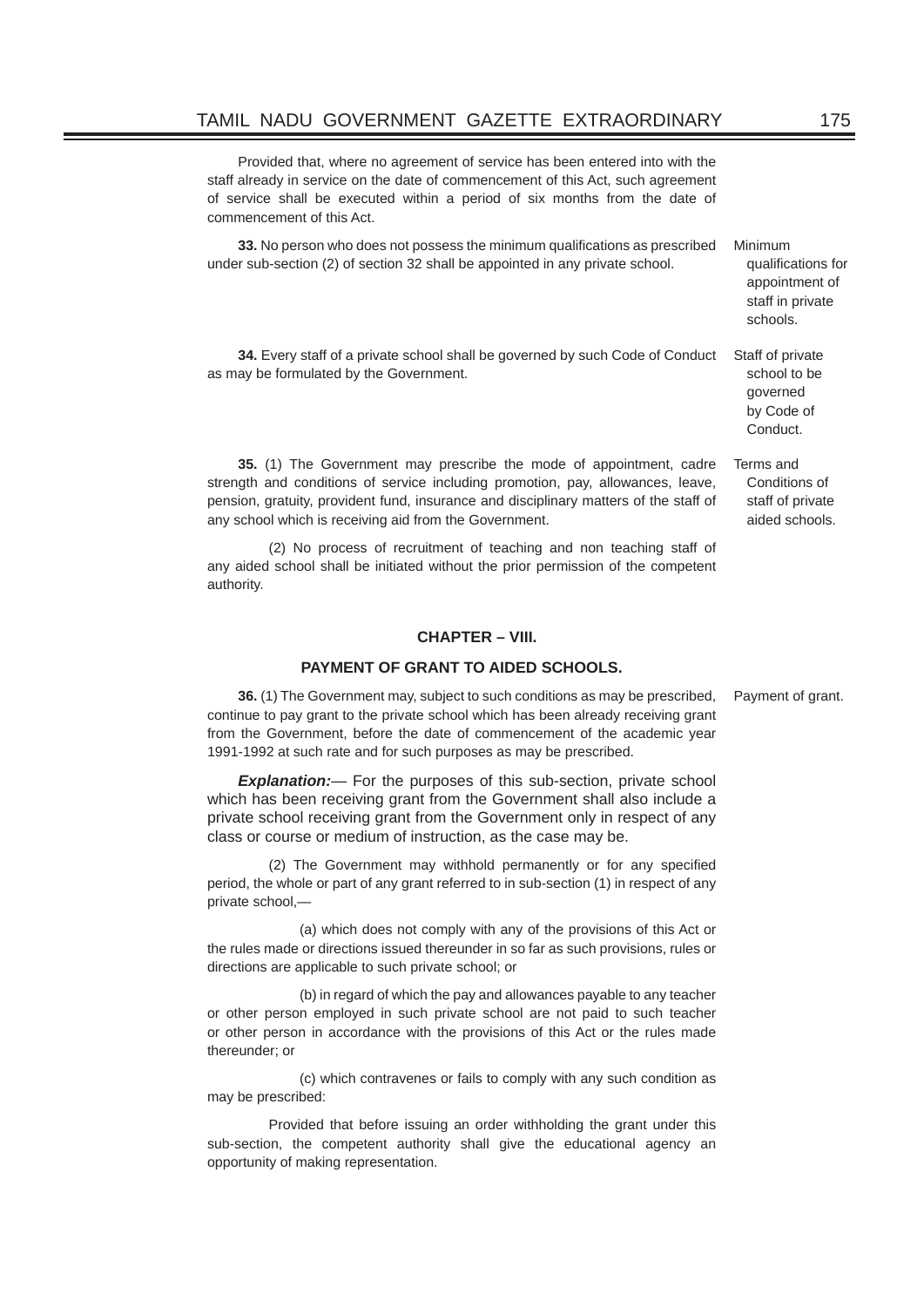Provided that, where no agreement of service has been entered into with the staff already in service on the date of commencement of this Act, such agreement of service shall be executed within a period of six months from the date of commencement of this Act.

Minimum qualifications for appointment of staff in private schools.

**33.** No person who does not possess the minimum qualifications as prescribed under sub-section (2) of section 32 shall be appointed in any private school.

Staff of private school to be governed by Code of Conduct.

**34.** Every staff of a private school shall be governed by such Code of Conduct as may be formulated by the Government.

Terms and Conditions of staff of private aided schools.

**35.** (1) The Government may prescribe the mode of appointment, cadre strength and conditions of service including promotion, pay, allowances, leave, pension, gratuity, provident fund, insurance and disciplinary matters of the staff of any school which is receiving aid from the Government.

(2) No process of recruitment of teaching and non teaching staff of any aided school shall be initiated without the prior permission of the competent authority.

## CHAPTER – VIII.

## PAYMENT OF GRANT TO AIDED SCHOOLS.

Payment of grant.

**36.** (1) The Government may, subject to such conditions as may be prescribed, continue to pay grant to the private school which has been already receiving grant from the Government, before the date of commencement of the academic year 1991-1992 at such rate and for such purposes as may be prescribed.

***Explanation:***— For the purposes of this sub-section, private school which has been receiving grant from the Government shall also include a private school receiving grant from the Government only in respect of any class or course or medium of instruction, as the case may be.

(2) The Government may withhold permanently or for any specified period, the whole or part of any grant referred to in sub-section (1) in respect of any private school,—

(a) which does not comply with any of the provisions of this Act or the rules made or directions issued thereunder in so far as such provisions, rules or directions are applicable to such private school; or

(b) in regard of which the pay and allowances payable to any teacher or other person employed in such private school are not paid to such teacher or other person in accordance with the provisions of this Act or the rules made thereunder; or

(c) which contravenes or fails to comply with any such condition as may be prescribed:

Provided that before issuing an order withholding the grant under this sub-section, the competent authority shall give the educational agency an opportunity of making representation.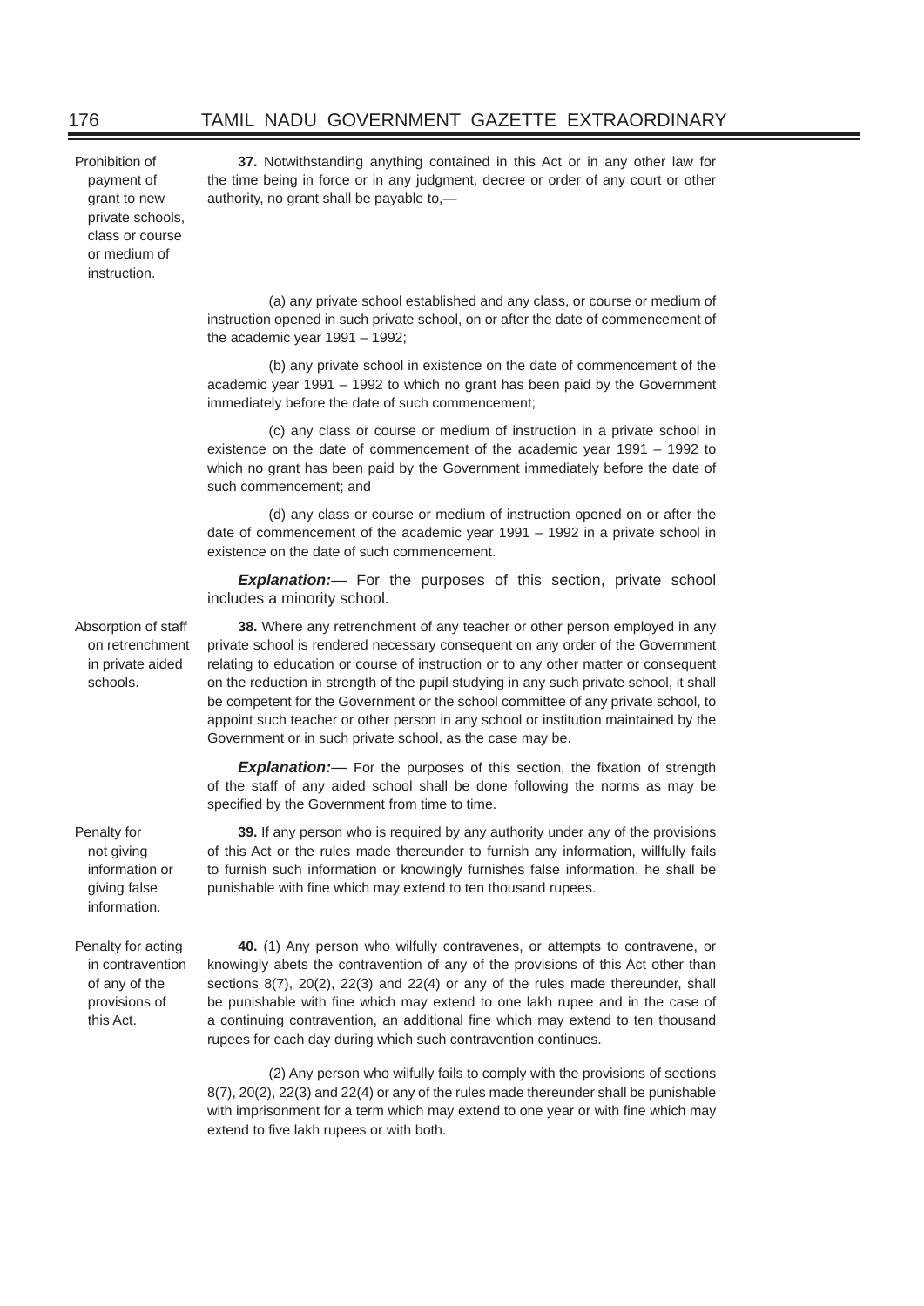**Prohibition of payment of grant to new private schools, class or course or medium of instruction.**

**37.** Notwithstanding anything contained in this Act or in any other law for the time being in force or in any judgment, decree or order of any court or other authority, no grant shall be payable to,—

(a) any private school established and any class, or course or medium of instruction opened in such private school, on or after the date of commencement of the academic year 1991 – 1992;

(b) any private school in existence on the date of commencement of the academic year 1991 – 1992 to which no grant has been paid by the Government immediately before the date of such commencement;

(c) any class or course or medium of instruction in a private school in existence on the date of commencement of the academic year 1991 – 1992 to which no grant has been paid by the Government immediately before the date of such commencement; and

(d) any class or course or medium of instruction opened on or after the date of commencement of the academic year 1991 – 1992 in a private school in existence on the date of such commencement.

***Explanation:***— For the purposes of this section, private school includes a minority school.

**Absorption of staff on retrenchment in private aided schools.**

**38.** Where any retrenchment of any teacher or other person employed in any private school is rendered necessary consequent on any order of the Government relating to education or course of instruction or to any other matter or consequent on the reduction in strength of the pupil studying in any such private school, it shall be competent for the Government or the school committee of any private school, to appoint such teacher or other person in any school or institution maintained by the Government or in such private school, as the case may be.

***Explanation:***— For the purposes of this section, the fixation of strength of the staff of any aided school shall be done following the norms as may be specified by the Government from time to time.

**Penalty for not giving information or giving false information.**

**39.** If any person who is required by any authority under any of the provisions of this Act or the rules made thereunder to furnish any information, willfully fails to furnish such information or knowingly furnishes false information, he shall be punishable with fine which may extend to ten thousand rupees.

**Penalty for acting in contravention of any of the provisions of this Act.**

**40.** (1) Any person who wilfully contravenes, or attempts to contravene, or knowingly abets the contravention of any of the provisions of this Act other than sections 8(7), 20(2), 22(3) and 22(4) or any of the rules made thereunder, shall be punishable with fine which may extend to one lakh rupee and in the case of a continuing contravention, an additional fine which may extend to ten thousand rupees for each day during which such contravention continues.

(2) Any person who wilfully fails to comply with the provisions of sections 8(7), 20(2), 22(3) and 22(4) or any of the rules made thereunder shall be punishable with imprisonment for a term which may extend to one year or with fine which may extend to five lakh rupees or with both.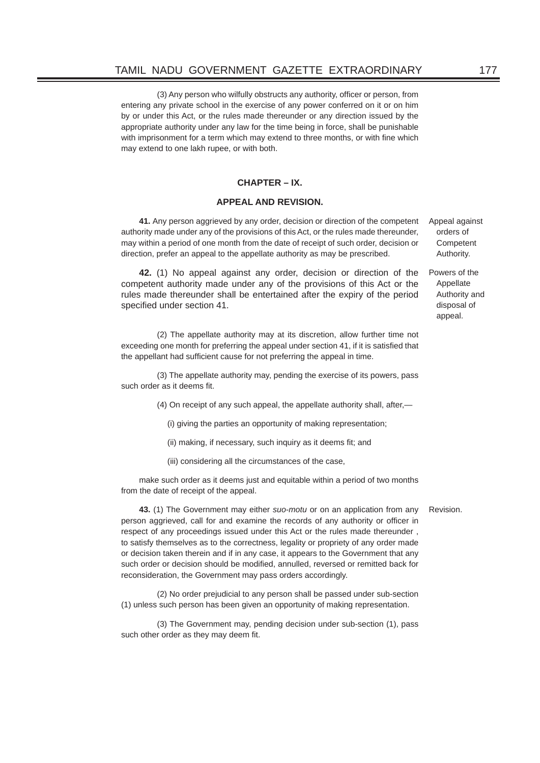(3) Any person who wilfully obstructs any authority, officer or person, from entering any private school in the exercise of any power conferred on it or on him by or under this Act, or the rules made thereunder or any direction issued by the appropriate authority under any law for the time being in force, shall be punishable with imprisonment for a term which may extend to three months, or with fine which may extend to one lakh rupee, or with both.

## CHAPTER – IX.

## APPEAL AND REVISION.

*Appeal against orders of Competent Authority.*

**41.** Any person aggrieved by any order, decision or direction of the competent authority made under any of the provisions of this Act, or the rules made thereunder, may within a period of one month from the date of receipt of such order, decision or direction, prefer an appeal to the appellate authority as may be prescribed.

*Powers of the Appellate Authority and disposal of appeal.*

**42.** (1) No appeal against any order, decision or direction of the competent authority made under any of the provisions of this Act or the rules made thereunder shall be entertained after the expiry of the period specified under section 41.

(2) The appellate authority may at its discretion, allow further time not exceeding one month for preferring the appeal under section 41, if it is satisfied that the appellant had sufficient cause for not preferring the appeal in time.

(3) The appellate authority may, pending the exercise of its powers, pass such order as it deems fit.

(4) On receipt of any such appeal, the appellate authority shall, after,—

(i) giving the parties an opportunity of making representation;

(ii) making, if necessary, such inquiry as it deems fit; and

(iii) considering all the circumstances of the case,

make such order as it deems just and equitable within a period of two months from the date of receipt of the appeal.

*Revision.*

**43.** (1) The Government may either *suo-motu* or on an application from any person aggrieved, call for and examine the records of any authority or officer in respect of any proceedings issued under this Act or the rules made thereunder , to satisfy themselves as to the correctness, legality or propriety of any order made or decision taken therein and if in any case, it appears to the Government that any such order or decision should be modified, annulled, reversed or remitted back for reconsideration, the Government may pass orders accordingly.

(2) No order prejudicial to any person shall be passed under sub-section (1) unless such person has been given an opportunity of making representation.

(3) The Government may, pending decision under sub-section (1), pass such other order as they may deem fit.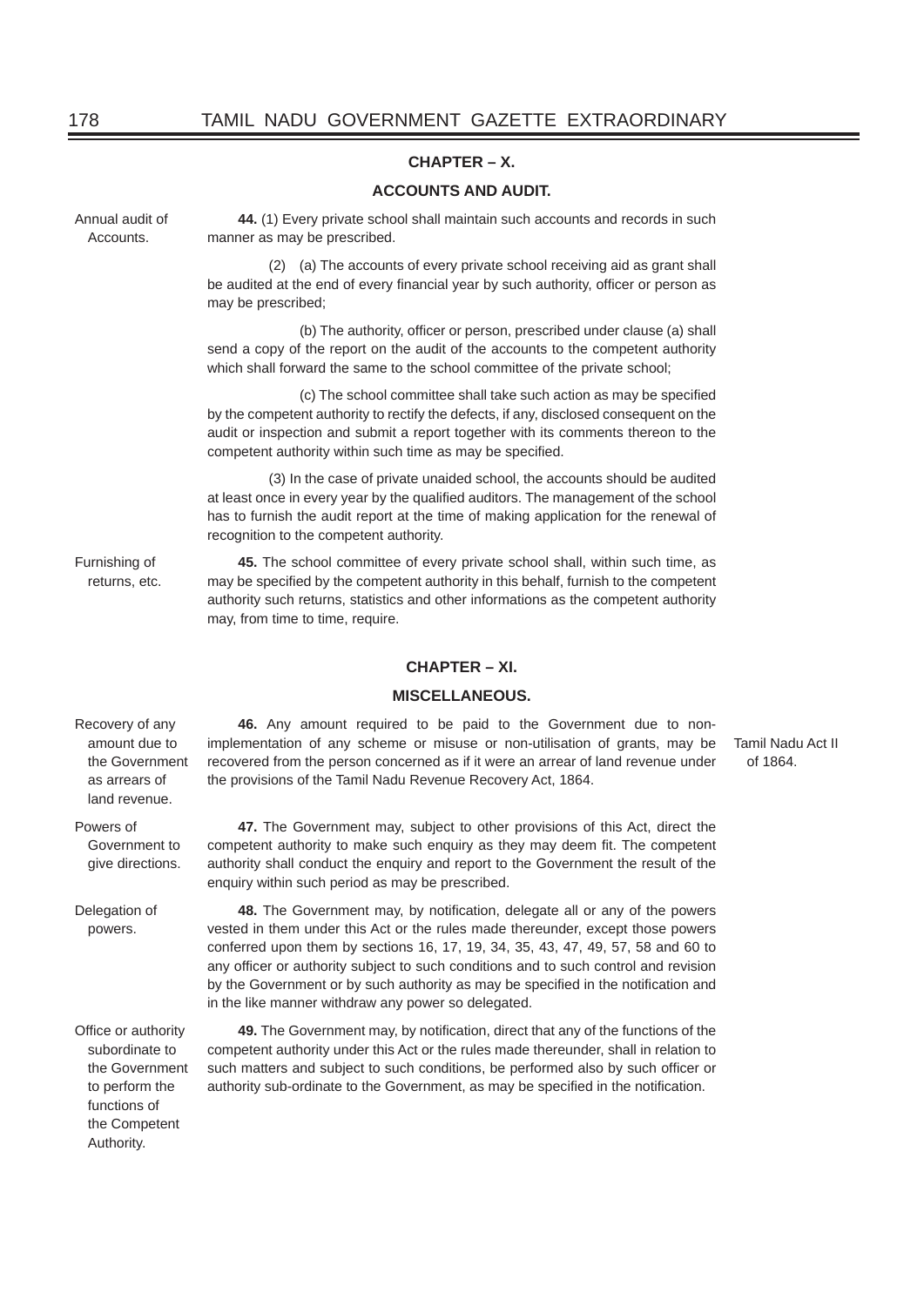## CHAPTER – X.

## ACCOUNTS AND AUDIT.

Annual audit of Accounts.

**44.** (1) Every private school shall maintain such accounts and records in such manner as may be prescribed.

(2) (a) The accounts of every private school receiving aid as grant shall be audited at the end of every financial year by such authority, officer or person as may be prescribed;

(b) The authority, officer or person, prescribed under clause (a) shall send a copy of the report on the audit of the accounts to the competent authority which shall forward the same to the school committee of the private school;

(c) The school committee shall take such action as may be specified by the competent authority to rectify the defects, if any, disclosed consequent on the audit or inspection and submit a report together with its comments thereon to the competent authority within such time as may be specified.

(3) In the case of private unaided school, the accounts should be audited at least once in every year by the qualified auditors. The management of the school has to furnish the audit report at the time of making application for the renewal of recognition to the competent authority.

Furnishing of returns, etc.

**45.** The school committee of every private school shall, within such time, as may be specified by the competent authority in this behalf, furnish to the competent authority such returns, statistics and other informations as the competent authority may, from time to time, require.

## CHAPTER – XI.

## MISCELLANEOUS.

Recovery of any amount due to the Government as arrears of land revenue.

**46.** Any amount required to be paid to the Government due to non-implementation of any scheme or misuse or non-utilisation of grants, may be recovered from the person concerned as if it were an arrear of land revenue under the provisions of the Tamil Nadu Revenue Recovery Act, 1864.

Tamil Nadu Act II of 1864.

Powers of Government to give directions.

**47.** The Government may, subject to other provisions of this Act, direct the competent authority to make such enquiry as they may deem fit. The competent authority shall conduct the enquiry and report to the Government the result of the enquiry within such period as may be prescribed.

Delegation of powers.

**48.** The Government may, by notification, delegate all or any of the powers vested in them under this Act or the rules made thereunder, except those powers conferred upon them by sections 16, 17, 19, 34, 35, 43, 47, 49, 57, 58 and 60 to any officer or authority subject to such conditions and to such control and revision by the Government or by such authority as may be specified in the notification and in the like manner withdraw any power so delegated.

Office or authority subordinate to the Government to perform the functions of the Competent Authority.

**49.** The Government may, by notification, direct that any of the functions of the competent authority under this Act or the rules made thereunder, shall in relation to such matters and subject to such conditions, be performed also by such officer or authority sub-ordinate to the Government, as may be specified in the notification.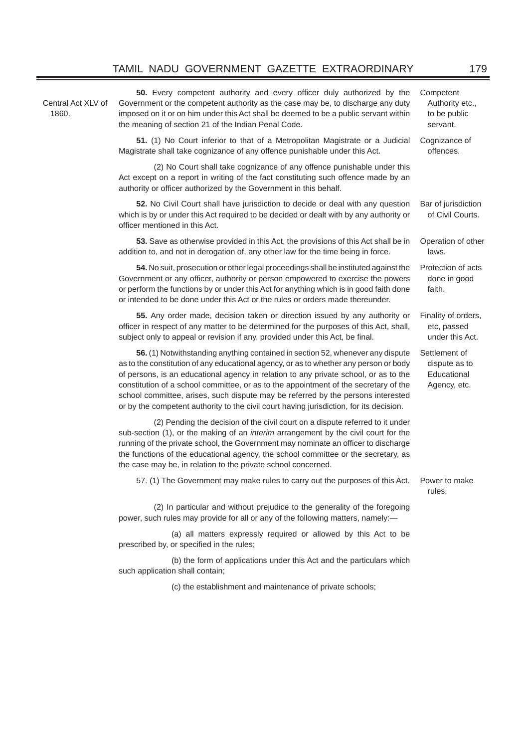**50.** Every competent authority and every officer duly authorized by the Government or the competent authority as the case may be, to discharge any duty imposed on it or on him under this Act shall be deemed to be a public servant within the meaning of section 21 of the Indian Penal Code.

Central Act XLV of 1860.

Competent Authority etc., to be public servant.

**51.** (1) No Court inferior to that of a Metropolitan Magistrate or a Judicial Magistrate shall take cognizance of any offence punishable under this Act.

Cognizance of offences.

(2) No Court shall take cognizance of any offence punishable under this Act except on a report in writing of the fact constituting such offence made by an authority or officer authorized by the Government in this behalf.

**52.** No Civil Court shall have jurisdiction to decide or deal with any question which is by or under this Act required to be decided or dealt with by any authority or officer mentioned in this Act.

Bar of jurisdiction of Civil Courts.

**53.** Save as otherwise provided in this Act, the provisions of this Act shall be in addition to, and not in derogation of, any other law for the time being in force.

Operation of other laws.

**54.** No suit, prosecution or other legal proceedings shall be instituted against the Government or any officer, authority or person empowered to exercise the powers or perform the functions by or under this Act for anything which is in good faith done or intended to be done under this Act or the rules or orders made thereunder.

Protection of acts done in good faith.

**55.** Any order made, decision taken or direction issued by any authority or officer in respect of any matter to be determined for the purposes of this Act, shall, subject only to appeal or revision if any, provided under this Act, be final.

Finality of orders, etc, passed under this Act.

**56.** (1) Notwithstanding anything contained in section 52, whenever any dispute as to the constitution of any educational agency, or as to whether any person or body of persons, is an educational agency in relation to any private school, or as to the constitution of a school committee, or as to the appointment of the secretary of the school committee, arises, such dispute may be referred by the persons interested or by the competent authority to the civil court having jurisdiction, for its decision.

Settlement of dispute as to Educational Agency, etc.

(2) Pending the decision of the civil court on a dispute referred to it under sub-section (1), or the making of an *interim* arrangement by the civil court for the running of the private school, the Government may nominate an officer to discharge the functions of the educational agency, the school committee or the secretary, as the case may be, in relation to the private school concerned.

57. (1) The Government may make rules to carry out the purposes of this Act.

Power to make rules.

(2) In particular and without prejudice to the generality of the foregoing power, such rules may provide for all or any of the following matters, namely:—

(a) all matters expressly required or allowed by this Act to be prescribed by, or specified in the rules;

(b) the form of applications under this Act and the particulars which such application shall contain;

(c) the establishment and maintenance of private schools;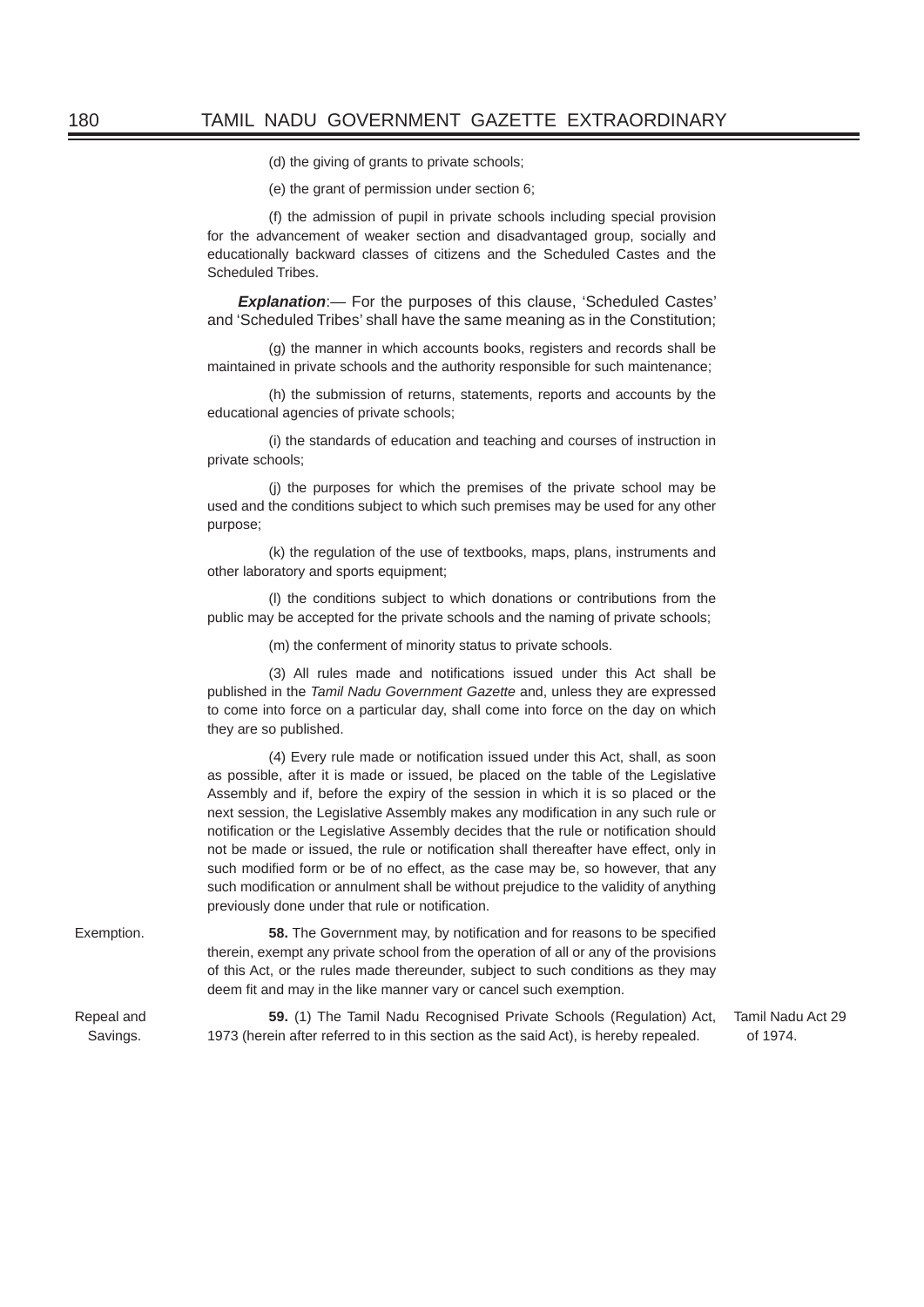(d) the giving of grants to private schools;

(e) the grant of permission under section 6;

(f) the admission of pupil in private schools including special provision for the advancement of weaker section and disadvantaged group, socially and educationally backward classes of citizens and the Scheduled Castes and the Scheduled Tribes.

***Explanation***:— For the purposes of this clause, 'Scheduled Castes' and 'Scheduled Tribes' shall have the same meaning as in the Constitution;

(g) the manner in which accounts books, registers and records shall be maintained in private schools and the authority responsible for such maintenance;

(h) the submission of returns, statements, reports and accounts by the educational agencies of private schools;

(i) the standards of education and teaching and courses of instruction in private schools;

(j) the purposes for which the premises of the private school may be used and the conditions subject to which such premises may be used for any other purpose;

(k) the regulation of the use of textbooks, maps, plans, instruments and other laboratory and sports equipment;

(l) the conditions subject to which donations or contributions from the public may be accepted for the private schools and the naming of private schools;

(m) the conferment of minority status to private schools.

(3) All rules made and notifications issued under this Act shall be published in the *Tamil Nadu Government Gazette* and, unless they are expressed to come into force on a particular day, shall come into force on the day on which they are so published.

(4) Every rule made or notification issued under this Act, shall, as soon as possible, after it is made or issued, be placed on the table of the Legislative Assembly and if, before the expiry of the session in which it is so placed or the next session, the Legislative Assembly makes any modification in any such rule or notification or the Legislative Assembly decides that the rule or notification should not be made or issued, the rule or notification shall thereafter have effect, only in such modified form or be of no effect, as the case may be, so however, that any such modification or annulment shall be without prejudice to the validity of anything previously done under that rule or notification.

Exemption.

**58.** The Government may, by notification and for reasons to be specified therein, exempt any private school from the operation of all or any of the provisions of this Act, or the rules made thereunder, subject to such conditions as they may deem fit and may in the like manner vary or cancel such exemption.

Repeal and Savings.

**59.** (1) The Tamil Nadu Recognised Private Schools (Regulation) Act, 1973 (herein after referred to in this section as the said Act), is hereby repealed.

Tamil Nadu Act 29 of 1974.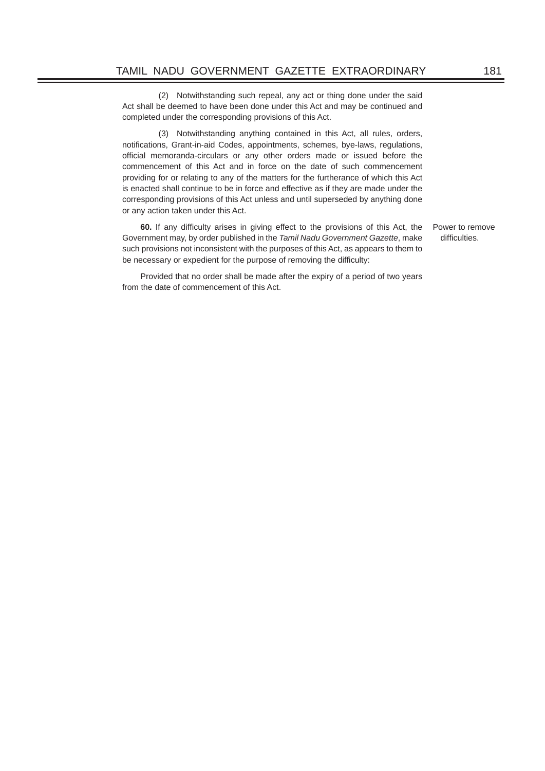(2) Notwithstanding such repeal, any act or thing done under the said Act shall be deemed to have been done under this Act and may be continued and completed under the corresponding provisions of this Act.

(3) Notwithstanding anything contained in this Act, all rules, orders, notifications, Grant-in-aid Codes, appointments, schemes, bye-laws, regulations, official memoranda-circulars or any other orders made or issued before the commencement of this Act and in force on the date of such commencement providing for or relating to any of the matters for the furtherance of which this Act is enacted shall continue to be in force and effective as if they are made under the corresponding provisions of this Act unless and until superseded by anything done or any action taken under this Act.

Power to remove difficulties.

**60.** If any difficulty arises in giving effect to the provisions of this Act, the Government may, by order published in the *Tamil Nadu Government Gazette*, make such provisions not inconsistent with the purposes of this Act, as appears to them to be necessary or expedient for the purpose of removing the difficulty:

Provided that no order shall be made after the expiry of a period of two years from the date of commencement of this Act.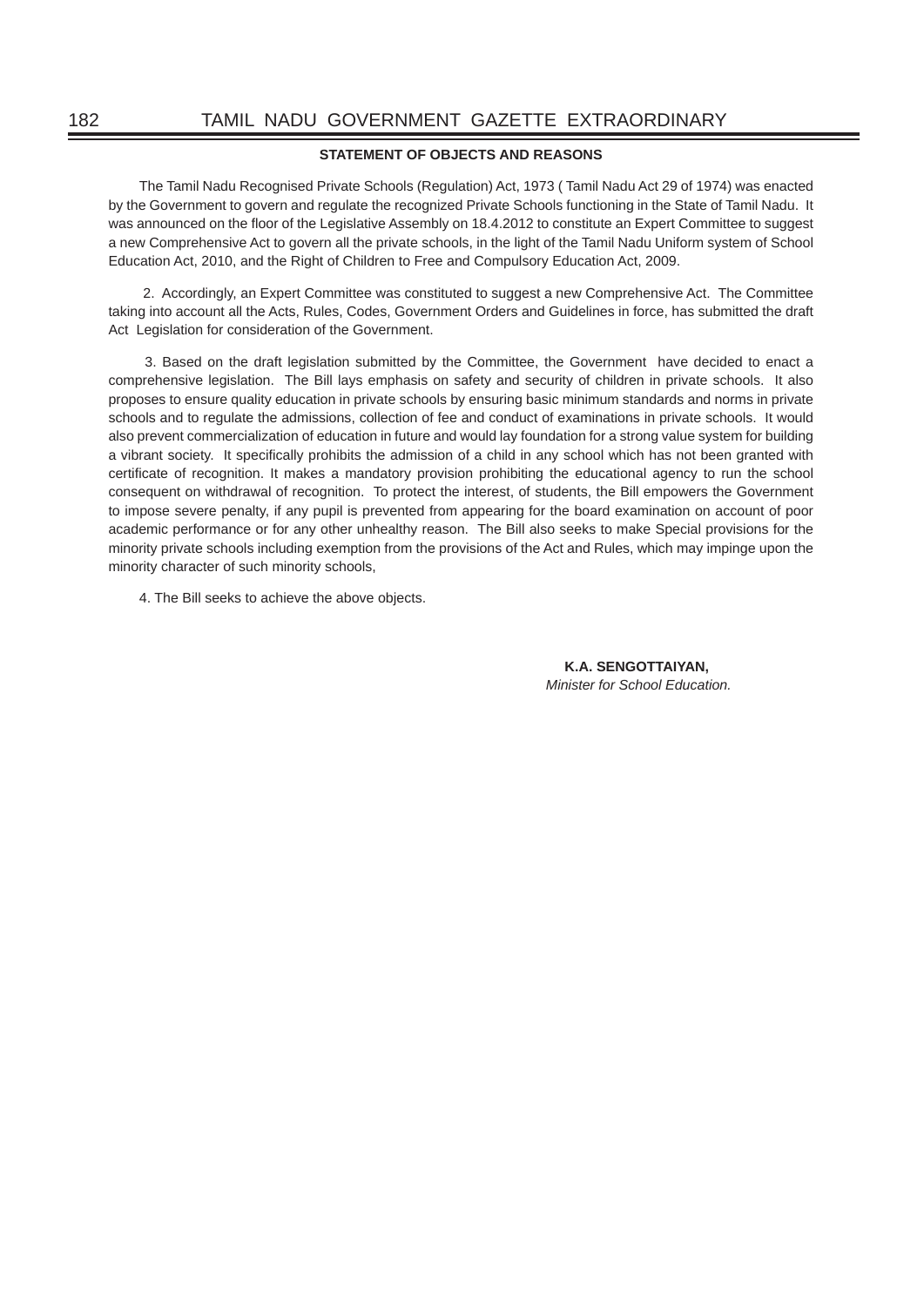## STATEMENT OF OBJECTS AND REASONS

The Tamil Nadu Recognised Private Schools (Regulation) Act, 1973 ( Tamil Nadu Act 29 of 1974) was enacted by the Government to govern and regulate the recognized Private Schools functioning in the State of Tamil Nadu. It was announced on the floor of the Legislative Assembly on 18.4.2012 to constitute an Expert Committee to suggest a new Comprehensive Act to govern all the private schools, in the light of the Tamil Nadu Uniform system of School Education Act, 2010, and the Right of Children to Free and Compulsory Education Act, 2009.

2. Accordingly, an Expert Committee was constituted to suggest a new Comprehensive Act. The Committee taking into account all the Acts, Rules, Codes, Government Orders and Guidelines in force, has submitted the draft Act Legislation for consideration of the Government.

3. Based on the draft legislation submitted by the Committee, the Government have decided to enact a comprehensive legislation. The Bill lays emphasis on safety and security of children in private schools. It also proposes to ensure quality education in private schools by ensuring basic minimum standards and norms in private schools and to regulate the admissions, collection of fee and conduct of examinations in private schools. It would also prevent commercialization of education in future and would lay foundation for a strong value system for building a vibrant society. It specifically prohibits the admission of a child in any school which has not been granted with certificate of recognition. It makes a mandatory provision prohibiting the educational agency to run the school consequent on withdrawal of recognition. To protect the interest, of students, the Bill empowers the Government to impose severe penalty, if any pupil is prevented from appearing for the board examination on account of poor academic performance or for any other unhealthy reason. The Bill also seeks to make Special provisions for the minority private schools including exemption from the provisions of the Act and Rules, which may impinge upon the minority character of such minority schools,

4. The Bill seeks to achieve the above objects.

**K.A. SENGOTTAIYAN,**
*Minister for School Education.*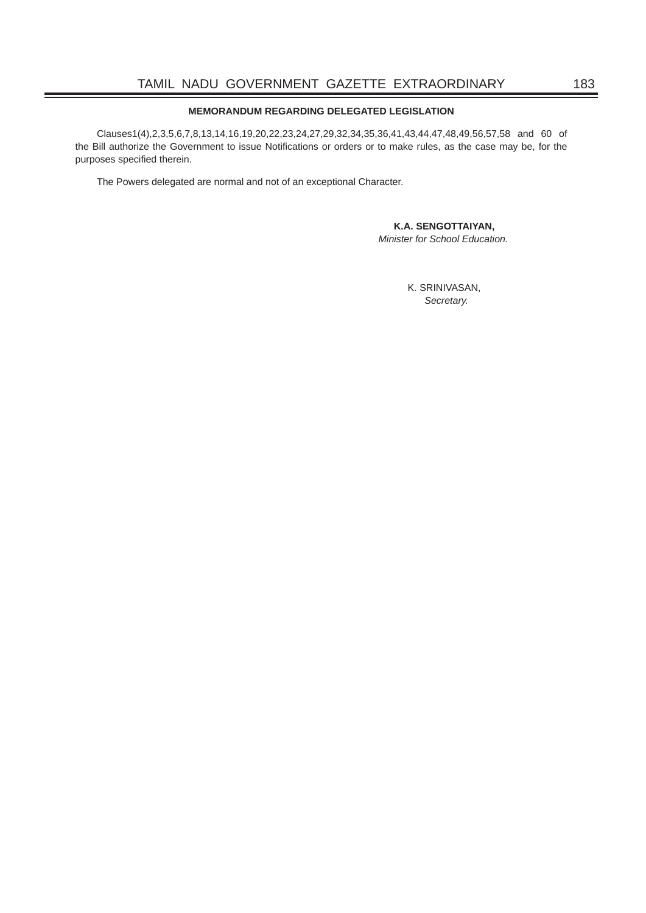## MEMORANDUM REGARDING DELEGATED LEGISLATION

Clauses1(4),2,3,5,6,7,8,13,14,16,19,20,22,23,24,27,29,32,34,35,36,41,43,44,47,48,49,56,57,58 and 60 of the Bill authorize the Government to issue Notifications or orders or to make rules, as the case may be, for the purposes specified therein.

The Powers delegated are normal and not of an exceptional Character.

**K.A. SENGOTTAIYAN,**
*Minister for School Education.*

K. SRINIVASAN,
*Secretary.*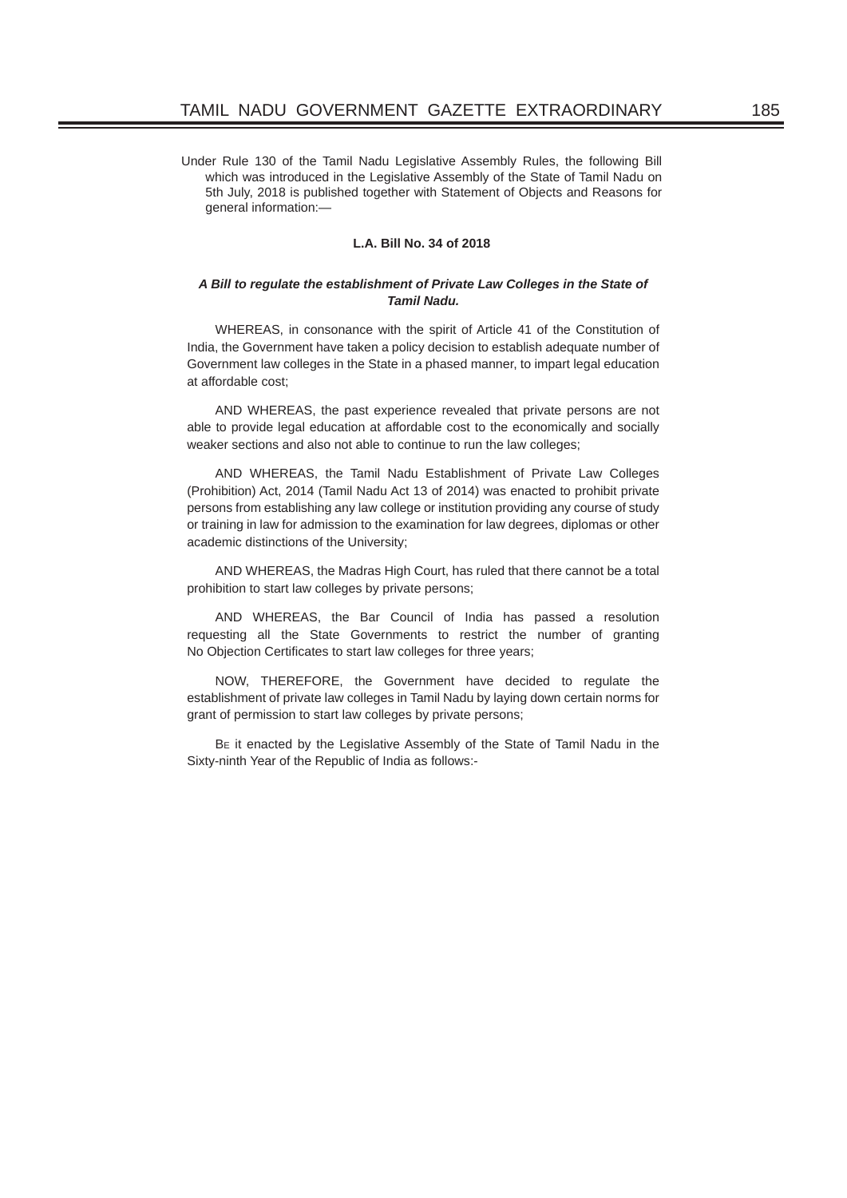Under Rule 130 of the Tamil Nadu Legislative Assembly Rules, the following Bill which was introduced in the Legislative Assembly of the State of Tamil Nadu on 5th July, 2018 is published together with Statement of Objects and Reasons for general information:—

**L.A. Bill No. 34 of 2018**

***A Bill to regulate the establishment of Private Law Colleges in the State of Tamil Nadu.***

WHEREAS, in consonance with the spirit of Article 41 of the Constitution of India, the Government have taken a policy decision to establish adequate number of Government law colleges in the State in a phased manner, to impart legal education at affordable cost;

AND WHEREAS, the past experience revealed that private persons are not able to provide legal education at affordable cost to the economically and socially weaker sections and also not able to continue to run the law colleges;

AND WHEREAS, the Tamil Nadu Establishment of Private Law Colleges (Prohibition) Act, 2014 (Tamil Nadu Act 13 of 2014) was enacted to prohibit private persons from establishing any law college or institution providing any course of study or training in law for admission to the examination for law degrees, diplomas or other academic distinctions of the University;

AND WHEREAS, the Madras High Court, has ruled that there cannot be a total prohibition to start law colleges by private persons;

AND WHEREAS, the Bar Council of India has passed a resolution requesting all the State Governments to restrict the number of granting No Objection Certificates to start law colleges for three years;

NOW, THEREFORE, the Government have decided to regulate the establishment of private law colleges in Tamil Nadu by laying down certain norms for grant of permission to start law colleges by private persons;

BE it enacted by the Legislative Assembly of the State of Tamil Nadu in the Sixty-ninth Year of the Republic of India as follows:-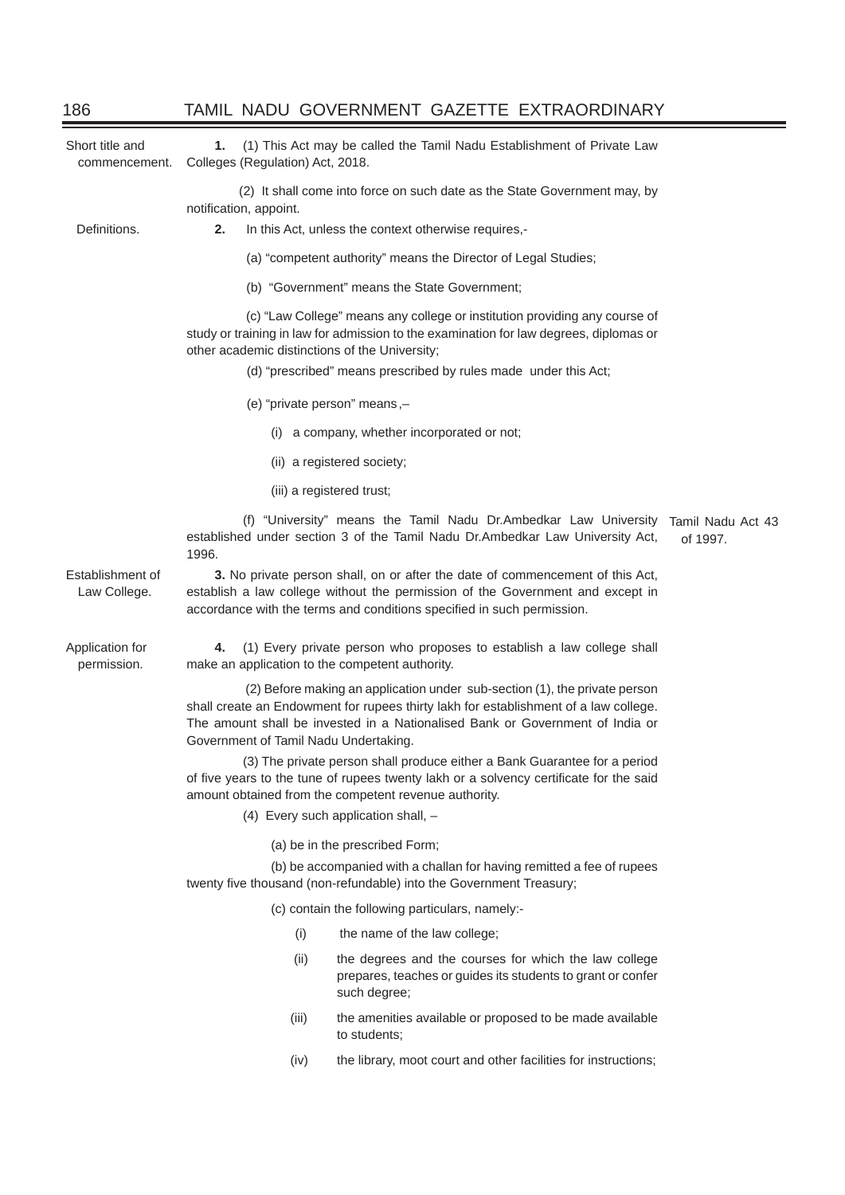**Short title and commencement.**

**1.** (1) This Act may be called the Tamil Nadu Establishment of Private Law Colleges (Regulation) Act, 2018.

(2) It shall come into force on such date as the State Government may, by notification, appoint.

**Definitions.**

**2.** In this Act, unless the context otherwise requires,-

(a) "competent authority" means the Director of Legal Studies;

(b) "Government" means the State Government;

(c) "Law College" means any college or institution providing any course of study or training in law for admission to the examination for law degrees, diplomas or other academic distinctions of the University;

(d) "prescribed" means prescribed by rules made under this Act;

(e) "private person" means,–

(i) a company, whether incorporated or not;

(ii) a registered society;

(iii) a registered trust;

(f) "University" means the Tamil Nadu Dr.Ambedkar Law University established under section 3 of the Tamil Nadu Dr.Ambedkar Law University Act, 1996. *(Tamil Nadu Act 43 of 1997.)*

**Establishment of Law College.**

**3.** No private person shall, on or after the date of commencement of this Act, establish a law college without the permission of the Government and except in accordance with the terms and conditions specified in such permission.

**Application for permission.**

**4.** (1) Every private person who proposes to establish a law college shall make an application to the competent authority.

(2) Before making an application under sub-section (1), the private person shall create an Endowment for rupees thirty lakh for establishment of a law college. The amount shall be invested in a Nationalised Bank or Government of India or Government of Tamil Nadu Undertaking.

(3) The private person shall produce either a Bank Guarantee for a period of five years to the tune of rupees twenty lakh or a solvency certificate for the said amount obtained from the competent revenue authority.

(4) Every such application shall, –

(a) be in the prescribed Form;

(b) be accompanied with a challan for having remitted a fee of rupees twenty five thousand (non-refundable) into the Government Treasury;

(c) contain the following particulars, namely:-

(i) the name of the law college;

(ii) the degrees and the courses for which the law college prepares, teaches or guides its students to grant or confer such degree;

(iii) the amenities available or proposed to be made available to students;

(iv) the library, moot court and other facilities for instructions;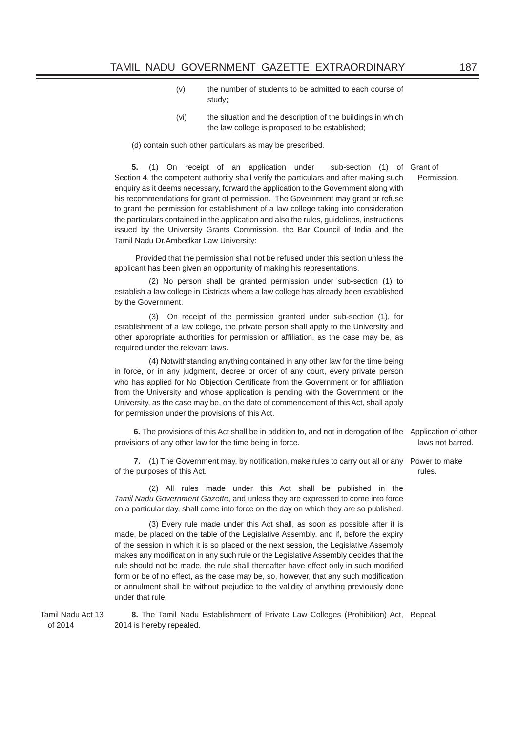(v) the number of students to be admitted to each course of study;

(vi) the situation and the description of the buildings in which the law college is proposed to be established;

(d) contain such other particulars as may be prescribed.

*Grant of Permission.*

**5.** (1) On receipt of an application under sub-section (1) of Section 4, the competent authority shall verify the particulars and after making such enquiry as it deems necessary, forward the application to the Government along with his recommendations for grant of permission. The Government may grant or refuse to grant the permission for establishment of a law college taking into consideration the particulars contained in the application and also the rules, guidelines, instructions issued by the University Grants Commission, the Bar Council of India and the Tamil Nadu Dr.Ambedkar Law University:

Provided that the permission shall not be refused under this section unless the applicant has been given an opportunity of making his representations.

(2) No person shall be granted permission under sub-section (1) to establish a law college in Districts where a law college has already been established by the Government.

(3) On receipt of the permission granted under sub-section (1), for establishment of a law college, the private person shall apply to the University and other appropriate authorities for permission or affiliation, as the case may be, as required under the relevant laws.

(4) Notwithstanding anything contained in any other law for the time being in force, or in any judgment, decree or order of any court, every private person who has applied for No Objection Certificate from the Government or for affiliation from the University and whose application is pending with the Government or the University, as the case may be, on the date of commencement of this Act, shall apply for permission under the provisions of this Act.

*Application of other laws not barred.*

**6.** The provisions of this Act shall be in addition to, and not in derogation of the provisions of any other law for the time being in force.

*Power to make rules.*

**7.** (1) The Government may, by notification, make rules to carry out all or any of the purposes of this Act.

(2) All rules made under this Act shall be published in the *Tamil Nadu Government Gazette*, and unless they are expressed to come into force on a particular day, shall come into force on the day on which they are so published.

(3) Every rule made under this Act shall, as soon as possible after it is made, be placed on the table of the Legislative Assembly, and if, before the expiry of the session in which it is so placed or the next session, the Legislative Assembly makes any modification in any such rule or the Legislative Assembly decides that the rule should not be made, the rule shall thereafter have effect only in such modified form or be of no effect, as the case may be, so, however, that any such modification or annulment shall be without prejudice to the validity of anything previously done under that rule.

*Repeal.* *Tamil Nadu Act 13 of 2014*

**8.** The Tamil Nadu Establishment of Private Law Colleges (Prohibition) Act, 2014 is hereby repealed.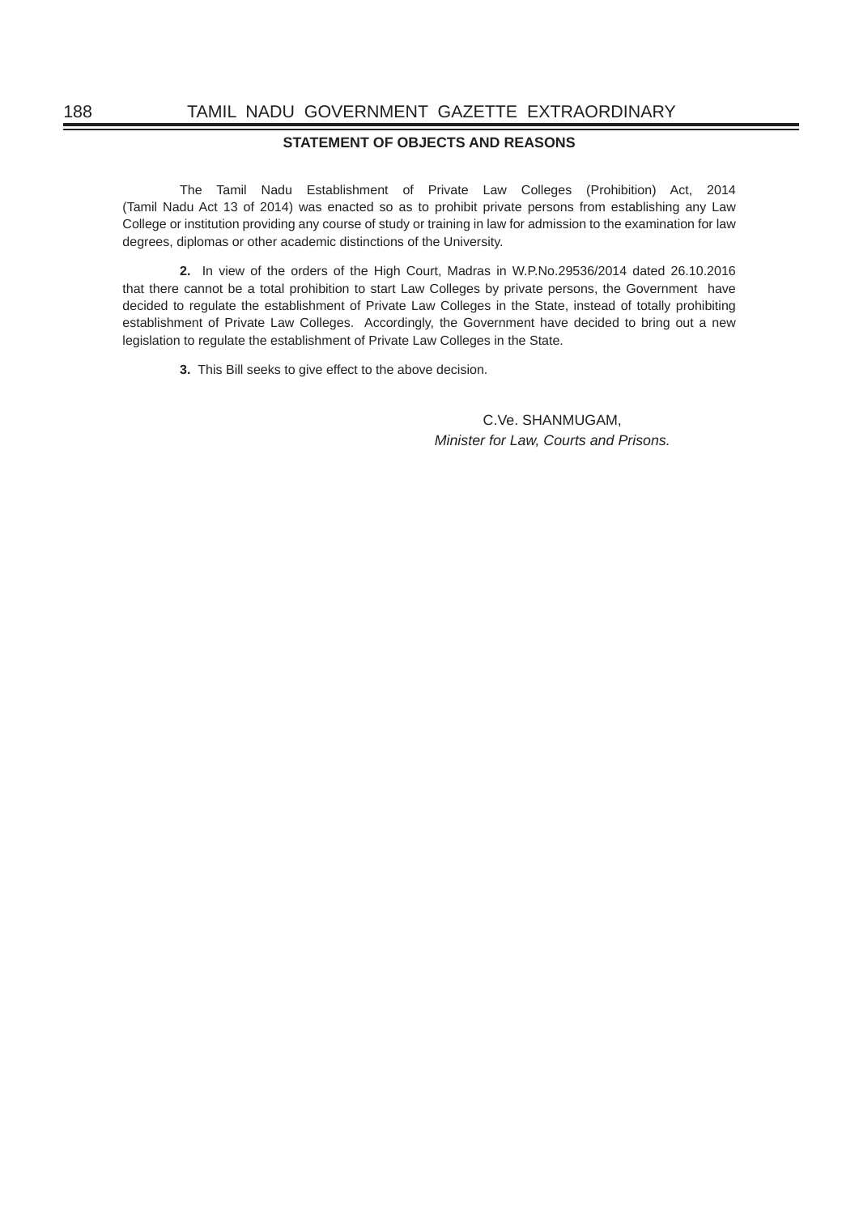## STATEMENT OF OBJECTS AND REASONS

The Tamil Nadu Establishment of Private Law Colleges (Prohibition) Act, 2014 (Tamil Nadu Act 13 of 2014) was enacted so as to prohibit private persons from establishing any Law College or institution providing any course of study or training in law for admission to the examination for law degrees, diplomas or other academic distinctions of the University.

**2.** In view of the orders of the High Court, Madras in W.P.No.29536/2014 dated 26.10.2016 that there cannot be a total prohibition to start Law Colleges by private persons, the Government have decided to regulate the establishment of Private Law Colleges in the State, instead of totally prohibiting establishment of Private Law Colleges. Accordingly, the Government have decided to bring out a new legislation to regulate the establishment of Private Law Colleges in the State.

**3.** This Bill seeks to give effect to the above decision.

C.Ve. SHANMUGAM,
*Minister for Law, Courts and Prisons.*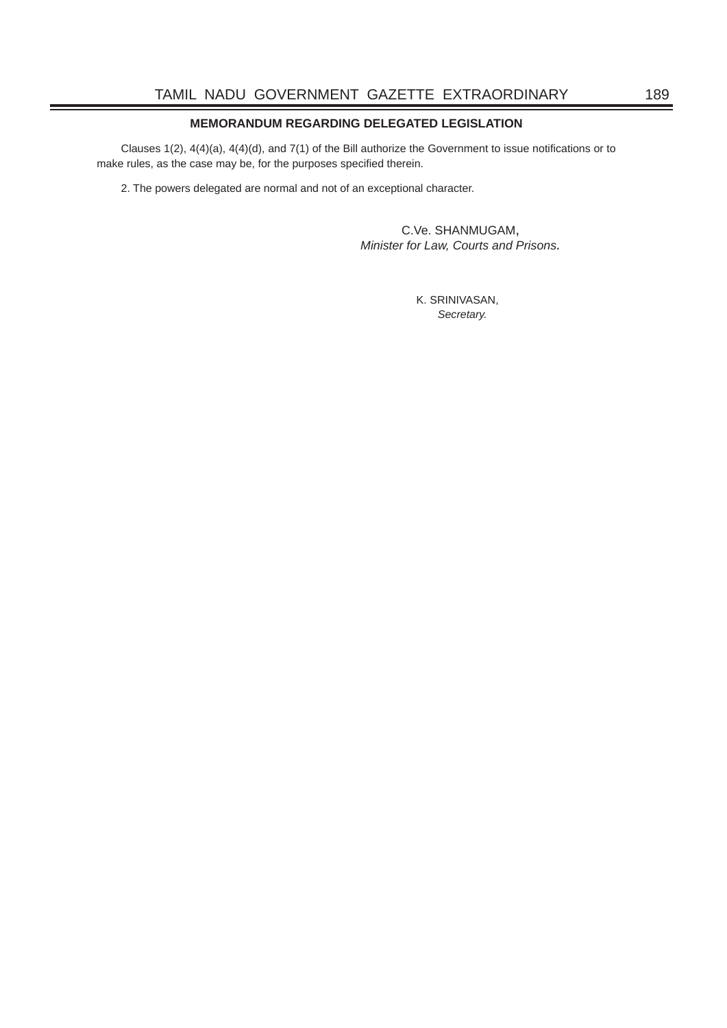## MEMORANDUM REGARDING DELEGATED LEGISLATION

Clauses 1(2), 4(4)(a), 4(4)(d), and 7(1) of the Bill authorize the Government to issue notifications or to make rules, as the case may be, for the purposes specified therein.

2. The powers delegated are normal and not of an exceptional character.

C.Ve. SHANMUGAM,
*Minister for Law, Courts and Prisons.*

K. SRINIVASAN,
*Secretary.*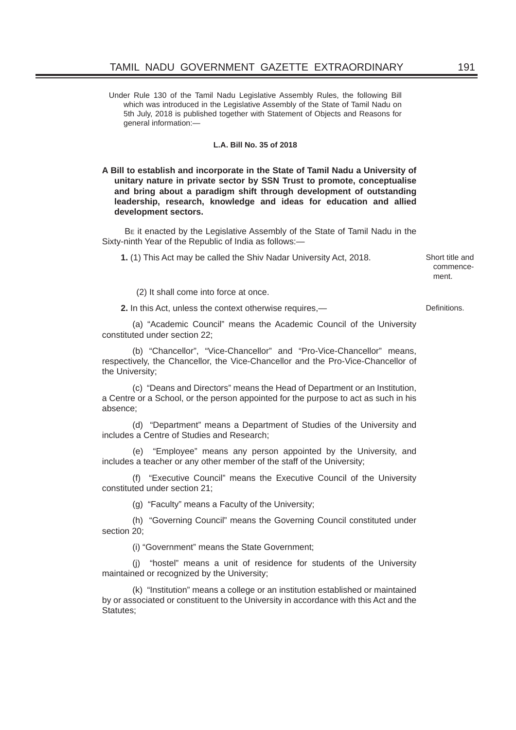Under Rule 130 of the Tamil Nadu Legislative Assembly Rules, the following Bill which was introduced in the Legislative Assembly of the State of Tamil Nadu on 5th July, 2018 is published together with Statement of Objects and Reasons for general information:—

**L.A. Bill No. 35 of 2018**

**A Bill to establish and incorporate in the State of Tamil Nadu a University of unitary nature in private sector by SSN Trust to promote, conceptualise and bring about a paradigm shift through development of outstanding leadership, research, knowledge and ideas for education and allied development sectors.**

BE it enacted by the Legislative Assembly of the State of Tamil Nadu in the Sixty-ninth Year of the Republic of India as follows:—

Short title and commencement.

**1.** (1) This Act may be called the Shiv Nadar University Act, 2018.

(2) It shall come into force at once.

Definitions.

**2.** In this Act, unless the context otherwise requires,—

(a) "Academic Council" means the Academic Council of the University constituted under section 22;

(b) "Chancellor", "Vice-Chancellor" and "Pro-Vice-Chancellor" means, respectively, the Chancellor, the Vice-Chancellor and the Pro-Vice-Chancellor of the University;

(c) "Deans and Directors" means the Head of Department or an Institution, a Centre or a School, or the person appointed for the purpose to act as such in his absence;

(d) "Department" means a Department of Studies of the University and includes a Centre of Studies and Research;

(e) "Employee" means any person appointed by the University, and includes a teacher or any other member of the staff of the University;

(f) "Executive Council" means the Executive Council of the University constituted under section 21;

(g) "Faculty" means a Faculty of the University;

(h) "Governing Council" means the Governing Council constituted under section 20;

(i) "Government" means the State Government;

(j) "hostel" means a unit of residence for students of the University maintained or recognized by the University;

(k) "Institution" means a college or an institution established or maintained by or associated or constituent to the University in accordance with this Act and the Statutes;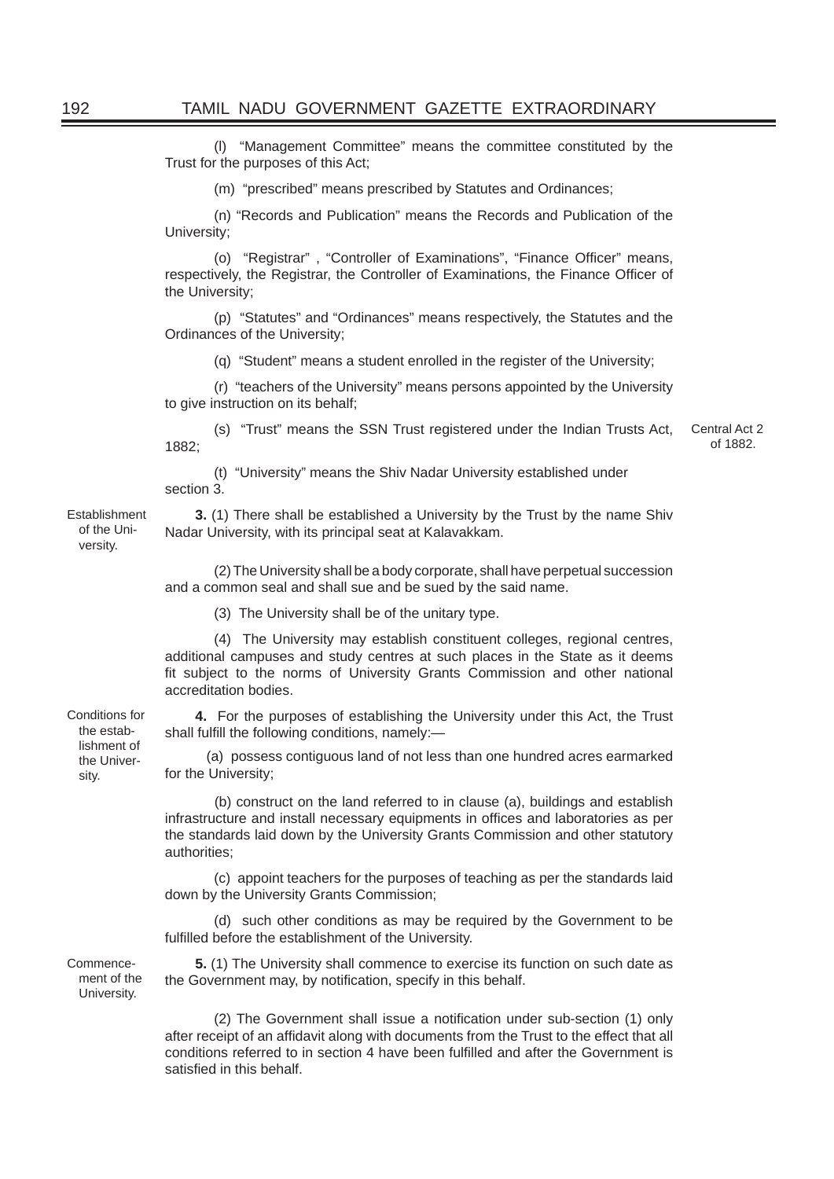(l) "Management Committee" means the committee constituted by the Trust for the purposes of this Act;

(m) "prescribed" means prescribed by Statutes and Ordinances;

(n) "Records and Publication" means the Records and Publication of the University;

(o) "Registrar" , "Controller of Examinations", "Finance Officer" means, respectively, the Registrar, the Controller of Examinations, the Finance Officer of the University;

(p) "Statutes" and "Ordinances" means respectively, the Statutes and the Ordinances of the University;

(q) "Student" means a student enrolled in the register of the University;

(r) "teachers of the University" means persons appointed by the University to give instruction on its behalf;

(s) "Trust" means the SSN Trust registered under the Indian Trusts Act, 1882; *(Central Act 2 of 1882.)*

(t) "University" means the Shiv Nadar University established under section 3.

*Establishment of the University.*

**3.** (1) There shall be established a University by the Trust by the name Shiv Nadar University, with its principal seat at Kalavakkam.

(2) The University shall be a body corporate, shall have perpetual succession and a common seal and shall sue and be sued by the said name.

(3) The University shall be of the unitary type.

(4) The University may establish constituent colleges, regional centres, additional campuses and study centres at such places in the State as it deems fit subject to the norms of University Grants Commission and other national accreditation bodies.

*Conditions for the establishment of the University.*

**4.** For the purposes of establishing the University under this Act, the Trust shall fulfill the following conditions, namely:—

(a) possess contiguous land of not less than one hundred acres earmarked for the University;

(b) construct on the land referred to in clause (a), buildings and establish infrastructure and install necessary equipments in offices and laboratories as per the standards laid down by the University Grants Commission and other statutory authorities;

(c) appoint teachers for the purposes of teaching as per the standards laid down by the University Grants Commission;

(d) such other conditions as may be required by the Government to be fulfilled before the establishment of the University.

*Commencement of the University.*

**5.** (1) The University shall commence to exercise its function on such date as the Government may, by notification, specify in this behalf.

(2) The Government shall issue a notification under sub-section (1) only after receipt of an affidavit along with documents from the Trust to the effect that all conditions referred to in section 4 have been fulfilled and after the Government is satisfied in this behalf.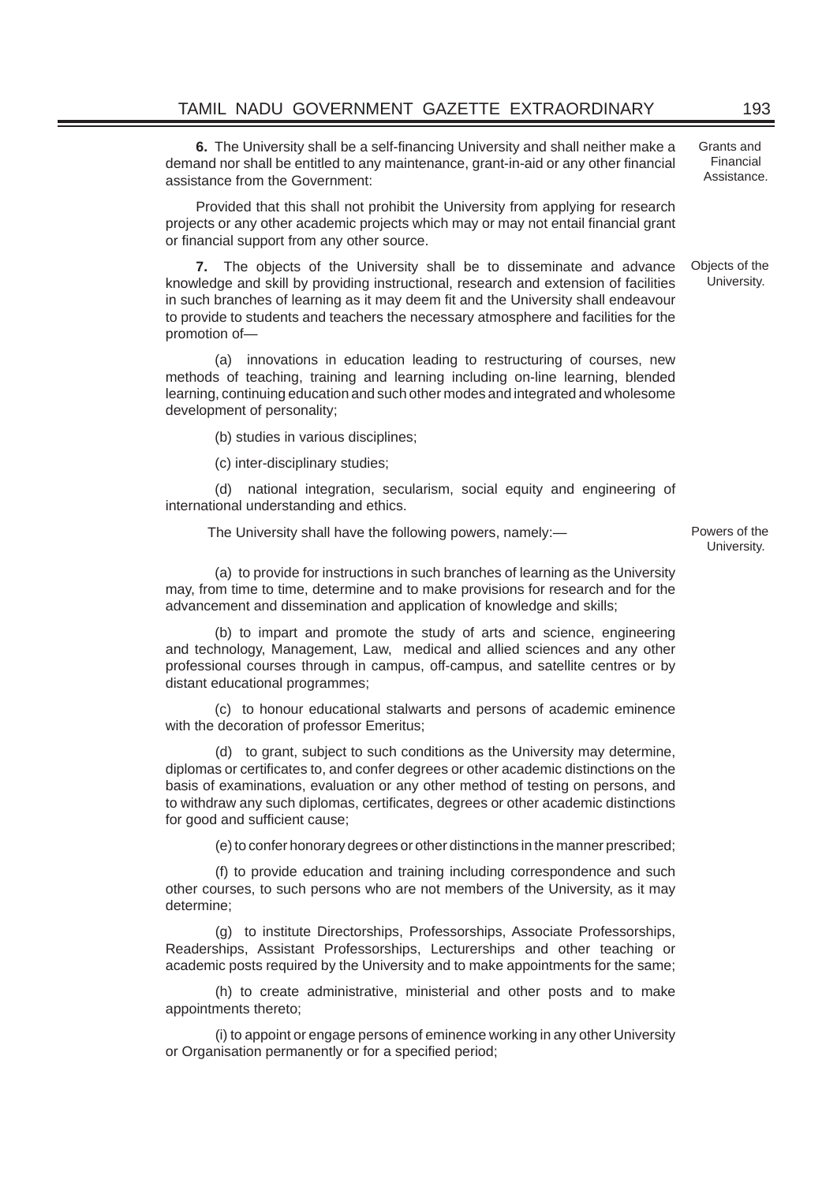**6.** The University shall be a self-financing University and shall neither make a demand nor shall be entitled to any maintenance, grant-in-aid or any other financial assistance from the Government:

Grants and Financial Assistance.

Provided that this shall not prohibit the University from applying for research projects or any other academic projects which may or may not entail financial grant or financial support from any other source.

**7.** The objects of the University shall be to disseminate and advance knowledge and skill by providing instructional, research and extension of facilities in such branches of learning as it may deem fit and the University shall endeavour to provide to students and teachers the necessary atmosphere and facilities for the promotion of—

Objects of the University.

(a) innovations in education leading to restructuring of courses, new methods of teaching, training and learning including on-line learning, blended learning, continuing education and such other modes and integrated and wholesome development of personality;

(b) studies in various disciplines;

(c) inter-disciplinary studies;

(d) national integration, secularism, social equity and engineering of international understanding and ethics.

The University shall have the following powers, namely:—

Powers of the University.

(a) to provide for instructions in such branches of learning as the University may, from time to time, determine and to make provisions for research and for the advancement and dissemination and application of knowledge and skills;

(b) to impart and promote the study of arts and science, engineering and technology, Management, Law, medical and allied sciences and any other professional courses through in campus, off-campus, and satellite centres or by distant educational programmes;

(c) to honour educational stalwarts and persons of academic eminence with the decoration of professor Emeritus;

(d) to grant, subject to such conditions as the University may determine, diplomas or certificates to, and confer degrees or other academic distinctions on the basis of examinations, evaluation or any other method of testing on persons, and to withdraw any such diplomas, certificates, degrees or other academic distinctions for good and sufficient cause;

(e) to confer honorary degrees or other distinctions in the manner prescribed;

(f) to provide education and training including correspondence and such other courses, to such persons who are not members of the University, as it may determine;

(g) to institute Directorships, Professorships, Associate Professorships, Readerships, Assistant Professorships, Lecturerships and other teaching or academic posts required by the University and to make appointments for the same;

(h) to create administrative, ministerial and other posts and to make appointments thereto;

(i) to appoint or engage persons of eminence working in any other University or Organisation permanently or for a specified period;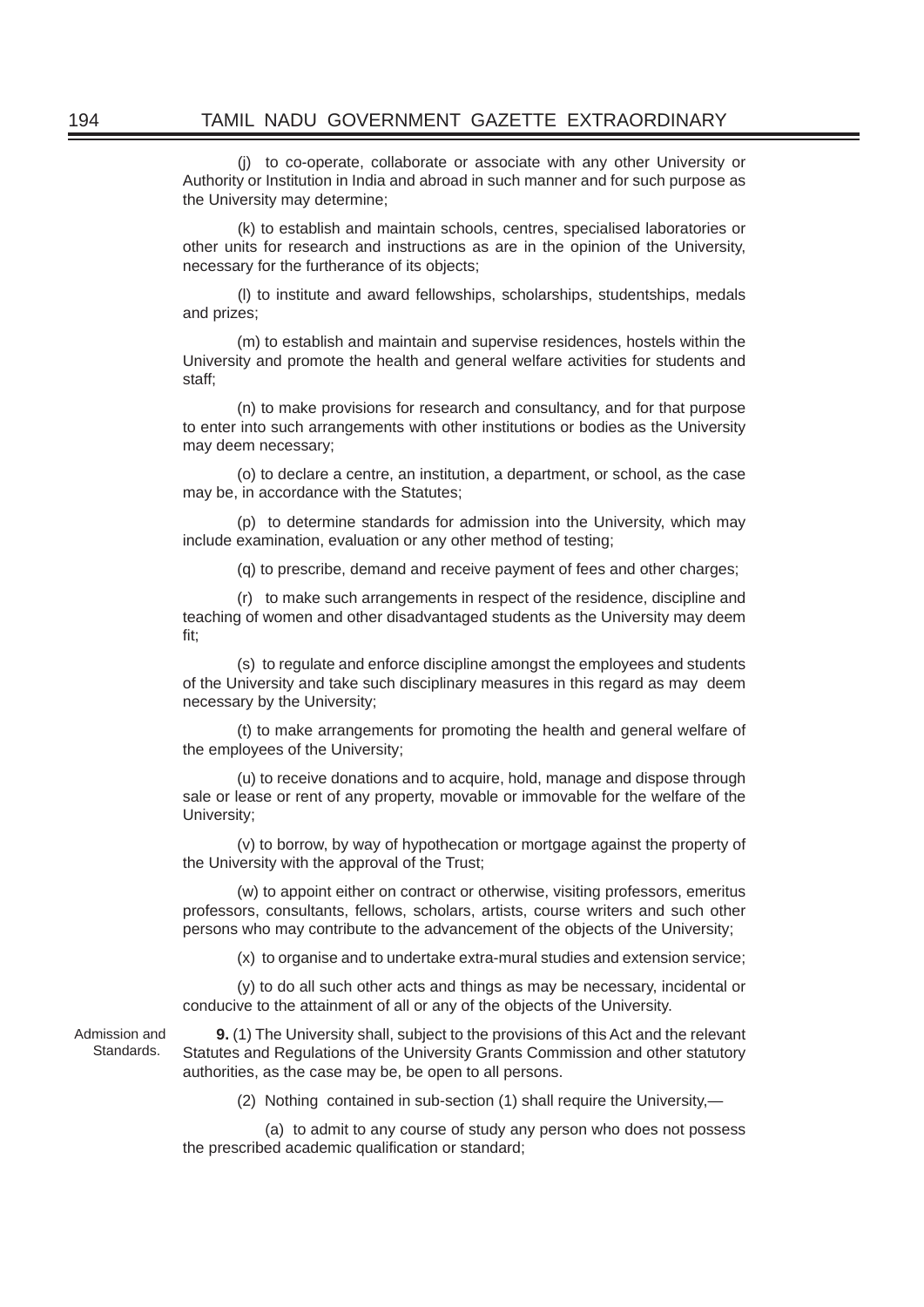(j) to co-operate, collaborate or associate with any other University or Authority or Institution in India and abroad in such manner and for such purpose as the University may determine;

(k) to establish and maintain schools, centres, specialised laboratories or other units for research and instructions as are in the opinion of the University, necessary for the furtherance of its objects;

(l) to institute and award fellowships, scholarships, studentships, medals and prizes;

(m) to establish and maintain and supervise residences, hostels within the University and promote the health and general welfare activities for students and staff;

(n) to make provisions for research and consultancy, and for that purpose to enter into such arrangements with other institutions or bodies as the University may deem necessary;

(o) to declare a centre, an institution, a department, or school, as the case may be, in accordance with the Statutes;

(p) to determine standards for admission into the University, which may include examination, evaluation or any other method of testing;

(q) to prescribe, demand and receive payment of fees and other charges;

(r) to make such arrangements in respect of the residence, discipline and teaching of women and other disadvantaged students as the University may deem fit;

(s) to regulate and enforce discipline amongst the employees and students of the University and take such disciplinary measures in this regard as may deem necessary by the University;

(t) to make arrangements for promoting the health and general welfare of the employees of the University;

(u) to receive donations and to acquire, hold, manage and dispose through sale or lease or rent of any property, movable or immovable for the welfare of the University;

(v) to borrow, by way of hypothecation or mortgage against the property of the University with the approval of the Trust;

(w) to appoint either on contract or otherwise, visiting professors, emeritus professors, consultants, fellows, scholars, artists, course writers and such other persons who may contribute to the advancement of the objects of the University;

(x) to organise and to undertake extra-mural studies and extension service;

(y) to do all such other acts and things as may be necessary, incidental or conducive to the attainment of all or any of the objects of the University.

Admission and Standards.

**9.** (1) The University shall, subject to the provisions of this Act and the relevant Statutes and Regulations of the University Grants Commission and other statutory authorities, as the case may be, be open to all persons.

(2) Nothing contained in sub-section (1) shall require the University,—

(a) to admit to any course of study any person who does not possess the prescribed academic qualification or standard;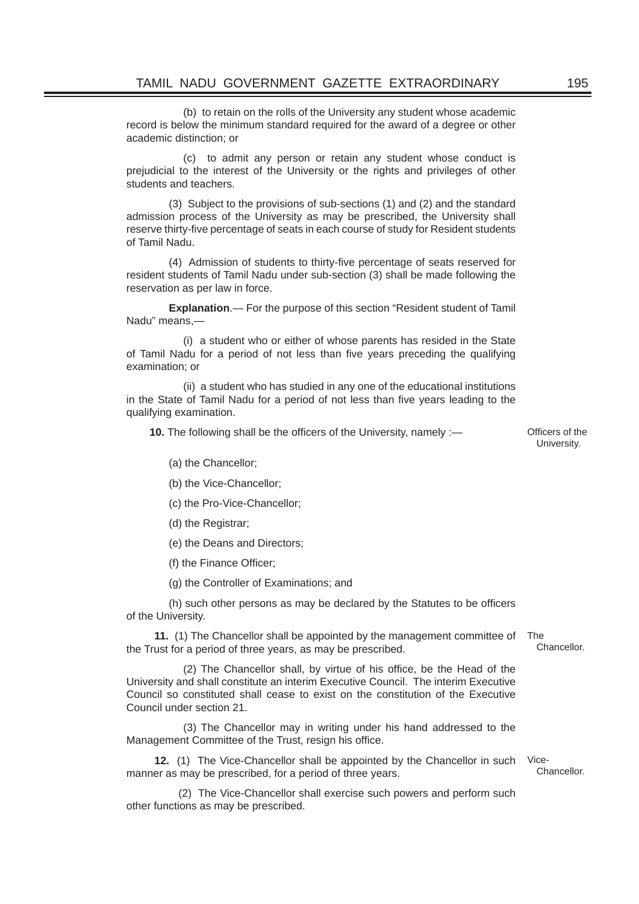(b) to retain on the rolls of the University any student whose academic record is below the minimum standard required for the award of a degree or other academic distinction; or

(c) to admit any person or retain any student whose conduct is prejudicial to the interest of the University or the rights and privileges of other students and teachers.

(3) Subject to the provisions of sub-sections (1) and (2) and the standard admission process of the University as may be prescribed, the University shall reserve thirty-five percentage of seats in each course of study for Resident students of Tamil Nadu.

(4) Admission of students to thirty-five percentage of seats reserved for resident students of Tamil Nadu under sub-section (3) shall be made following the reservation as per law in force.

**Explanation**.— For the purpose of this section "Resident student of Tamil Nadu" means,—

(i) a student who or either of whose parents has resided in the State of Tamil Nadu for a period of not less than five years preceding the qualifying examination; or

(ii) a student who has studied in any one of the educational institutions in the State of Tamil Nadu for a period of not less than five years leading to the qualifying examination.

Officers of the University.

**10.** The following shall be the officers of the University, namely :—

(a) the Chancellor;

(b) the Vice-Chancellor;

(c) the Pro-Vice-Chancellor;

(d) the Registrar;

(e) the Deans and Directors;

(f) the Finance Officer;

(g) the Controller of Examinations; and

(h) such other persons as may be declared by the Statutes to be officers of the University.

The Chancellor.

**11.** (1) The Chancellor shall be appointed by the management committee of the Trust for a period of three years, as may be prescribed.

(2) The Chancellor shall, by virtue of his office, be the Head of the University and shall constitute an interim Executive Council. The interim Executive Council so constituted shall cease to exist on the constitution of the Executive Council under section 21.

(3) The Chancellor may in writing under his hand addressed to the Management Committee of the Trust, resign his office.

Vice-Chancellor.

**12.** (1) The Vice-Chancellor shall be appointed by the Chancellor in such manner as may be prescribed, for a period of three years.

(2) The Vice-Chancellor shall exercise such powers and perform such other functions as may be prescribed.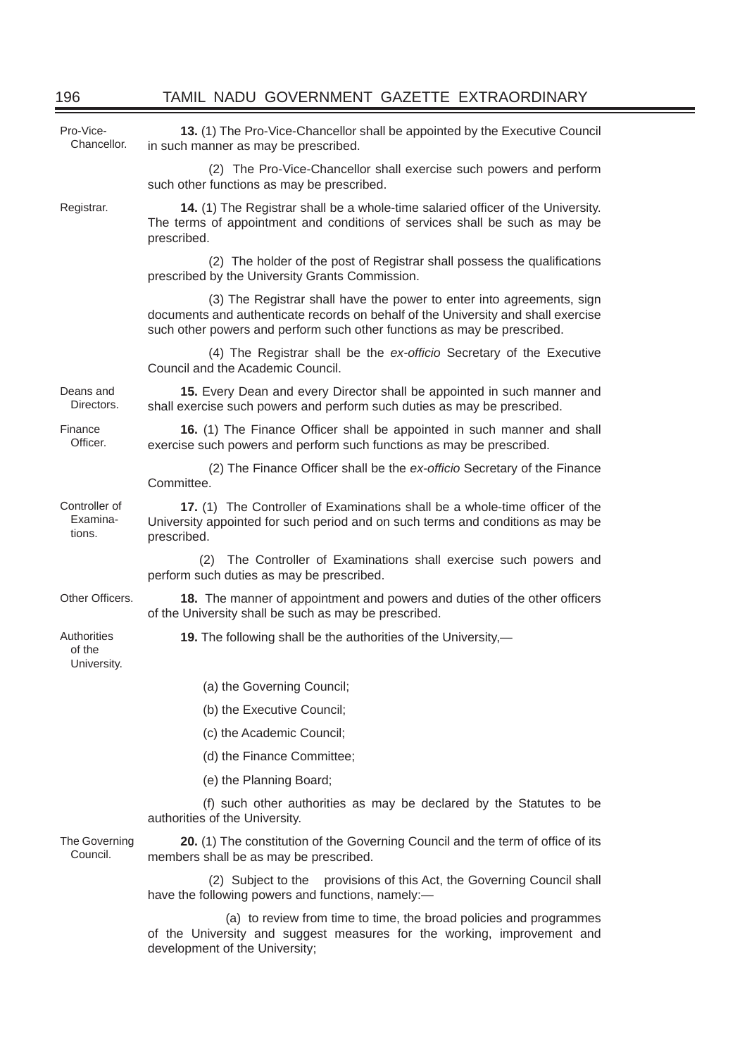Pro-Vice-Chancellor.

**13.** (1) The Pro-Vice-Chancellor shall be appointed by the Executive Council in such manner as may be prescribed.

(2) The Pro-Vice-Chancellor shall exercise such powers and perform such other functions as may be prescribed.

Registrar.

**14.** (1) The Registrar shall be a whole-time salaried officer of the University. The terms of appointment and conditions of services shall be such as may be prescribed.

(2) The holder of the post of Registrar shall possess the qualifications prescribed by the University Grants Commission.

(3) The Registrar shall have the power to enter into agreements, sign documents and authenticate records on behalf of the University and shall exercise such other powers and perform such other functions as may be prescribed.

(4) The Registrar shall be the *ex-officio* Secretary of the Executive Council and the Academic Council.

Deans and Directors.

**15.** Every Dean and every Director shall be appointed in such manner and shall exercise such powers and perform such duties as may be prescribed.

Finance Officer.

**16.** (1) The Finance Officer shall be appointed in such manner and shall exercise such powers and perform such functions as may be prescribed.

(2) The Finance Officer shall be the *ex-officio* Secretary of the Finance Committee.

Controller of Examinations.

**17.** (1) The Controller of Examinations shall be a whole-time officer of the University appointed for such period and on such terms and conditions as may be prescribed.

(2) The Controller of Examinations shall exercise such powers and perform such duties as may be prescribed.

Other Officers.

**18.** The manner of appointment and powers and duties of the other officers of the University shall be such as may be prescribed.

Authorities of the University.

**19.** The following shall be the authorities of the University,—

(a) the Governing Council;

(b) the Executive Council;

(c) the Academic Council;

(d) the Finance Committee;

(e) the Planning Board;

(f) such other authorities as may be declared by the Statutes to be authorities of the University.

The Governing Council.

**20.** (1) The constitution of the Governing Council and the term of office of its members shall be as may be prescribed.

(2) Subject to the provisions of this Act, the Governing Council shall have the following powers and functions, namely:—

(a) to review from time to time, the broad policies and programmes of the University and suggest measures for the working, improvement and development of the University;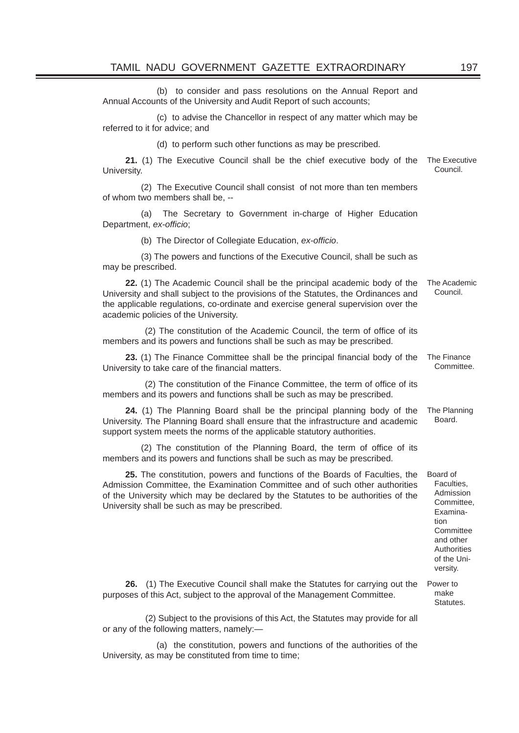(b) to consider and pass resolutions on the Annual Report and Annual Accounts of the University and Audit Report of such accounts;

(c) to advise the Chancellor in respect of any matter which may be referred to it for advice; and

(d) to perform such other functions as may be prescribed.

The Executive Council.

**21.** (1) The Executive Council shall be the chief executive body of the University.

(2) The Executive Council shall consist of not more than ten members of whom two members shall be, --

(a) The Secretary to Government in-charge of Higher Education Department, *ex-officio*;

(b) The Director of Collegiate Education, *ex-officio*.

(3) The powers and functions of the Executive Council, shall be such as may be prescribed.

The Academic Council.

**22.** (1) The Academic Council shall be the principal academic body of the University and shall subject to the provisions of the Statutes, the Ordinances and the applicable regulations, co-ordinate and exercise general supervision over the academic policies of the University.

(2) The constitution of the Academic Council, the term of office of its members and its powers and functions shall be such as may be prescribed.

The Finance Committee.

**23.** (1) The Finance Committee shall be the principal financial body of the University to take care of the financial matters.

(2) The constitution of the Finance Committee, the term of office of its members and its powers and functions shall be such as may be prescribed.

The Planning Board.

**24.** (1) The Planning Board shall be the principal planning body of the University. The Planning Board shall ensure that the infrastructure and academic support system meets the norms of the applicable statutory authorities.

(2) The constitution of the Planning Board, the term of office of its members and its powers and functions shall be such as may be prescribed.

Board of Faculties, Admission Committee, Examination Committee and other Authorities of the University.

**25.** The constitution, powers and functions of the Boards of Faculties, the Admission Committee, the Examination Committee and of such other authorities of the University which may be declared by the Statutes to be authorities of the University shall be such as may be prescribed.

Power to make Statutes.

**26.** (1) The Executive Council shall make the Statutes for carrying out the purposes of this Act, subject to the approval of the Management Committee.

(2) Subject to the provisions of this Act, the Statutes may provide for all or any of the following matters, namely:—

(a) the constitution, powers and functions of the authorities of the University, as may be constituted from time to time;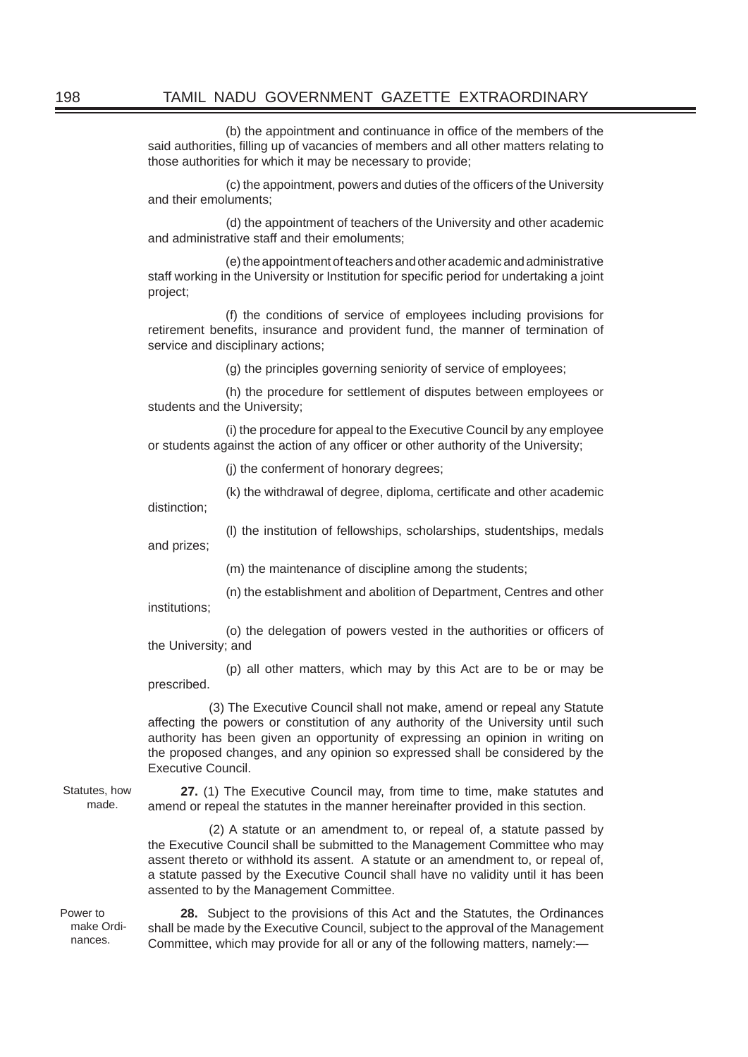(b) the appointment and continuance in office of the members of the said authorities, filling up of vacancies of members and all other matters relating to those authorities for which it may be necessary to provide;

(c) the appointment, powers and duties of the officers of the University and their emoluments;

(d) the appointment of teachers of the University and other academic and administrative staff and their emoluments;

(e) the appointment of teachers and other academic and administrative staff working in the University or Institution for specific period for undertaking a joint project;

(f) the conditions of service of employees including provisions for retirement benefits, insurance and provident fund, the manner of termination of service and disciplinary actions;

(g) the principles governing seniority of service of employees;

(h) the procedure for settlement of disputes between employees or students and the University;

(i) the procedure for appeal to the Executive Council by any employee or students against the action of any officer or other authority of the University;

(j) the conferment of honorary degrees;

(k) the withdrawal of degree, diploma, certificate and other academic distinction;

(l) the institution of fellowships, scholarships, studentships, medals and prizes;

(m) the maintenance of discipline among the students;

(n) the establishment and abolition of Department, Centres and other institutions;

(o) the delegation of powers vested in the authorities or officers of the University; and

(p) all other matters, which may by this Act are to be or may be prescribed.

(3) The Executive Council shall not make, amend or repeal any Statute affecting the powers or constitution of any authority of the University until such authority has been given an opportunity of expressing an opinion in writing on the proposed changes, and any opinion so expressed shall be considered by the Executive Council.

*Statutes, how made.*

**27.** (1) The Executive Council may, from time to time, make statutes and amend or repeal the statutes in the manner hereinafter provided in this section.

(2) A statute or an amendment to, or repeal of, a statute passed by the Executive Council shall be submitted to the Management Committee who may assent thereto or withhold its assent. A statute or an amendment to, or repeal of, a statute passed by the Executive Council shall have no validity until it has been assented to by the Management Committee.

*Power to make Ordinances.*

**28.** Subject to the provisions of this Act and the Statutes, the Ordinances shall be made by the Executive Council, subject to the approval of the Management Committee, which may provide for all or any of the following matters, namely:—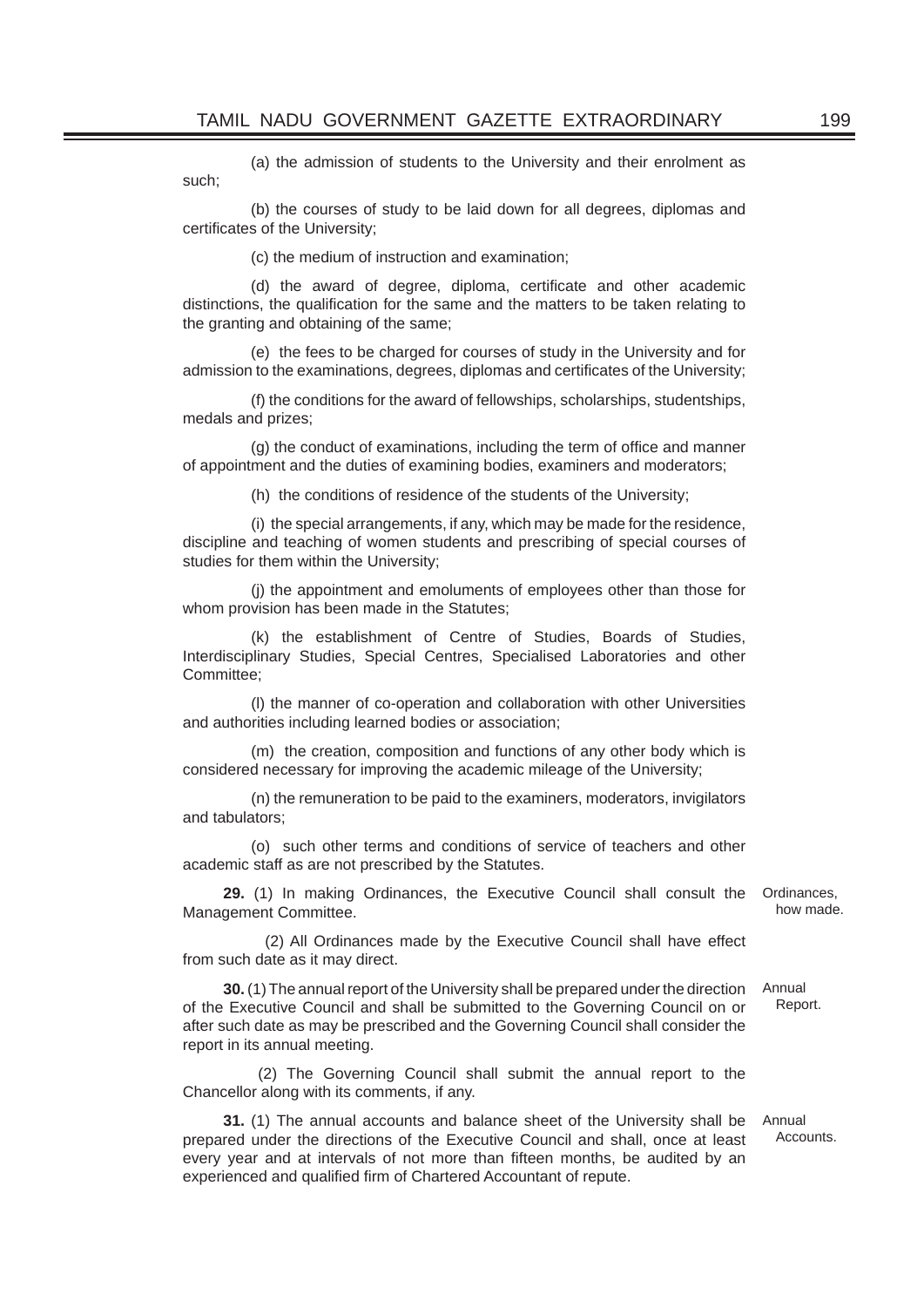(a) the admission of students to the University and their enrolment as such;

(b) the courses of study to be laid down for all degrees, diplomas and certificates of the University;

(c) the medium of instruction and examination;

(d) the award of degree, diploma, certificate and other academic distinctions, the qualification for the same and the matters to be taken relating to the granting and obtaining of the same;

(e) the fees to be charged for courses of study in the University and for admission to the examinations, degrees, diplomas and certificates of the University;

(f) the conditions for the award of fellowships, scholarships, studentships, medals and prizes;

(g) the conduct of examinations, including the term of office and manner of appointment and the duties of examining bodies, examiners and moderators;

(h) the conditions of residence of the students of the University;

(i) the special arrangements, if any, which may be made for the residence, discipline and teaching of women students and prescribing of special courses of studies for them within the University;

(j) the appointment and emoluments of employees other than those for whom provision has been made in the Statutes;

(k) the establishment of Centre of Studies, Boards of Studies, Interdisciplinary Studies, Special Centres, Specialised Laboratories and other Committee;

(l) the manner of co-operation and collaboration with other Universities and authorities including learned bodies or association;

(m) the creation, composition and functions of any other body which is considered necessary for improving the academic mileage of the University;

(n) the remuneration to be paid to the examiners, moderators, invigilators and tabulators;

(o) such other terms and conditions of service of teachers and other academic staff as are not prescribed by the Statutes.

*Ordinances, how made.*

**29.** (1) In making Ordinances, the Executive Council shall consult the Management Committee.

(2) All Ordinances made by the Executive Council shall have effect from such date as it may direct.

*Annual Report.*

**30.** (1) The annual report of the University shall be prepared under the direction of the Executive Council and shall be submitted to the Governing Council on or after such date as may be prescribed and the Governing Council shall consider the report in its annual meeting.

(2) The Governing Council shall submit the annual report to the Chancellor along with its comments, if any.

*Annual Accounts.*

**31.** (1) The annual accounts and balance sheet of the University shall be prepared under the directions of the Executive Council and shall, once at least every year and at intervals of not more than fifteen months, be audited by an experienced and qualified firm of Chartered Accountant of repute.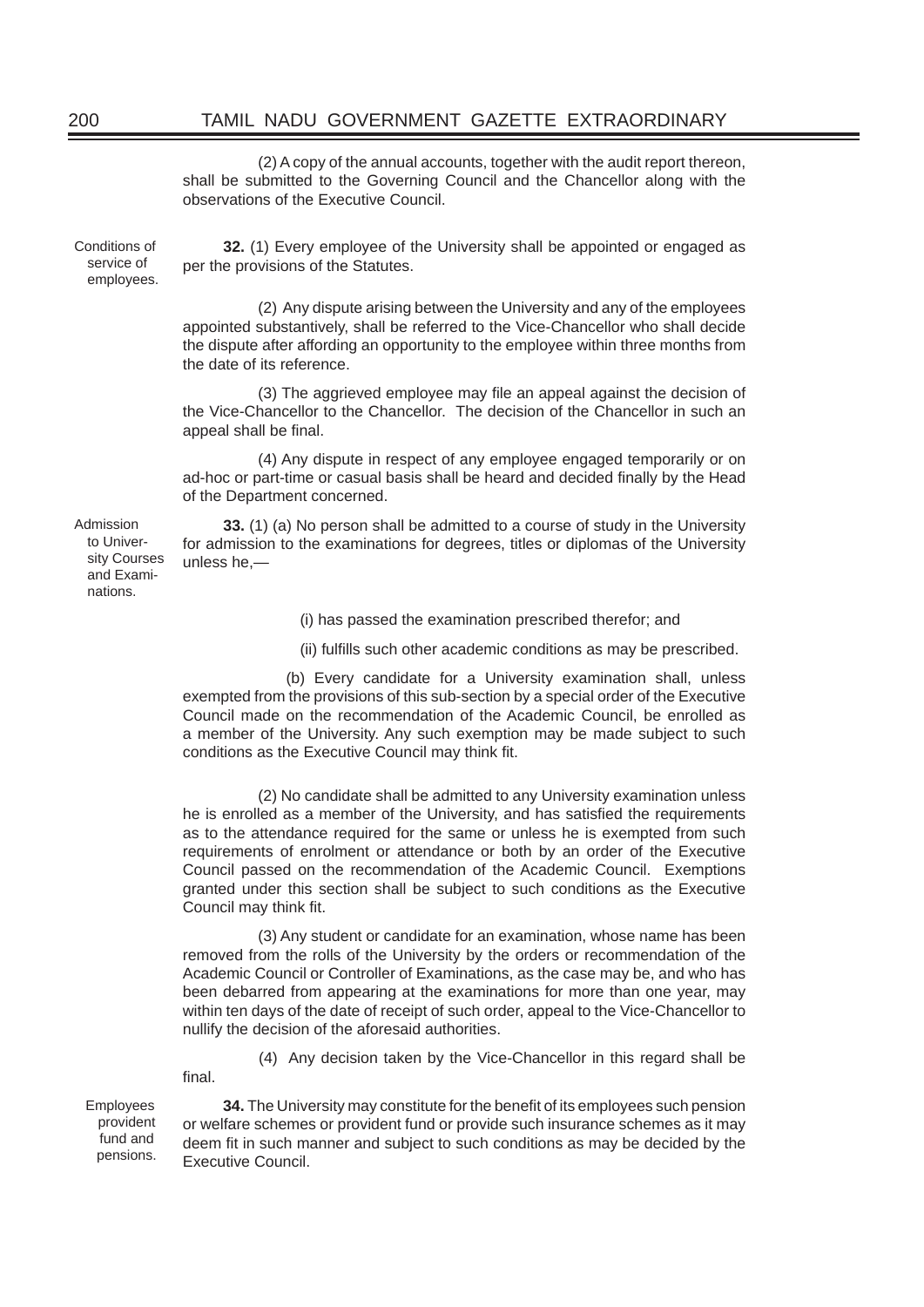(2) A copy of the annual accounts, together with the audit report thereon, shall be submitted to the Governing Council and the Chancellor along with the observations of the Executive Council.

Conditions of service of employees.

**32.** (1) Every employee of the University shall be appointed or engaged as per the provisions of the Statutes.

(2) Any dispute arising between the University and any of the employees appointed substantively, shall be referred to the Vice-Chancellor who shall decide the dispute after affording an opportunity to the employee within three months from the date of its reference.

(3) The aggrieved employee may file an appeal against the decision of the Vice-Chancellor to the Chancellor. The decision of the Chancellor in such an appeal shall be final.

(4) Any dispute in respect of any employee engaged temporarily or on ad-hoc or part-time or casual basis shall be heard and decided finally by the Head of the Department concerned.

Admission to University Courses and Examinations.

**33.** (1) (a) No person shall be admitted to a course of study in the University for admission to the examinations for degrees, titles or diplomas of the University unless he,—

(i) has passed the examination prescribed therefor; and

(ii) fulfills such other academic conditions as may be prescribed.

(b) Every candidate for a University examination shall, unless exempted from the provisions of this sub-section by a special order of the Executive Council made on the recommendation of the Academic Council, be enrolled as a member of the University. Any such exemption may be made subject to such conditions as the Executive Council may think fit.

(2) No candidate shall be admitted to any University examination unless he is enrolled as a member of the University, and has satisfied the requirements as to the attendance required for the same or unless he is exempted from such requirements of enrolment or attendance or both by an order of the Executive Council passed on the recommendation of the Academic Council. Exemptions granted under this section shall be subject to such conditions as the Executive Council may think fit.

(3) Any student or candidate for an examination, whose name has been removed from the rolls of the University by the orders or recommendation of the Academic Council or Controller of Examinations, as the case may be, and who has been debarred from appearing at the examinations for more than one year, may within ten days of the date of receipt of such order, appeal to the Vice-Chancellor to nullify the decision of the aforesaid authorities.

(4) Any decision taken by the Vice-Chancellor in this regard shall be final.

Employees provident fund and pensions.

**34.** The University may constitute for the benefit of its employees such pension or welfare schemes or provident fund or provide such insurance schemes as it may deem fit in such manner and subject to such conditions as may be decided by the Executive Council.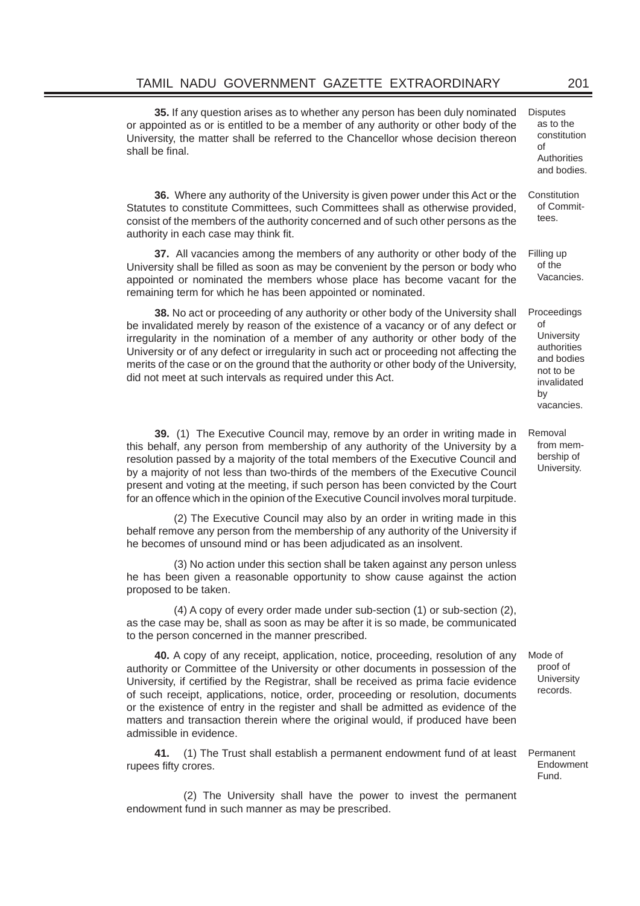**35.** If any question arises as to whether any person has been duly nominated or appointed as or is entitled to be a member of any authority or other body of the University, the matter shall be referred to the Chancellor whose decision thereon shall be final.

*Disputes as to the constitution of Authorities and bodies.*

**36.** Where any authority of the University is given power under this Act or the Statutes to constitute Committees, such Committees shall as otherwise provided, consist of the members of the authority concerned and of such other persons as the authority in each case may think fit.

*Constitution of Committees.*

**37.** All vacancies among the members of any authority or other body of the University shall be filled as soon as may be convenient by the person or body who appointed or nominated the members whose place has become vacant for the remaining term for which he has been appointed or nominated.

*Filling up of the Vacancies.*

**38.** No act or proceeding of any authority or other body of the University shall be invalidated merely by reason of the existence of a vacancy or of any defect or irregularity in the nomination of a member of any authority or other body of the University or of any defect or irregularity in such act or proceeding not affecting the merits of the case or on the ground that the authority or other body of the University, did not meet at such intervals as required under this Act.

*Proceedings of University authorities and bodies not to be invalidated by vacancies.*

**39.** (1) The Executive Council may, remove by an order in writing made in this behalf, any person from membership of any authority of the University by a resolution passed by a majority of the total members of the Executive Council and by a majority of not less than two-thirds of the members of the Executive Council present and voting at the meeting, if such person has been convicted by the Court for an offence which in the opinion of the Executive Council involves moral turpitude.

*Removal from membership of University.*

(2) The Executive Council may also by an order in writing made in this behalf remove any person from the membership of any authority of the University if he becomes of unsound mind or has been adjudicated as an insolvent.

(3) No action under this section shall be taken against any person unless he has been given a reasonable opportunity to show cause against the action proposed to be taken.

(4) A copy of every order made under sub-section (1) or sub-section (2), as the case may be, shall as soon as may be after it is so made, be communicated to the person concerned in the manner prescribed.

**40.** A copy of any receipt, application, notice, proceeding, resolution of any authority or Committee of the University or other documents in possession of the University, if certified by the Registrar, shall be received as prima facie evidence of such receipt, applications, notice, order, proceeding or resolution, documents or the existence of entry in the register and shall be admitted as evidence of the matters and transaction therein where the original would, if produced have been admissible in evidence.

*Mode of proof of University records.*

**41.** (1) The Trust shall establish a permanent endowment fund of at least rupees fifty crores.

*Permanent Endowment Fund.*

(2) The University shall have the power to invest the permanent endowment fund in such manner as may be prescribed.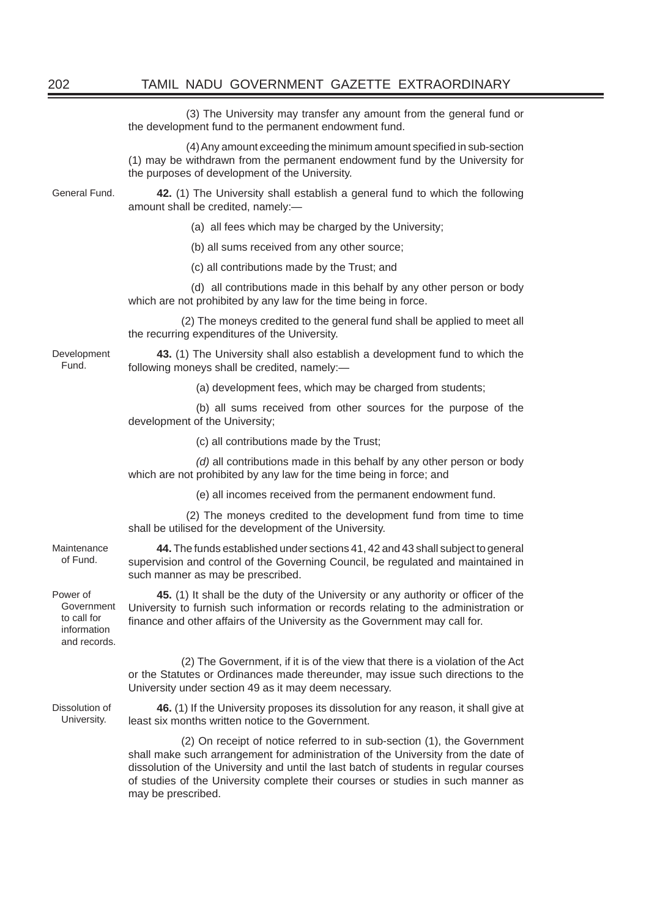(3) The University may transfer any amount from the general fund or the development fund to the permanent endowment fund.

(4) Any amount exceeding the minimum amount specified in sub-section (1) may be withdrawn from the permanent endowment fund by the University for the purposes of development of the University.

General Fund.

**42.** (1) The University shall establish a general fund to which the following amount shall be credited, namely:—

(a) all fees which may be charged by the University;

(b) all sums received from any other source;

(c) all contributions made by the Trust; and

(d) all contributions made in this behalf by any other person or body which are not prohibited by any law for the time being in force.

(2) The moneys credited to the general fund shall be applied to meet all the recurring expenditures of the University.

Development Fund.

**43.** (1) The University shall also establish a development fund to which the following moneys shall be credited, namely:—

(a) development fees, which may be charged from students;

(b) all sums received from other sources for the purpose of the development of the University;

(c) all contributions made by the Trust;

*(d)* all contributions made in this behalf by any other person or body which are not prohibited by any law for the time being in force; and

(e) all incomes received from the permanent endowment fund.

(2) The moneys credited to the development fund from time to time shall be utilised for the development of the University.

Maintenance of Fund.

**44.** The funds established under sections 41, 42 and 43 shall subject to general supervision and control of the Governing Council, be regulated and maintained in such manner as may be prescribed.

Power of Government to call for information and records.

**45.** (1) It shall be the duty of the University or any authority or officer of the University to furnish such information or records relating to the administration or finance and other affairs of the University as the Government may call for.

(2) The Government, if it is of the view that there is a violation of the Act or the Statutes or Ordinances made thereunder, may issue such directions to the University under section 49 as it may deem necessary.

Dissolution of University.

**46.** (1) If the University proposes its dissolution for any reason, it shall give at least six months written notice to the Government.

(2) On receipt of notice referred to in sub-section (1), the Government shall make such arrangement for administration of the University from the date of dissolution of the University and until the last batch of students in regular courses of studies of the University complete their courses or studies in such manner as may be prescribed.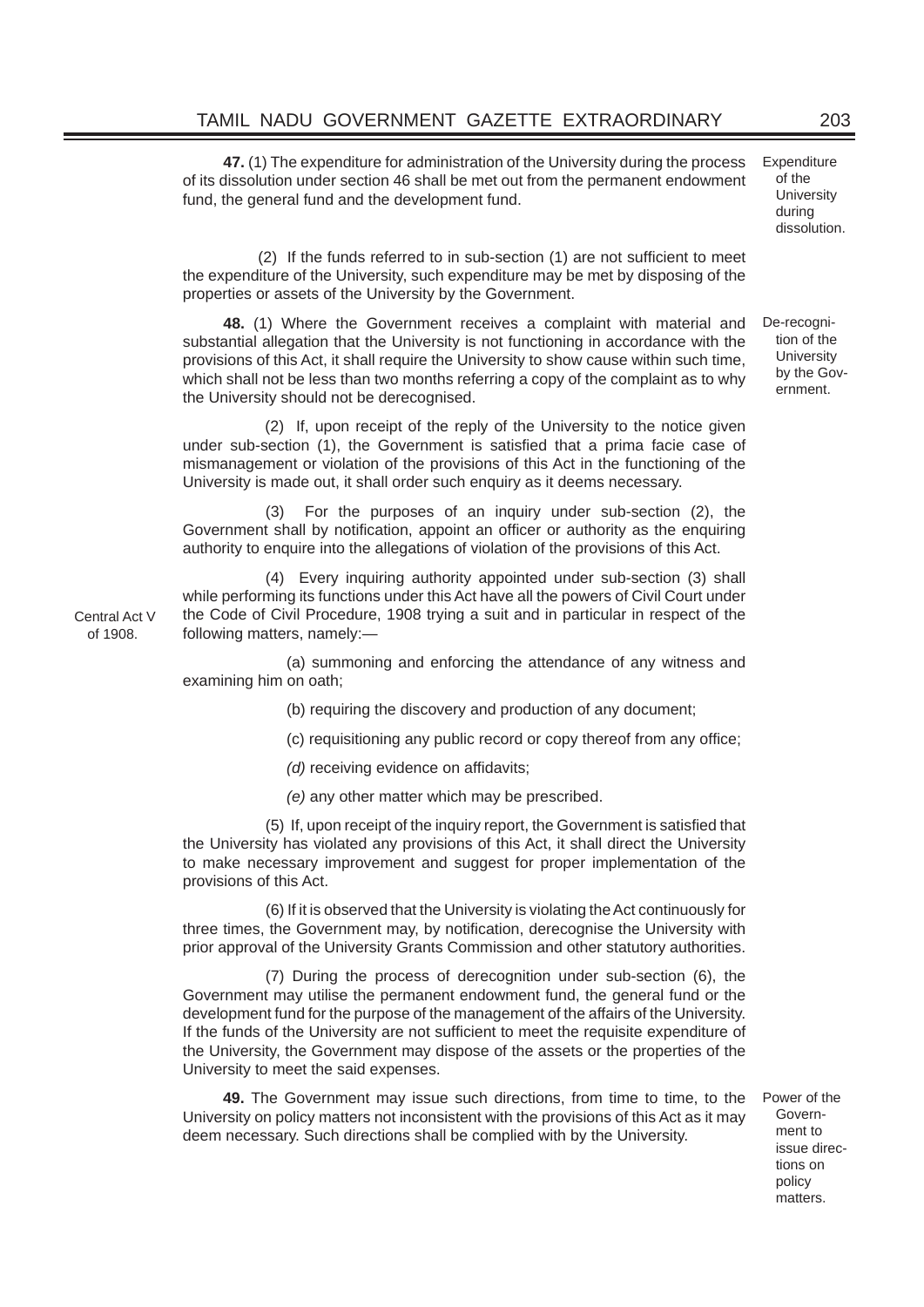**47.** (1) The expenditure for administration of the University during the process of its dissolution under section 46 shall be met out from the permanent endowment fund, the general fund and the development fund.

Expenditure of the University during dissolution.

(2) If the funds referred to in sub-section (1) are not sufficient to meet the expenditure of the University, such expenditure may be met by disposing of the properties or assets of the University by the Government.

**48.** (1) Where the Government receives a complaint with material and substantial allegation that the University is not functioning in accordance with the provisions of this Act, it shall require the University to show cause within such time, which shall not be less than two months referring a copy of the complaint as to why the University should not be derecognised.

De-recognition of the University by the Government.

(2) If, upon receipt of the reply of the University to the notice given under sub-section (1), the Government is satisfied that a prima facie case of mismanagement or violation of the provisions of this Act in the functioning of the University is made out, it shall order such enquiry as it deems necessary.

(3) For the purposes of an inquiry under sub-section (2), the Government shall by notification, appoint an officer or authority as the enquiring authority to enquire into the allegations of violation of the provisions of this Act.

(4) Every inquiring authority appointed under sub-section (3) shall while performing its functions under this Act have all the powers of Civil Court under the Code of Civil Procedure, 1908 trying a suit and in particular in respect of the following matters, namely:—

Central Act V of 1908.

(a) summoning and enforcing the attendance of any witness and examining him on oath;

(b) requiring the discovery and production of any document;

(c) requisitioning any public record or copy thereof from any office;

*(d)* receiving evidence on affidavits;

*(e)* any other matter which may be prescribed.

(5) If, upon receipt of the inquiry report, the Government is satisfied that the University has violated any provisions of this Act, it shall direct the University to make necessary improvement and suggest for proper implementation of the provisions of this Act.

(6) If it is observed that the University is violating the Act continuously for three times, the Government may, by notification, derecognise the University with prior approval of the University Grants Commission and other statutory authorities.

(7) During the process of derecognition under sub-section (6), the Government may utilise the permanent endowment fund, the general fund or the development fund for the purpose of the management of the affairs of the University. If the funds of the University are not sufficient to meet the requisite expenditure of the University, the Government may dispose of the assets or the properties of the University to meet the said expenses.

**49.** The Government may issue such directions, from time to time, to the University on policy matters not inconsistent with the provisions of this Act as it may deem necessary. Such directions shall be complied with by the University.

Power of the Government to issue directions on policy matters.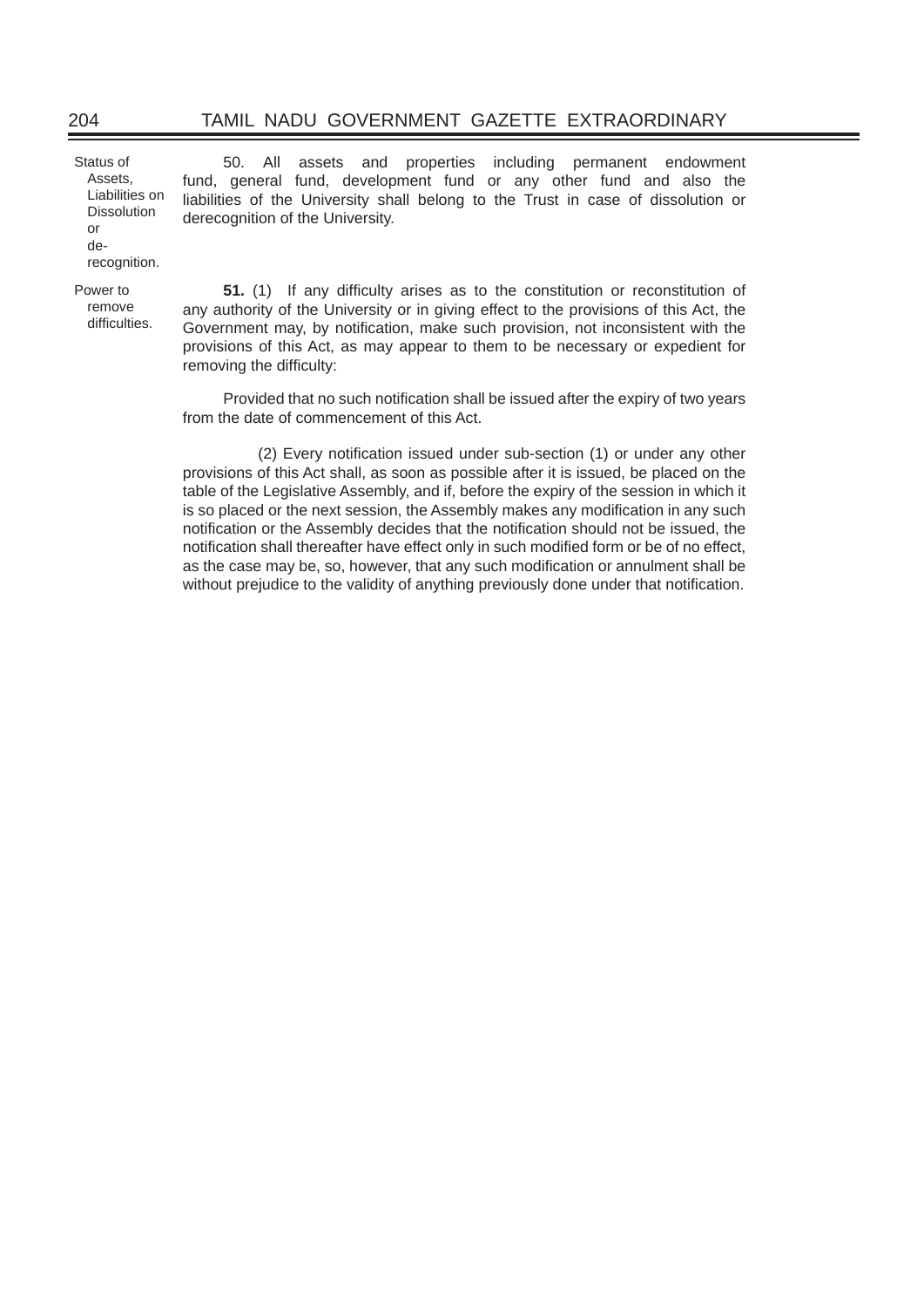Status of Assets, Liabilities on Dissolution or de-recognition.

50. All assets and properties including permanent endowment fund, general fund, development fund or any other fund and also the liabilities of the University shall belong to the Trust in case of dissolution or derecognition of the University.

Power to remove difficulties.

**51.** (1) If any difficulty arises as to the constitution or reconstitution of any authority of the University or in giving effect to the provisions of this Act, the Government may, by notification, make such provision, not inconsistent with the provisions of this Act, as may appear to them to be necessary or expedient for removing the difficulty:

Provided that no such notification shall be issued after the expiry of two years from the date of commencement of this Act.

(2) Every notification issued under sub-section (1) or under any other provisions of this Act shall, as soon as possible after it is issued, be placed on the table of the Legislative Assembly, and if, before the expiry of the session in which it is so placed or the next session, the Assembly makes any modification in any such notification or the Assembly decides that the notification should not be issued, the notification shall thereafter have effect only in such modified form or be of no effect, as the case may be, so, however, that any such modification or annulment shall be without prejudice to the validity of anything previously done under that notification.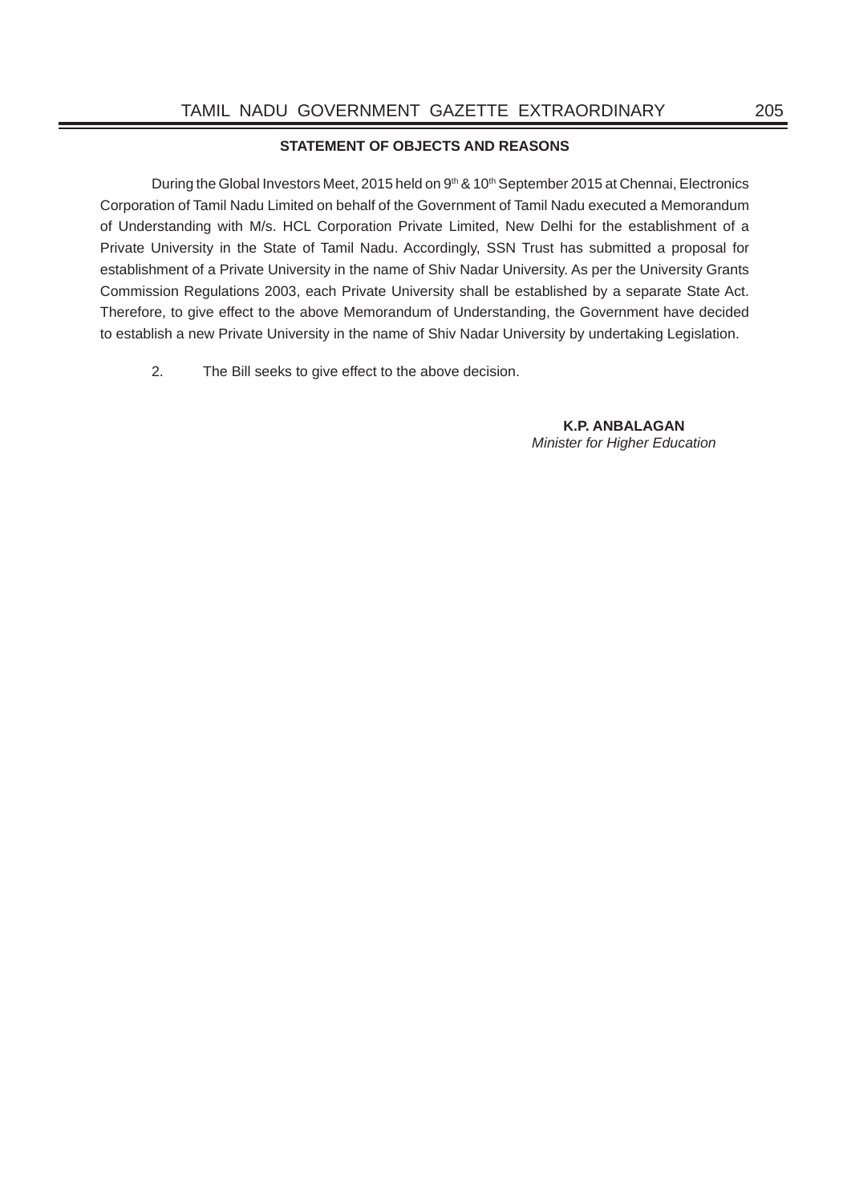## STATEMENT OF OBJECTS AND REASONS

During the Global Investors Meet, 2015 held on 9th & 10th September 2015 at Chennai, Electronics Corporation of Tamil Nadu Limited on behalf of the Government of Tamil Nadu executed a Memorandum of Understanding with M/s. HCL Corporation Private Limited, New Delhi for the establishment of a Private University in the State of Tamil Nadu. Accordingly, SSN Trust has submitted a proposal for establishment of a Private University in the name of Shiv Nadar University. As per the University Grants Commission Regulations 2003, each Private University shall be established by a separate State Act. Therefore, to give effect to the above Memorandum of Understanding, the Government have decided to establish a new Private University in the name of Shiv Nadar University by undertaking Legislation.

2. The Bill seeks to give effect to the above decision.

**K.P. ANBALAGAN**
*Minister for Higher Education*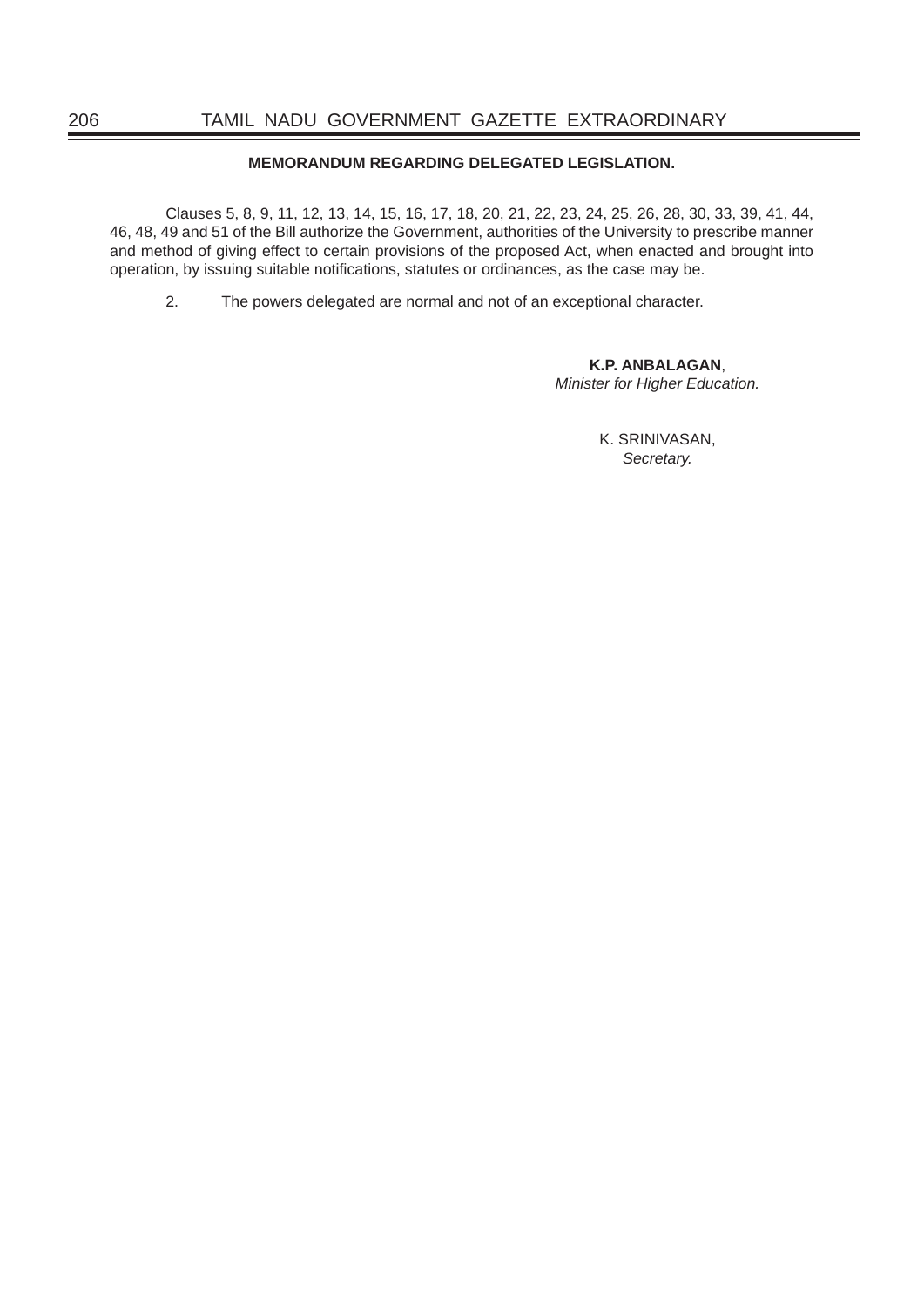**MEMORANDUM REGARDING DELEGATED LEGISLATION.**

Clauses 5, 8, 9, 11, 12, 13, 14, 15, 16, 17, 18, 20, 21, 22, 23, 24, 25, 26, 28, 30, 33, 39, 41, 44, 46, 48, 49 and 51 of the Bill authorize the Government, authorities of the University to prescribe manner and method of giving effect to certain provisions of the proposed Act, when enacted and brought into operation, by issuing suitable notifications, statutes or ordinances, as the case may be.

2. The powers delegated are normal and not of an exceptional character.

**K.P. ANBALAGAN**,
*Minister for Higher Education.*

K. SRINIVASAN,
*Secretary.*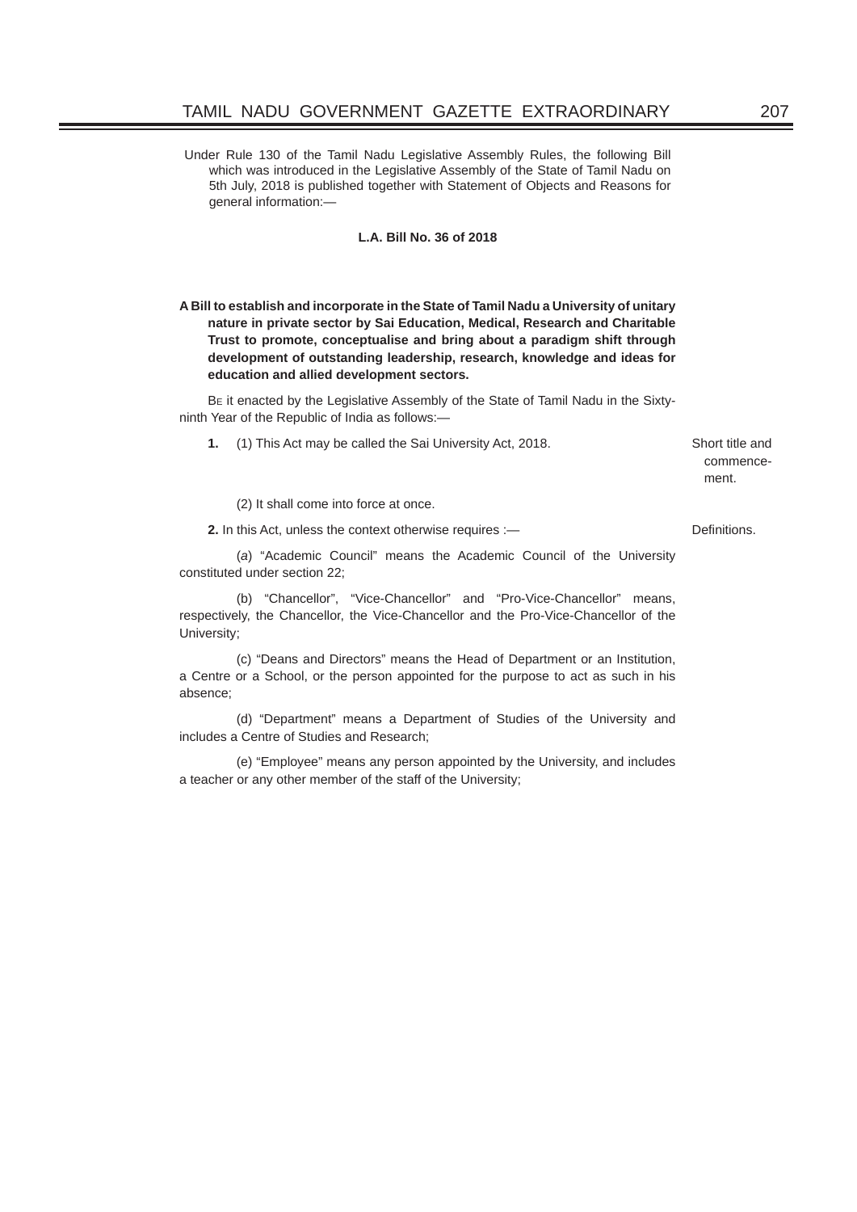Under Rule 130 of the Tamil Nadu Legislative Assembly Rules, the following Bill which was introduced in the Legislative Assembly of the State of Tamil Nadu on 5th July, 2018 is published together with Statement of Objects and Reasons for general information:—

**L.A. Bill No. 36 of 2018**

**A Bill to establish and incorporate in the State of Tamil Nadu a University of unitary nature in private sector by Sai Education, Medical, Research and Charitable Trust to promote, conceptualise and bring about a paradigm shift through development of outstanding leadership, research, knowledge and ideas for education and allied development sectors.**

Be it enacted by the Legislative Assembly of the State of Tamil Nadu in the Sixty-ninth Year of the Republic of India as follows:—

Short title and commencement.

**1.** (1) This Act may be called the Sai University Act, 2018.

(2) It shall come into force at once.

Definitions.

**2.** In this Act, unless the context otherwise requires :—

(*a*) "Academic Council" means the Academic Council of the University constituted under section 22;

(b) "Chancellor", "Vice-Chancellor" and "Pro-Vice-Chancellor" means, respectively, the Chancellor, the Vice-Chancellor and the Pro-Vice-Chancellor of the University;

(c) "Deans and Directors" means the Head of Department or an Institution, a Centre or a School, or the person appointed for the purpose to act as such in his absence;

(d) "Department" means a Department of Studies of the University and includes a Centre of Studies and Research;

(e) "Employee" means any person appointed by the University, and includes a teacher or any other member of the staff of the University;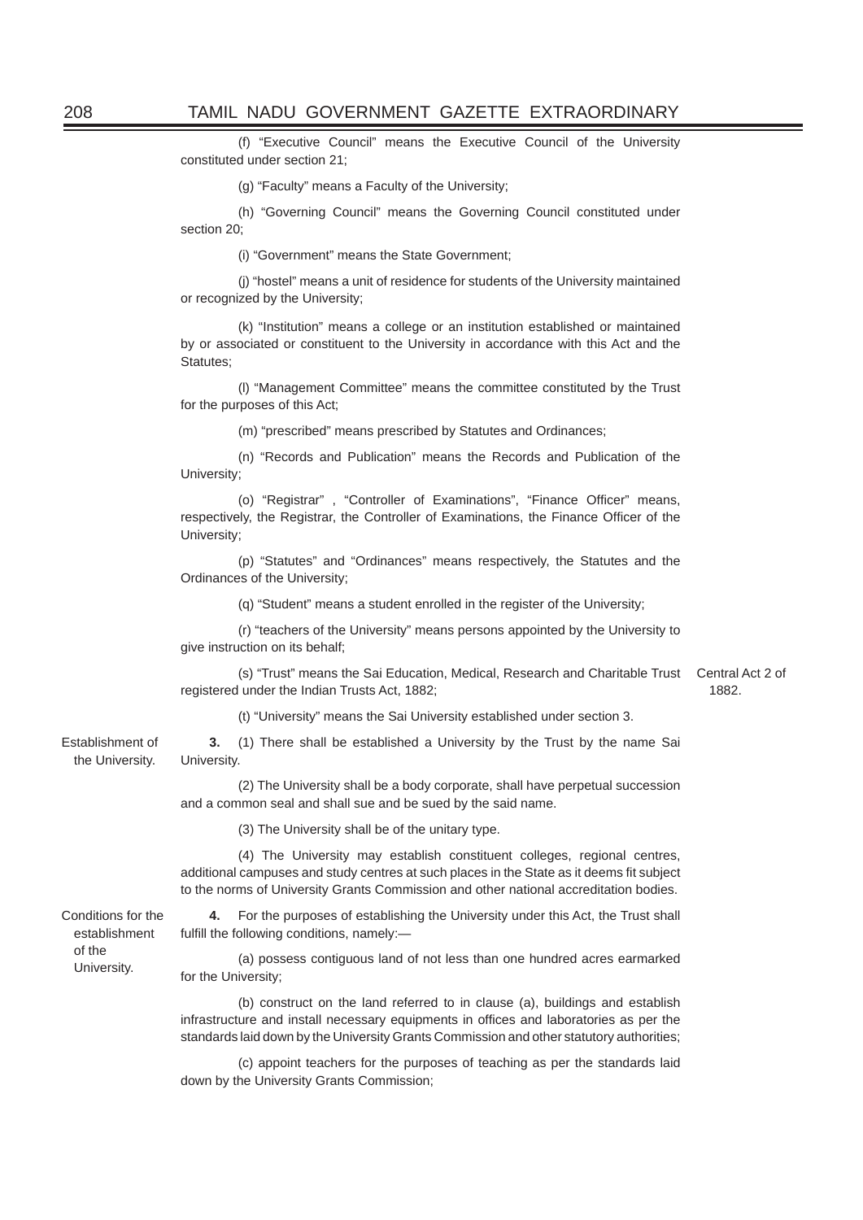(f) "Executive Council" means the Executive Council of the University constituted under section 21;

(g) "Faculty" means a Faculty of the University;

(h) "Governing Council" means the Governing Council constituted under section 20;

(i) "Government" means the State Government;

(j) "hostel" means a unit of residence for students of the University maintained or recognized by the University;

(k) "Institution" means a college or an institution established or maintained by or associated or constituent to the University in accordance with this Act and the Statutes;

(l) "Management Committee" means the committee constituted by the Trust for the purposes of this Act;

(m) "prescribed" means prescribed by Statutes and Ordinances;

(n) "Records and Publication" means the Records and Publication of the University;

(o) "Registrar" , "Controller of Examinations", "Finance Officer" means, respectively, the Registrar, the Controller of Examinations, the Finance Officer of the University;

(p) "Statutes" and "Ordinances" means respectively, the Statutes and the Ordinances of the University;

(q) "Student" means a student enrolled in the register of the University;

(r) "teachers of the University" means persons appointed by the University to give instruction on its behalf;

(s) "Trust" means the Sai Education, Medical, Research and Charitable Trust registered under the Indian Trusts Act, 1882; *Central Act 2 of 1882.*

(t) "University" means the Sai University established under section 3.

*Establishment of the University.*

**3.** (1) There shall be established a University by the Trust by the name Sai University.

(2) The University shall be a body corporate, shall have perpetual succession and a common seal and shall sue and be sued by the said name.

(3) The University shall be of the unitary type.

(4) The University may establish constituent colleges, regional centres, additional campuses and study centres at such places in the State as it deems fit subject to the norms of University Grants Commission and other national accreditation bodies.

*Conditions for the establishment of the University.*

**4.** For the purposes of establishing the University under this Act, the Trust shall fulfill the following conditions, namely:—

(a) possess contiguous land of not less than one hundred acres earmarked for the University;

(b) construct on the land referred to in clause (a), buildings and establish infrastructure and install necessary equipments in offices and laboratories as per the standards laid down by the University Grants Commission and other statutory authorities;

(c) appoint teachers for the purposes of teaching as per the standards laid down by the University Grants Commission;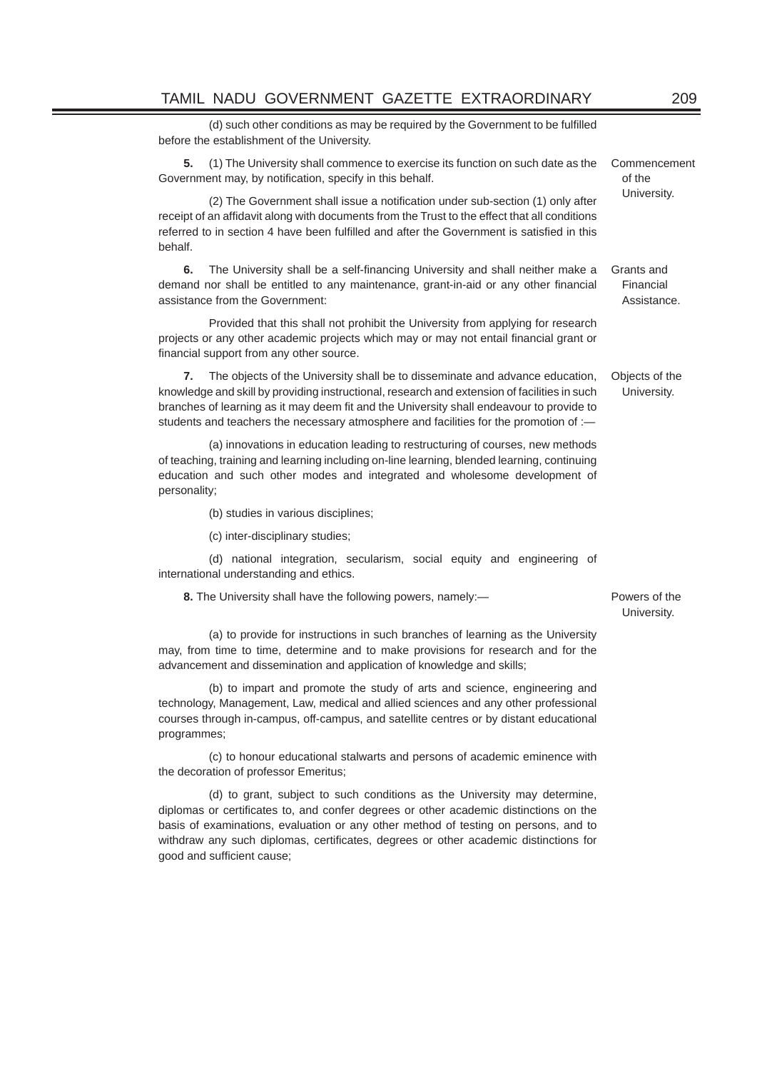(d) such other conditions as may be required by the Government to be fulfilled before the establishment of the University.

**5.** (1) The University shall commence to exercise its function on such date as the Government may, by notification, specify in this behalf. *Commencement of the University.*

(2) The Government shall issue a notification under sub-section (1) only after receipt of an affidavit along with documents from the Trust to the effect that all conditions referred to in section 4 have been fulfilled and after the Government is satisfied in this behalf.

**6.** The University shall be a self-financing University and shall neither make a demand nor shall be entitled to any maintenance, grant-in-aid or any other financial assistance from the Government: *Grants and Financial Assistance.*

Provided that this shall not prohibit the University from applying for research projects or any other academic projects which may or may not entail financial grant or financial support from any other source.

**7.** The objects of the University shall be to disseminate and advance education, knowledge and skill by providing instructional, research and extension of facilities in such branches of learning as it may deem fit and the University shall endeavour to provide to students and teachers the necessary atmosphere and facilities for the promotion of :— *Objects of the University.*

(a) innovations in education leading to restructuring of courses, new methods of teaching, training and learning including on-line learning, blended learning, continuing education and such other modes and integrated and wholesome development of personality;

(b) studies in various disciplines;

(c) inter-disciplinary studies;

(d) national integration, secularism, social equity and engineering of international understanding and ethics.

**8.** The University shall have the following powers, namely:— *Powers of the University.*

(a) to provide for instructions in such branches of learning as the University may, from time to time, determine and to make provisions for research and for the advancement and dissemination and application of knowledge and skills;

(b) to impart and promote the study of arts and science, engineering and technology, Management, Law, medical and allied sciences and any other professional courses through in-campus, off-campus, and satellite centres or by distant educational programmes;

(c) to honour educational stalwarts and persons of academic eminence with the decoration of professor Emeritus;

(d) to grant, subject to such conditions as the University may determine, diplomas or certificates to, and confer degrees or other academic distinctions on the basis of examinations, evaluation or any other method of testing on persons, and to withdraw any such diplomas, certificates, degrees or other academic distinctions for good and sufficient cause;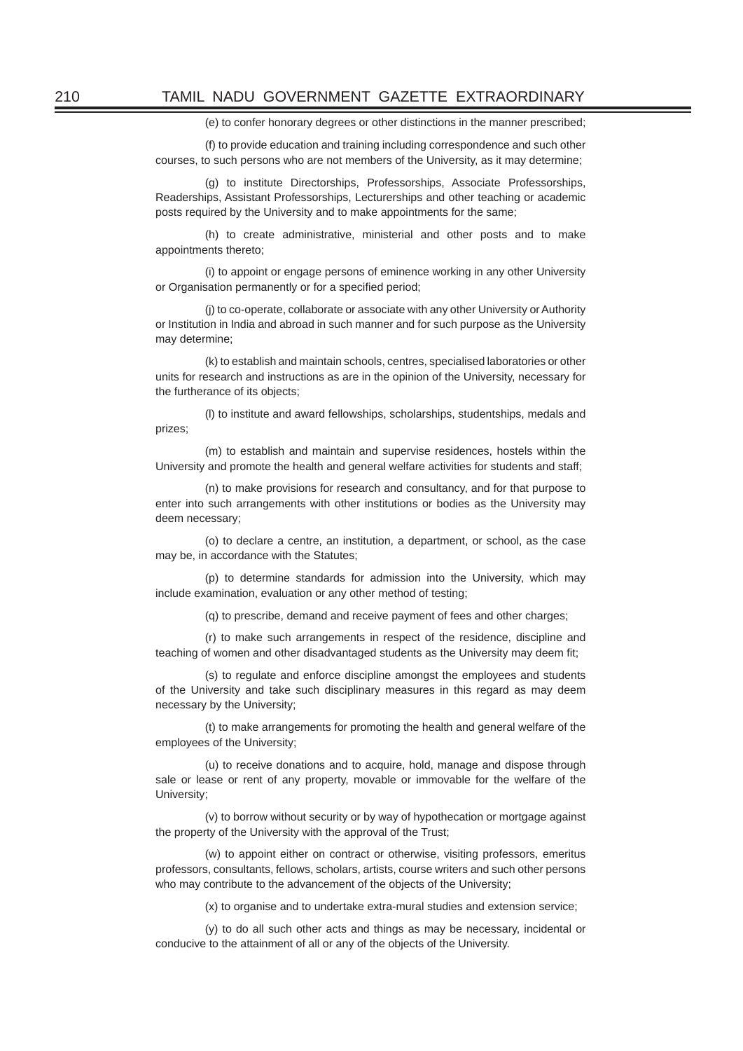(e) to confer honorary degrees or other distinctions in the manner prescribed;

(f) to provide education and training including correspondence and such other courses, to such persons who are not members of the University, as it may determine;

(g) to institute Directorships, Professorships, Associate Professorships, Readerships, Assistant Professorships, Lecturerships and other teaching or academic posts required by the University and to make appointments for the same;

(h) to create administrative, ministerial and other posts and to make appointments thereto;

(i) to appoint or engage persons of eminence working in any other University or Organisation permanently or for a specified period;

(j) to co-operate, collaborate or associate with any other University or Authority or Institution in India and abroad in such manner and for such purpose as the University may determine;

(k) to establish and maintain schools, centres, specialised laboratories or other units for research and instructions as are in the opinion of the University, necessary for the furtherance of its objects;

(l) to institute and award fellowships, scholarships, studentships, medals and prizes;

(m) to establish and maintain and supervise residences, hostels within the University and promote the health and general welfare activities for students and staff;

(n) to make provisions for research and consultancy, and for that purpose to enter into such arrangements with other institutions or bodies as the University may deem necessary;

(o) to declare a centre, an institution, a department, or school, as the case may be, in accordance with the Statutes;

(p) to determine standards for admission into the University, which may include examination, evaluation or any other method of testing;

(q) to prescribe, demand and receive payment of fees and other charges;

(r) to make such arrangements in respect of the residence, discipline and teaching of women and other disadvantaged students as the University may deem fit;

(s) to regulate and enforce discipline amongst the employees and students of the University and take such disciplinary measures in this regard as may deem necessary by the University;

(t) to make arrangements for promoting the health and general welfare of the employees of the University;

(u) to receive donations and to acquire, hold, manage and dispose through sale or lease or rent of any property, movable or immovable for the welfare of the University;

(v) to borrow without security or by way of hypothecation or mortgage against the property of the University with the approval of the Trust;

(w) to appoint either on contract or otherwise, visiting professors, emeritus professors, consultants, fellows, scholars, artists, course writers and such other persons who may contribute to the advancement of the objects of the University;

(x) to organise and to undertake extra-mural studies and extension service;

(y) to do all such other acts and things as may be necessary, incidental or conducive to the attainment of all or any of the objects of the University.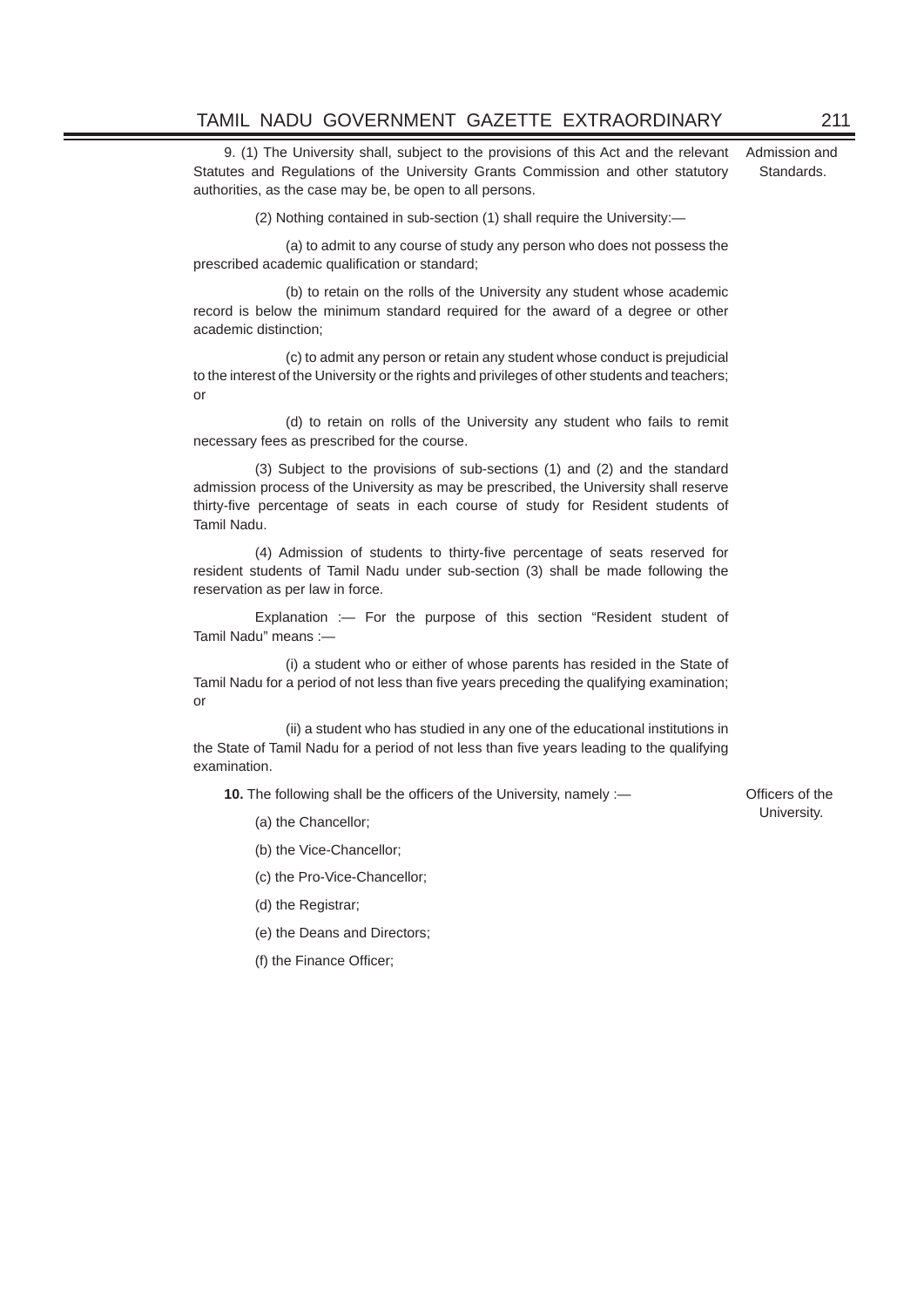9. (1) The University shall, subject to the provisions of this Act and the relevant Statutes and Regulations of the University Grants Commission and other statutory authorities, as the case may be, be open to all persons. *Admission and Standards.*

(2) Nothing contained in sub-section (1) shall require the University:—

(a) to admit to any course of study any person who does not possess the prescribed academic qualification or standard;

(b) to retain on the rolls of the University any student whose academic record is below the minimum standard required for the award of a degree or other academic distinction;

(c) to admit any person or retain any student whose conduct is prejudicial to the interest of the University or the rights and privileges of other students and teachers; or

(d) to retain on rolls of the University any student who fails to remit necessary fees as prescribed for the course.

(3) Subject to the provisions of sub-sections (1) and (2) and the standard admission process of the University as may be prescribed, the University shall reserve thirty-five percentage of seats in each course of study for Resident students of Tamil Nadu.

(4) Admission of students to thirty-five percentage of seats reserved for resident students of Tamil Nadu under sub-section (3) shall be made following the reservation as per law in force.

Explanation :— For the purpose of this section "Resident student of Tamil Nadu" means :—

(i) a student who or either of whose parents has resided in the State of Tamil Nadu for a period of not less than five years preceding the qualifying examination; or

(ii) a student who has studied in any one of the educational institutions in the State of Tamil Nadu for a period of not less than five years leading to the qualifying examination.

**10.** The following shall be the officers of the University, namely :— *Officers of the University.*

(a) the Chancellor;

(b) the Vice-Chancellor;

(c) the Pro-Vice-Chancellor;

(d) the Registrar;

(e) the Deans and Directors;

(f) the Finance Officer;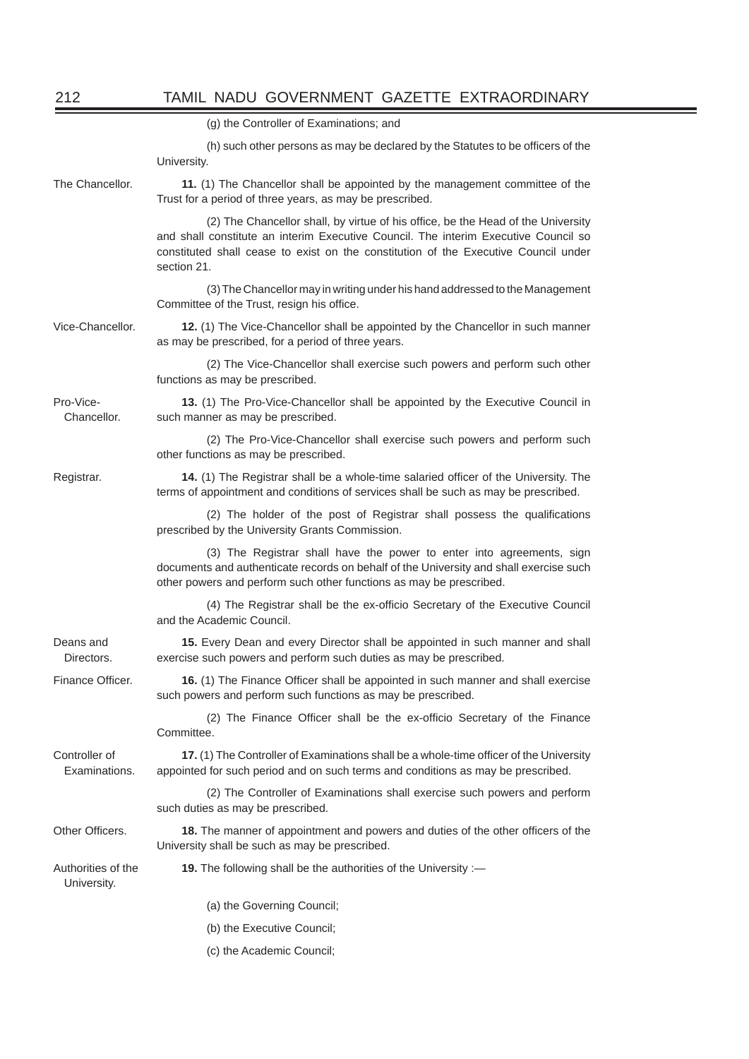(g) the Controller of Examinations; and

(h) such other persons as may be declared by the Statutes to be officers of the University.

The Chancellor.

**11.** (1) The Chancellor shall be appointed by the management committee of the Trust for a period of three years, as may be prescribed.

(2) The Chancellor shall, by virtue of his office, be the Head of the University and shall constitute an interim Executive Council. The interim Executive Council so constituted shall cease to exist on the constitution of the Executive Council under section 21.

(3) The Chancellor may in writing under his hand addressed to the Management Committee of the Trust, resign his office.

Vice-Chancellor.

**12.** (1) The Vice-Chancellor shall be appointed by the Chancellor in such manner as may be prescribed, for a period of three years.

(2) The Vice-Chancellor shall exercise such powers and perform such other functions as may be prescribed.

Pro-Vice-Chancellor.

**13.** (1) The Pro-Vice-Chancellor shall be appointed by the Executive Council in such manner as may be prescribed.

(2) The Pro-Vice-Chancellor shall exercise such powers and perform such other functions as may be prescribed.

Registrar.

**14.** (1) The Registrar shall be a whole-time salaried officer of the University. The terms of appointment and conditions of services shall be such as may be prescribed.

(2) The holder of the post of Registrar shall possess the qualifications prescribed by the University Grants Commission.

(3) The Registrar shall have the power to enter into agreements, sign documents and authenticate records on behalf of the University and shall exercise such other powers and perform such other functions as may be prescribed.

(4) The Registrar shall be the ex-officio Secretary of the Executive Council and the Academic Council.

Deans and Directors.

**15.** Every Dean and every Director shall be appointed in such manner and shall exercise such powers and perform such duties as may be prescribed.

Finance Officer.

**16.** (1) The Finance Officer shall be appointed in such manner and shall exercise such powers and perform such functions as may be prescribed.

(2) The Finance Officer shall be the ex-officio Secretary of the Finance Committee.

Controller of Examinations.

**17.** (1) The Controller of Examinations shall be a whole-time officer of the University appointed for such period and on such terms and conditions as may be prescribed.

(2) The Controller of Examinations shall exercise such powers and perform such duties as may be prescribed.

Other Officers.

**18.** The manner of appointment and powers and duties of the other officers of the University shall be such as may be prescribed.

Authorities of the University.

**19.** The following shall be the authorities of the University :—

(a) the Governing Council;

(b) the Executive Council;

(c) the Academic Council;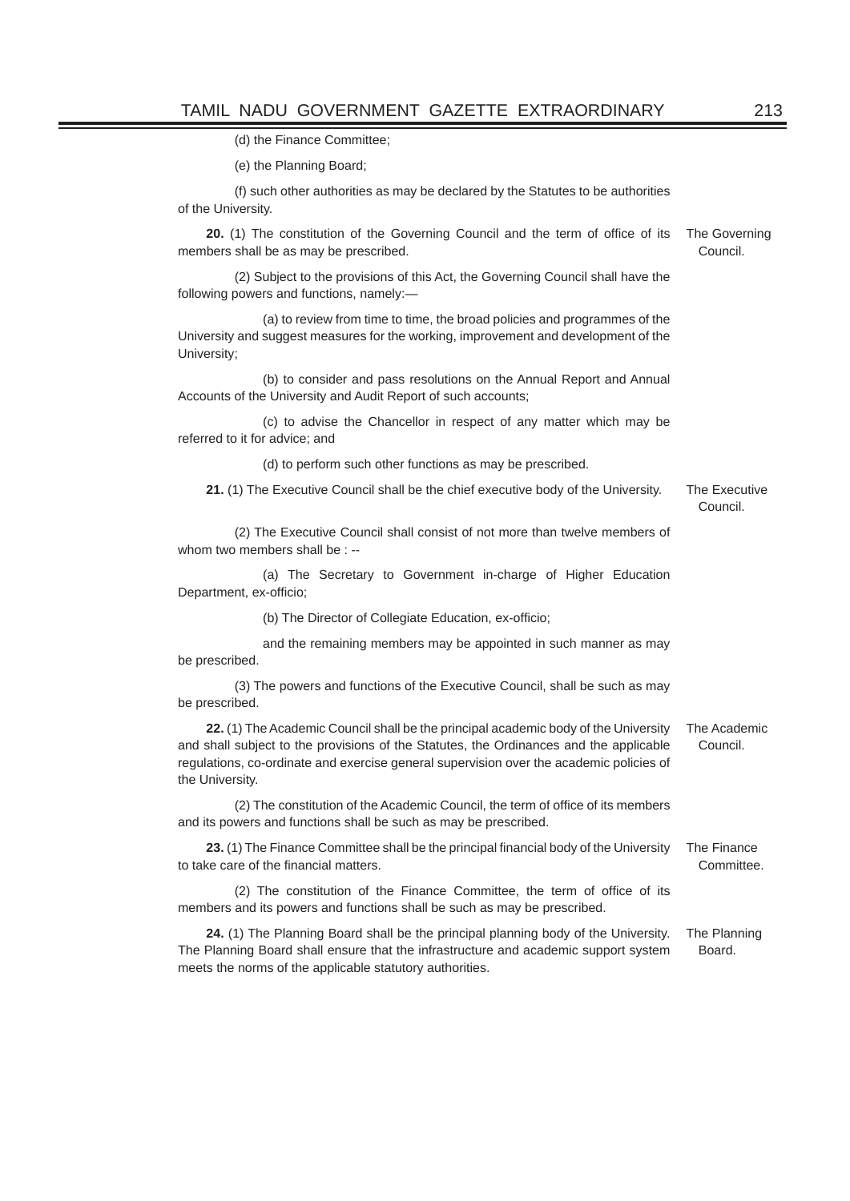(d) the Finance Committee;

(e) the Planning Board;

(f) such other authorities as may be declared by the Statutes to be authorities of the University.

**20.** (1) The constitution of the Governing Council and the term of office of its members shall be as may be prescribed. *The Governing Council.*

(2) Subject to the provisions of this Act, the Governing Council shall have the following powers and functions, namely:—

(a) to review from time to time, the broad policies and programmes of the University and suggest measures for the working, improvement and development of the University;

(b) to consider and pass resolutions on the Annual Report and Annual Accounts of the University and Audit Report of such accounts;

(c) to advise the Chancellor in respect of any matter which may be referred to it for advice; and

(d) to perform such other functions as may be prescribed.

**21.** (1) The Executive Council shall be the chief executive body of the University. *The Executive Council.*

(2) The Executive Council shall consist of not more than twelve members of whom two members shall be : --

(a) The Secretary to Government in-charge of Higher Education Department, ex-officio;

(b) The Director of Collegiate Education, ex-officio;

and the remaining members may be appointed in such manner as may be prescribed.

(3) The powers and functions of the Executive Council, shall be such as may be prescribed.

**22.** (1) The Academic Council shall be the principal academic body of the University and shall subject to the provisions of the Statutes, the Ordinances and the applicable regulations, co-ordinate and exercise general supervision over the academic policies of the University. *The Academic Council.*

(2) The constitution of the Academic Council, the term of office of its members and its powers and functions shall be such as may be prescribed.

**23.** (1) The Finance Committee shall be the principal financial body of the University to take care of the financial matters. *The Finance Committee.*

(2) The constitution of the Finance Committee, the term of office of its members and its powers and functions shall be such as may be prescribed.

**24.** (1) The Planning Board shall be the principal planning body of the University. The Planning Board shall ensure that the infrastructure and academic support system meets the norms of the applicable statutory authorities. *The Planning Board.*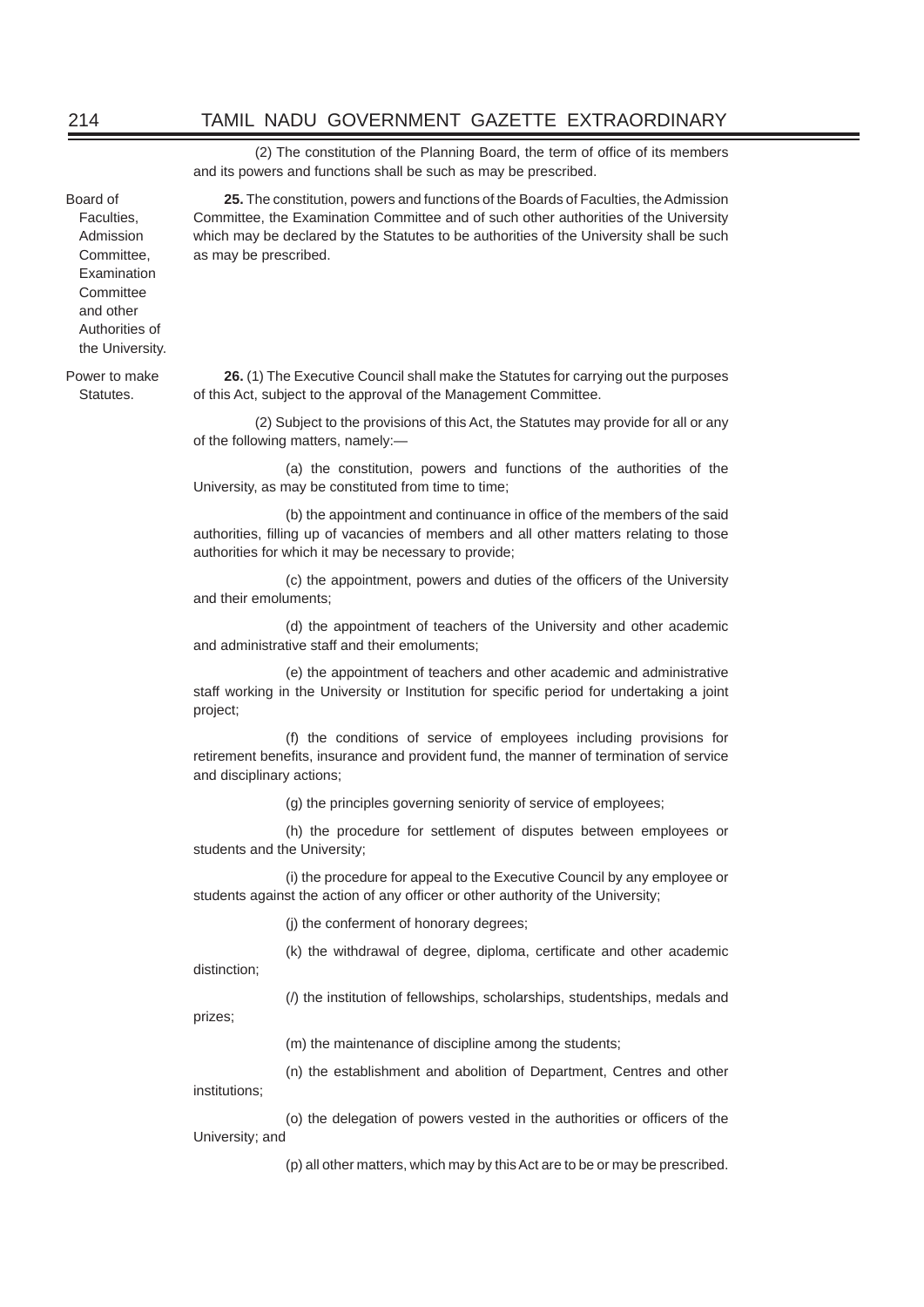(2) The constitution of the Planning Board, the term of office of its members and its powers and functions shall be such as may be prescribed.

Board of Faculties, Admission Committee, Examination Committee and other Authorities of the University.

**25.** The constitution, powers and functions of the Boards of Faculties, the Admission Committee, the Examination Committee and of such other authorities of the University which may be declared by the Statutes to be authorities of the University shall be such as may be prescribed.

Power to make Statutes.

**26.** (1) The Executive Council shall make the Statutes for carrying out the purposes of this Act, subject to the approval of the Management Committee.

(2) Subject to the provisions of this Act, the Statutes may provide for all or any of the following matters, namely:—

(a) the constitution, powers and functions of the authorities of the University, as may be constituted from time to time;

(b) the appointment and continuance in office of the members of the said authorities, filling up of vacancies of members and all other matters relating to those authorities for which it may be necessary to provide;

(c) the appointment, powers and duties of the officers of the University and their emoluments;

(d) the appointment of teachers of the University and other academic and administrative staff and their emoluments;

(e) the appointment of teachers and other academic and administrative staff working in the University or Institution for specific period for undertaking a joint project;

(f) the conditions of service of employees including provisions for retirement benefits, insurance and provident fund, the manner of termination of service and disciplinary actions;

(g) the principles governing seniority of service of employees;

(h) the procedure for settlement of disputes between employees or students and the University;

(i) the procedure for appeal to the Executive Council by any employee or students against the action of any officer or other authority of the University;

(j) the conferment of honorary degrees;

(k) the withdrawal of degree, diploma, certificate and other academic distinction;

(*l*) the institution of fellowships, scholarships, studentships, medals and prizes;

(m) the maintenance of discipline among the students;

(n) the establishment and abolition of Department, Centres and other institutions;

(o) the delegation of powers vested in the authorities or officers of the University; and

(p) all other matters, which may by this Act are to be or may be prescribed.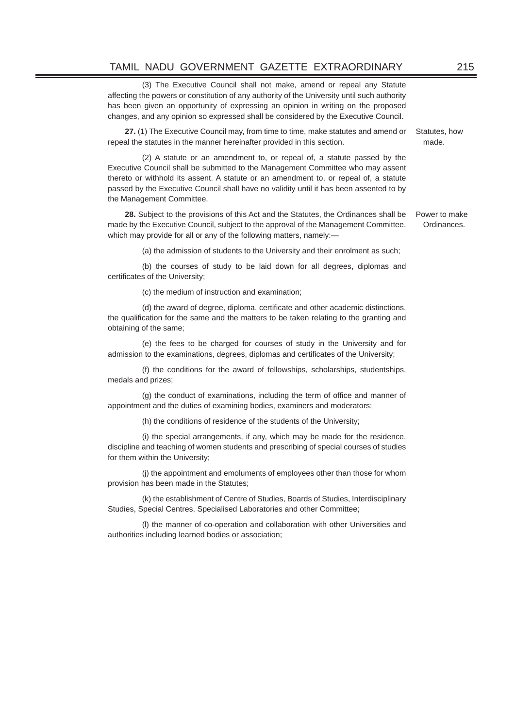(3) The Executive Council shall not make, amend or repeal any Statute affecting the powers or constitution of any authority of the University until such authority has been given an opportunity of expressing an opinion in writing on the proposed changes, and any opinion so expressed shall be considered by the Executive Council.

Statutes, how made.

**27.** (1) The Executive Council may, from time to time, make statutes and amend or repeal the statutes in the manner hereinafter provided in this section.

(2) A statute or an amendment to, or repeal of, a statute passed by the Executive Council shall be submitted to the Management Committee who may assent thereto or withhold its assent. A statute or an amendment to, or repeal of, a statute passed by the Executive Council shall have no validity until it has been assented to by the Management Committee.

Power to make Ordinances.

**28.** Subject to the provisions of this Act and the Statutes, the Ordinances shall be made by the Executive Council, subject to the approval of the Management Committee, which may provide for all or any of the following matters, namely:—

(a) the admission of students to the University and their enrolment as such;

(b) the courses of study to be laid down for all degrees, diplomas and certificates of the University;

(c) the medium of instruction and examination;

(d) the award of degree, diploma, certificate and other academic distinctions, the qualification for the same and the matters to be taken relating to the granting and obtaining of the same;

(e) the fees to be charged for courses of study in the University and for admission to the examinations, degrees, diplomas and certificates of the University;

(f) the conditions for the award of fellowships, scholarships, studentships, medals and prizes;

(g) the conduct of examinations, including the term of office and manner of appointment and the duties of examining bodies, examiners and moderators;

(h) the conditions of residence of the students of the University;

(i) the special arrangements, if any, which may be made for the residence, discipline and teaching of women students and prescribing of special courses of studies for them within the University;

(j) the appointment and emoluments of employees other than those for whom provision has been made in the Statutes;

(k) the establishment of Centre of Studies, Boards of Studies, Interdisciplinary Studies, Special Centres, Specialised Laboratories and other Committee;

(l) the manner of co-operation and collaboration with other Universities and authorities including learned bodies or association;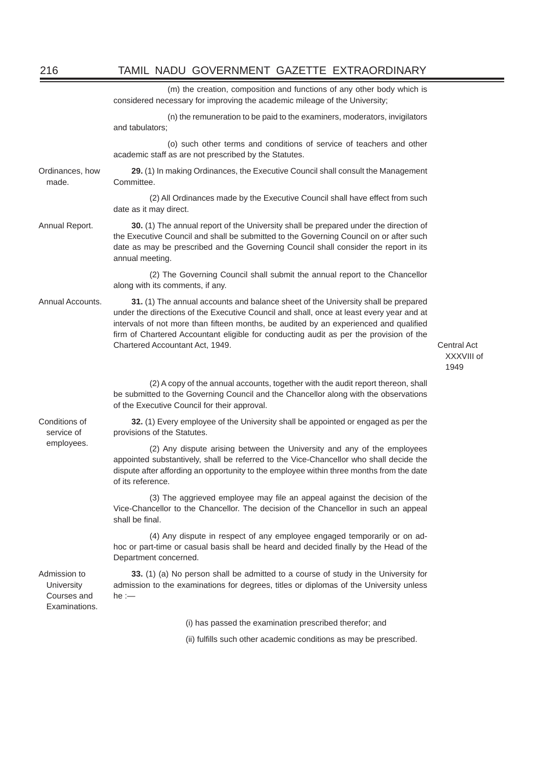(m) the creation, composition and functions of any other body which is considered necessary for improving the academic mileage of the University;

(n) the remuneration to be paid to the examiners, moderators, invigilators and tabulators;

(o) such other terms and conditions of service of teachers and other academic staff as are not prescribed by the Statutes.

Ordinances, how made.

**29.** (1) In making Ordinances, the Executive Council shall consult the Management Committee.

(2) All Ordinances made by the Executive Council shall have effect from such date as it may direct.

Annual Report.

**30.** (1) The annual report of the University shall be prepared under the direction of the Executive Council and shall be submitted to the Governing Council on or after such date as may be prescribed and the Governing Council shall consider the report in its annual meeting.

(2) The Governing Council shall submit the annual report to the Chancellor along with its comments, if any.

Annual Accounts.

**31.** (1) The annual accounts and balance sheet of the University shall be prepared under the directions of the Executive Council and shall, once at least every year and at intervals of not more than fifteen months, be audited by an experienced and qualified firm of Chartered Accountant eligible for conducting audit as per the provision of the Chartered Accountant Act, 1949.

Central Act XXXVIII of 1949

(2) A copy of the annual accounts, together with the audit report thereon, shall be submitted to the Governing Council and the Chancellor along with the observations of the Executive Council for their approval.

Conditions of service of employees.

**32.** (1) Every employee of the University shall be appointed or engaged as per the provisions of the Statutes.

(2) Any dispute arising between the University and any of the employees appointed substantively, shall be referred to the Vice-Chancellor who shall decide the dispute after affording an opportunity to the employee within three months from the date of its reference.

(3) The aggrieved employee may file an appeal against the decision of the Vice-Chancellor to the Chancellor. The decision of the Chancellor in such an appeal shall be final.

(4) Any dispute in respect of any employee engaged temporarily or on ad-hoc or part-time or casual basis shall be heard and decided finally by the Head of the Department concerned.

Admission to University Courses and Examinations.

**33.** (1) (a) No person shall be admitted to a course of study in the University for admission to the examinations for degrees, titles or diplomas of the University unless he :—

(i) has passed the examination prescribed therefor; and

(ii) fulfills such other academic conditions as may be prescribed.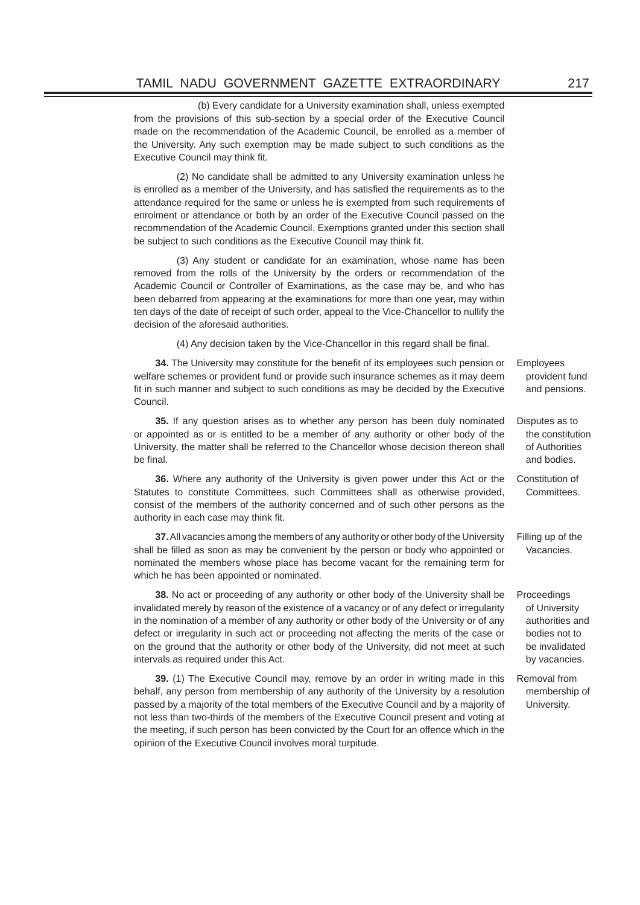(b) Every candidate for a University examination shall, unless exempted from the provisions of this sub-section by a special order of the Executive Council made on the recommendation of the Academic Council, be enrolled as a member of the University. Any such exemption may be made subject to such conditions as the Executive Council may think fit.

(2) No candidate shall be admitted to any University examination unless he is enrolled as a member of the University, and has satisfied the requirements as to the attendance required for the same or unless he is exempted from such requirements of enrolment or attendance or both by an order of the Executive Council passed on the recommendation of the Academic Council. Exemptions granted under this section shall be subject to such conditions as the Executive Council may think fit.

(3) Any student or candidate for an examination, whose name has been removed from the rolls of the University by the orders or recommendation of the Academic Council or Controller of Examinations, as the case may be, and who has been debarred from appearing at the examinations for more than one year, may within ten days of the date of receipt of such order, appeal to the Vice-Chancellor to nullify the decision of the aforesaid authorities.

(4) Any decision taken by the Vice-Chancellor in this regard shall be final.

Employees provident fund and pensions.

**34.** The University may constitute for the benefit of its employees such pension or welfare schemes or provident fund or provide such insurance schemes as it may deem fit in such manner and subject to such conditions as may be decided by the Executive Council.

Disputes as to the constitution of Authorities and bodies.

**35.** If any question arises as to whether any person has been duly nominated or appointed as or is entitled to be a member of any authority or other body of the University, the matter shall be referred to the Chancellor whose decision thereon shall be final.

Constitution of Committees.

**36.** Where any authority of the University is given power under this Act or the Statutes to constitute Committees, such Committees shall as otherwise provided, consist of the members of the authority concerned and of such other persons as the authority in each case may think fit.

Filling up of the Vacancies.

**37.** All vacancies among the members of any authority or other body of the University shall be filled as soon as may be convenient by the person or body who appointed or nominated the members whose place has become vacant for the remaining term for which he has been appointed or nominated.

Proceedings of University authorities and bodies not to be invalidated by vacancies.

**38.** No act or proceeding of any authority or other body of the University shall be invalidated merely by reason of the existence of a vacancy or of any defect or irregularity in the nomination of a member of any authority or other body of the University or of any defect or irregularity in such act or proceeding not affecting the merits of the case or on the ground that the authority or other body of the University, did not meet at such intervals as required under this Act.

Removal from membership of University.

**39.** (1) The Executive Council may, remove by an order in writing made in this behalf, any person from membership of any authority of the University by a resolution passed by a majority of the total members of the Executive Council and by a majority of not less than two-thirds of the members of the Executive Council present and voting at the meeting, if such person has been convicted by the Court for an offence which in the opinion of the Executive Council involves moral turpitude.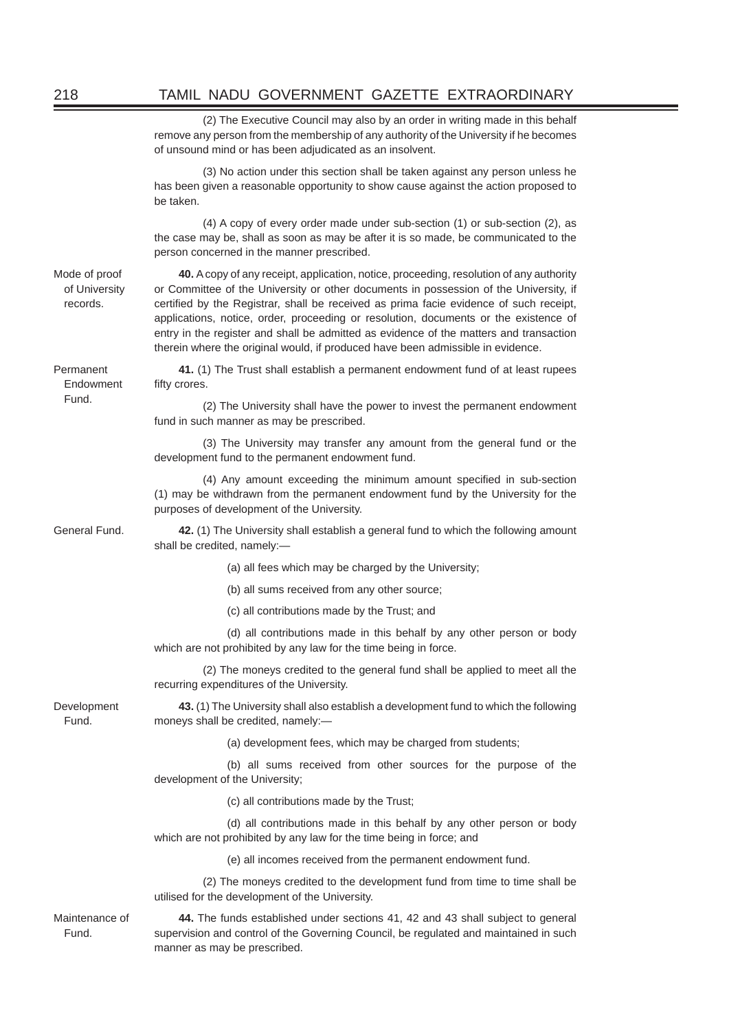(2) The Executive Council may also by an order in writing made in this behalf remove any person from the membership of any authority of the University if he becomes of unsound mind or has been adjudicated as an insolvent.

(3) No action under this section shall be taken against any person unless he has been given a reasonable opportunity to show cause against the action proposed to be taken.

(4) A copy of every order made under sub-section (1) or sub-section (2), as the case may be, shall as soon as may be after it is so made, be communicated to the person concerned in the manner prescribed.

Mode of proof of University records.

**40.** A copy of any receipt, application, notice, proceeding, resolution of any authority or Committee of the University or other documents in possession of the University, if certified by the Registrar, shall be received as prima facie evidence of such receipt, applications, notice, order, proceeding or resolution, documents or the existence of entry in the register and shall be admitted as evidence of the matters and transaction therein where the original would, if produced have been admissible in evidence.

Permanent Endowment Fund.

**41.** (1) The Trust shall establish a permanent endowment fund of at least rupees fifty crores.

(2) The University shall have the power to invest the permanent endowment fund in such manner as may be prescribed.

(3) The University may transfer any amount from the general fund or the development fund to the permanent endowment fund.

(4) Any amount exceeding the minimum amount specified in sub-section (1) may be withdrawn from the permanent endowment fund by the University for the purposes of development of the University.

General Fund.

**42.** (1) The University shall establish a general fund to which the following amount shall be credited, namely:—

(a) all fees which may be charged by the University;

(b) all sums received from any other source;

(c) all contributions made by the Trust; and

(d) all contributions made in this behalf by any other person or body which are not prohibited by any law for the time being in force.

(2) The moneys credited to the general fund shall be applied to meet all the recurring expenditures of the University.

Development Fund.

**43.** (1) The University shall also establish a development fund to which the following moneys shall be credited, namely:—

(a) development fees, which may be charged from students;

(b) all sums received from other sources for the purpose of the development of the University;

(c) all contributions made by the Trust;

(d) all contributions made in this behalf by any other person or body which are not prohibited by any law for the time being in force; and

(e) all incomes received from the permanent endowment fund.

(2) The moneys credited to the development fund from time to time shall be utilised for the development of the University.

Maintenance of Fund.

**44.** The funds established under sections 41, 42 and 43 shall subject to general supervision and control of the Governing Council, be regulated and maintained in such manner as may be prescribed.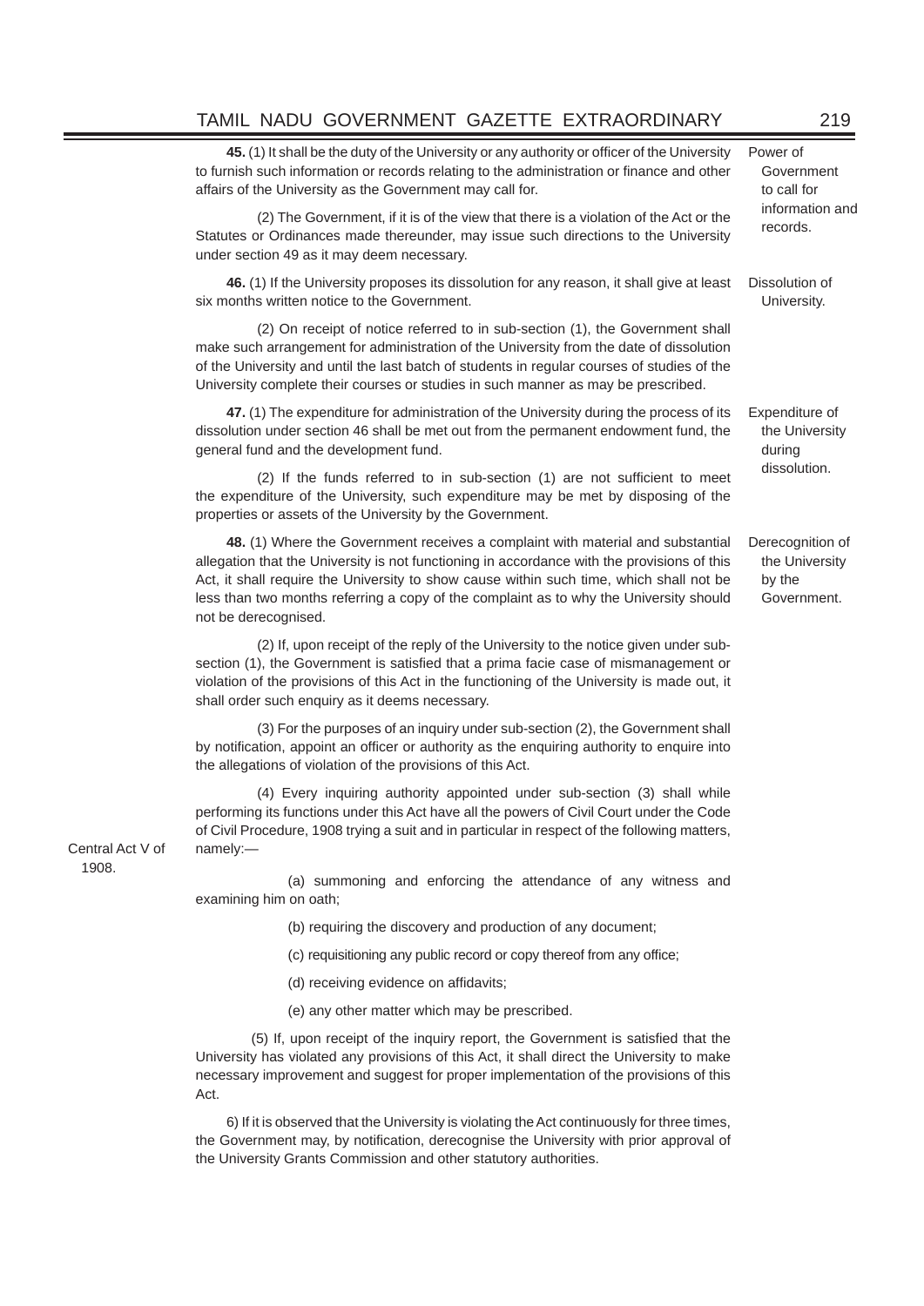**45.** (1) It shall be the duty of the University or any authority or officer of the University to furnish such information or records relating to the administration or finance and other affairs of the University as the Government may call for.

Power of Government to call for information and records.

(2) The Government, if it is of the view that there is a violation of the Act or the Statutes or Ordinances made thereunder, may issue such directions to the University under section 49 as it may deem necessary.

**46.** (1) If the University proposes its dissolution for any reason, it shall give at least six months written notice to the Government.

Dissolution of University.

(2) On receipt of notice referred to in sub-section (1), the Government shall make such arrangement for administration of the University from the date of dissolution of the University and until the last batch of students in regular courses of studies of the University complete their courses or studies in such manner as may be prescribed.

**47.** (1) The expenditure for administration of the University during the process of its dissolution under section 46 shall be met out from the permanent endowment fund, the general fund and the development fund.

Expenditure of the University during dissolution.

(2) If the funds referred to in sub-section (1) are not sufficient to meet the expenditure of the University, such expenditure may be met by disposing of the properties or assets of the University by the Government.

**48.** (1) Where the Government receives a complaint with material and substantial allegation that the University is not functioning in accordance with the provisions of this Act, it shall require the University to show cause within such time, which shall not be less than two months referring a copy of the complaint as to why the University should not be derecognised.

Derecognition of the University by the Government.

(2) If, upon receipt of the reply of the University to the notice given under sub-section (1), the Government is satisfied that a prima facie case of mismanagement or violation of the provisions of this Act in the functioning of the University is made out, it shall order such enquiry as it deems necessary.

(3) For the purposes of an inquiry under sub-section (2), the Government shall by notification, appoint an officer or authority as the enquiring authority to enquire into the allegations of violation of the provisions of this Act.

(4) Every inquiring authority appointed under sub-section (3) shall while performing its functions under this Act have all the powers of Civil Court under the Code of Civil Procedure, 1908 trying a suit and in particular in respect of the following matters, namely:—

Central Act V of 1908.

(a) summoning and enforcing the attendance of any witness and examining him on oath;

(b) requiring the discovery and production of any document;

(c) requisitioning any public record or copy thereof from any office;

(d) receiving evidence on affidavits;

(e) any other matter which may be prescribed.

(5) If, upon receipt of the inquiry report, the Government is satisfied that the University has violated any provisions of this Act, it shall direct the University to make necessary improvement and suggest for proper implementation of the provisions of this Act.

6) If it is observed that the University is violating the Act continuously for three times, the Government may, by notification, derecognise the University with prior approval of the University Grants Commission and other statutory authorities.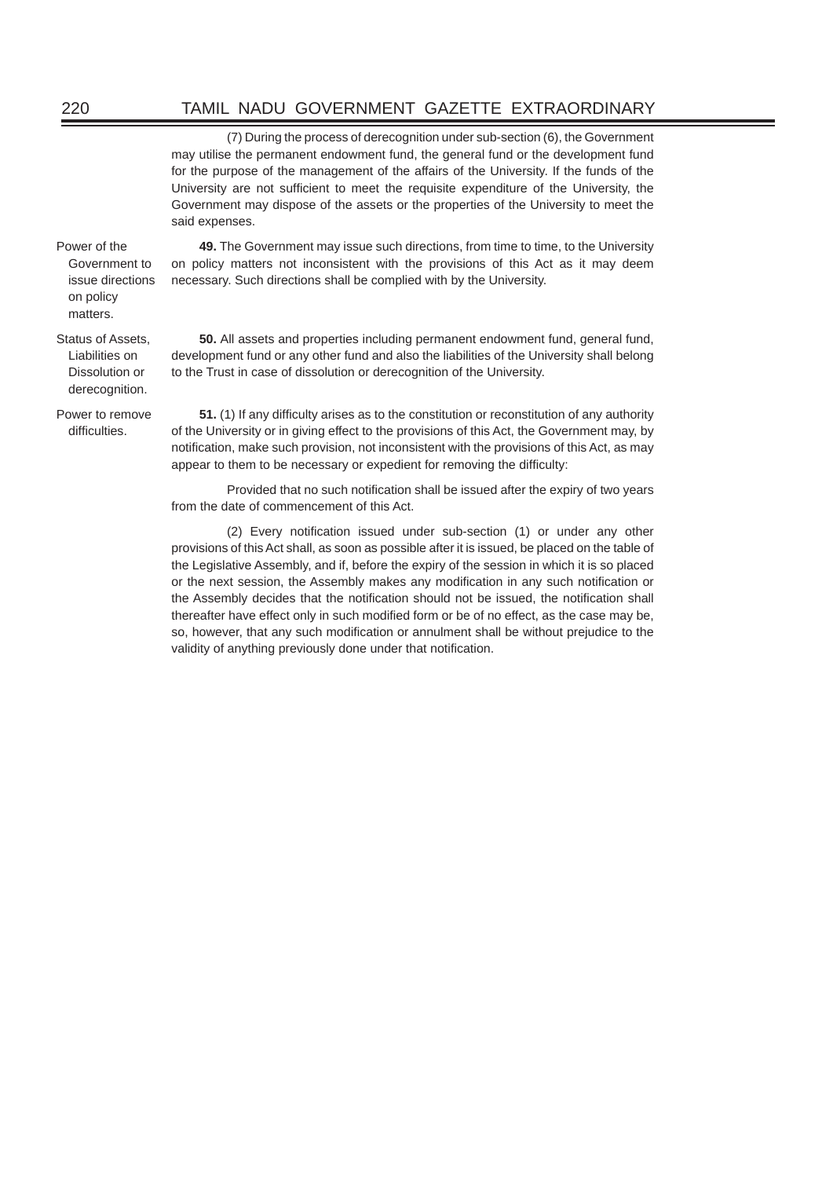(7) During the process of derecognition under sub-section (6), the Government may utilise the permanent endowment fund, the general fund or the development fund for the purpose of the management of the affairs of the University. If the funds of the University are not sufficient to meet the requisite expenditure of the University, the Government may dispose of the assets or the properties of the University to meet the said expenses.

Power of the Government to issue directions on policy matters.

**49.** The Government may issue such directions, from time to time, to the University on policy matters not inconsistent with the provisions of this Act as it may deem necessary. Such directions shall be complied with by the University.

Status of Assets, Liabilities on Dissolution or derecognition.

**50.** All assets and properties including permanent endowment fund, general fund, development fund or any other fund and also the liabilities of the University shall belong to the Trust in case of dissolution or derecognition of the University.

Power to remove difficulties.

**51.** (1) If any difficulty arises as to the constitution or reconstitution of any authority of the University or in giving effect to the provisions of this Act, the Government may, by notification, make such provision, not inconsistent with the provisions of this Act, as may appear to them to be necessary or expedient for removing the difficulty:

Provided that no such notification shall be issued after the expiry of two years from the date of commencement of this Act.

(2) Every notification issued under sub-section (1) or under any other provisions of this Act shall, as soon as possible after it is issued, be placed on the table of the Legislative Assembly, and if, before the expiry of the session in which it is so placed or the next session, the Assembly makes any modification in any such notification or the Assembly decides that the notification should not be issued, the notification shall thereafter have effect only in such modified form or be of no effect, as the case may be, so, however, that any such modification or annulment shall be without prejudice to the validity of anything previously done under that notification.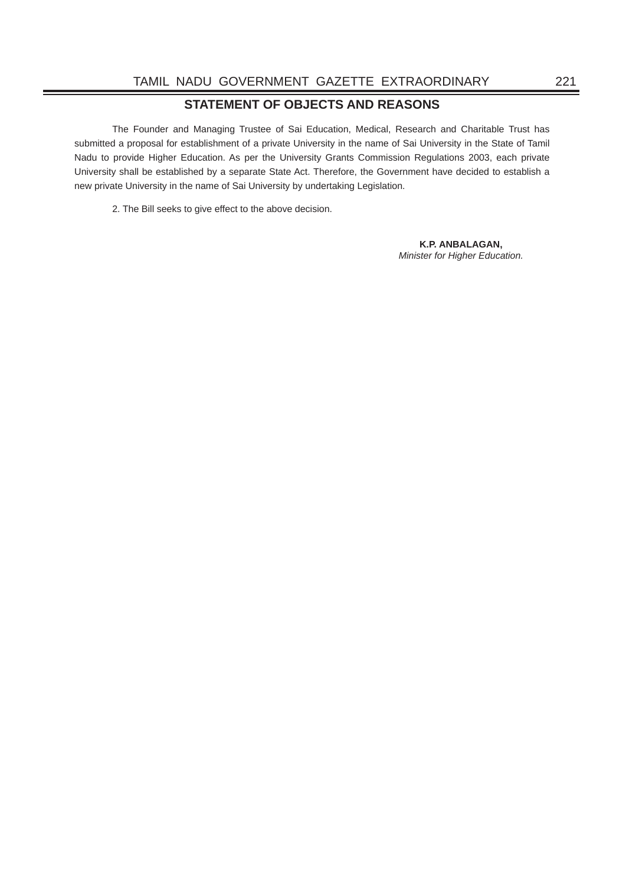## STATEMENT OF OBJECTS AND REASONS

The Founder and Managing Trustee of Sai Education, Medical, Research and Charitable Trust has submitted a proposal for establishment of a private University in the name of Sai University in the State of Tamil Nadu to provide Higher Education. As per the University Grants Commission Regulations 2003, each private University shall be established by a separate State Act. Therefore, the Government have decided to establish a new private University in the name of Sai University by undertaking Legislation.

2. The Bill seeks to give effect to the above decision.

**K.P. ANBALAGAN,**
*Minister for Higher Education.*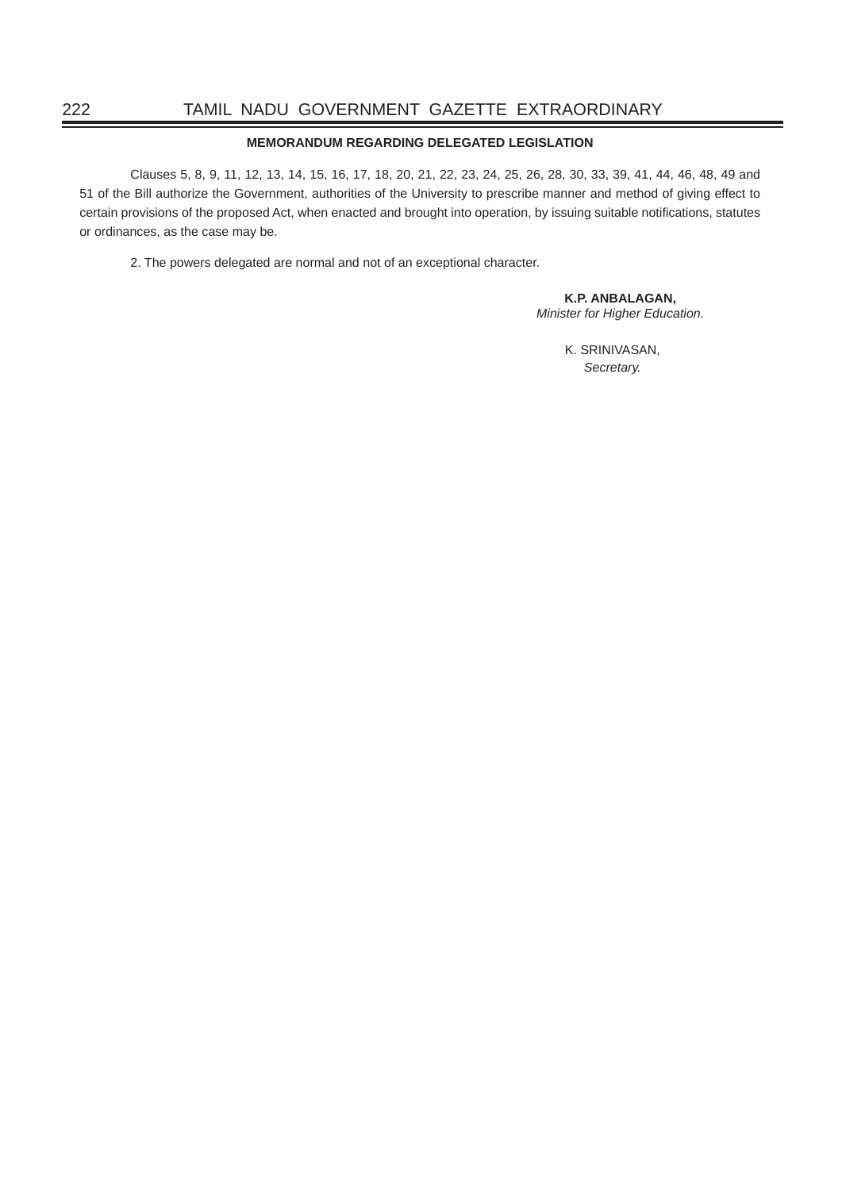**MEMORANDUM REGARDING DELEGATED LEGISLATION**

Clauses 5, 8, 9, 11, 12, 13, 14, 15, 16, 17, 18, 20, 21, 22, 23, 24, 25, 26, 28, 30, 33, 39, 41, 44, 46, 48, 49 and 51 of the Bill authorize the Government, authorities of the University to prescribe manner and method of giving effect to certain provisions of the proposed Act, when enacted and brought into operation, by issuing suitable notifications, statutes or ordinances, as the case may be.

2. The powers delegated are normal and not of an exceptional character.

**K.P. ANBALAGAN,**
*Minister for Higher Education.*

K. SRINIVASAN,
*Secretary.*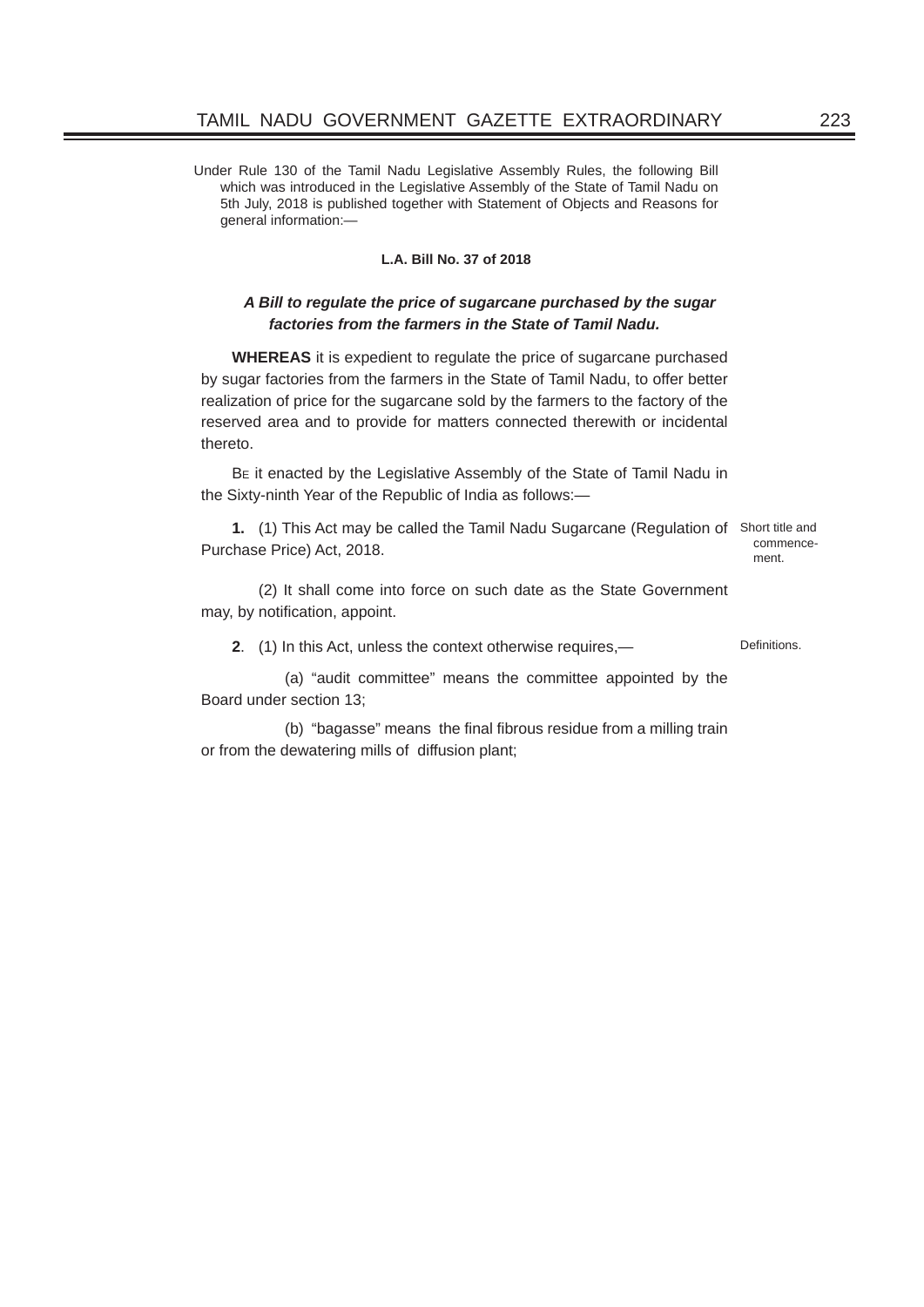Under Rule 130 of the Tamil Nadu Legislative Assembly Rules, the following Bill which was introduced in the Legislative Assembly of the State of Tamil Nadu on 5th July, 2018 is published together with Statement of Objects and Reasons for general information:—

**L.A. Bill No. 37 of 2018**

***A Bill to regulate the price of sugarcane purchased by the sugar factories from the farmers in the State of Tamil Nadu.***

**WHEREAS** it is expedient to regulate the price of sugarcane purchased by sugar factories from the farmers in the State of Tamil Nadu, to offer better realization of price for the sugarcane sold by the farmers to the factory of the reserved area and to provide for matters connected therewith or incidental thereto.

BE it enacted by the Legislative Assembly of the State of Tamil Nadu in the Sixty-ninth Year of the Republic of India as follows:—

Short title and commencement.

**1.** (1) This Act may be called the Tamil Nadu Sugarcane (Regulation of Purchase Price) Act, 2018.

(2) It shall come into force on such date as the State Government may, by notification, appoint.

Definitions.

**2**. (1) In this Act, unless the context otherwise requires,—

(a) "audit committee" means the committee appointed by the Board under section 13;

(b) "bagasse" means the final fibrous residue from a milling train or from the dewatering mills of diffusion plant;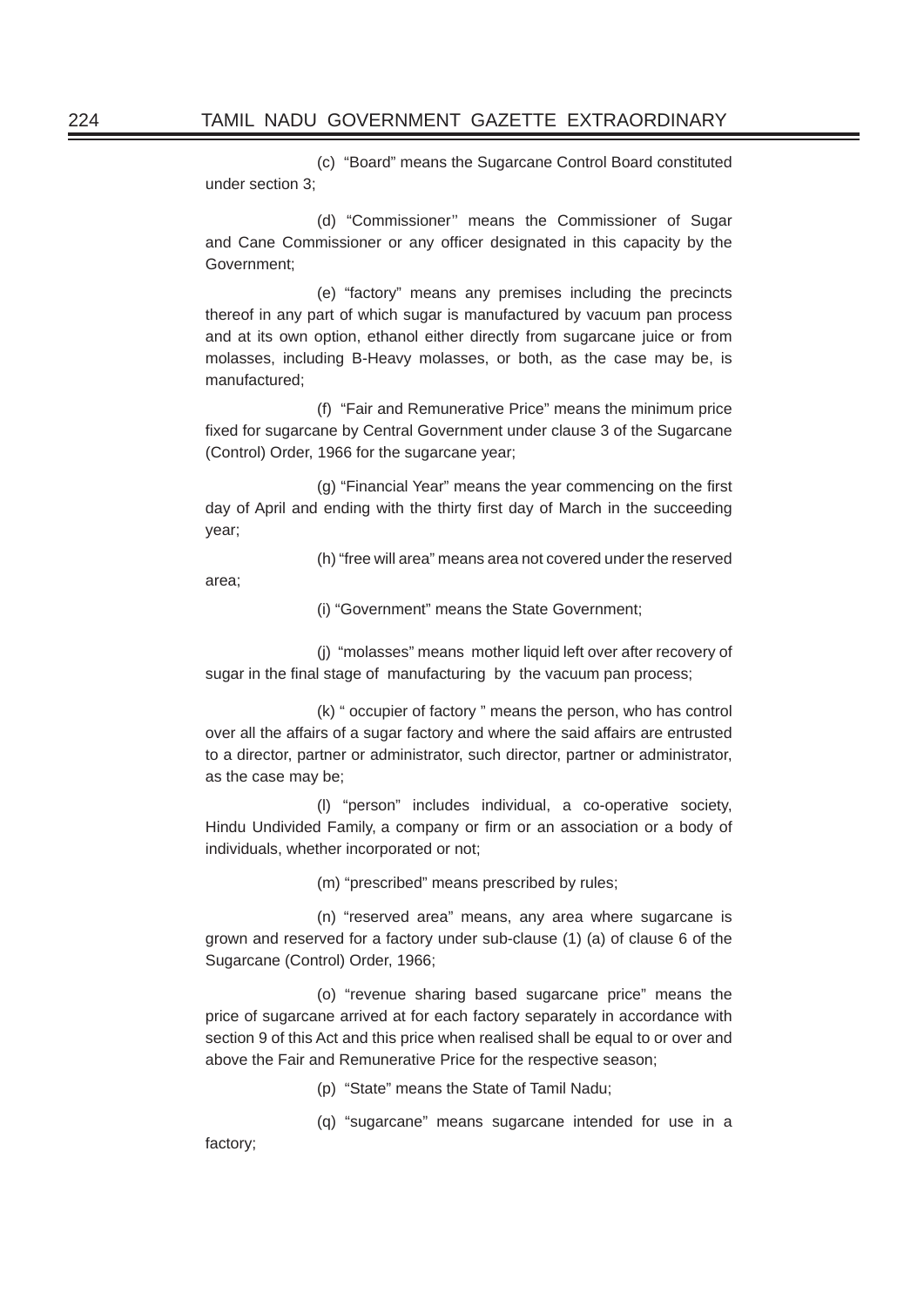(c) "Board" means the Sugarcane Control Board constituted under section 3;

(d) "Commissioner'' means the Commissioner of Sugar and Cane Commissioner or any officer designated in this capacity by the Government;

(e) "factory" means any premises including the precincts thereof in any part of which sugar is manufactured by vacuum pan process and at its own option, ethanol either directly from sugarcane juice or from molasses, including B-Heavy molasses, or both, as the case may be, is manufactured;

(f) "Fair and Remunerative Price" means the minimum price fixed for sugarcane by Central Government under clause 3 of the Sugarcane (Control) Order, 1966 for the sugarcane year;

(g) "Financial Year" means the year commencing on the first day of April and ending with the thirty first day of March in the succeeding year;

(h) "free will area" means area not covered under the reserved area;

(i) "Government" means the State Government;

(j) "molasses" means mother liquid left over after recovery of sugar in the final stage of manufacturing by the vacuum pan process;

(k) " occupier of factory " means the person, who has control over all the affairs of a sugar factory and where the said affairs are entrusted to a director, partner or administrator, such director, partner or administrator, as the case may be;

(l) "person" includes individual, a co-operative society, Hindu Undivided Family, a company or firm or an association or a body of individuals, whether incorporated or not;

(m) "prescribed" means prescribed by rules;

(n) "reserved area" means, any area where sugarcane is grown and reserved for a factory under sub-clause (1) (a) of clause 6 of the Sugarcane (Control) Order, 1966;

(o) "revenue sharing based sugarcane price" means the price of sugarcane arrived at for each factory separately in accordance with section 9 of this Act and this price when realised shall be equal to or over and above the Fair and Remunerative Price for the respective season;

(p) "State" means the State of Tamil Nadu;

(q) "sugarcane" means sugarcane intended for use in a factory;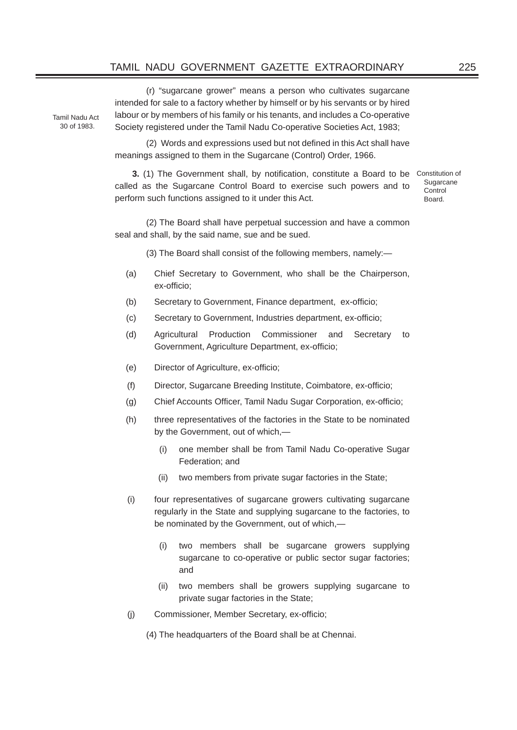(r) "sugarcane grower" means a person who cultivates sugarcane intended for sale to a factory whether by himself or by his servants or by hired labour or by members of his family or his tenants, and includes a Co-operative Society registered under the Tamil Nadu Co-operative Societies Act, 1983;

Tamil Nadu Act 30 of 1983.

(2) Words and expressions used but not defined in this Act shall have meanings assigned to them in the Sugarcane (Control) Order, 1966.

Constitution of Sugarcane Control Board.

**3.** (1) The Government shall, by notification, constitute a Board to be called as the Sugarcane Control Board to exercise such powers and to perform such functions assigned to it under this Act.

(2) The Board shall have perpetual succession and have a common seal and shall, by the said name, sue and be sued.

(3) The Board shall consist of the following members, namely:—

(a) Chief Secretary to Government, who shall be the Chairperson, ex-officio;

(b) Secretary to Government, Finance department, ex-officio;

(c) Secretary to Government, Industries department, ex-officio;

(d) Agricultural Production Commissioner and Secretary to Government, Agriculture Department, ex-officio;

(e) Director of Agriculture, ex-officio;

(f) Director, Sugarcane Breeding Institute, Coimbatore, ex-officio;

(g) Chief Accounts Officer, Tamil Nadu Sugar Corporation, ex-officio;

(h) three representatives of the factories in the State to be nominated by the Government, out of which,—

  (i) one member shall be from Tamil Nadu Co-operative Sugar Federation; and

  (ii) two members from private sugar factories in the State;

(i) four representatives of sugarcane growers cultivating sugarcane regularly in the State and supplying sugarcane to the factories, to be nominated by the Government, out of which,—

  (i) two members shall be sugarcane growers supplying sugarcane to co-operative or public sector sugar factories; and

  (ii) two members shall be growers supplying sugarcane to private sugar factories in the State;

(j) Commissioner, Member Secretary, ex-officio;

(4) The headquarters of the Board shall be at Chennai.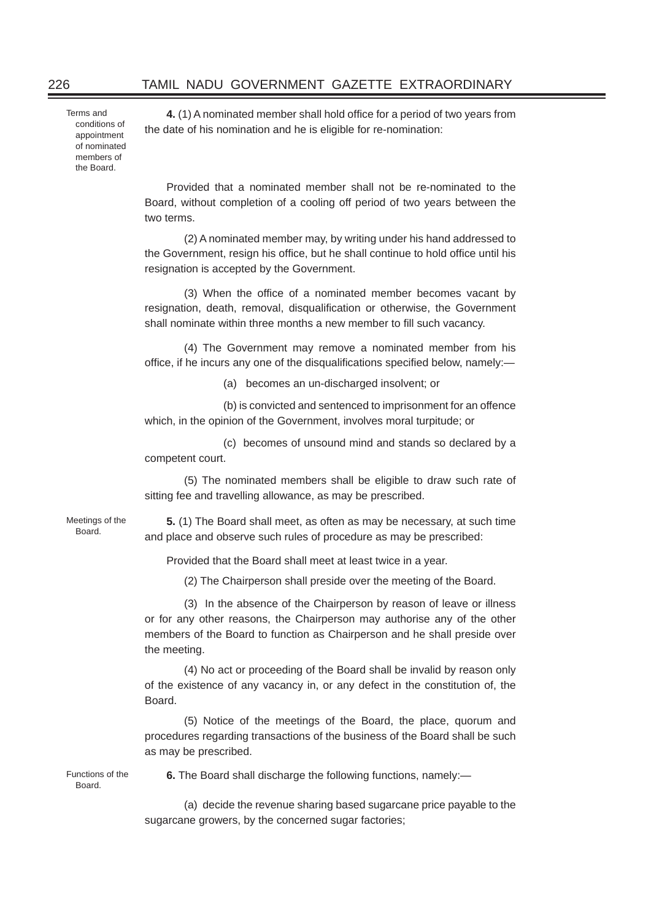Terms and conditions of appointment of nominated members of the Board.

**4.** (1) A nominated member shall hold office for a period of two years from the date of his nomination and he is eligible for re-nomination:

Provided that a nominated member shall not be re-nominated to the Board, without completion of a cooling off period of two years between the two terms.

(2) A nominated member may, by writing under his hand addressed to the Government, resign his office, but he shall continue to hold office until his resignation is accepted by the Government.

(3) When the office of a nominated member becomes vacant by resignation, death, removal, disqualification or otherwise, the Government shall nominate within three months a new member to fill such vacancy.

(4) The Government may remove a nominated member from his office, if he incurs any one of the disqualifications specified below, namely:—

(a) becomes an un-discharged insolvent; or

(b) is convicted and sentenced to imprisonment for an offence which, in the opinion of the Government, involves moral turpitude; or

(c) becomes of unsound mind and stands so declared by a competent court.

(5) The nominated members shall be eligible to draw such rate of sitting fee and travelling allowance, as may be prescribed.

Meetings of the Board.

**5.** (1) The Board shall meet, as often as may be necessary, at such time and place and observe such rules of procedure as may be prescribed:

Provided that the Board shall meet at least twice in a year.

(2) The Chairperson shall preside over the meeting of the Board.

(3) In the absence of the Chairperson by reason of leave or illness or for any other reasons, the Chairperson may authorise any of the other members of the Board to function as Chairperson and he shall preside over the meeting.

(4) No act or proceeding of the Board shall be invalid by reason only of the existence of any vacancy in, or any defect in the constitution of, the Board.

(5) Notice of the meetings of the Board, the place, quorum and procedures regarding transactions of the business of the Board shall be such as may be prescribed.

Functions of the Board.

**6.** The Board shall discharge the following functions, namely:—

(a) decide the revenue sharing based sugarcane price payable to the sugarcane growers, by the concerned sugar factories;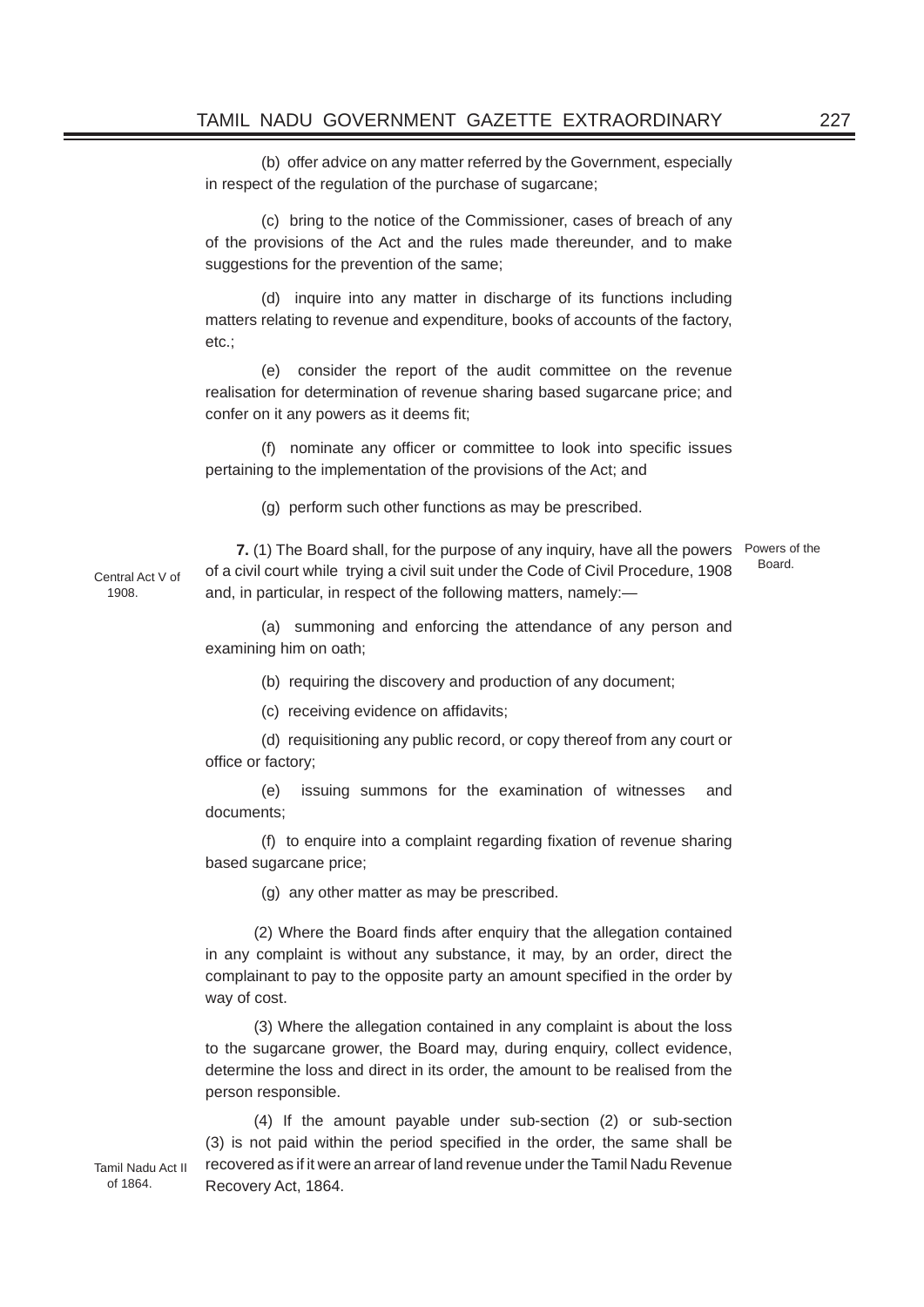(b) offer advice on any matter referred by the Government, especially in respect of the regulation of the purchase of sugarcane;

(c) bring to the notice of the Commissioner, cases of breach of any of the provisions of the Act and the rules made thereunder, and to make suggestions for the prevention of the same;

(d) inquire into any matter in discharge of its functions including matters relating to revenue and expenditure, books of accounts of the factory, etc.;

(e) consider the report of the audit committee on the revenue realisation for determination of revenue sharing based sugarcane price; and confer on it any powers as it deems fit;

(f) nominate any officer or committee to look into specific issues pertaining to the implementation of the provisions of the Act; and

(g) perform such other functions as may be prescribed.

Powers of the Board.

**7.** (1) The Board shall, for the purpose of any inquiry, have all the powers of a civil court while trying a civil suit under the Code of Civil Procedure, 1908 and, in particular, in respect of the following matters, namely:—

Central Act V of 1908.

(a) summoning and enforcing the attendance of any person and examining him on oath;

(b) requiring the discovery and production of any document;

(c) receiving evidence on affidavits;

(d) requisitioning any public record, or copy thereof from any court or office or factory;

(e) issuing summons for the examination of witnesses and documents;

(f) to enquire into a complaint regarding fixation of revenue sharing based sugarcane price;

(g) any other matter as may be prescribed.

(2) Where the Board finds after enquiry that the allegation contained in any complaint is without any substance, it may, by an order, direct the complainant to pay to the opposite party an amount specified in the order by way of cost.

(3) Where the allegation contained in any complaint is about the loss to the sugarcane grower, the Board may, during enquiry, collect evidence, determine the loss and direct in its order, the amount to be realised from the person responsible.

(4) If the amount payable under sub-section (2) or sub-section (3) is not paid within the period specified in the order, the same shall be recovered as if it were an arrear of land revenue under the Tamil Nadu Revenue Recovery Act, 1864.

Tamil Nadu Act II of 1864.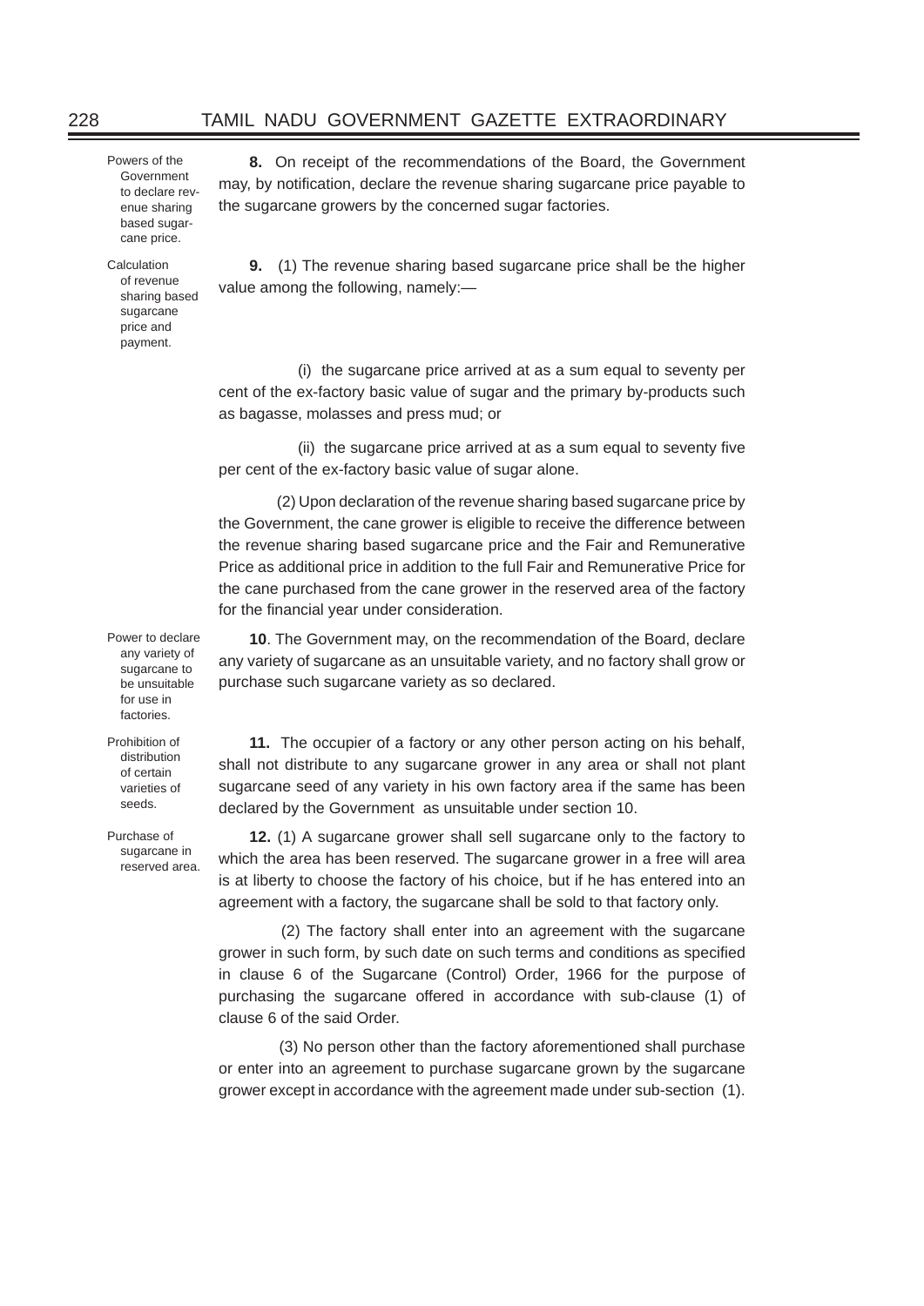Powers of the Government to declare revenue sharing based sugarcane price.

**8.** On receipt of the recommendations of the Board, the Government may, by notification, declare the revenue sharing sugarcane price payable to the sugarcane growers by the concerned sugar factories.

Calculation of revenue sharing based sugarcane price and payment.

**9.** (1) The revenue sharing based sugarcane price shall be the higher value among the following, namely:—

(i) the sugarcane price arrived at as a sum equal to seventy per cent of the ex-factory basic value of sugar and the primary by-products such as bagasse, molasses and press mud; or

(ii) the sugarcane price arrived at as a sum equal to seventy five per cent of the ex-factory basic value of sugar alone.

(2) Upon declaration of the revenue sharing based sugarcane price by the Government, the cane grower is eligible to receive the difference between the revenue sharing based sugarcane price and the Fair and Remunerative Price as additional price in addition to the full Fair and Remunerative Price for the cane purchased from the cane grower in the reserved area of the factory for the financial year under consideration.

Power to declare any variety of sugarcane to be unsuitable for use in factories.

**10**. The Government may, on the recommendation of the Board, declare any variety of sugarcane as an unsuitable variety, and no factory shall grow or purchase such sugarcane variety as so declared.

Prohibition of distribution of certain varieties of seeds.

**11.** The occupier of a factory or any other person acting on his behalf, shall not distribute to any sugarcane grower in any area or shall not plant sugarcane seed of any variety in his own factory area if the same has been declared by the Government as unsuitable under section 10.

Purchase of sugarcane in reserved area.

**12.** (1) A sugarcane grower shall sell sugarcane only to the factory to which the area has been reserved. The sugarcane grower in a free will area is at liberty to choose the factory of his choice, but if he has entered into an agreement with a factory, the sugarcane shall be sold to that factory only.

(2) The factory shall enter into an agreement with the sugarcane grower in such form, by such date on such terms and conditions as specified in clause 6 of the Sugarcane (Control) Order, 1966 for the purpose of purchasing the sugarcane offered in accordance with sub-clause (1) of clause 6 of the said Order.

(3) No person other than the factory aforementioned shall purchase or enter into an agreement to purchase sugarcane grown by the sugarcane grower except in accordance with the agreement made under sub-section (1).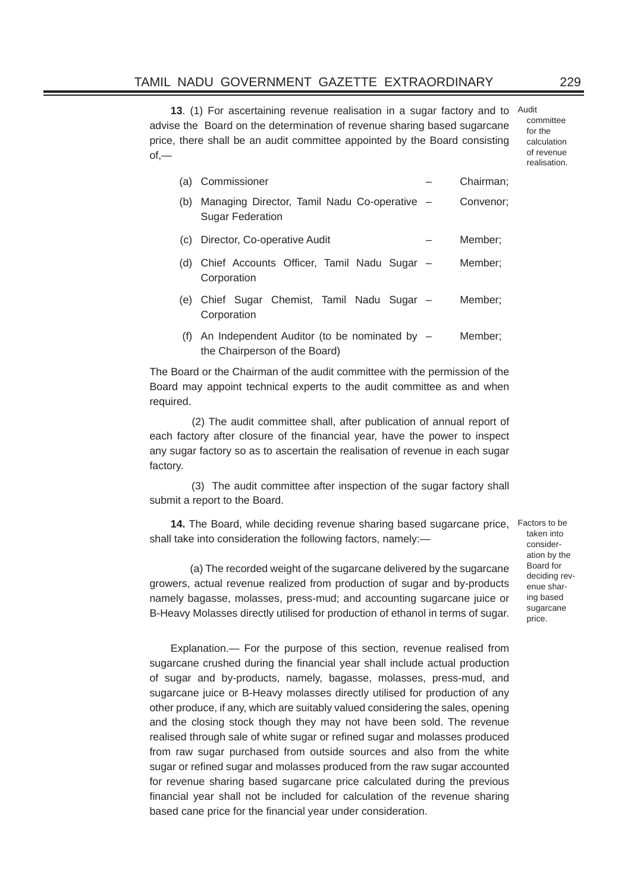**13**. (1) For ascertaining revenue realisation in a sugar factory and to advise the Board on the determination of revenue sharing based sugarcane price, there shall be an audit committee appointed by the Board consisting of,—

*Audit committee for the calculation of revenue realisation.*

| | | | |
|---|---|---|---|
| (a) | Commissioner | – | Chairman; |
| (b) | Managing Director, Tamil Nadu Co-operative Sugar Federation | – | Convenor; |
| (c) | Director, Co-operative Audit | – | Member; |
| (d) | Chief Accounts Officer, Tamil Nadu Sugar Corporation | – | Member; |
| (e) | Chief Sugar Chemist, Tamil Nadu Sugar Corporation | – | Member; |
| (f) | An Independent Auditor (to be nominated by the Chairperson of the Board) | – | Member; |

The Board or the Chairman of the audit committee with the permission of the Board may appoint technical experts to the audit committee as and when required.

(2) The audit committee shall, after publication of annual report of each factory after closure of the financial year, have the power to inspect any sugar factory so as to ascertain the realisation of revenue in each sugar factory.

(3) The audit committee after inspection of the sugar factory shall submit a report to the Board.

**14.** The Board, while deciding revenue sharing based sugarcane price, shall take into consideration the following factors, namely:—

*Factors to be taken into consideration by the Board for deciding revenue sharing based sugarcane price.*

(a) The recorded weight of the sugarcane delivered by the sugarcane growers, actual revenue realized from production of sugar and by-products namely bagasse, molasses, press-mud; and accounting sugarcane juice or B-Heavy Molasses directly utilised for production of ethanol in terms of sugar.

Explanation.— For the purpose of this section, revenue realised from sugarcane crushed during the financial year shall include actual production of sugar and by-products, namely, bagasse, molasses, press-mud, and sugarcane juice or B-Heavy molasses directly utilised for production of any other produce, if any, which are suitably valued considering the sales, opening and the closing stock though they may not have been sold. The revenue realised through sale of white sugar or refined sugar and molasses produced from raw sugar purchased from outside sources and also from the white sugar or refined sugar and molasses produced from the raw sugar accounted for revenue sharing based sugarcane price calculated during the previous financial year shall not be included for calculation of the revenue sharing based cane price for the financial year under consideration.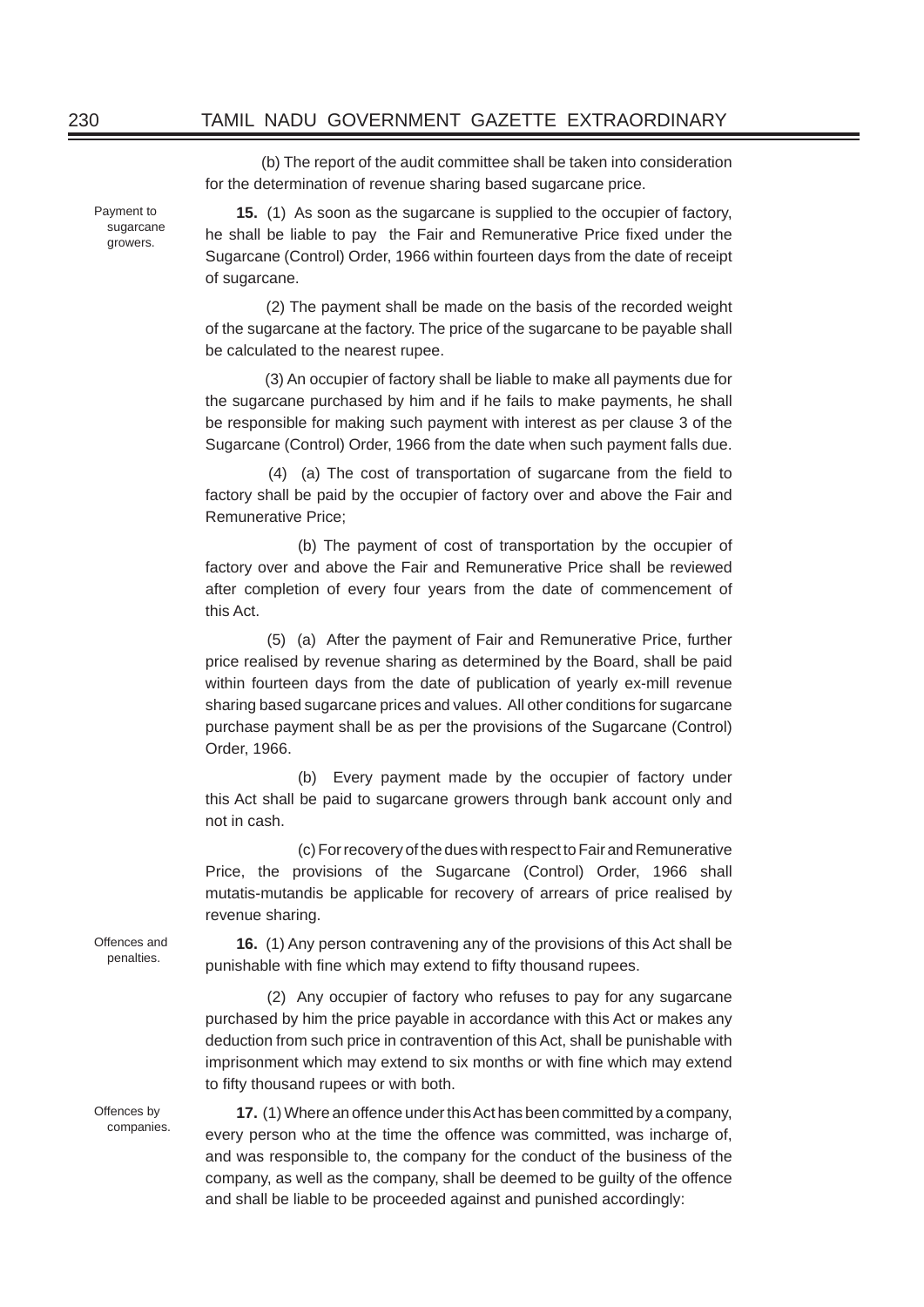(b) The report of the audit committee shall be taken into consideration for the determination of revenue sharing based sugarcane price.

Payment to sugarcane growers.

**15.** (1) As soon as the sugarcane is supplied to the occupier of factory, he shall be liable to pay the Fair and Remunerative Price fixed under the Sugarcane (Control) Order, 1966 within fourteen days from the date of receipt of sugarcane.

(2) The payment shall be made on the basis of the recorded weight of the sugarcane at the factory. The price of the sugarcane to be payable shall be calculated to the nearest rupee.

(3) An occupier of factory shall be liable to make all payments due for the sugarcane purchased by him and if he fails to make payments, he shall be responsible for making such payment with interest as per clause 3 of the Sugarcane (Control) Order, 1966 from the date when such payment falls due.

(4) (a) The cost of transportation of sugarcane from the field to factory shall be paid by the occupier of factory over and above the Fair and Remunerative Price;

(b) The payment of cost of transportation by the occupier of factory over and above the Fair and Remunerative Price shall be reviewed after completion of every four years from the date of commencement of this Act.

(5) (a) After the payment of Fair and Remunerative Price, further price realised by revenue sharing as determined by the Board, shall be paid within fourteen days from the date of publication of yearly ex-mill revenue sharing based sugarcane prices and values. All other conditions for sugarcane purchase payment shall be as per the provisions of the Sugarcane (Control) Order, 1966.

(b) Every payment made by the occupier of factory under this Act shall be paid to sugarcane growers through bank account only and not in cash.

(c) For recovery of the dues with respect to Fair and Remunerative Price, the provisions of the Sugarcane (Control) Order, 1966 shall mutatis-mutandis be applicable for recovery of arrears of price realised by revenue sharing.

Offences and penalties.

**16.** (1) Any person contravening any of the provisions of this Act shall be punishable with fine which may extend to fifty thousand rupees.

(2) Any occupier of factory who refuses to pay for any sugarcane purchased by him the price payable in accordance with this Act or makes any deduction from such price in contravention of this Act, shall be punishable with imprisonment which may extend to six months or with fine which may extend to fifty thousand rupees or with both.

Offences by companies.

**17.** (1) Where an offence under this Act has been committed by a company, every person who at the time the offence was committed, was incharge of, and was responsible to, the company for the conduct of the business of the company, as well as the company, shall be deemed to be guilty of the offence and shall be liable to be proceeded against and punished accordingly: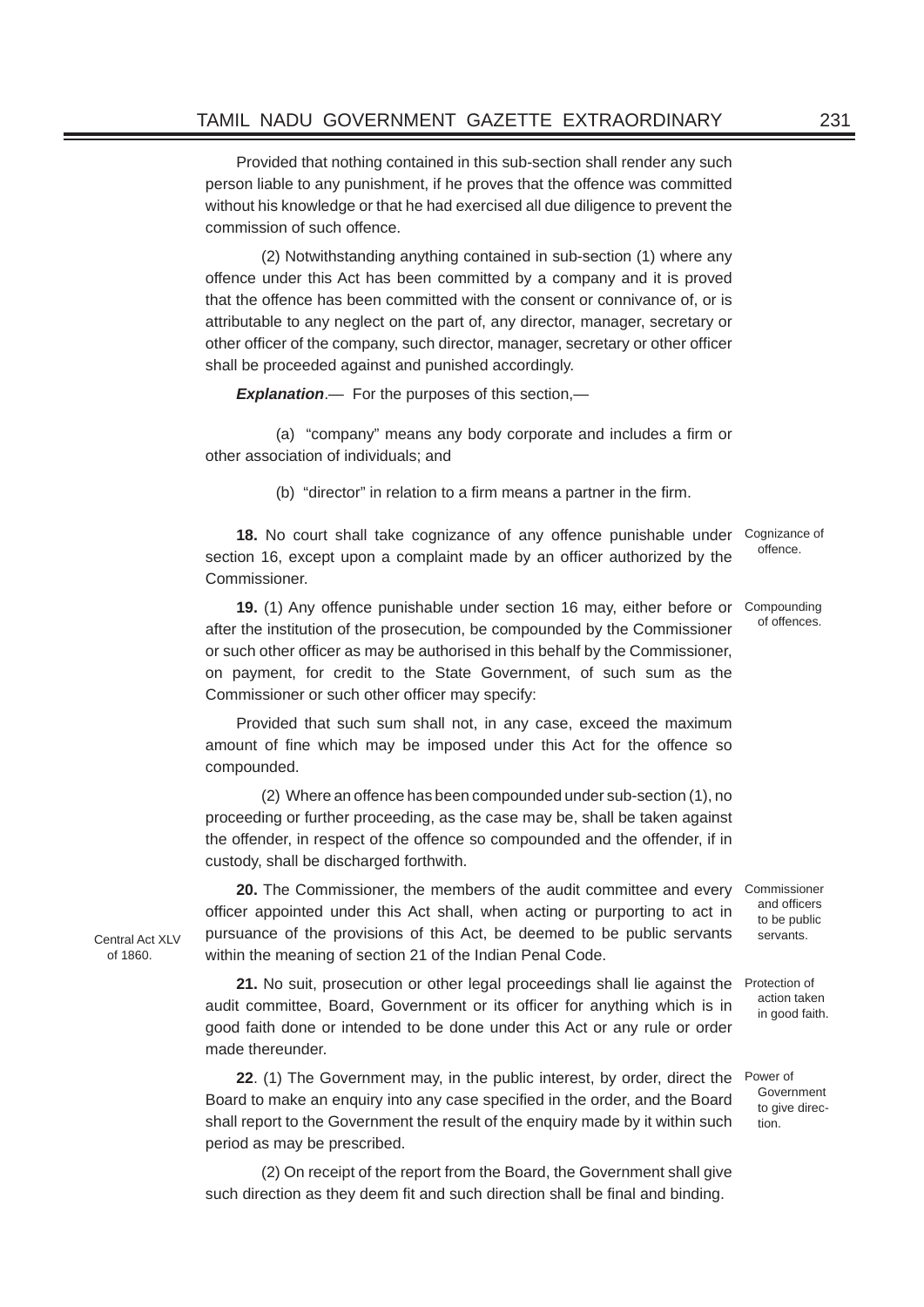Provided that nothing contained in this sub-section shall render any such person liable to any punishment, if he proves that the offence was committed without his knowledge or that he had exercised all due diligence to prevent the commission of such offence.

(2) Notwithstanding anything contained in sub-section (1) where any offence under this Act has been committed by a company and it is proved that the offence has been committed with the consent or connivance of, or is attributable to any neglect on the part of, any director, manager, secretary or other officer of the company, such director, manager, secretary or other officer shall be proceeded against and punished accordingly.

***Explanation***.— For the purposes of this section,—

(a) "company" means any body corporate and includes a firm or other association of individuals; and

(b) "director" in relation to a firm means a partner in the firm.

Cognizance of offence.

**18.** No court shall take cognizance of any offence punishable under section 16, except upon a complaint made by an officer authorized by the Commissioner.

Compounding of offences.

**19.** (1) Any offence punishable under section 16 may, either before or after the institution of the prosecution, be compounded by the Commissioner or such other officer as may be authorised in this behalf by the Commissioner, on payment, for credit to the State Government, of such sum as the Commissioner or such other officer may specify:

Provided that such sum shall not, in any case, exceed the maximum amount of fine which may be imposed under this Act for the offence so compounded.

(2) Where an offence has been compounded under sub-section (1), no proceeding or further proceeding, as the case may be, shall be taken against the offender, in respect of the offence so compounded and the offender, if in custody, shall be discharged forthwith.

Commissioner and officers to be public servants.

**20.** The Commissioner, the members of the audit committee and every officer appointed under this Act shall, when acting or purporting to act in pursuance of the provisions of this Act, be deemed to be public servants within the meaning of section 21 of the Indian Penal Code. (Central Act XLV of 1860.)

Protection of action taken in good faith.

**21.** No suit, prosecution or other legal proceedings shall lie against the audit committee, Board, Government or its officer for anything which is in good faith done or intended to be done under this Act or any rule or order made thereunder.

Power of Government to give direction.

**22**. (1) The Government may, in the public interest, by order, direct the Board to make an enquiry into any case specified in the order, and the Board shall report to the Government the result of the enquiry made by it within such period as may be prescribed.

(2) On receipt of the report from the Board, the Government shall give such direction as they deem fit and such direction shall be final and binding.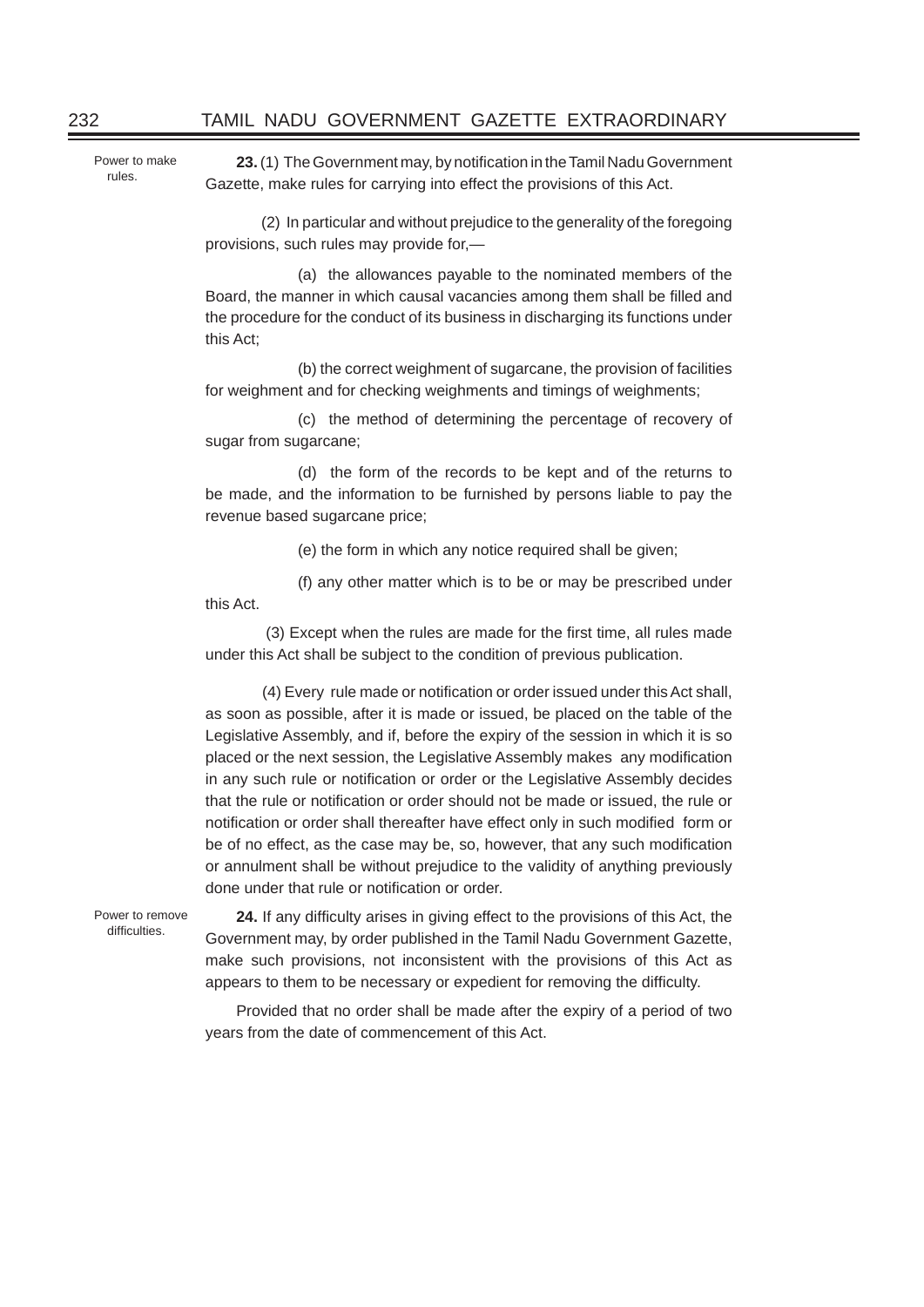Power to make rules.

**23.** (1) The Government may, by notification in the Tamil Nadu Government Gazette, make rules for carrying into effect the provisions of this Act.

(2) In particular and without prejudice to the generality of the foregoing provisions, such rules may provide for,—

(a) the allowances payable to the nominated members of the Board, the manner in which causal vacancies among them shall be filled and the procedure for the conduct of its business in discharging its functions under this Act;

(b) the correct weighment of sugarcane, the provision of facilities for weighment and for checking weighments and timings of weighments;

(c) the method of determining the percentage of recovery of sugar from sugarcane;

(d) the form of the records to be kept and of the returns to be made, and the information to be furnished by persons liable to pay the revenue based sugarcane price;

(e) the form in which any notice required shall be given;

(f) any other matter which is to be or may be prescribed under this Act.

(3) Except when the rules are made for the first time, all rules made under this Act shall be subject to the condition of previous publication.

(4) Every rule made or notification or order issued under this Act shall, as soon as possible, after it is made or issued, be placed on the table of the Legislative Assembly, and if, before the expiry of the session in which it is so placed or the next session, the Legislative Assembly makes any modification in any such rule or notification or order or the Legislative Assembly decides that the rule or notification or order should not be made or issued, the rule or notification or order shall thereafter have effect only in such modified form or be of no effect, as the case may be, so, however, that any such modification or annulment shall be without prejudice to the validity of anything previously done under that rule or notification or order.

Power to remove difficulties.

**24.** If any difficulty arises in giving effect to the provisions of this Act, the Government may, by order published in the Tamil Nadu Government Gazette, make such provisions, not inconsistent with the provisions of this Act as appears to them to be necessary or expedient for removing the difficulty.

Provided that no order shall be made after the expiry of a period of two years from the date of commencement of this Act.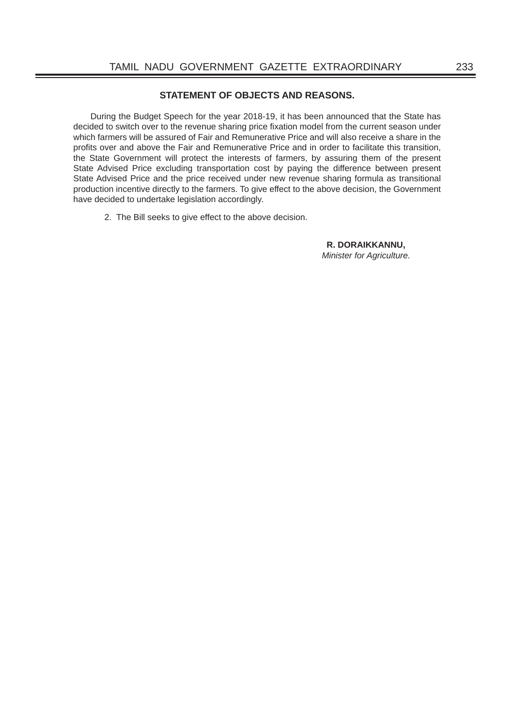## STATEMENT OF OBJECTS AND REASONS.

During the Budget Speech for the year 2018-19, it has been announced that the State has decided to switch over to the revenue sharing price fixation model from the current season under which farmers will be assured of Fair and Remunerative Price and will also receive a share in the profits over and above the Fair and Remunerative Price and in order to facilitate this transition, the State Government will protect the interests of farmers, by assuring them of the present State Advised Price excluding transportation cost by paying the difference between present State Advised Price and the price received under new revenue sharing formula as transitional production incentive directly to the farmers. To give effect to the above decision, the Government have decided to undertake legislation accordingly.

2. The Bill seeks to give effect to the above decision.

**R. DORAIKKANNU,**
*Minister for Agriculture.*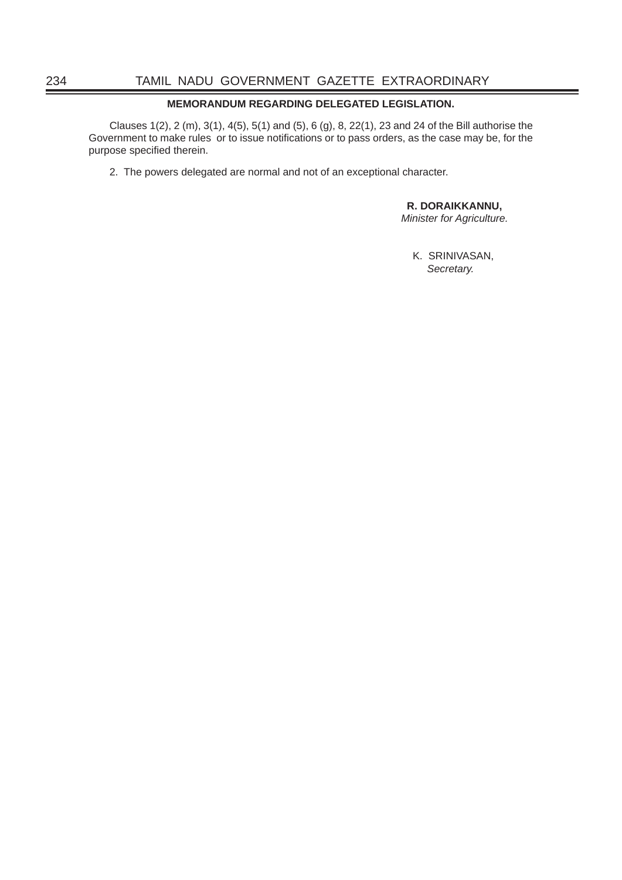**MEMORANDUM REGARDING DELEGATED LEGISLATION.**

Clauses 1(2), 2 (m), 3(1), 4(5), 5(1) and (5), 6 (g), 8, 22(1), 23 and 24 of the Bill authorise the Government to make rules or to issue notifications or to pass orders, as the case may be, for the purpose specified therein.

2. The powers delegated are normal and not of an exceptional character.

**R. DORAIKKANNU,**
*Minister for Agriculture.*

K. SRINIVASAN,
*Secretary.*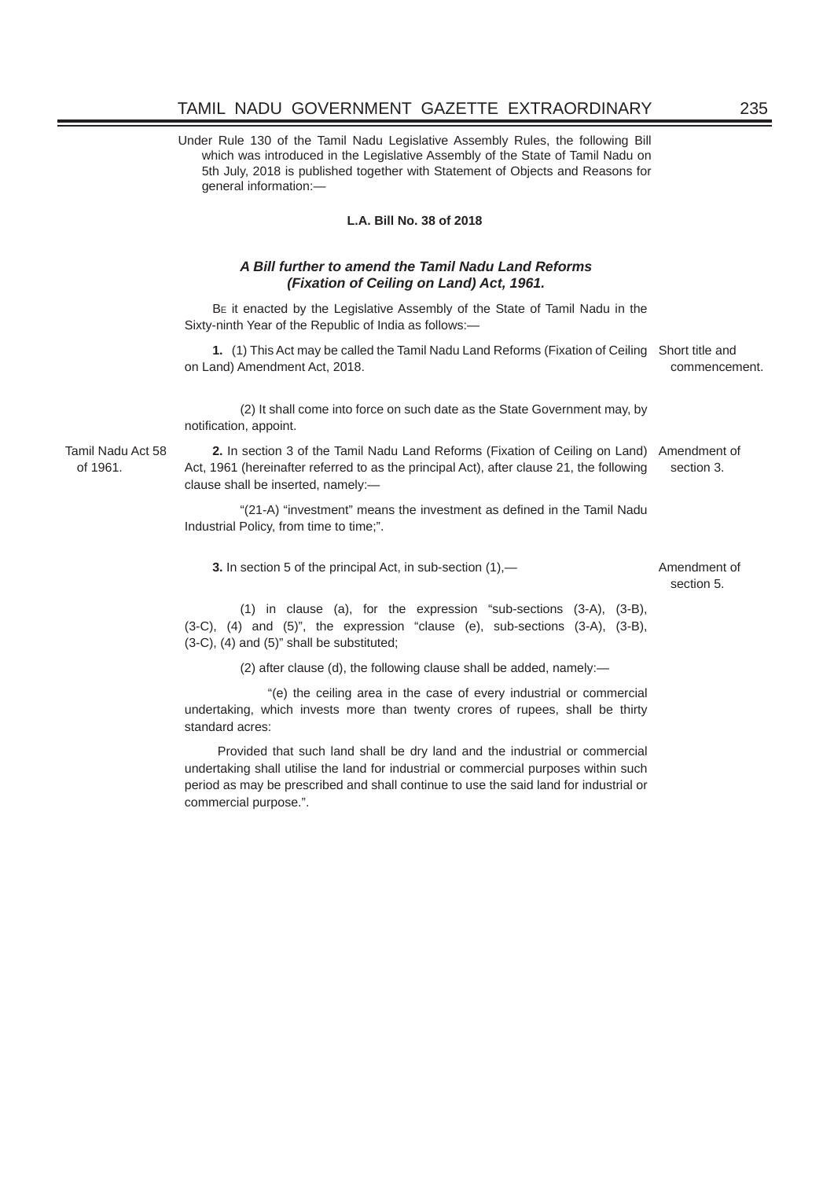Under Rule 130 of the Tamil Nadu Legislative Assembly Rules, the following Bill which was introduced in the Legislative Assembly of the State of Tamil Nadu on 5th July, 2018 is published together with Statement of Objects and Reasons for general information:—

**L.A. Bill No. 38 of 2018**

***A Bill further to amend the Tamil Nadu Land Reforms (Fixation of Ceiling on Land) Act, 1961.***

Be it enacted by the Legislative Assembly of the State of Tamil Nadu in the Sixty-ninth Year of the Republic of India as follows:—

Short title and commencement.

**1.** (1) This Act may be called the Tamil Nadu Land Reforms (Fixation of Ceiling on Land) Amendment Act, 2018.

(2) It shall come into force on such date as the State Government may, by notification, appoint.

Amendment of section 3.

Tamil Nadu Act 58 of 1961.

**2.** In section 3 of the Tamil Nadu Land Reforms (Fixation of Ceiling on Land) Act, 1961 (hereinafter referred to as the principal Act), after clause 21, the following clause shall be inserted, namely:—

"(21-A) "investment" means the investment as defined in the Tamil Nadu Industrial Policy, from time to time;".

Amendment of section 5.

**3.** In section 5 of the principal Act, in sub-section (1),—

(1) in clause (a), for the expression "sub-sections (3-A), (3-B), (3-C), (4) and (5)", the expression "clause (e), sub-sections (3-A), (3-B), (3-C), (4) and (5)" shall be substituted;

(2) after clause (d), the following clause shall be added, namely:—

"(e) the ceiling area in the case of every industrial or commercial undertaking, which invests more than twenty crores of rupees, shall be thirty standard acres:

Provided that such land shall be dry land and the industrial or commercial undertaking shall utilise the land for industrial or commercial purposes within such period as may be prescribed and shall continue to use the said land for industrial or commercial purpose.".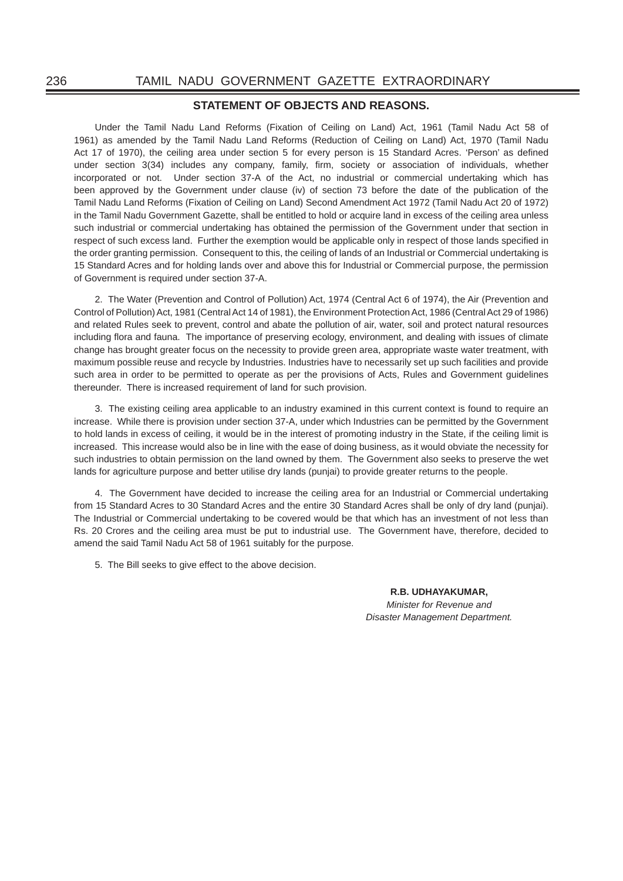## STATEMENT OF OBJECTS AND REASONS.

Under the Tamil Nadu Land Reforms (Fixation of Ceiling on Land) Act, 1961 (Tamil Nadu Act 58 of 1961) as amended by the Tamil Nadu Land Reforms (Reduction of Ceiling on Land) Act, 1970 (Tamil Nadu Act 17 of 1970), the ceiling area under section 5 for every person is 15 Standard Acres. 'Person' as defined under section 3(34) includes any company, family, firm, society or association of individuals, whether incorporated or not. Under section 37-A of the Act, no industrial or commercial undertaking which has been approved by the Government under clause (iv) of section 73 before the date of the publication of the Tamil Nadu Land Reforms (Fixation of Ceiling on Land) Second Amendment Act 1972 (Tamil Nadu Act 20 of 1972) in the Tamil Nadu Government Gazette, shall be entitled to hold or acquire land in excess of the ceiling area unless such industrial or commercial undertaking has obtained the permission of the Government under that section in respect of such excess land. Further the exemption would be applicable only in respect of those lands specified in the order granting permission. Consequent to this, the ceiling of lands of an Industrial or Commercial undertaking is 15 Standard Acres and for holding lands over and above this for Industrial or Commercial purpose, the permission of Government is required under section 37-A.

2. The Water (Prevention and Control of Pollution) Act, 1974 (Central Act 6 of 1974), the Air (Prevention and Control of Pollution) Act, 1981 (Central Act 14 of 1981), the Environment Protection Act, 1986 (Central Act 29 of 1986) and related Rules seek to prevent, control and abate the pollution of air, water, soil and protect natural resources including flora and fauna. The importance of preserving ecology, environment, and dealing with issues of climate change has brought greater focus on the necessity to provide green area, appropriate waste water treatment, with maximum possible reuse and recycle by Industries. Industries have to necessarily set up such facilities and provide such area in order to be permitted to operate as per the provisions of Acts, Rules and Government guidelines thereunder. There is increased requirement of land for such provision.

3. The existing ceiling area applicable to an industry examined in this current context is found to require an increase. While there is provision under section 37-A, under which Industries can be permitted by the Government to hold lands in excess of ceiling, it would be in the interest of promoting industry in the State, if the ceiling limit is increased. This increase would also be in line with the ease of doing business, as it would obviate the necessity for such industries to obtain permission on the land owned by them. The Government also seeks to preserve the wet lands for agriculture purpose and better utilise dry lands (punjai) to provide greater returns to the people.

4. The Government have decided to increase the ceiling area for an Industrial or Commercial undertaking from 15 Standard Acres to 30 Standard Acres and the entire 30 Standard Acres shall be only of dry land (punjai). The Industrial or Commercial undertaking to be covered would be that which has an investment of not less than Rs. 20 Crores and the ceiling area must be put to industrial use. The Government have, therefore, decided to amend the said Tamil Nadu Act 58 of 1961 suitably for the purpose.

5. The Bill seeks to give effect to the above decision.

**R.B. UDHAYAKUMAR,**
*Minister for Revenue and Disaster Management Department.*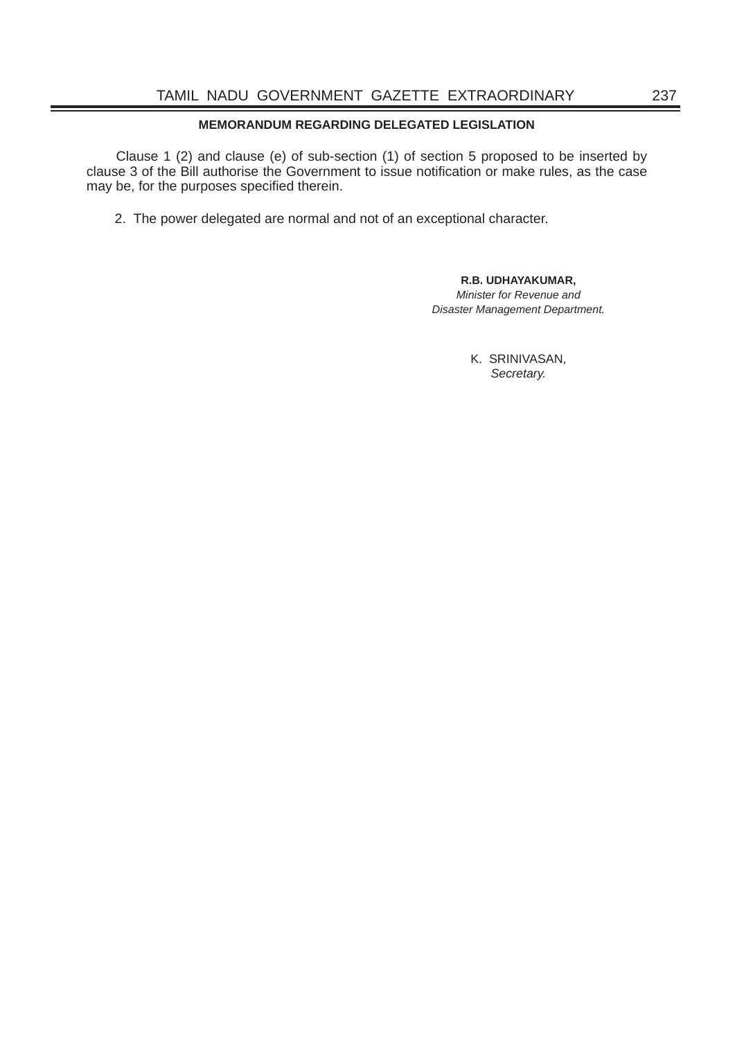## MEMORANDUM REGARDING DELEGATED LEGISLATION

Clause 1 (2) and clause (e) of sub-section (1) of section 5 proposed to be inserted by clause 3 of the Bill authorise the Government to issue notification or make rules, as the case may be, for the purposes specified therein.

2. The power delegated are normal and not of an exceptional character.

**R.B. UDHAYAKUMAR,**
*Minister for Revenue and Disaster Management Department.*

K. SRINIVASAN,
*Secretary.*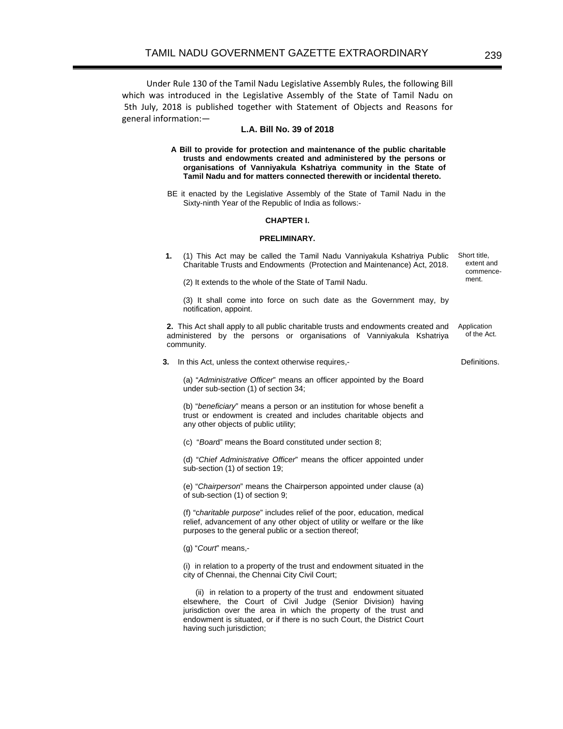Under Rule 130 of the Tamil Nadu Legislative Assembly Rules, the following Bill which was introduced in the Legislative Assembly of the State of Tamil Nadu on 5th July, 2018 is published together with Statement of Objects and Reasons for general information:—

## L.A. Bill No. 39 of 2018

**A Bill to provide for protection and maintenance of the public charitable trusts and endowments created and administered by the persons or organisations of Vanniyakula Kshatriya community in the State of Tamil Nadu and for matters connected therewith or incidental thereto.**

BE it enacted by the Legislative Assembly of the State of Tamil Nadu in the Sixty-ninth Year of the Republic of India as follows:-

### CHAPTER I.

### PRELIMINARY.

Short title, extent and commencement.

**1.** (1) This Act may be called the Tamil Nadu Vanniyakula Kshatriya Public Charitable Trusts and Endowments (Protection and Maintenance) Act, 2018.

(2) It extends to the whole of the State of Tamil Nadu.

(3) It shall come into force on such date as the Government may, by notification, appoint.

Application of the Act.

**2.** This Act shall apply to all public charitable trusts and endowments created and administered by the persons or organisations of Vanniyakula Kshatriya community.

Definitions.

**3.** In this Act, unless the context otherwise requires,-

(a) "*Administrative Officer*" means an officer appointed by the Board under sub-section (1) of section 34;

(b) "*beneficiary*" means a person or an institution for whose benefit a trust or endowment is created and includes charitable objects and any other objects of public utility;

(c) "*Board*" means the Board constituted under section 8;

(d) "*Chief Administrative Officer*" means the officer appointed under sub-section (1) of section 19;

(e) "*Chairperson*" means the Chairperson appointed under clause (a) of sub-section (1) of section 9;

(f) "*charitable purpose*" includes relief of the poor, education, medical relief, advancement of any other object of utility or welfare or the like purposes to the general public or a section thereof;

(g) "*Court*" means,-

(i) in relation to a property of the trust and endowment situated in the city of Chennai, the Chennai City Civil Court;

(ii) in relation to a property of the trust and endowment situated elsewhere, the Court of Civil Judge (Senior Division) having jurisdiction over the area in which the property of the trust and endowment is situated, or if there is no such Court, the District Court having such jurisdiction;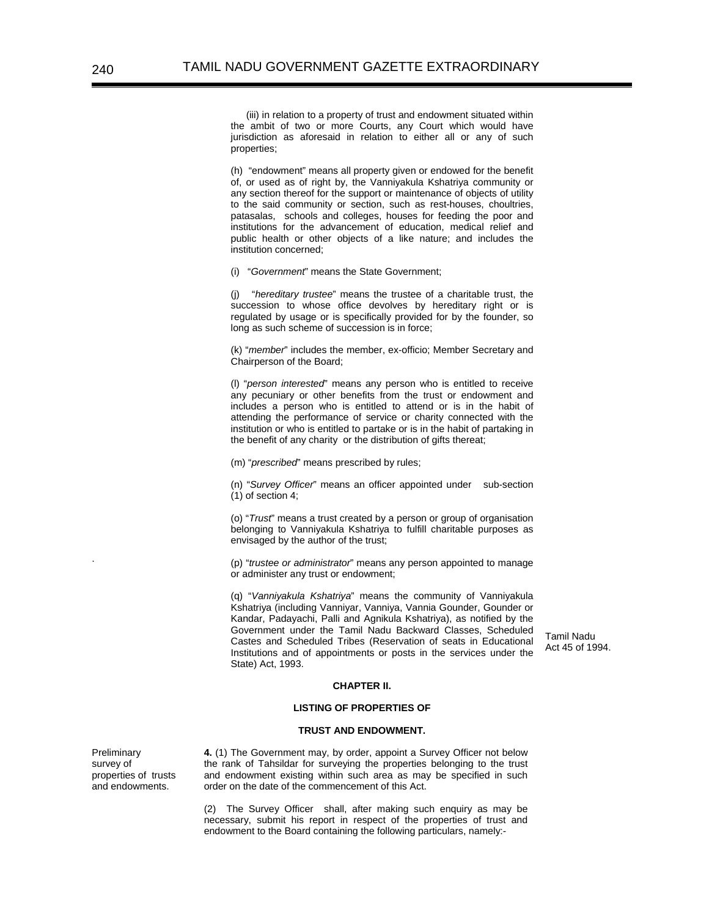(iii) in relation to a property of trust and endowment situated within the ambit of two or more Courts, any Court which would have jurisdiction as aforesaid in relation to either all or any of such properties;

(h) "endowment" means all property given or endowed for the benefit of, or used as of right by, the Vanniyakula Kshatriya community or any section thereof for the support or maintenance of objects of utility to the said community or section, such as rest-houses, choultries, patasalas, schools and colleges, houses for feeding the poor and institutions for the advancement of education, medical relief and public health or other objects of a like nature; and includes the institution concerned;

(i) "*Government*" means the State Government;

(j) "*hereditary trustee*" means the trustee of a charitable trust, the succession to whose office devolves by hereditary right or is regulated by usage or is specifically provided for by the founder, so long as such scheme of succession is in force;

(k) "*member*" includes the member, ex-officio; Member Secretary and Chairperson of the Board;

(l) "*person interested*" means any person who is entitled to receive any pecuniary or other benefits from the trust or endowment and includes a person who is entitled to attend or is in the habit of attending the performance of service or charity connected with the institution or who is entitled to partake or is in the habit of partaking in the benefit of any charity or the distribution of gifts thereat;

(m) "*prescribed*" means prescribed by rules;

(n) "*Survey Officer*" means an officer appointed under sub-section (1) of section 4;

(o) "*Trust*" means a trust created by a person or group of organisation belonging to Vanniyakula Kshatriya to fulfill charitable purposes as envisaged by the author of the trust;

(p) "*trustee or administrator*" means any person appointed to manage or administer any trust or endowment;

(q) "*Vanniyakula Kshatriya*" means the community of Vanniyakula Kshatriya (including Vanniyar, Vanniya, Vannia Gounder, Gounder or Kandar, Padayachi, Palli and Agnikula Kshatriya), as notified by the Government under the Tamil Nadu Backward Classes, Scheduled Castes and Scheduled Tribes (Reservation of seats in Educational Institutions and of appointments or posts in the services under the State) Act, 1993.

Tamil Nadu Act 45 of 1994.

## CHAPTER II.

## LISTING OF PROPERTIES OF TRUST AND ENDOWMENT.

Preliminary survey of properties of trusts and endowments.

**4.** (1) The Government may, by order, appoint a Survey Officer not below the rank of Tahsildar for surveying the properties belonging to the trust and endowment existing within such area as may be specified in such order on the date of the commencement of this Act.

(2) The Survey Officer shall, after making such enquiry as may be necessary, submit his report in respect of the properties of trust and endowment to the Board containing the following particulars, namely:-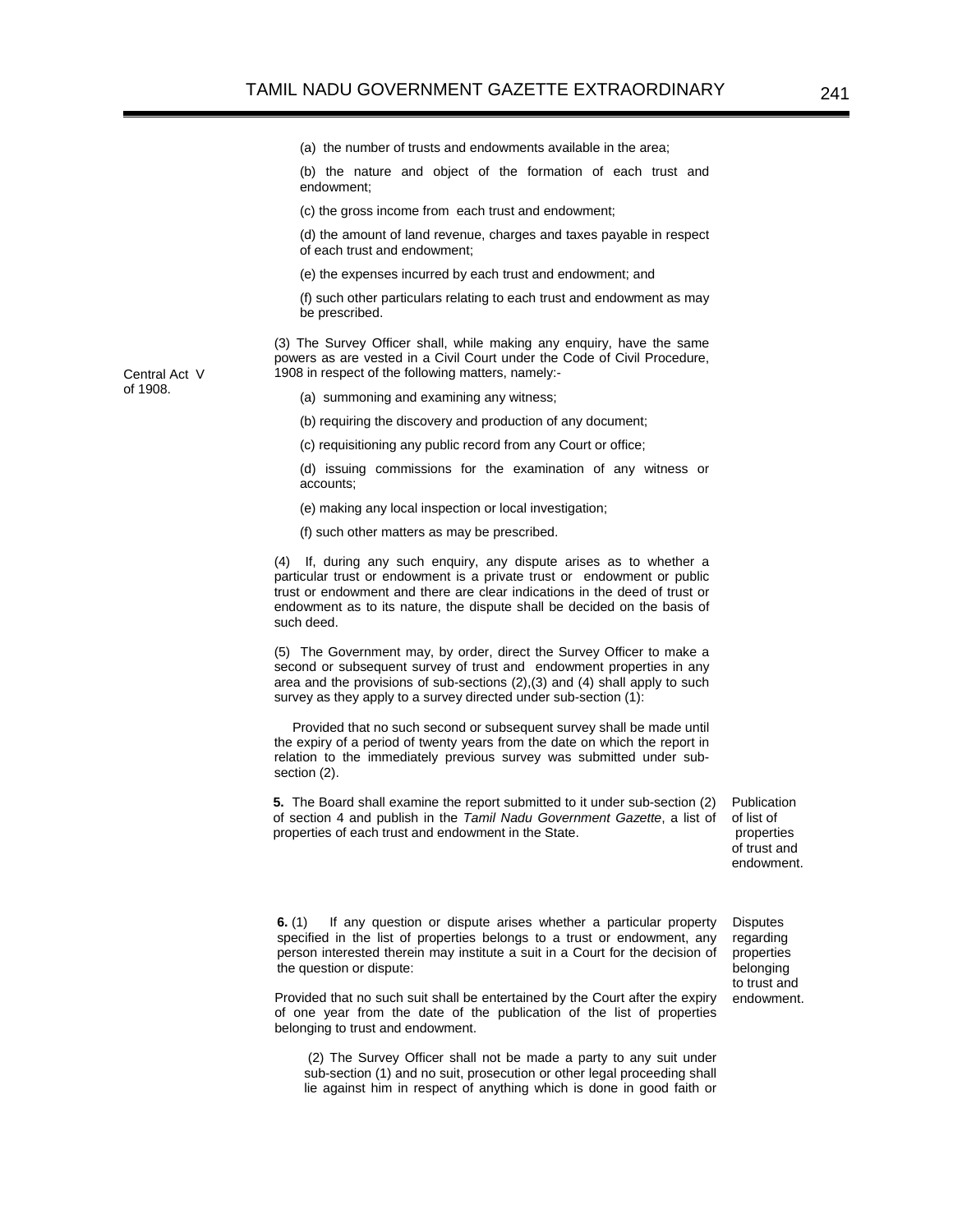(a) the number of trusts and endowments available in the area;

(b) the nature and object of the formation of each trust and endowment;

(c) the gross income from each trust and endowment;

(d) the amount of land revenue, charges and taxes payable in respect of each trust and endowment;

(e) the expenses incurred by each trust and endowment; and

(f) such other particulars relating to each trust and endowment as may be prescribed.

(3) The Survey Officer shall, while making any enquiry, have the same powers as are vested in a Civil Court under the Code of Civil Procedure, 1908 in respect of the following matters, namely:- *(Central Act V of 1908.)*

(a) summoning and examining any witness;

(b) requiring the discovery and production of any document;

(c) requisitioning any public record from any Court or office;

(d) issuing commissions for the examination of any witness or accounts;

(e) making any local inspection or local investigation;

(f) such other matters as may be prescribed.

(4) If, during any such enquiry, any dispute arises as to whether a particular trust or endowment is a private trust or endowment or public trust or endowment and there are clear indications in the deed of trust or endowment as to its nature, the dispute shall be decided on the basis of such deed.

(5) The Government may, by order, direct the Survey Officer to make a second or subsequent survey of trust and endowment properties in any area and the provisions of sub-sections (2),(3) and (4) shall apply to such survey as they apply to a survey directed under sub-section (1):

Provided that no such second or subsequent survey shall be made until the expiry of a period of twenty years from the date on which the report in relation to the immediately previous survey was submitted under sub-section (2).

*Publication of list of properties of trust and endowment.*

**5.** The Board shall examine the report submitted to it under sub-section (2) of section 4 and publish in the *Tamil Nadu Government Gazette*, a list of properties of each trust and endowment in the State.

*Disputes regarding properties belonging to trust and endowment.*

**6.** (1) If any question or dispute arises whether a particular property specified in the list of properties belongs to a trust or endowment, any person interested therein may institute a suit in a Court for the decision of the question or dispute:

Provided that no such suit shall be entertained by the Court after the expiry of one year from the date of the publication of the list of properties belonging to trust and endowment.

(2) The Survey Officer shall not be made a party to any suit under sub-section (1) and no suit, prosecution or other legal proceeding shall lie against him in respect of anything which is done in good faith or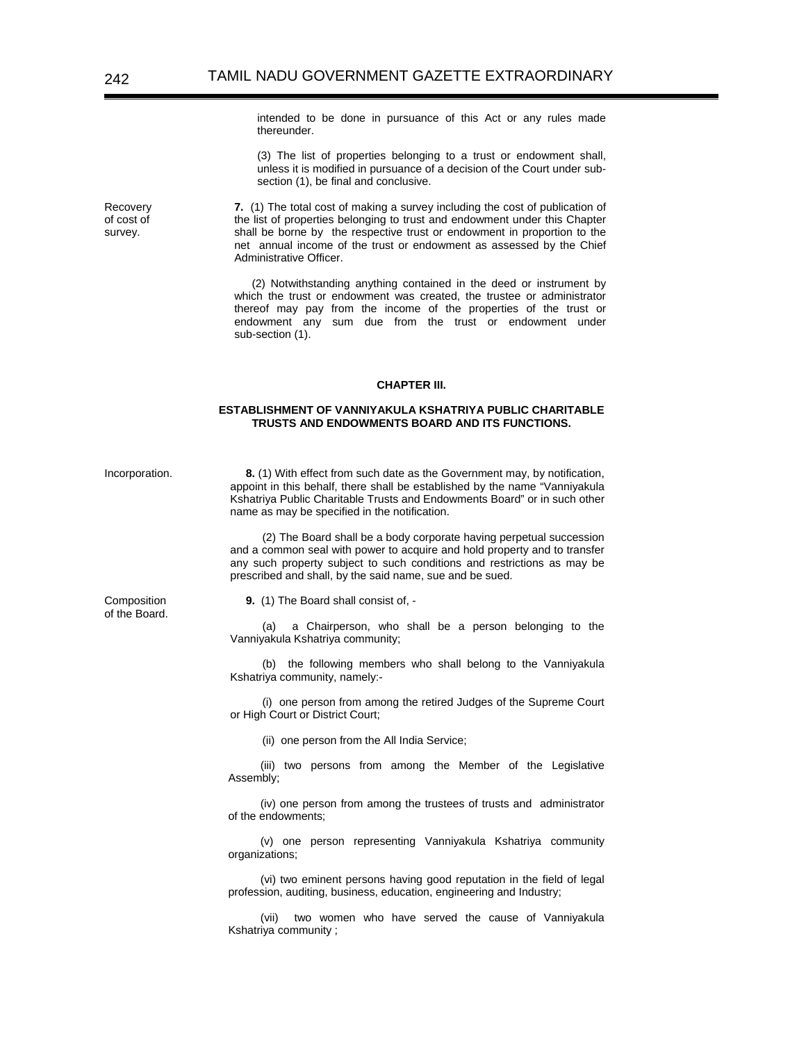intended to be done in pursuance of this Act or any rules made thereunder.

(3) The list of properties belonging to a trust or endowment shall, unless it is modified in pursuance of a decision of the Court under sub-section (1), be final and conclusive.

Recovery of cost of survey.

**7.** (1) The total cost of making a survey including the cost of publication of the list of properties belonging to trust and endowment under this Chapter shall be borne by the respective trust or endowment in proportion to the net annual income of the trust or endowment as assessed by the Chief Administrative Officer.

(2) Notwithstanding anything contained in the deed or instrument by which the trust or endowment was created, the trustee or administrator thereof may pay from the income of the properties of the trust or endowment any sum due from the trust or endowment under sub-section (1).

## CHAPTER III.

## ESTABLISHMENT OF VANNIYAKULA KSHATRIYA PUBLIC CHARITABLE TRUSTS AND ENDOWMENTS BOARD AND ITS FUNCTIONS.

Incorporation.

**8.** (1) With effect from such date as the Government may, by notification, appoint in this behalf, there shall be established by the name "Vanniyakula Kshatriya Public Charitable Trusts and Endowments Board" or in such other name as may be specified in the notification.

(2) The Board shall be a body corporate having perpetual succession and a common seal with power to acquire and hold property and to transfer any such property subject to such conditions and restrictions as may be prescribed and shall, by the said name, sue and be sued.

Composition of the Board.

**9.** (1) The Board shall consist of, -

(a) a Chairperson, who shall be a person belonging to the Vanniyakula Kshatriya community;

(b) the following members who shall belong to the Vanniyakula Kshatriya community, namely:-

(i) one person from among the retired Judges of the Supreme Court or High Court or District Court;

(ii) one person from the All India Service;

(iii) two persons from among the Member of the Legislative Assembly;

(iv) one person from among the trustees of trusts and administrator of the endowments;

(v) one person representing Vanniyakula Kshatriya community organizations;

(vi) two eminent persons having good reputation in the field of legal profession, auditing, business, education, engineering and Industry;

(vii) two women who have served the cause of Vanniyakula Kshatriya community ;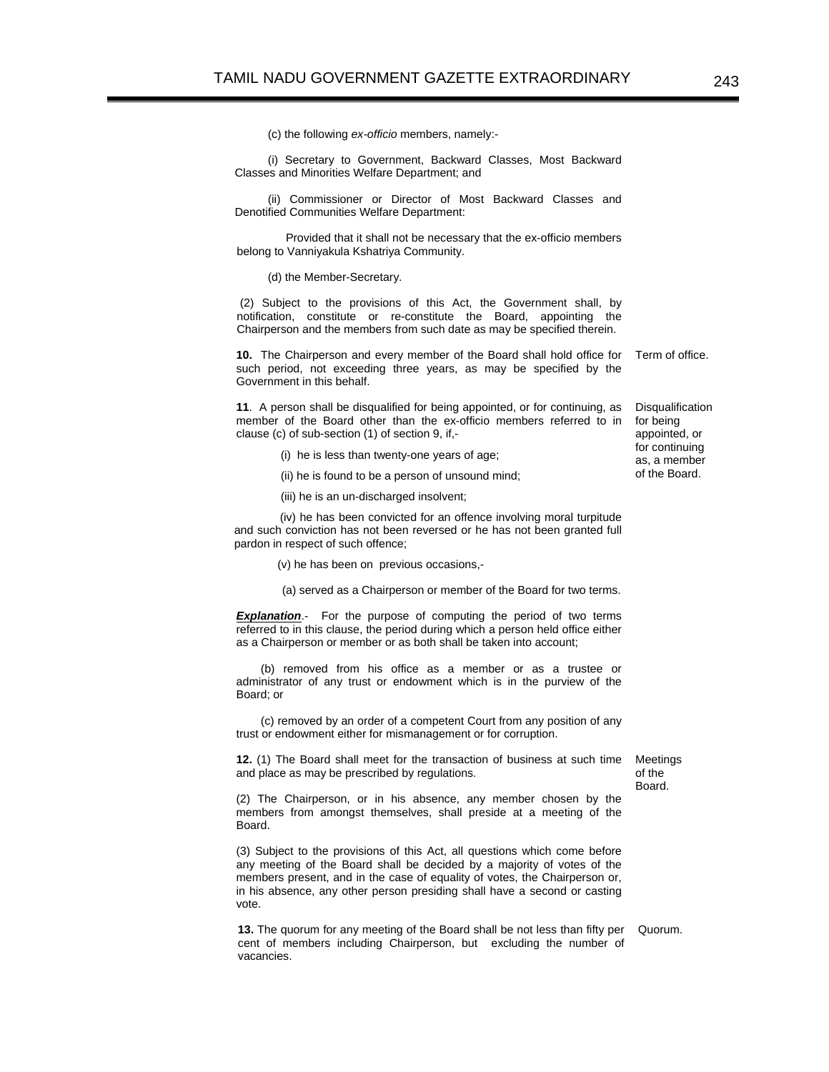(c) the following *ex-officio* members, namely:-

(i) Secretary to Government, Backward Classes, Most Backward Classes and Minorities Welfare Department; and

(ii) Commissioner or Director of Most Backward Classes and Denotified Communities Welfare Department:

Provided that it shall not be necessary that the ex-officio members belong to Vanniyakula Kshatriya Community.

(d) the Member-Secretary.

(2) Subject to the provisions of this Act, the Government shall, by notification, constitute or re-constitute the Board, appointing the Chairperson and the members from such date as may be specified therein.

Term of office.

**10.** The Chairperson and every member of the Board shall hold office for such period, not exceeding three years, as may be specified by the Government in this behalf.

Disqualification for being appointed, or for continuing as, a member of the Board.

**11**. A person shall be disqualified for being appointed, or for continuing, as member of the Board other than the ex-officio members referred to in clause (c) of sub-section (1) of section 9, if,-

(i) he is less than twenty-one years of age;

(ii) he is found to be a person of unsound mind;

(iii) he is an un-discharged insolvent;

(iv) he has been convicted for an offence involving moral turpitude and such conviction has not been reversed or he has not been granted full pardon in respect of such offence;

(v) he has been on previous occasions,-

(a) served as a Chairperson or member of the Board for two terms.

***Explanation***.- For the purpose of computing the period of two terms referred to in this clause, the period during which a person held office either as a Chairperson or member or as both shall be taken into account;

(b) removed from his office as a member or as a trustee or administrator of any trust or endowment which is in the purview of the Board; or

(c) removed by an order of a competent Court from any position of any trust or endowment either for mismanagement or for corruption.

Meetings of the Board.

**12.** (1) The Board shall meet for the transaction of business at such time and place as may be prescribed by regulations.

(2) The Chairperson, or in his absence, any member chosen by the members from amongst themselves, shall preside at a meeting of the Board.

(3) Subject to the provisions of this Act, all questions which come before any meeting of the Board shall be decided by a majority of votes of the members present, and in the case of equality of votes, the Chairperson or, in his absence, any other person presiding shall have a second or casting vote.

Quorum.

**13.** The quorum for any meeting of the Board shall be not less than fifty per cent of members including Chairperson, but excluding the number of vacancies.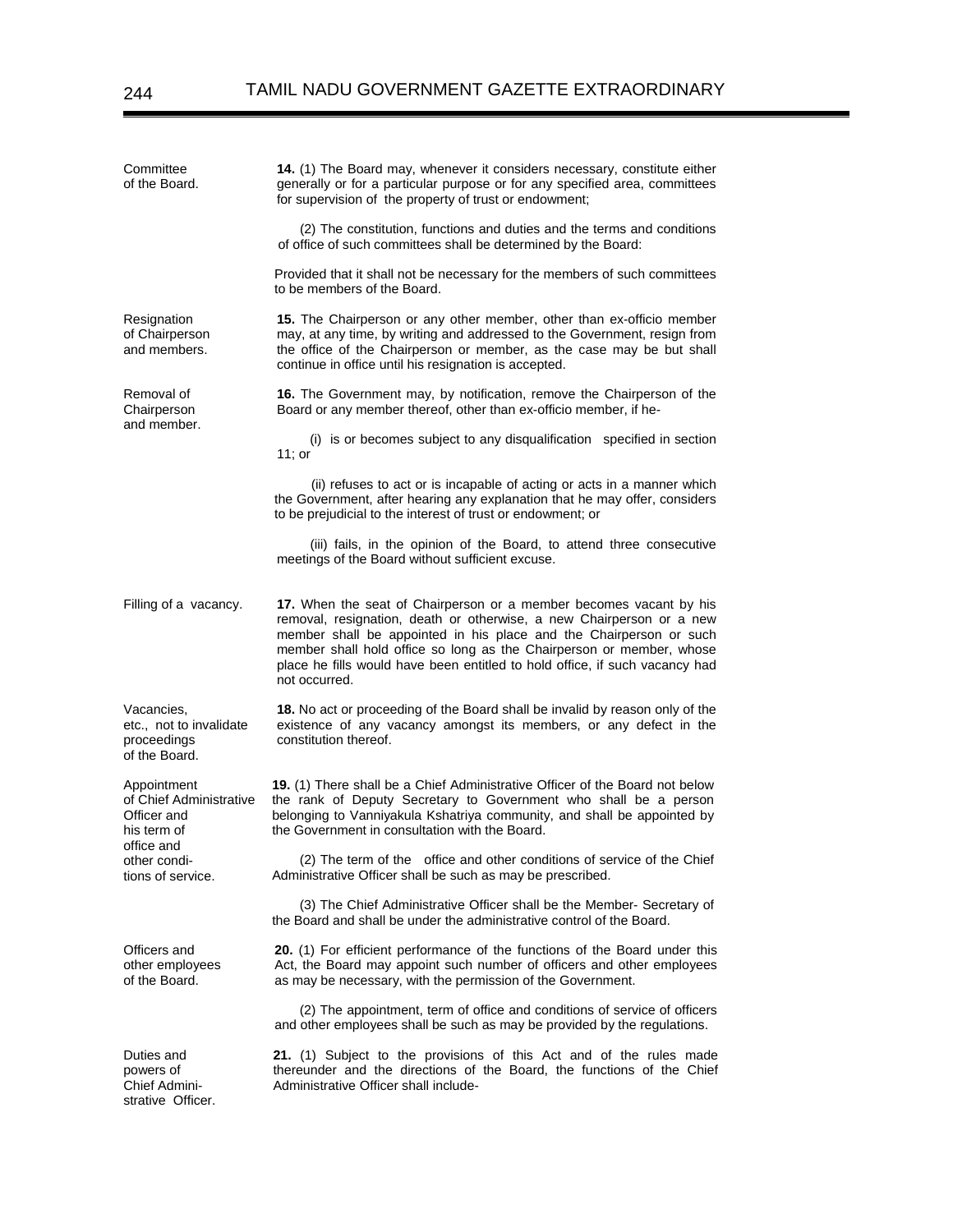**Committee of the Board.**

**14.** (1) The Board may, whenever it considers necessary, constitute either generally or for a particular purpose or for any specified area, committees for supervision of the property of trust or endowment;

(2) The constitution, functions and duties and the terms and conditions of office of such committees shall be determined by the Board:

Provided that it shall not be necessary for the members of such committees to be members of the Board.

**Resignation of Chairperson and members.**

**15.** The Chairperson or any other member, other than ex-officio member may, at any time, by writing and addressed to the Government, resign from the office of the Chairperson or member, as the case may be but shall continue in office until his resignation is accepted.

**Removal of Chairperson and member.**

**16.** The Government may, by notification, remove the Chairperson of the Board or any member thereof, other than ex-officio member, if he-

(i) is or becomes subject to any disqualification specified in section 11; or

(ii) refuses to act or is incapable of acting or acts in a manner which the Government, after hearing any explanation that he may offer, considers to be prejudicial to the interest of trust or endowment; or

(iii) fails, in the opinion of the Board, to attend three consecutive meetings of the Board without sufficient excuse.

**Filling of a vacancy.**

**17.** When the seat of Chairperson or a member becomes vacant by his removal, resignation, death or otherwise, a new Chairperson or a new member shall be appointed in his place and the Chairperson or such member shall hold office so long as the Chairperson or member, whose place he fills would have been entitled to hold office, if such vacancy had not occurred.

**Vacancies, etc., not to invalidate proceedings of the Board.**

**18.** No act or proceeding of the Board shall be invalid by reason only of the existence of any vacancy amongst its members, or any defect in the constitution thereof.

**Appointment of Chief Administrative Officer and his term of office and other conditions of service.**

**19.** (1) There shall be a Chief Administrative Officer of the Board not below the rank of Deputy Secretary to Government who shall be a person belonging to Vanniyakula Kshatriya community, and shall be appointed by the Government in consultation with the Board.

(2) The term of the office and other conditions of service of the Chief Administrative Officer shall be such as may be prescribed.

(3) The Chief Administrative Officer shall be the Member- Secretary of the Board and shall be under the administrative control of the Board.

**Officers and other employees of the Board.**

**20.** (1) For efficient performance of the functions of the Board under this Act, the Board may appoint such number of officers and other employees as may be necessary, with the permission of the Government.

(2) The appointment, term of office and conditions of service of officers and other employees shall be such as may be provided by the regulations.

**Duties and powers of Chief Administrative Officer.**

**21.** (1) Subject to the provisions of this Act and of the rules made thereunder and the directions of the Board, the functions of the Chief Administrative Officer shall include-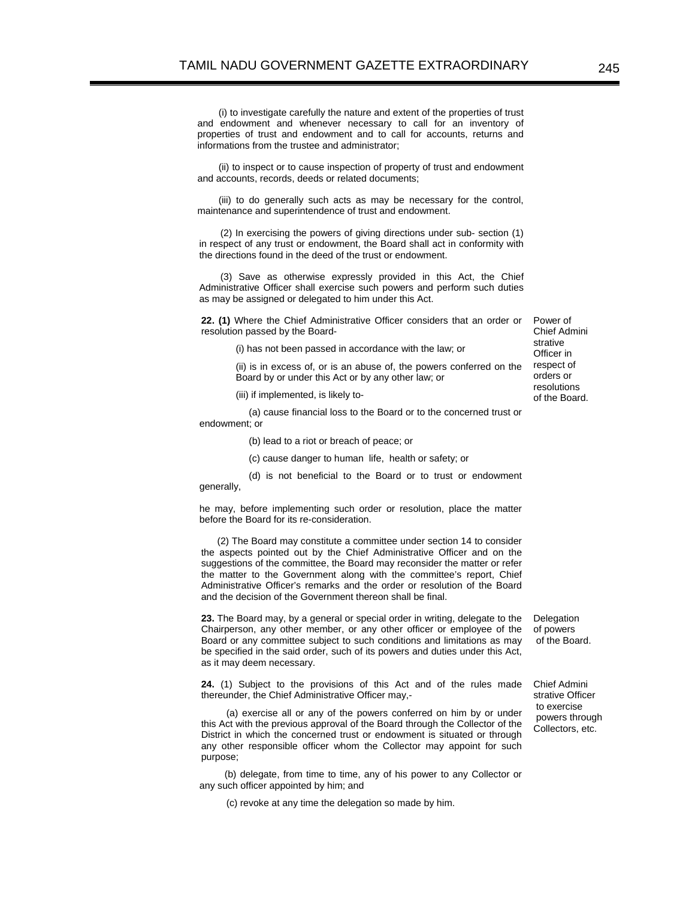(i) to investigate carefully the nature and extent of the properties of trust and endowment and whenever necessary to call for an inventory of properties of trust and endowment and to call for accounts, returns and informations from the trustee and administrator;

(ii) to inspect or to cause inspection of property of trust and endowment and accounts, records, deeds or related documents;

(iii) to do generally such acts as may be necessary for the control, maintenance and superintendence of trust and endowment.

(2) In exercising the powers of giving directions under sub- section (1) in respect of any trust or endowment, the Board shall act in conformity with the directions found in the deed of the trust or endowment.

(3) Save as otherwise expressly provided in this Act, the Chief Administrative Officer shall exercise such powers and perform such duties as may be assigned or delegated to him under this Act.

*Power of Chief Administrative Officer in respect of orders or resolutions of the Board.*

**22. (1)** Where the Chief Administrative Officer considers that an order or resolution passed by the Board-

(i) has not been passed in accordance with the law; or

(ii) is in excess of, or is an abuse of, the powers conferred on the Board by or under this Act or by any other law; or

(iii) if implemented, is likely to-

(a) cause financial loss to the Board or to the concerned trust or endowment; or

(b) lead to a riot or breach of peace; or

(c) cause danger to human life, health or safety; or

(d) is not beneficial to the Board or to trust or endowment generally,

he may, before implementing such order or resolution, place the matter before the Board for its re-consideration.

(2) The Board may constitute a committee under section 14 to consider the aspects pointed out by the Chief Administrative Officer and on the suggestions of the committee, the Board may reconsider the matter or refer the matter to the Government along with the committee's report, Chief Administrative Officer's remarks and the order or resolution of the Board and the decision of the Government thereon shall be final.

*Delegation of powers of the Board.*

**23.** The Board may, by a general or special order in writing, delegate to the Chairperson, any other member, or any other officer or employee of the Board or any committee subject to such conditions and limitations as may be specified in the said order, such of its powers and duties under this Act, as it may deem necessary.

*Chief Administrative Officer to exercise powers through Collectors, etc.*

**24.** (1) Subject to the provisions of this Act and of the rules made thereunder, the Chief Administrative Officer may,-

(a) exercise all or any of the powers conferred on him by or under this Act with the previous approval of the Board through the Collector of the District in which the concerned trust or endowment is situated or through any other responsible officer whom the Collector may appoint for such purpose;

(b) delegate, from time to time, any of his power to any Collector or any such officer appointed by him; and

(c) revoke at any time the delegation so made by him.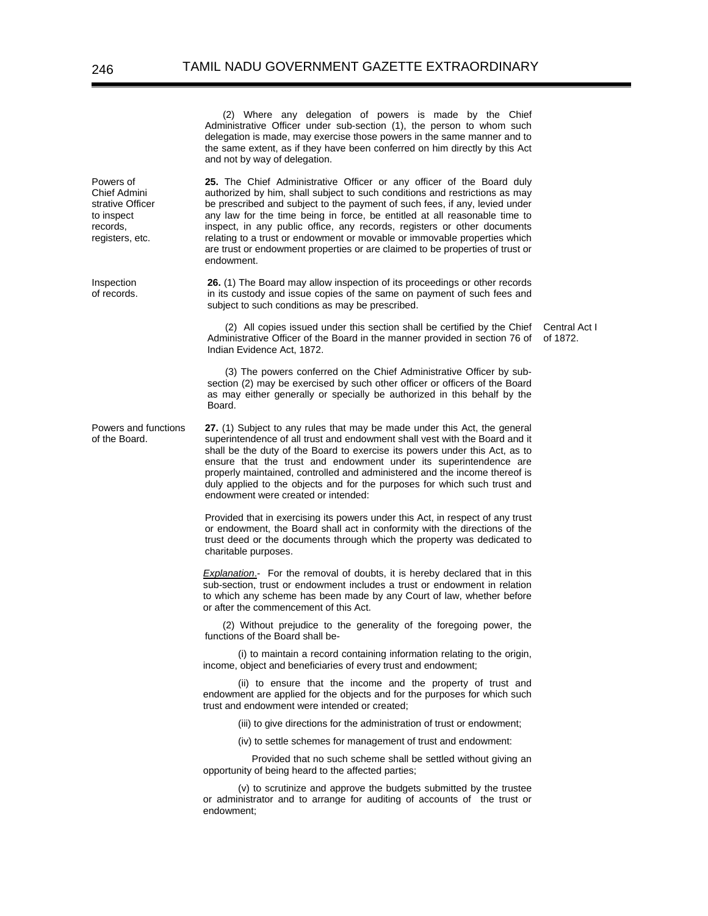(2) Where any delegation of powers is made by the Chief Administrative Officer under sub-section (1), the person to whom such delegation is made, may exercise those powers in the same manner and to the same extent, as if they have been conferred on him directly by this Act and not by way of delegation.

*Powers of Chief Administrative Officer to inspect records, registers, etc.*

**25.** The Chief Administrative Officer or any officer of the Board duly authorized by him, shall subject to such conditions and restrictions as may be prescribed and subject to the payment of such fees, if any, levied under any law for the time being in force, be entitled at all reasonable time to inspect, in any public office, any records, registers or other documents relating to a trust or endowment or movable or immovable properties which are trust or endowment properties or are claimed to be properties of trust or endowment.

*Inspection of records.*

**26.** (1) The Board may allow inspection of its proceedings or other records in its custody and issue copies of the same on payment of such fees and subject to such conditions as may be prescribed.

(2) All copies issued under this section shall be certified by the Chief Administrative Officer of the Board in the manner provided in section 76 of Indian Evidence Act, 1872. *(Central Act I of 1872.)*

(3) The powers conferred on the Chief Administrative Officer by sub-section (2) may be exercised by such other officer or officers of the Board as may either generally or specially be authorized in this behalf by the Board.

*Powers and functions of the Board.*

**27.** (1) Subject to any rules that may be made under this Act, the general superintendence of all trust and endowment shall vest with the Board and it shall be the duty of the Board to exercise its powers under this Act, as to ensure that the trust and endowment under its superintendence are properly maintained, controlled and administered and the income thereof is duly applied to the objects and for the purposes for which such trust and endowment were created or intended:

Provided that in exercising its powers under this Act, in respect of any trust or endowment, the Board shall act in conformity with the directions of the trust deed or the documents through which the property was dedicated to charitable purposes.

***Explanation***.- For the removal of doubts, it is hereby declared that in this sub-section, trust or endowment includes a trust or endowment in relation to which any scheme has been made by any Court of law, whether before or after the commencement of this Act.

(2) Without prejudice to the generality of the foregoing power, the functions of the Board shall be-

(i) to maintain a record containing information relating to the origin, income, object and beneficiaries of every trust and endowment;

(ii) to ensure that the income and the property of trust and endowment are applied for the objects and for the purposes for which such trust and endowment were intended or created;

(iii) to give directions for the administration of trust or endowment;

(iv) to settle schemes for management of trust and endowment:

Provided that no such scheme shall be settled without giving an opportunity of being heard to the affected parties;

(v) to scrutinize and approve the budgets submitted by the trustee or administrator and to arrange for auditing of accounts of the trust or endowment;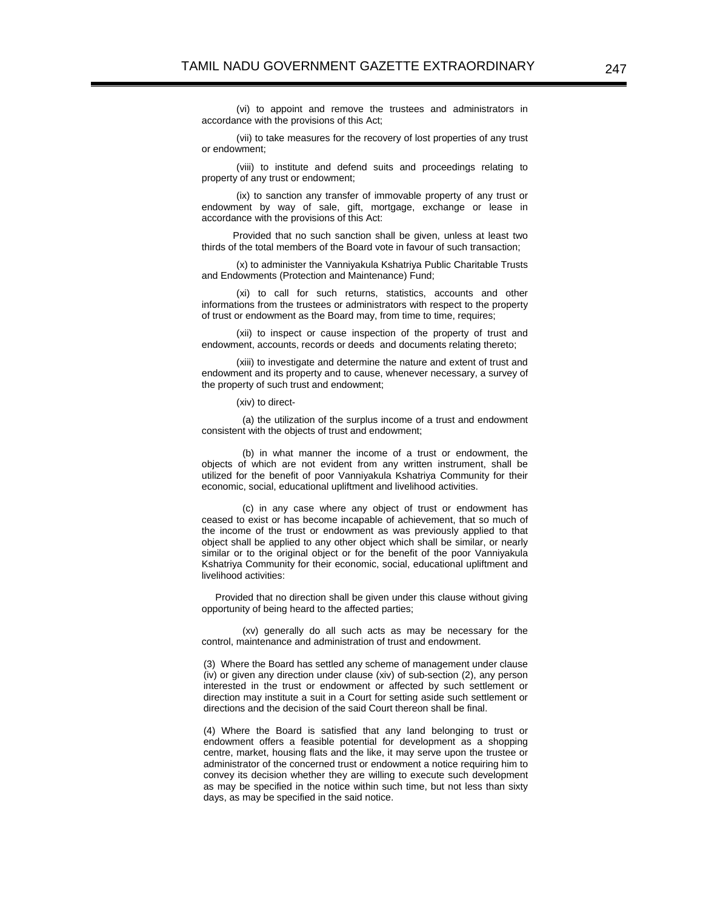(vi) to appoint and remove the trustees and administrators in accordance with the provisions of this Act;

(vii) to take measures for the recovery of lost properties of any trust or endowment;

(viii) to institute and defend suits and proceedings relating to property of any trust or endowment;

(ix) to sanction any transfer of immovable property of any trust or endowment by way of sale, gift, mortgage, exchange or lease in accordance with the provisions of this Act:

Provided that no such sanction shall be given, unless at least two thirds of the total members of the Board vote in favour of such transaction;

(x) to administer the Vanniyakula Kshatriya Public Charitable Trusts and Endowments (Protection and Maintenance) Fund;

(xi) to call for such returns, statistics, accounts and other informations from the trustees or administrators with respect to the property of trust or endowment as the Board may, from time to time, requires;

(xii) to inspect or cause inspection of the property of trust and endowment, accounts, records or deeds and documents relating thereto;

(xiii) to investigate and determine the nature and extent of trust and endowment and its property and to cause, whenever necessary, a survey of the property of such trust and endowment;

(xiv) to direct-

(a) the utilization of the surplus income of a trust and endowment consistent with the objects of trust and endowment;

(b) in what manner the income of a trust or endowment, the objects of which are not evident from any written instrument, shall be utilized for the benefit of poor Vanniyakula Kshatriya Community for their economic, social, educational upliftment and livelihood activities.

(c) in any case where any object of trust or endowment has ceased to exist or has become incapable of achievement, that so much of the income of the trust or endowment as was previously applied to that object shall be applied to any other object which shall be similar, or nearly similar or to the original object or for the benefit of the poor Vanniyakula Kshatriya Community for their economic, social, educational upliftment and livelihood activities:

Provided that no direction shall be given under this clause without giving opportunity of being heard to the affected parties;

(xv) generally do all such acts as may be necessary for the control, maintenance and administration of trust and endowment.

(3) Where the Board has settled any scheme of management under clause (iv) or given any direction under clause (xiv) of sub-section (2), any person interested in the trust or endowment or affected by such settlement or direction may institute a suit in a Court for setting aside such settlement or directions and the decision of the said Court thereon shall be final.

(4) Where the Board is satisfied that any land belonging to trust or endowment offers a feasible potential for development as a shopping centre, market, housing flats and the like, it may serve upon the trustee or administrator of the concerned trust or endowment a notice requiring him to convey its decision whether they are willing to execute such development as may be specified in the notice within such time, but not less than sixty days, as may be specified in the said notice.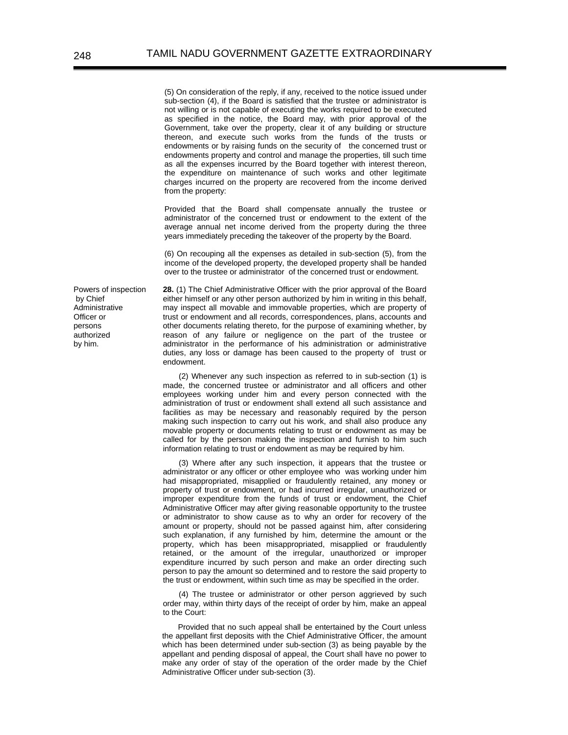(5) On consideration of the reply, if any, received to the notice issued under sub-section (4), if the Board is satisfied that the trustee or administrator is not willing or is not capable of executing the works required to be executed as specified in the notice, the Board may, with prior approval of the Government, take over the property, clear it of any building or structure thereon, and execute such works from the funds of the trusts or endowments or by raising funds on the security of the concerned trust or endowments property and control and manage the properties, till such time as all the expenses incurred by the Board together with interest thereon, the expenditure on maintenance of such works and other legitimate charges incurred on the property are recovered from the income derived from the property:

Provided that the Board shall compensate annually the trustee or administrator of the concerned trust or endowment to the extent of the average annual net income derived from the property during the three years immediately preceding the takeover of the property by the Board.

(6) On recouping all the expenses as detailed in sub-section (5), from the income of the developed property, the developed property shall be handed over to the trustee or administrator of the concerned trust or endowment.

*Powers of inspection by Chief Administrative Officer or persons authorized by him.*

**28.** (1) The Chief Administrative Officer with the prior approval of the Board either himself or any other person authorized by him in writing in this behalf, may inspect all movable and immovable properties, which are property of trust or endowment and all records, correspondences, plans, accounts and other documents relating thereto, for the purpose of examining whether, by reason of any failure or negligence on the part of the trustee or administrator in the performance of his administration or administrative duties, any loss or damage has been caused to the property of trust or endowment.

(2) Whenever any such inspection as referred to in sub-section (1) is made, the concerned trustee or administrator and all officers and other employees working under him and every person connected with the administration of trust or endowment shall extend all such assistance and facilities as may be necessary and reasonably required by the person making such inspection to carry out his work, and shall also produce any movable property or documents relating to trust or endowment as may be called for by the person making the inspection and furnish to him such information relating to trust or endowment as may be required by him.

(3) Where after any such inspection, it appears that the trustee or administrator or any officer or other employee who was working under him had misappropriated, misapplied or fraudulently retained, any money or property of trust or endowment, or had incurred irregular, unauthorized or improper expenditure from the funds of trust or endowment, the Chief Administrative Officer may after giving reasonable opportunity to the trustee or administrator to show cause as to why an order for recovery of the amount or property, should not be passed against him, after considering such explanation, if any furnished by him, determine the amount or the property, which has been misappropriated, misapplied or fraudulently retained, or the amount of the irregular, unauthorized or improper expenditure incurred by such person and make an order directing such person to pay the amount so determined and to restore the said property to the trust or endowment, within such time as may be specified in the order.

(4) The trustee or administrator or other person aggrieved by such order may, within thirty days of the receipt of order by him, make an appeal to the Court:

Provided that no such appeal shall be entertained by the Court unless the appellant first deposits with the Chief Administrative Officer, the amount which has been determined under sub-section (3) as being payable by the appellant and pending disposal of appeal, the Court shall have no power to make any order of stay of the operation of the order made by the Chief Administrative Officer under sub-section (3).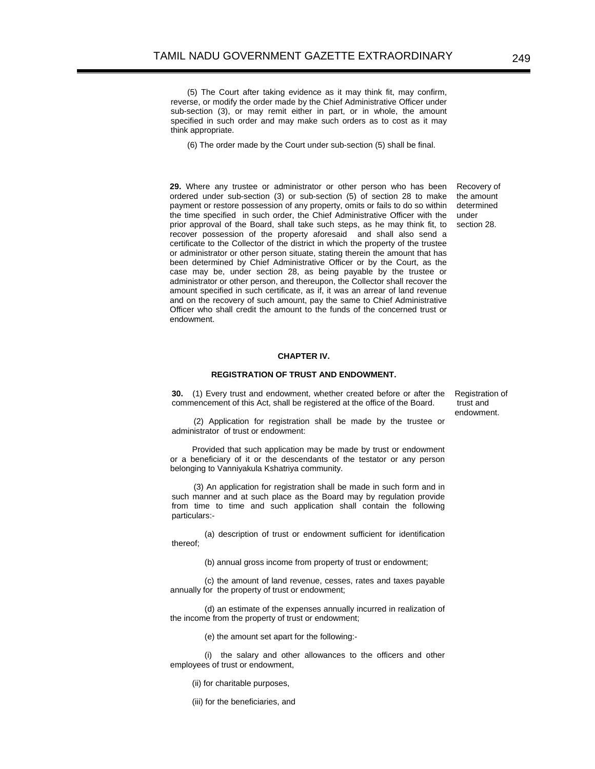(5) The Court after taking evidence as it may think fit, may confirm, reverse, or modify the order made by the Chief Administrative Officer under sub-section (3), or may remit either in part, or in whole, the amount specified in such order and may make such orders as to cost as it may think appropriate.

(6) The order made by the Court under sub-section (5) shall be final.

**29.** Where any trustee or administrator or other person who has been ordered under sub-section (3) or sub-section (5) of section 28 to make payment or restore possession of any property, omits or fails to do so within the time specified in such order, the Chief Administrative Officer with the prior approval of the Board, shall take such steps, as he may think fit, to recover possession of the property aforesaid and shall also send a certificate to the Collector of the district in which the property of the trustee or administrator or other person situate, stating therein the amount that has been determined by Chief Administrative Officer or by the Court, as the case may be, under section 28, as being payable by the trustee or administrator or other person, and thereupon, the Collector shall recover the amount specified in such certificate, as if, it was an arrear of land revenue and on the recovery of such amount, pay the same to Chief Administrative Officer who shall credit the amount to the funds of the concerned trust or endowment.

*Recovery of the amount determined under section 28.*

## CHAPTER IV.

### REGISTRATION OF TRUST AND ENDOWMENT.

**30.** (1) Every trust and endowment, whether created before or after the commencement of this Act, shall be registered at the office of the Board.

*Registration of trust and endowment.*

(2) Application for registration shall be made by the trustee or administrator of trust or endowment:

Provided that such application may be made by trust or endowment or a beneficiary of it or the descendants of the testator or any person belonging to Vanniyakula Kshatriya community.

(3) An application for registration shall be made in such form and in such manner and at such place as the Board may by regulation provide from time to time and such application shall contain the following particulars:-

(a) description of trust or endowment sufficient for identification thereof;

(b) annual gross income from property of trust or endowment;

(c) the amount of land revenue, cesses, rates and taxes payable annually for the property of trust or endowment;

(d) an estimate of the expenses annually incurred in realization of the income from the property of trust or endowment;

(e) the amount set apart for the following:-

(i) the salary and other allowances to the officers and other employees of trust or endowment,

(ii) for charitable purposes,

(iii) for the beneficiaries, and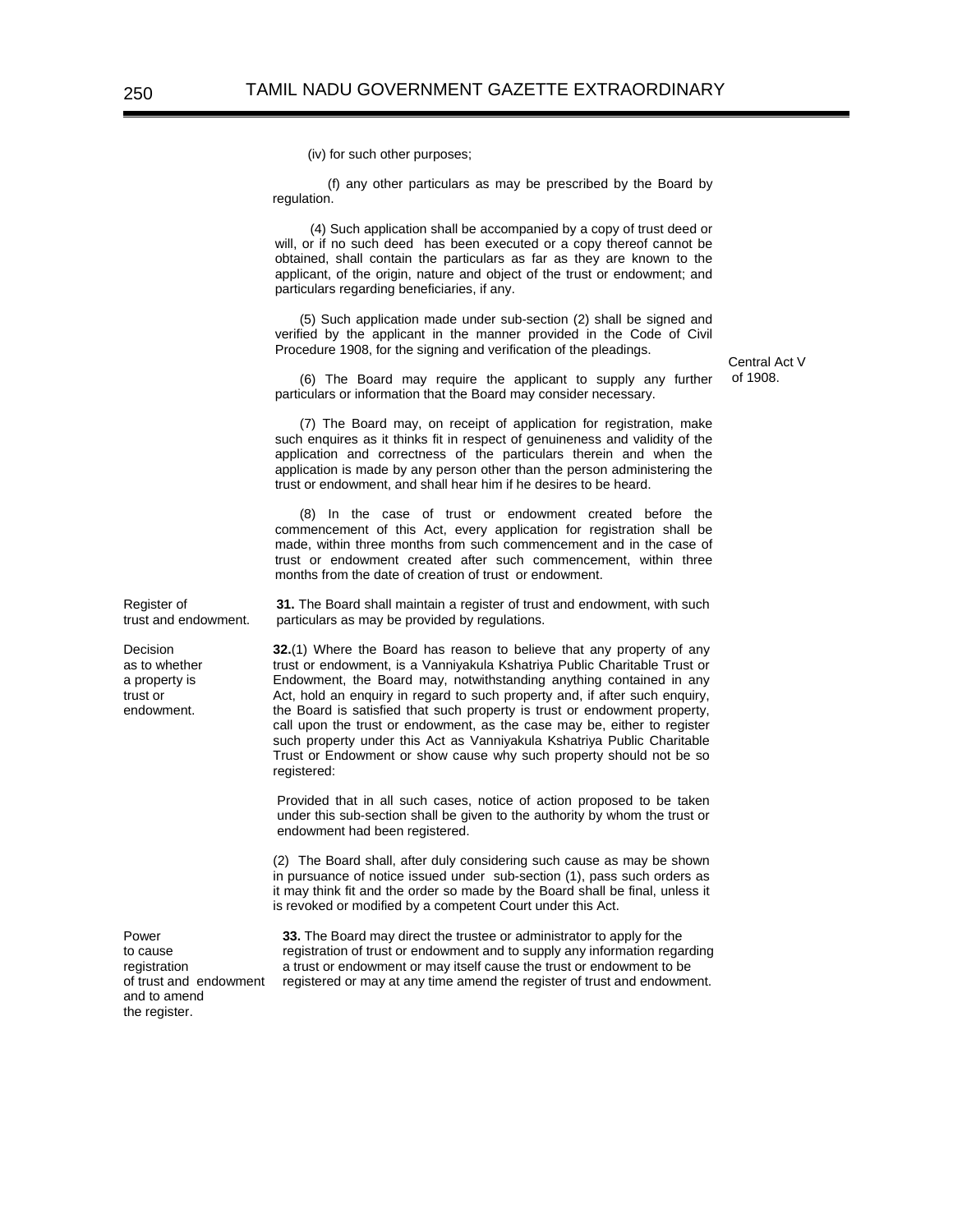(iv) for such other purposes;

(f) any other particulars as may be prescribed by the Board by regulation.

(4) Such application shall be accompanied by a copy of trust deed or will, or if no such deed has been executed or a copy thereof cannot be obtained, shall contain the particulars as far as they are known to the applicant, of the origin, nature and object of the trust or endowment; and particulars regarding beneficiaries, if any.

(5) Such application made under sub-section (2) shall be signed and verified by the applicant in the manner provided in the Code of Civil Procedure 1908, for the signing and verification of the pleadings.

Central Act V of 1908.

(6) The Board may require the applicant to supply any further particulars or information that the Board may consider necessary.

(7) The Board may, on receipt of application for registration, make such enquires as it thinks fit in respect of genuineness and validity of the application and correctness of the particulars therein and when the application is made by any person other than the person administering the trust or endowment, and shall hear him if he desires to be heard.

(8) In the case of trust or endowment created before the commencement of this Act, every application for registration shall be made, within three months from such commencement and in the case of trust or endowment created after such commencement, within three months from the date of creation of trust or endowment.

Register of trust and endowment.

**31.** The Board shall maintain a register of trust and endowment, with such particulars as may be provided by regulations.

Decision as to whether a property is trust or endowment.

**32.**(1) Where the Board has reason to believe that any property of any trust or endowment, is a Vanniyakula Kshatriya Public Charitable Trust or Endowment, the Board may, notwithstanding anything contained in any Act, hold an enquiry in regard to such property and, if after such enquiry, the Board is satisfied that such property is trust or endowment property, call upon the trust or endowment, as the case may be, either to register such property under this Act as Vanniyakula Kshatriya Public Charitable Trust or Endowment or show cause why such property should not be so registered:

Provided that in all such cases, notice of action proposed to be taken under this sub-section shall be given to the authority by whom the trust or endowment had been registered.

(2) The Board shall, after duly considering such cause as may be shown in pursuance of notice issued under sub-section (1), pass such orders as it may think fit and the order so made by the Board shall be final, unless it is revoked or modified by a competent Court under this Act.

Power to cause registration of trust and endowment and to amend the register.

**33.** The Board may direct the trustee or administrator to apply for the registration of trust or endowment and to supply any information regarding a trust or endowment or may itself cause the trust or endowment to be registered or may at any time amend the register of trust and endowment.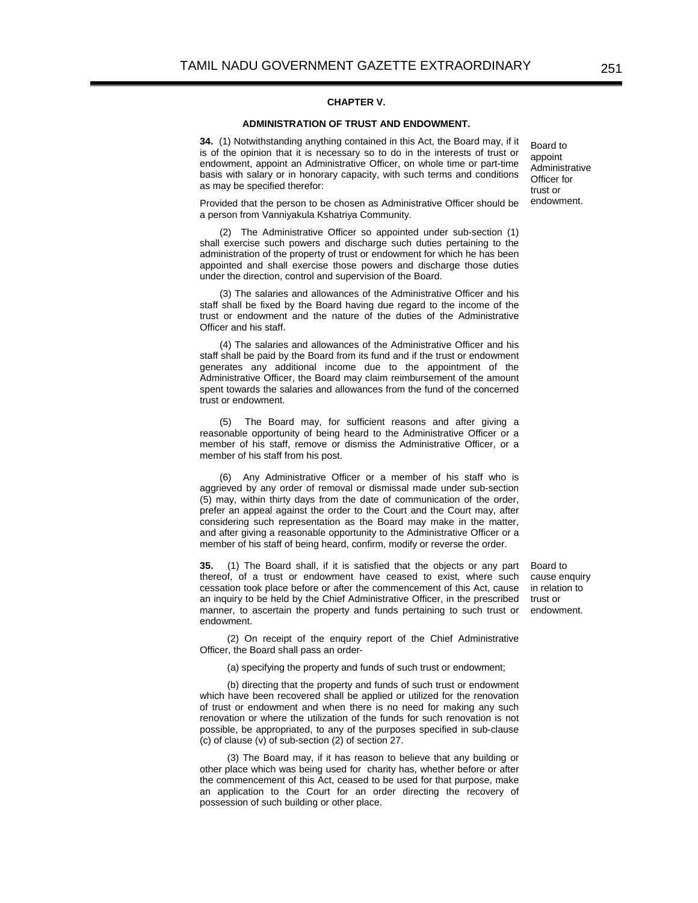## CHAPTER V.

### ADMINISTRATION OF TRUST AND ENDOWMENT.

*Board to appoint Administrative Officer for trust or endowment.*

**34.** (1) Notwithstanding anything contained in this Act, the Board may, if it is of the opinion that it is necessary so to do in the interests of trust or endowment, appoint an Administrative Officer, on whole time or part-time basis with salary or in honorary capacity, with such terms and conditions as may be specified therefor:

Provided that the person to be chosen as Administrative Officer should be a person from Vanniyakula Kshatriya Community.

(2) The Administrative Officer so appointed under sub-section (1) shall exercise such powers and discharge such duties pertaining to the administration of the property of trust or endowment for which he has been appointed and shall exercise those powers and discharge those duties under the direction, control and supervision of the Board.

(3) The salaries and allowances of the Administrative Officer and his staff shall be fixed by the Board having due regard to the income of the trust or endowment and the nature of the duties of the Administrative Officer and his staff.

(4) The salaries and allowances of the Administrative Officer and his staff shall be paid by the Board from its fund and if the trust or endowment generates any additional income due to the appointment of the Administrative Officer, the Board may claim reimbursement of the amount spent towards the salaries and allowances from the fund of the concerned trust or endowment.

(5) The Board may, for sufficient reasons and after giving a reasonable opportunity of being heard to the Administrative Officer or a member of his staff, remove or dismiss the Administrative Officer, or a member of his staff from his post.

(6) Any Administrative Officer or a member of his staff who is aggrieved by any order of removal or dismissal made under sub-section (5) may, within thirty days from the date of communication of the order, prefer an appeal against the order to the Court and the Court may, after considering such representation as the Board may make in the matter, and after giving a reasonable opportunity to the Administrative Officer or a member of his staff of being heard, confirm, modify or reverse the order.

*Board to cause enquiry in relation to trust or endowment.*

**35.** (1) The Board shall, if it is satisfied that the objects or any part thereof, of a trust or endowment have ceased to exist, where such cessation took place before or after the commencement of this Act, cause an inquiry to be held by the Chief Administrative Officer, in the prescribed manner, to ascertain the property and funds pertaining to such trust or endowment.

(2) On receipt of the enquiry report of the Chief Administrative Officer, the Board shall pass an order-

(a) specifying the property and funds of such trust or endowment;

(b) directing that the property and funds of such trust or endowment which have been recovered shall be applied or utilized for the renovation of trust or endowment and when there is no need for making any such renovation or where the utilization of the funds for such renovation is not possible, be appropriated, to any of the purposes specified in sub-clause (c) of clause (v) of sub-section (2) of section 27.

(3) The Board may, if it has reason to believe that any building or other place which was being used for charity has, whether before or after the commencement of this Act, ceased to be used for that purpose, make an application to the Court for an order directing the recovery of possession of such building or other place.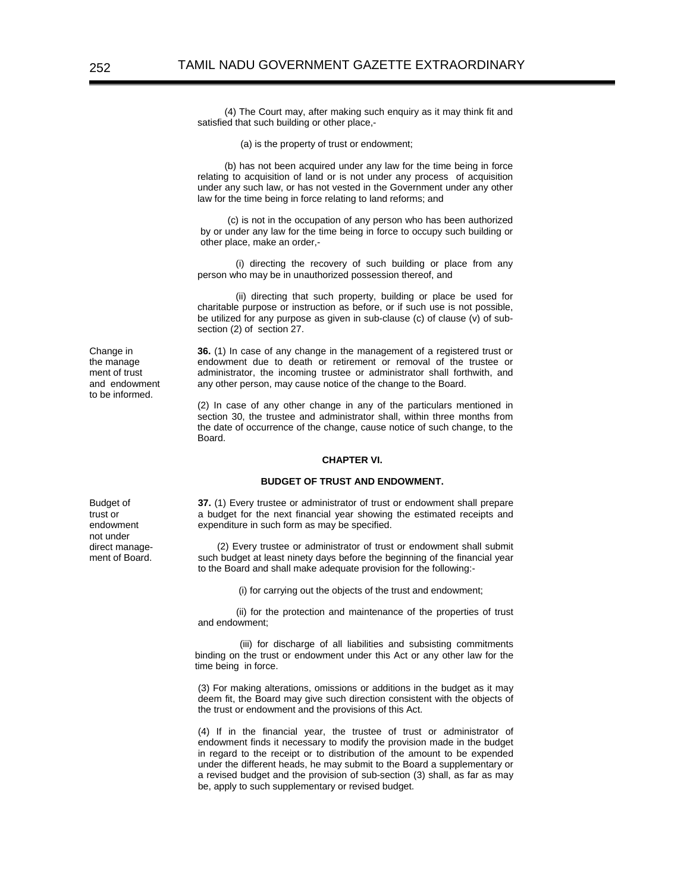(4) The Court may, after making such enquiry as it may think fit and satisfied that such building or other place,-

(a) is the property of trust or endowment;

(b) has not been acquired under any law for the time being in force relating to acquisition of land or is not under any process of acquisition under any such law, or has not vested in the Government under any other law for the time being in force relating to land reforms; and

(c) is not in the occupation of any person who has been authorized by or under any law for the time being in force to occupy such building or other place, make an order,-

(i) directing the recovery of such building or place from any person who may be in unauthorized possession thereof, and

(ii) directing that such property, building or place be used for charitable purpose or instruction as before, or if such use is not possible, be utilized for any purpose as given in sub-clause (c) of clause (v) of sub-section (2) of section 27.

*Change in the management of trust and endowment to be informed.*

**36.** (1) In case of any change in the management of a registered trust or endowment due to death or retirement or removal of the trustee or administrator, the incoming trustee or administrator shall forthwith, and any other person, may cause notice of the change to the Board.

(2) In case of any other change in any of the particulars mentioned in section 30, the trustee and administrator shall, within three months from the date of occurrence of the change, cause notice of such change, to the Board.

## CHAPTER VI.

## BUDGET OF TRUST AND ENDOWMENT.

*Budget of trust or endowment not under direct management of Board.*

**37.** (1) Every trustee or administrator of trust or endowment shall prepare a budget for the next financial year showing the estimated receipts and expenditure in such form as may be specified.

(2) Every trustee or administrator of trust or endowment shall submit such budget at least ninety days before the beginning of the financial year to the Board and shall make adequate provision for the following:-

(i) for carrying out the objects of the trust and endowment;

(ii) for the protection and maintenance of the properties of trust and endowment;

(iii) for discharge of all liabilities and subsisting commitments binding on the trust or endowment under this Act or any other law for the time being in force.

(3) For making alterations, omissions or additions in the budget as it may deem fit, the Board may give such direction consistent with the objects of the trust or endowment and the provisions of this Act.

(4) If in the financial year, the trustee of trust or administrator of endowment finds it necessary to modify the provision made in the budget in regard to the receipt or to distribution of the amount to be expended under the different heads, he may submit to the Board a supplementary or a revised budget and the provision of sub-section (3) shall, as far as may be, apply to such supplementary or revised budget.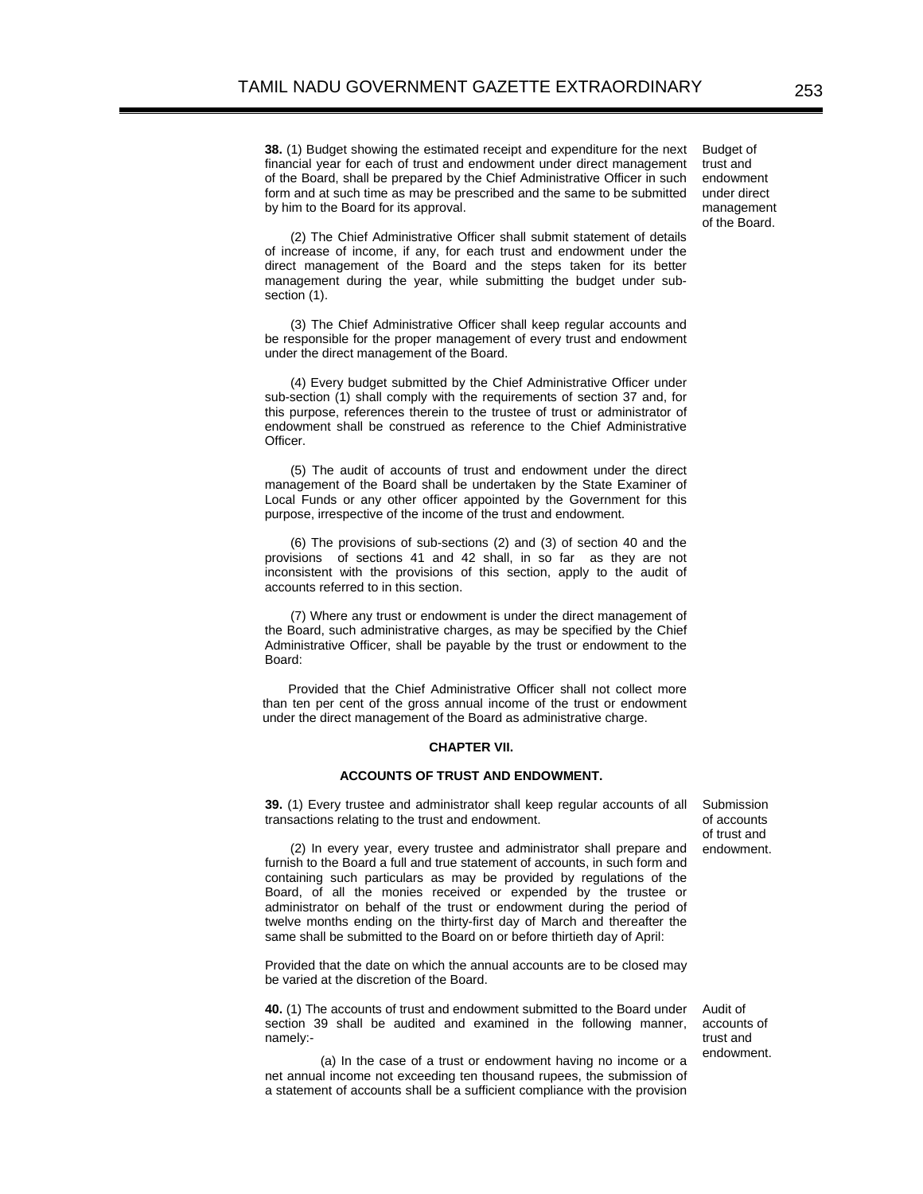**38.** (1) Budget showing the estimated receipt and expenditure for the next financial year for each of trust and endowment under direct management of the Board, shall be prepared by the Chief Administrative Officer in such form and at such time as may be prescribed and the same to be submitted by him to the Board for its approval.

Budget of trust and endowment under direct management of the Board.

(2) The Chief Administrative Officer shall submit statement of details of increase of income, if any, for each trust and endowment under the direct management of the Board and the steps taken for its better management during the year, while submitting the budget under sub-section (1).

(3) The Chief Administrative Officer shall keep regular accounts and be responsible for the proper management of every trust and endowment under the direct management of the Board.

(4) Every budget submitted by the Chief Administrative Officer under sub-section (1) shall comply with the requirements of section 37 and, for this purpose, references therein to the trustee of trust or administrator of endowment shall be construed as reference to the Chief Administrative Officer.

(5) The audit of accounts of trust and endowment under the direct management of the Board shall be undertaken by the State Examiner of Local Funds or any other officer appointed by the Government for this purpose, irrespective of the income of the trust and endowment.

(6) The provisions of sub-sections (2) and (3) of section 40 and the provisions of sections 41 and 42 shall, in so far as they are not inconsistent with the provisions of this section, apply to the audit of accounts referred to in this section.

(7) Where any trust or endowment is under the direct management of the Board, such administrative charges, as may be specified by the Chief Administrative Officer, shall be payable by the trust or endowment to the Board:

Provided that the Chief Administrative Officer shall not collect more than ten per cent of the gross annual income of the trust or endowment under the direct management of the Board as administrative charge.

## CHAPTER VII.

## ACCOUNTS OF TRUST AND ENDOWMENT.

**39.** (1) Every trustee and administrator shall keep regular accounts of all transactions relating to the trust and endowment.

Submission of accounts of trust and endowment.

(2) In every year, every trustee and administrator shall prepare and furnish to the Board a full and true statement of accounts, in such form and containing such particulars as may be provided by regulations of the Board, of all the monies received or expended by the trustee or administrator on behalf of the trust or endowment during the period of twelve months ending on the thirty-first day of March and thereafter the same shall be submitted to the Board on or before thirtieth day of April:

Provided that the date on which the annual accounts are to be closed may be varied at the discretion of the Board.

**40.** (1) The accounts of trust and endowment submitted to the Board under section 39 shall be audited and examined in the following manner, namely:-

Audit of accounts of trust and endowment.

(a) In the case of a trust or endowment having no income or a net annual income not exceeding ten thousand rupees, the submission of a statement of accounts shall be a sufficient compliance with the provision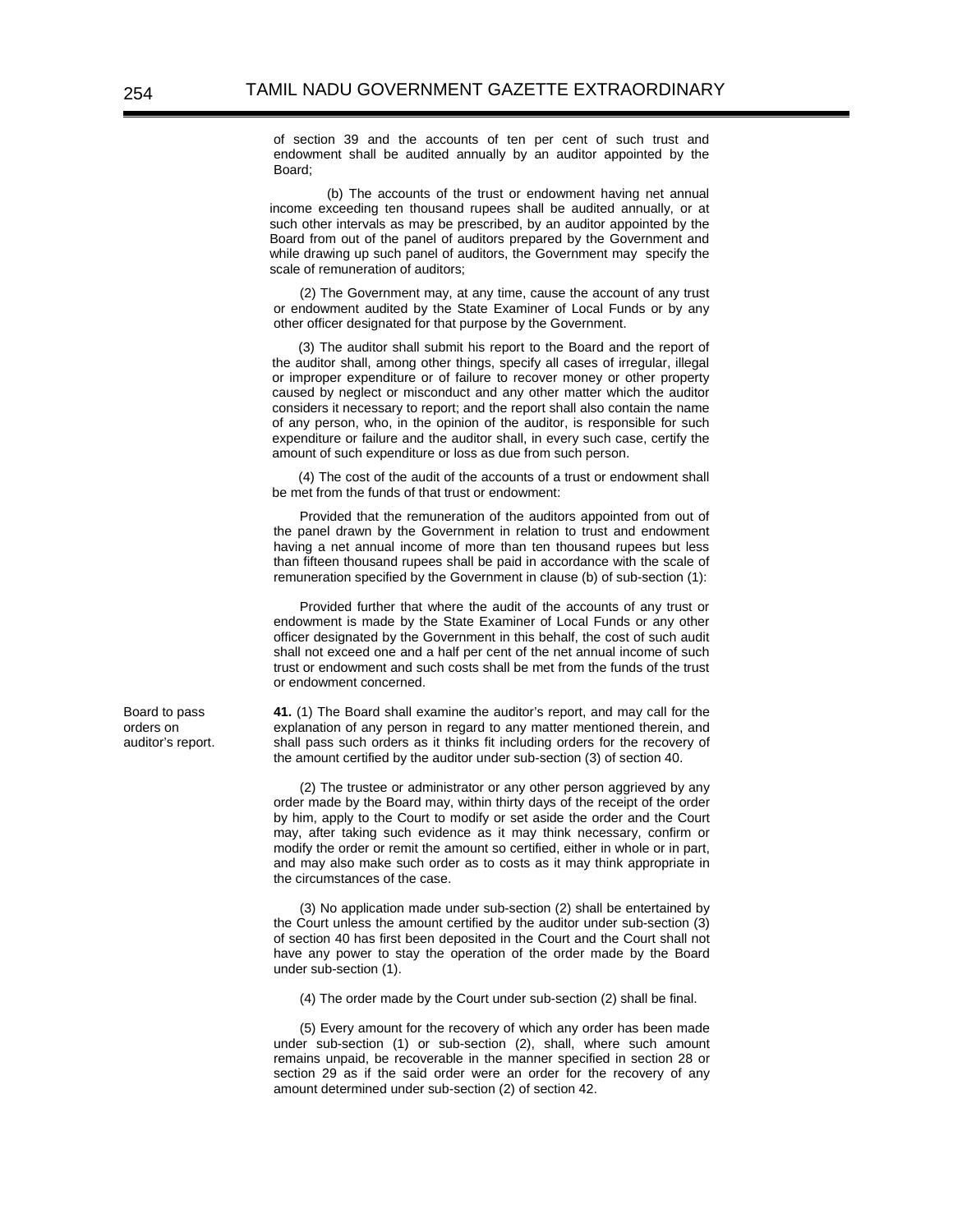of section 39 and the accounts of ten per cent of such trust and endowment shall be audited annually by an auditor appointed by the Board;

(b) The accounts of the trust or endowment having net annual income exceeding ten thousand rupees shall be audited annually, or at such other intervals as may be prescribed, by an auditor appointed by the Board from out of the panel of auditors prepared by the Government and while drawing up such panel of auditors, the Government may specify the scale of remuneration of auditors;

(2) The Government may, at any time, cause the account of any trust or endowment audited by the State Examiner of Local Funds or by any other officer designated for that purpose by the Government.

(3) The auditor shall submit his report to the Board and the report of the auditor shall, among other things, specify all cases of irregular, illegal or improper expenditure or of failure to recover money or other property caused by neglect or misconduct and any other matter which the auditor considers it necessary to report; and the report shall also contain the name of any person, who, in the opinion of the auditor, is responsible for such expenditure or failure and the auditor shall, in every such case, certify the amount of such expenditure or loss as due from such person.

(4) The cost of the audit of the accounts of a trust or endowment shall be met from the funds of that trust or endowment:

Provided that the remuneration of the auditors appointed from out of the panel drawn by the Government in relation to trust and endowment having a net annual income of more than ten thousand rupees but less than fifteen thousand rupees shall be paid in accordance with the scale of remuneration specified by the Government in clause (b) of sub-section (1):

Provided further that where the audit of the accounts of any trust or endowment is made by the State Examiner of Local Funds or any other officer designated by the Government in this behalf, the cost of such audit shall not exceed one and a half per cent of the net annual income of such trust or endowment and such costs shall be met from the funds of the trust or endowment concerned.

Board to pass orders on auditor's report.

**41.** (1) The Board shall examine the auditor's report, and may call for the explanation of any person in regard to any matter mentioned therein, and shall pass such orders as it thinks fit including orders for the recovery of the amount certified by the auditor under sub-section (3) of section 40.

(2) The trustee or administrator or any other person aggrieved by any order made by the Board may, within thirty days of the receipt of the order by him, apply to the Court to modify or set aside the order and the Court may, after taking such evidence as it may think necessary, confirm or modify the order or remit the amount so certified, either in whole or in part, and may also make such order as to costs as it may think appropriate in the circumstances of the case.

(3) No application made under sub-section (2) shall be entertained by the Court unless the amount certified by the auditor under sub-section (3) of section 40 has first been deposited in the Court and the Court shall not have any power to stay the operation of the order made by the Board under sub-section (1).

(4) The order made by the Court under sub-section (2) shall be final.

(5) Every amount for the recovery of which any order has been made under sub-section (1) or sub-section (2), shall, where such amount remains unpaid, be recoverable in the manner specified in section 28 or section 29 as if the said order were an order for the recovery of any amount determined under sub-section (2) of section 42.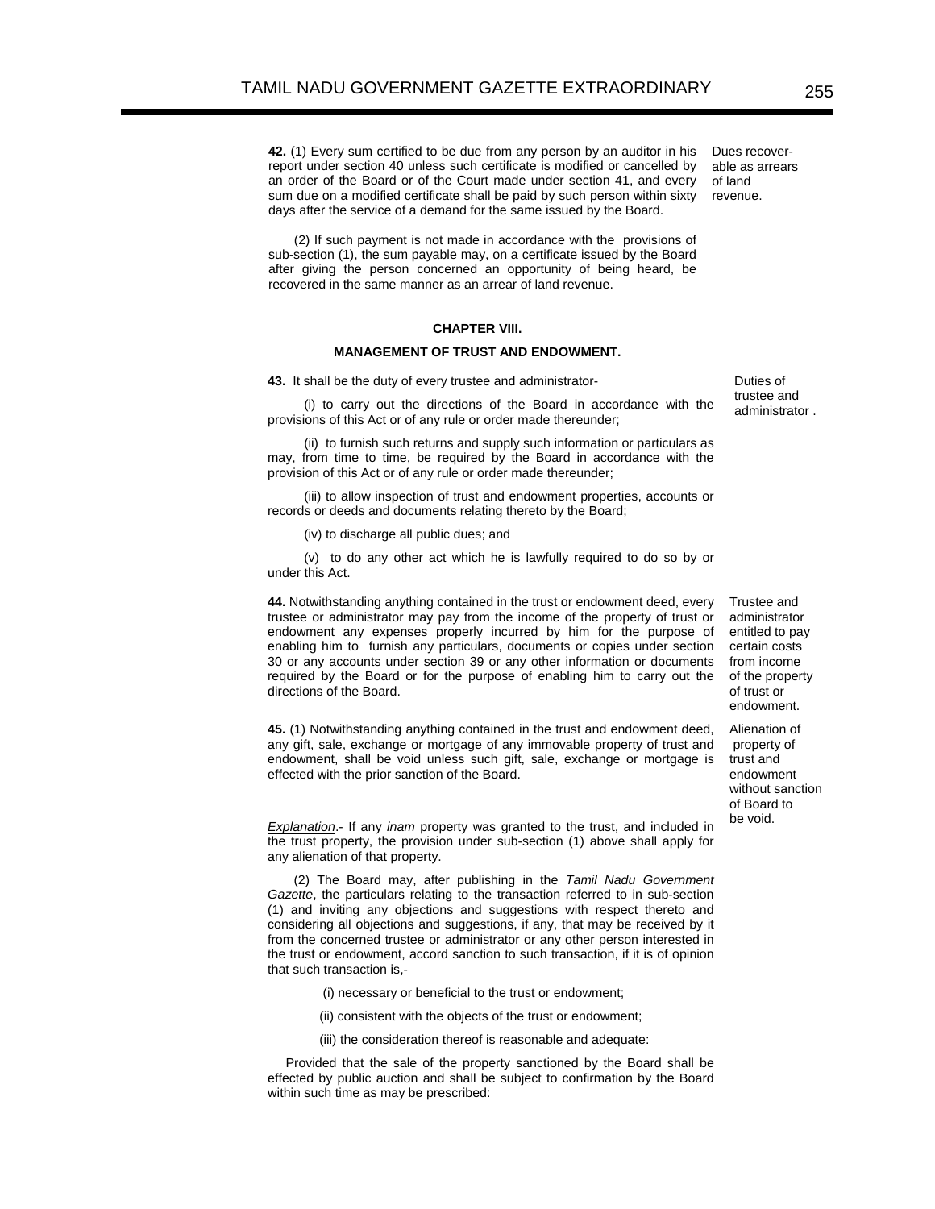**42.** (1) Every sum certified to be due from any person by an auditor in his report under section 40 unless such certificate is modified or cancelled by an order of the Board or of the Court made under section 41, and every sum due on a modified certificate shall be paid by such person within sixty days after the service of a demand for the same issued by the Board.

*Dues recoverable as arrears of land revenue.*

(2) If such payment is not made in accordance with the provisions of sub-section (1), the sum payable may, on a certificate issued by the Board after giving the person concerned an opportunity of being heard, be recovered in the same manner as an arrear of land revenue.

## CHAPTER VIII.

### MANAGEMENT OF TRUST AND ENDOWMENT.

**43.** It shall be the duty of every trustee and administrator-

*Duties of trustee and administrator .*

(i) to carry out the directions of the Board in accordance with the provisions of this Act or of any rule or order made thereunder;

(ii) to furnish such returns and supply such information or particulars as may, from time to time, be required by the Board in accordance with the provision of this Act or of any rule or order made thereunder;

(iii) to allow inspection of trust and endowment properties, accounts or records or deeds and documents relating thereto by the Board;

(iv) to discharge all public dues; and

(v) to do any other act which he is lawfully required to do so by or under this Act.

**44.** Notwithstanding anything contained in the trust or endowment deed, every trustee or administrator may pay from the income of the property of trust or endowment any expenses properly incurred by him for the purpose of enabling him to furnish any particulars, documents or copies under section 30 or any accounts under section 39 or any other information or documents required by the Board or for the purpose of enabling him to carry out the directions of the Board.

*Trustee and administrator entitled to pay certain costs from income of the property of trust or endowment.*

**45.** (1) Notwithstanding anything contained in the trust and endowment deed, any gift, sale, exchange or mortgage of any immovable property of trust and endowment, shall be void unless such gift, sale, exchange or mortgage is effected with the prior sanction of the Board.

*Alienation of property of trust and endowment without sanction of Board to be void.*

*Explanation*.- If any *inam* property was granted to the trust, and included in the trust property, the provision under sub-section (1) above shall apply for any alienation of that property.

(2) The Board may, after publishing in the *Tamil Nadu Government Gazette*, the particulars relating to the transaction referred to in sub-section (1) and inviting any objections and suggestions with respect thereto and considering all objections and suggestions, if any, that may be received by it from the concerned trustee or administrator or any other person interested in the trust or endowment, accord sanction to such transaction, if it is of opinion that such transaction is,-

(i) necessary or beneficial to the trust or endowment;

(ii) consistent with the objects of the trust or endowment;

(iii) the consideration thereof is reasonable and adequate:

Provided that the sale of the property sanctioned by the Board shall be effected by public auction and shall be subject to confirmation by the Board within such time as may be prescribed: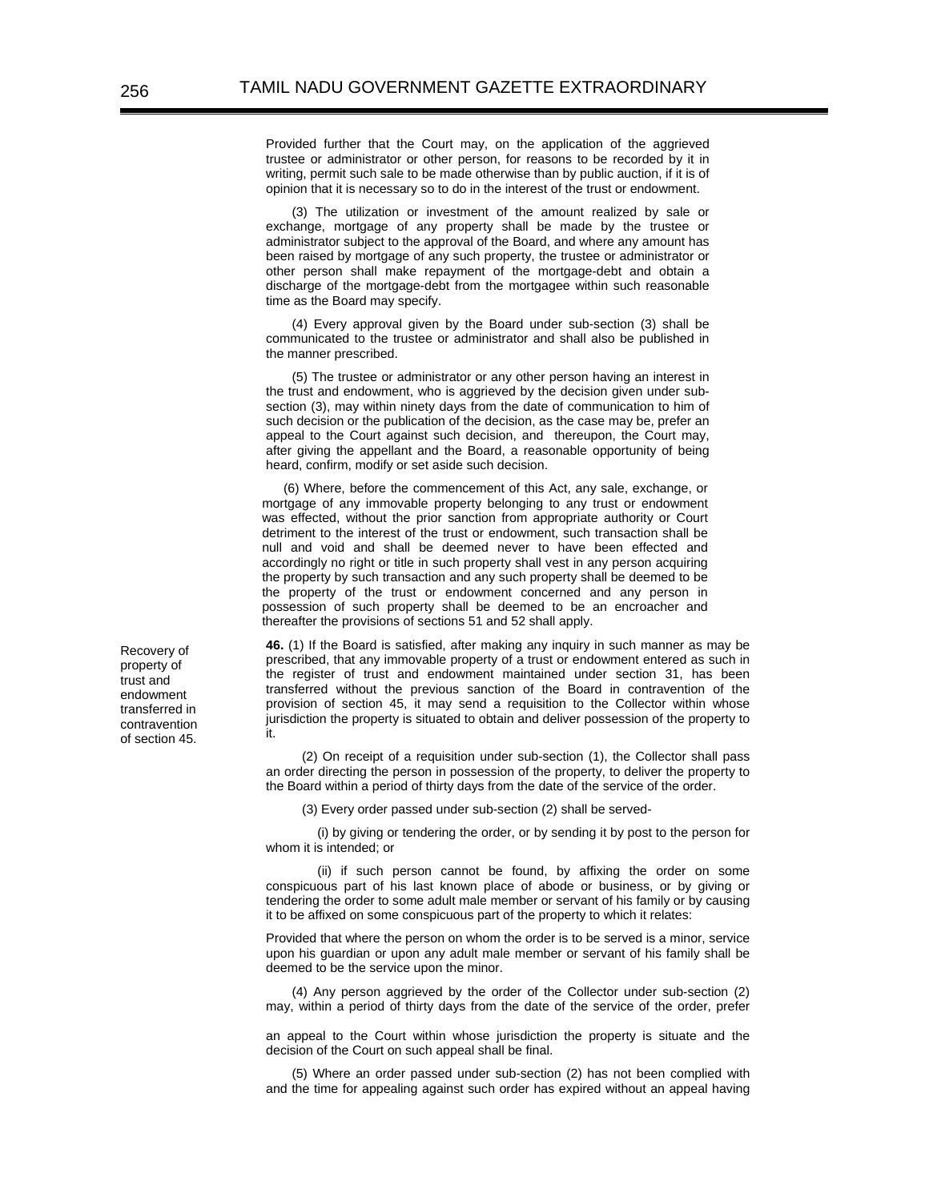Provided further that the Court may, on the application of the aggrieved trustee or administrator or other person, for reasons to be recorded by it in writing, permit such sale to be made otherwise than by public auction, if it is of opinion that it is necessary so to do in the interest of the trust or endowment.

(3) The utilization or investment of the amount realized by sale or exchange, mortgage of any property shall be made by the trustee or administrator subject to the approval of the Board, and where any amount has been raised by mortgage of any such property, the trustee or administrator or other person shall make repayment of the mortgage-debt and obtain a discharge of the mortgage-debt from the mortgagee within such reasonable time as the Board may specify.

(4) Every approval given by the Board under sub-section (3) shall be communicated to the trustee or administrator and shall also be published in the manner prescribed.

(5) The trustee or administrator or any other person having an interest in the trust and endowment, who is aggrieved by the decision given under sub-section (3), may within ninety days from the date of communication to him of such decision or the publication of the decision, as the case may be, prefer an appeal to the Court against such decision, and thereupon, the Court may, after giving the appellant and the Board, a reasonable opportunity of being heard, confirm, modify or set aside such decision.

(6) Where, before the commencement of this Act, any sale, exchange, or mortgage of any immovable property belonging to any trust or endowment was effected, without the prior sanction from appropriate authority or Court detriment to the interest of the trust or endowment, such transaction shall be null and void and shall be deemed never to have been effected and accordingly no right or title in such property shall vest in any person acquiring the property by such transaction and any such property shall be deemed to be the property of the trust or endowment concerned and any person in possession of such property shall be deemed to be an encroacher and thereafter the provisions of sections 51 and 52 shall apply.

*Recovery of property of trust and endowment transferred in contravention of section 45.*

**46.** (1) If the Board is satisfied, after making any inquiry in such manner as may be prescribed, that any immovable property of a trust or endowment entered as such in the register of trust and endowment maintained under section 31, has been transferred without the previous sanction of the Board in contravention of the provision of section 45, it may send a requisition to the Collector within whose jurisdiction the property is situated to obtain and deliver possession of the property to it.

(2) On receipt of a requisition under sub-section (1), the Collector shall pass an order directing the person in possession of the property, to deliver the property to the Board within a period of thirty days from the date of the service of the order.

(3) Every order passed under sub-section (2) shall be served-

(i) by giving or tendering the order, or by sending it by post to the person for whom it is intended; or

(ii) if such person cannot be found, by affixing the order on some conspicuous part of his last known place of abode or business, or by giving or tendering the order to some adult male member or servant of his family or by causing it to be affixed on some conspicuous part of the property to which it relates:

Provided that where the person on whom the order is to be served is a minor, service upon his guardian or upon any adult male member or servant of his family shall be deemed to be the service upon the minor.

(4) Any person aggrieved by the order of the Collector under sub-section (2) may, within a period of thirty days from the date of the service of the order, prefer an appeal to the Court within whose jurisdiction the property is situate and the decision of the Court on such appeal shall be final.

(5) Where an order passed under sub-section (2) has not been complied with and the time for appealing against such order has expired without an appeal having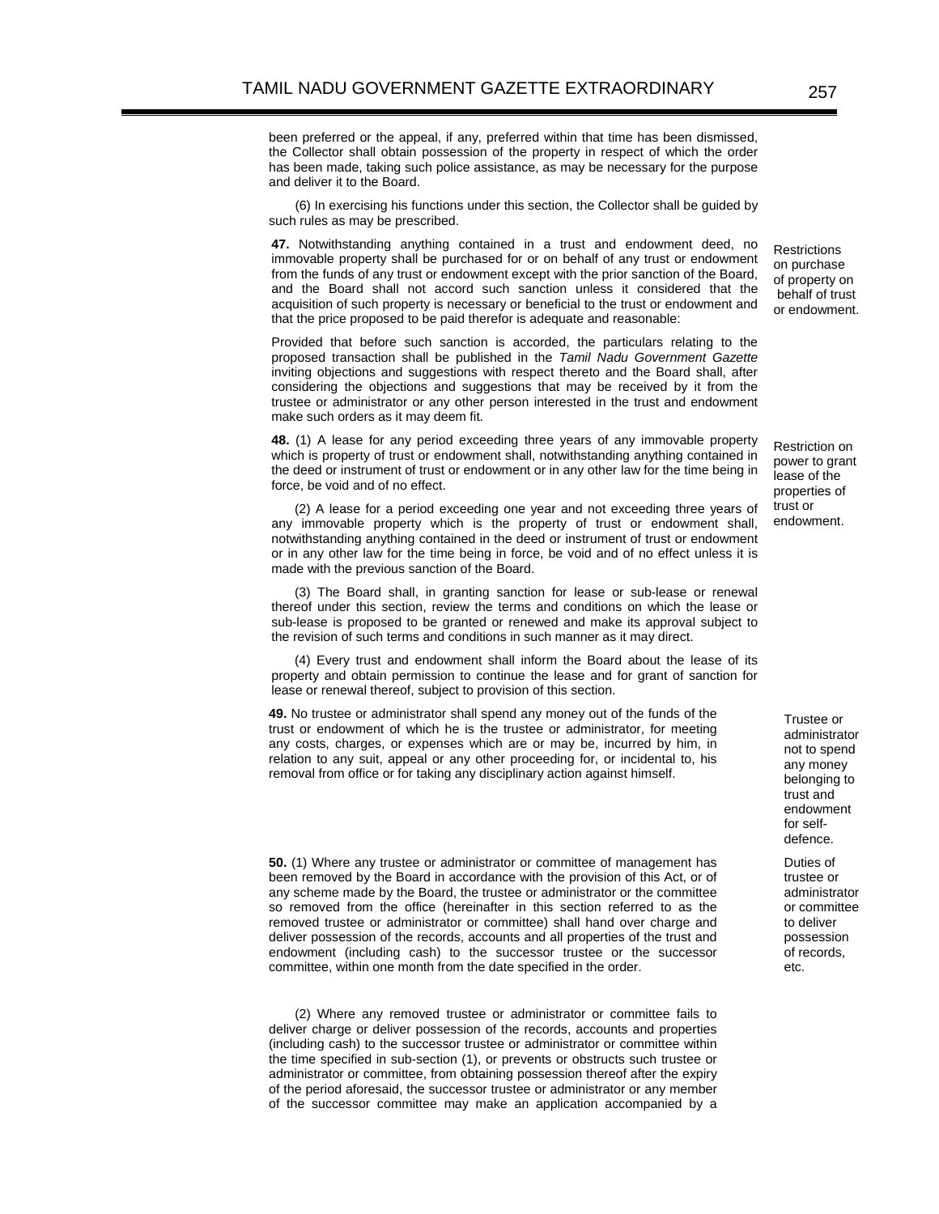been preferred or the appeal, if any, preferred within that time has been dismissed, the Collector shall obtain possession of the property in respect of which the order has been made, taking such police assistance, as may be necessary for the purpose and deliver it to the Board.

(6) In exercising his functions under this section, the Collector shall be guided by such rules as may be prescribed.

*Restrictions on purchase of property on behalf of trust or endowment.*

**47.** Notwithstanding anything contained in a trust and endowment deed, no immovable property shall be purchased for or on behalf of any trust or endowment from the funds of any trust or endowment except with the prior sanction of the Board, and the Board shall not accord such sanction unless it considered that the acquisition of such property is necessary or beneficial to the trust or endowment and that the price proposed to be paid therefor is adequate and reasonable:

Provided that before such sanction is accorded, the particulars relating to the proposed transaction shall be published in the *Tamil Nadu Government Gazette* inviting objections and suggestions with respect thereto and the Board shall, after considering the objections and suggestions that may be received by it from the trustee or administrator or any other person interested in the trust and endowment make such orders as it may deem fit.

*Restriction on power to grant lease of the properties of trust or endowment.*

**48.** (1) A lease for any period exceeding three years of any immovable property which is property of trust or endowment shall, notwithstanding anything contained in the deed or instrument of trust or endowment or in any other law for the time being in force, be void and of no effect.

(2) A lease for a period exceeding one year and not exceeding three years of any immovable property which is the property of trust or endowment shall, notwithstanding anything contained in the deed or instrument of trust or endowment or in any other law for the time being in force, be void and of no effect unless it is made with the previous sanction of the Board.

(3) The Board shall, in granting sanction for lease or sub-lease or renewal thereof under this section, review the terms and conditions on which the lease or sub-lease is proposed to be granted or renewed and make its approval subject to the revision of such terms and conditions in such manner as it may direct.

(4) Every trust and endowment shall inform the Board about the lease of its property and obtain permission to continue the lease and for grant of sanction for lease or renewal thereof, subject to provision of this section.

*Trustee or administrator not to spend any money belonging to trust and endowment for self-defence.*

**49.** No trustee or administrator shall spend any money out of the funds of the trust or endowment of which he is the trustee or administrator, for meeting any costs, charges, or expenses which are or may be, incurred by him, in relation to any suit, appeal or any other proceeding for, or incidental to, his removal from office or for taking any disciplinary action against himself.

*Duties of trustee or administrator or committee to deliver possession of records, etc.*

**50.** (1) Where any trustee or administrator or committee of management has been removed by the Board in accordance with the provision of this Act, or of any scheme made by the Board, the trustee or administrator or the committee so removed from the office (hereinafter in this section referred to as the removed trustee or administrator or committee) shall hand over charge and deliver possession of the records, accounts and all properties of the trust and endowment (including cash) to the successor trustee or the successor committee, within one month from the date specified in the order.

(2) Where any removed trustee or administrator or committee fails to deliver charge or deliver possession of the records, accounts and properties (including cash) to the successor trustee or administrator or committee within the time specified in sub-section (1), or prevents or obstructs such trustee or administrator or committee, from obtaining possession thereof after the expiry of the period aforesaid, the successor trustee or administrator or any member of the successor committee may make an application accompanied by a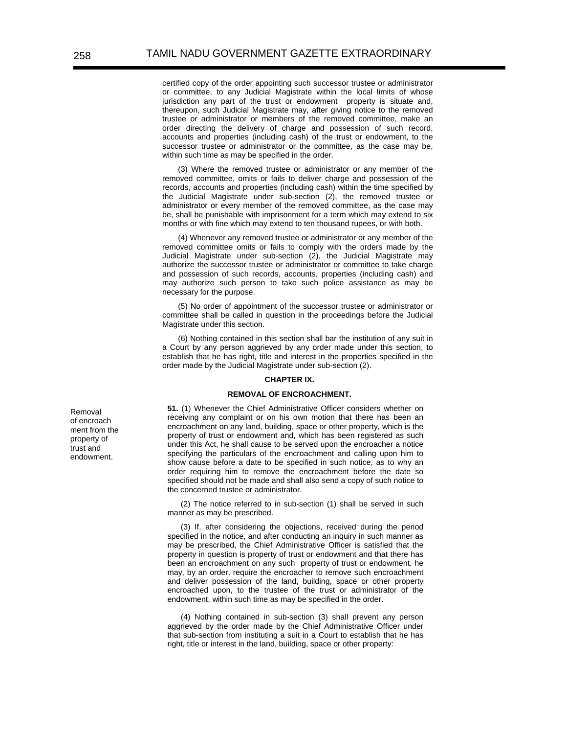certified copy of the order appointing such successor trustee or administrator or committee, to any Judicial Magistrate within the local limits of whose jurisdiction any part of the trust or endowment property is situate and, thereupon, such Judicial Magistrate may, after giving notice to the removed trustee or administrator or members of the removed committee, make an order directing the delivery of charge and possession of such record, accounts and properties (including cash) of the trust or endowment, to the successor trustee or administrator or the committee, as the case may be, within such time as may be specified in the order.

(3) Where the removed trustee or administrator or any member of the removed committee, omits or fails to deliver charge and possession of the records, accounts and properties (including cash) within the time specified by the Judicial Magistrate under sub-section (2), the removed trustee or administrator or every member of the removed committee, as the case may be, shall be punishable with imprisonment for a term which may extend to six months or with fine which may extend to ten thousand rupees, or with both.

(4) Whenever any removed trustee or administrator or any member of the removed committee omits or fails to comply with the orders made by the Judicial Magistrate under sub-section (2), the Judicial Magistrate may authorize the successor trustee or administrator or committee to take charge and possession of such records, accounts, properties (including cash) and may authorize such person to take such police assistance as may be necessary for the purpose.

(5) No order of appointment of the successor trustee or administrator or committee shall be called in question in the proceedings before the Judicial Magistrate under this section.

(6) Nothing contained in this section shall bar the institution of any suit in a Court by any person aggrieved by any order made under this section, to establish that he has right, title and interest in the properties specified in the order made by the Judicial Magistrate under sub-section (2).

## CHAPTER IX.

### REMOVAL OF ENCROACHMENT.

Removal of encroachment from the property of trust and endowment.

**51.** (1) Whenever the Chief Administrative Officer considers whether on receiving any complaint or on his own motion that there has been an encroachment on any land, building, space or other property, which is the property of trust or endowment and, which has been registered as such under this Act, he shall cause to be served upon the encroacher a notice specifying the particulars of the encroachment and calling upon him to show cause before a date to be specified in such notice, as to why an order requiring him to remove the encroachment before the date so specified should not be made and shall also send a copy of such notice to the concerned trustee or administrator.

(2) The notice referred to in sub-section (1) shall be served in such manner as may be prescribed.

(3) If, after considering the objections, received during the period specified in the notice, and after conducting an inquiry in such manner as may be prescribed, the Chief Administrative Officer is satisfied that the property in question is property of trust or endowment and that there has been an encroachment on any such property of trust or endowment, he may, by an order, require the encroacher to remove such encroachment and deliver possession of the land, building, space or other property encroached upon, to the trustee of the trust or administrator of the endowment, within such time as may be specified in the order.

(4) Nothing contained in sub-section (3) shall prevent any person aggrieved by the order made by the Chief Administrative Officer under that sub-section from instituting a suit in a Court to establish that he has right, title or interest in the land, building, space or other property: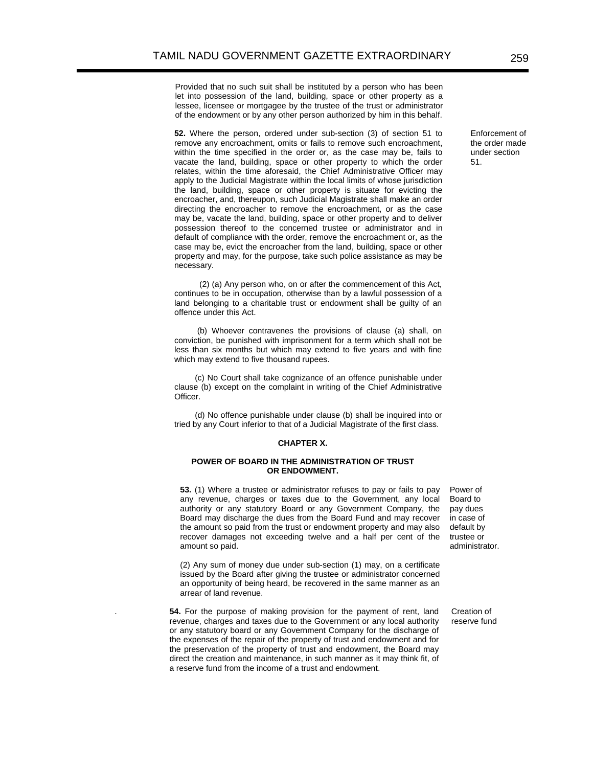Provided that no such suit shall be instituted by a person who has been let into possession of the land, building, space or other property as a lessee, licensee or mortgagee by the trustee of the trust or administrator of the endowment or by any other person authorized by him in this behalf.

Enforcement of the order made under section 51.

**52.** Where the person, ordered under sub-section (3) of section 51 to remove any encroachment, omits or fails to remove such encroachment, within the time specified in the order or, as the case may be, fails to vacate the land, building, space or other property to which the order relates, within the time aforesaid, the Chief Administrative Officer may apply to the Judicial Magistrate within the local limits of whose jurisdiction the land, building, space or other property is situate for evicting the encroacher, and, thereupon, such Judicial Magistrate shall make an order directing the encroacher to remove the encroachment, or as the case may be, vacate the land, building, space or other property and to deliver possession thereof to the concerned trustee or administrator and in default of compliance with the order, remove the encroachment or, as the case may be, evict the encroacher from the land, building, space or other property and may, for the purpose, take such police assistance as may be necessary.

(2) (a) Any person who, on or after the commencement of this Act, continues to be in occupation, otherwise than by a lawful possession of a land belonging to a charitable trust or endowment shall be guilty of an offence under this Act.

(b) Whoever contravenes the provisions of clause (a) shall, on conviction, be punished with imprisonment for a term which shall not be less than six months but which may extend to five years and with fine which may extend to five thousand rupees.

(c) No Court shall take cognizance of an offence punishable under clause (b) except on the complaint in writing of the Chief Administrative Officer.

(d) No offence punishable under clause (b) shall be inquired into or tried by any Court inferior to that of a Judicial Magistrate of the first class.

## CHAPTER X.

### POWER OF BOARD IN THE ADMINISTRATION OF TRUST OR ENDOWMENT.

Power of Board to pay dues in case of default by trustee or administrator.

**53.** (1) Where a trustee or administrator refuses to pay or fails to pay any revenue, charges or taxes due to the Government, any local authority or any statutory Board or any Government Company, the Board may discharge the dues from the Board Fund and may recover the amount so paid from the trust or endowment property and may also recover damages not exceeding twelve and a half per cent of the amount so paid.

(2) Any sum of money due under sub-section (1) may, on a certificate issued by the Board after giving the trustee or administrator concerned an opportunity of being heard, be recovered in the same manner as an arrear of land revenue.

Creation of reserve fund

**54.** For the purpose of making provision for the payment of rent, land revenue, charges and taxes due to the Government or any local authority or any statutory board or any Government Company for the discharge of the expenses of the repair of the property of trust and endowment and for the preservation of the property of trust and endowment, the Board may direct the creation and maintenance, in such manner as it may think fit, of a reserve fund from the income of a trust and endowment.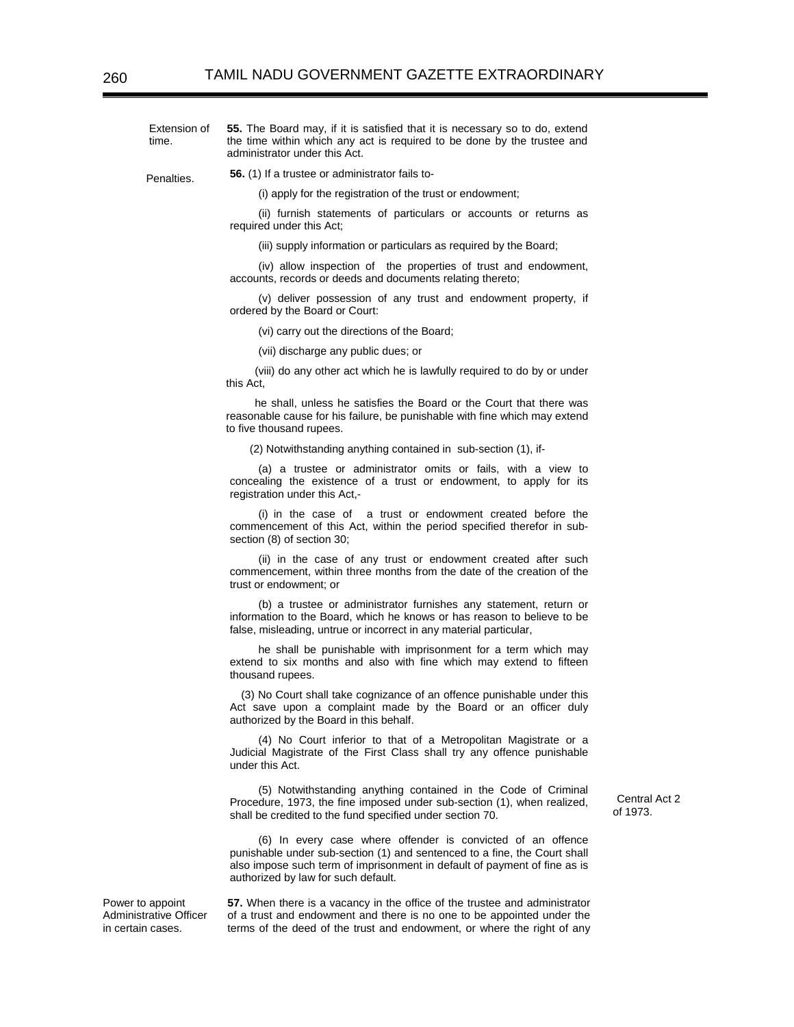Extension of time.

**55.** The Board may, if it is satisfied that it is necessary so to do, extend the time within which any act is required to be done by the trustee and administrator under this Act.

Penalties.

**56.** (1) If a trustee or administrator fails to-

(i) apply for the registration of the trust or endowment;

(ii) furnish statements of particulars or accounts or returns as required under this Act;

(iii) supply information or particulars as required by the Board;

(iv) allow inspection of the properties of trust and endowment, accounts, records or deeds and documents relating thereto;

(v) deliver possession of any trust and endowment property, if ordered by the Board or Court:

(vi) carry out the directions of the Board;

(vii) discharge any public dues; or

(viii) do any other act which he is lawfully required to do by or under this Act,

he shall, unless he satisfies the Board or the Court that there was reasonable cause for his failure, be punishable with fine which may extend to five thousand rupees.

(2) Notwithstanding anything contained in sub-section (1), if-

(a) a trustee or administrator omits or fails, with a view to concealing the existence of a trust or endowment, to apply for its registration under this Act,-

(i) in the case of a trust or endowment created before the commencement of this Act, within the period specified therefor in sub-section (8) of section 30;

(ii) in the case of any trust or endowment created after such commencement, within three months from the date of the creation of the trust or endowment; or

(b) a trustee or administrator furnishes any statement, return or information to the Board, which he knows or has reason to believe to be false, misleading, untrue or incorrect in any material particular,

he shall be punishable with imprisonment for a term which may extend to six months and also with fine which may extend to fifteen thousand rupees.

(3) No Court shall take cognizance of an offence punishable under this Act save upon a complaint made by the Board or an officer duly authorized by the Board in this behalf.

(4) No Court inferior to that of a Metropolitan Magistrate or a Judicial Magistrate of the First Class shall try any offence punishable under this Act.

(5) Notwithstanding anything contained in the Code of Criminal Procedure, 1973, the fine imposed under sub-section (1), when realized, shall be credited to the fund specified under section 70.

Central Act 2 of 1973.

(6) In every case where offender is convicted of an offence punishable under sub-section (1) and sentenced to a fine, the Court shall also impose such term of imprisonment in default of payment of fine as is authorized by law for such default.

Power to appoint Administrative Officer in certain cases.

**57.** When there is a vacancy in the office of the trustee and administrator of a trust and endowment and there is no one to be appointed under the terms of the deed of the trust and endowment, or where the right of any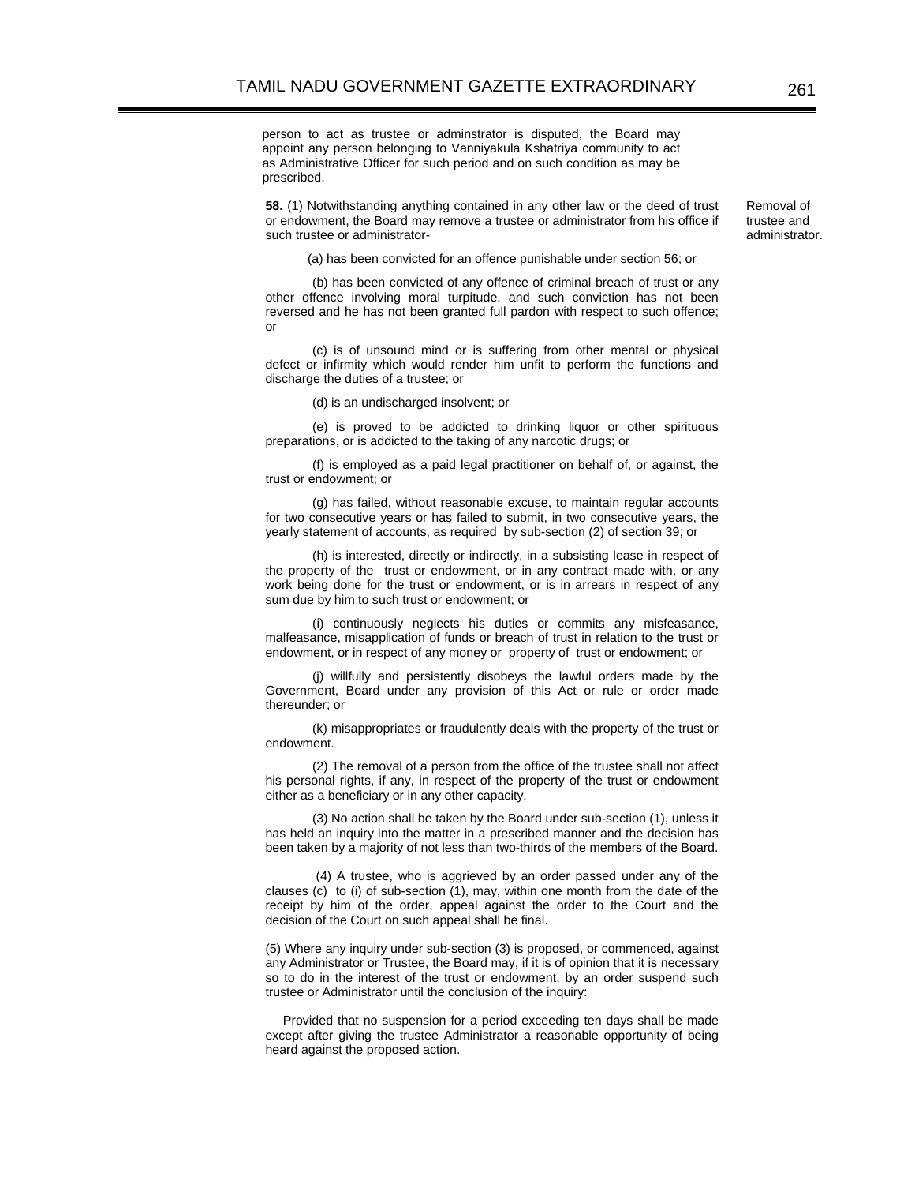person to act as trustee or adminstrator is disputed, the Board may appoint any person belonging to Vanniyakula Kshatriya community to act as Administrative Officer for such period and on such condition as may be prescribed.

Removal of trustee and administrator.

**58.** (1) Notwithstanding anything contained in any other law or the deed of trust or endowment, the Board may remove a trustee or administrator from his office if such trustee or administrator-

(a) has been convicted for an offence punishable under section 56; or

(b) has been convicted of any offence of criminal breach of trust or any other offence involving moral turpitude, and such conviction has not been reversed and he has not been granted full pardon with respect to such offence; or

(c) is of unsound mind or is suffering from other mental or physical defect or infirmity which would render him unfit to perform the functions and discharge the duties of a trustee; or

(d) is an undischarged insolvent; or

(e) is proved to be addicted to drinking liquor or other spirituous preparations, or is addicted to the taking of any narcotic drugs; or

(f) is employed as a paid legal practitioner on behalf of, or against, the trust or endowment; or

(g) has failed, without reasonable excuse, to maintain regular accounts for two consecutive years or has failed to submit, in two consecutive years, the yearly statement of accounts, as required by sub-section (2) of section 39; or

(h) is interested, directly or indirectly, in a subsisting lease in respect of the property of the trust or endowment, or in any contract made with, or any work being done for the trust or endowment, or is in arrears in respect of any sum due by him to such trust or endowment; or

(i) continuously neglects his duties or commits any misfeasance, malfeasance, misapplication of funds or breach of trust in relation to the trust or endowment, or in respect of any money or property of trust or endowment; or

(j) willfully and persistently disobeys the lawful orders made by the Government, Board under any provision of this Act or rule or order made thereunder; or

(k) misappropriates or fraudulently deals with the property of the trust or endowment.

(2) The removal of a person from the office of the trustee shall not affect his personal rights, if any, in respect of the property of the trust or endowment either as a beneficiary or in any other capacity.

(3) No action shall be taken by the Board under sub-section (1), unless it has held an inquiry into the matter in a prescribed manner and the decision has been taken by a majority of not less than two-thirds of the members of the Board.

(4) A trustee, who is aggrieved by an order passed under any of the clauses (c) to (i) of sub-section (1), may, within one month from the date of the receipt by him of the order, appeal against the order to the Court and the decision of the Court on such appeal shall be final.

(5) Where any inquiry under sub-section (3) is proposed, or commenced, against any Administrator or Trustee, the Board may, if it is of opinion that it is necessary so to do in the interest of the trust or endowment, by an order suspend such trustee or Administrator until the conclusion of the inquiry:

Provided that no suspension for a period exceeding ten days shall be made except after giving the trustee Administrator a reasonable opportunity of being heard against the proposed action.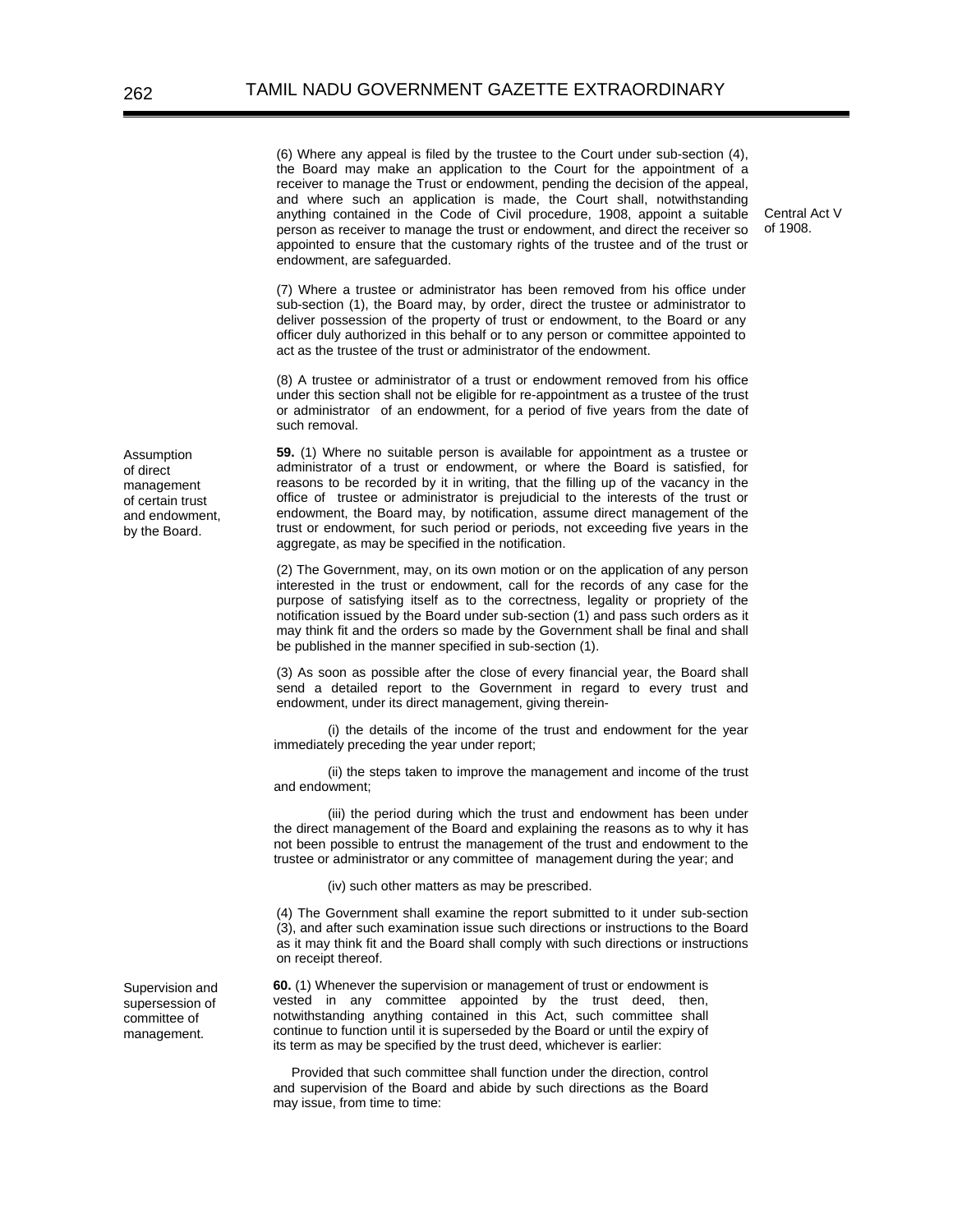(6) Where any appeal is filed by the trustee to the Court under sub-section (4), the Board may make an application to the Court for the appointment of a receiver to manage the Trust or endowment, pending the decision of the appeal, and where such an application is made, the Court shall, notwithstanding anything contained in the Code of Civil procedure, 1908, appoint a suitable person as receiver to manage the trust or endowment, and direct the receiver so appointed to ensure that the customary rights of the trustee and of the trust or endowment, are safeguarded.

Central Act V of 1908.

(7) Where a trustee or administrator has been removed from his office under sub-section (1), the Board may, by order, direct the trustee or administrator to deliver possession of the property of trust or endowment, to the Board or any officer duly authorized in this behalf or to any person or committee appointed to act as the trustee of the trust or administrator of the endowment.

(8) A trustee or administrator of a trust or endowment removed from his office under this section shall not be eligible for re-appointment as a trustee of the trust or administrator of an endowment, for a period of five years from the date of such removal.

Assumption of direct management of certain trust and endowment, by the Board.

**59.** (1) Where no suitable person is available for appointment as a trustee or administrator of a trust or endowment, or where the Board is satisfied, for reasons to be recorded by it in writing, that the filling up of the vacancy in the office of trustee or administrator is prejudicial to the interests of the trust or endowment, the Board may, by notification, assume direct management of the trust or endowment, for such period or periods, not exceeding five years in the aggregate, as may be specified in the notification.

(2) The Government, may, on its own motion or on the application of any person interested in the trust or endowment, call for the records of any case for the purpose of satisfying itself as to the correctness, legality or propriety of the notification issued by the Board under sub-section (1) and pass such orders as it may think fit and the orders so made by the Government shall be final and shall be published in the manner specified in sub-section (1).

(3) As soon as possible after the close of every financial year, the Board shall send a detailed report to the Government in regard to every trust and endowment, under its direct management, giving therein-

(i) the details of the income of the trust and endowment for the year immediately preceding the year under report;

(ii) the steps taken to improve the management and income of the trust and endowment;

(iii) the period during which the trust and endowment has been under the direct management of the Board and explaining the reasons as to why it has not been possible to entrust the management of the trust and endowment to the trustee or administrator or any committee of management during the year; and

(iv) such other matters as may be prescribed.

(4) The Government shall examine the report submitted to it under sub-section (3), and after such examination issue such directions or instructions to the Board as it may think fit and the Board shall comply with such directions or instructions on receipt thereof.

Supervision and supersession of committee of management.

**60.** (1) Whenever the supervision or management of trust or endowment is vested in any committee appointed by the trust deed, then, notwithstanding anything contained in this Act, such committee shall continue to function until it is superseded by the Board or until the expiry of its term as may be specified by the trust deed, whichever is earlier:

Provided that such committee shall function under the direction, control and supervision of the Board and abide by such directions as the Board may issue, from time to time: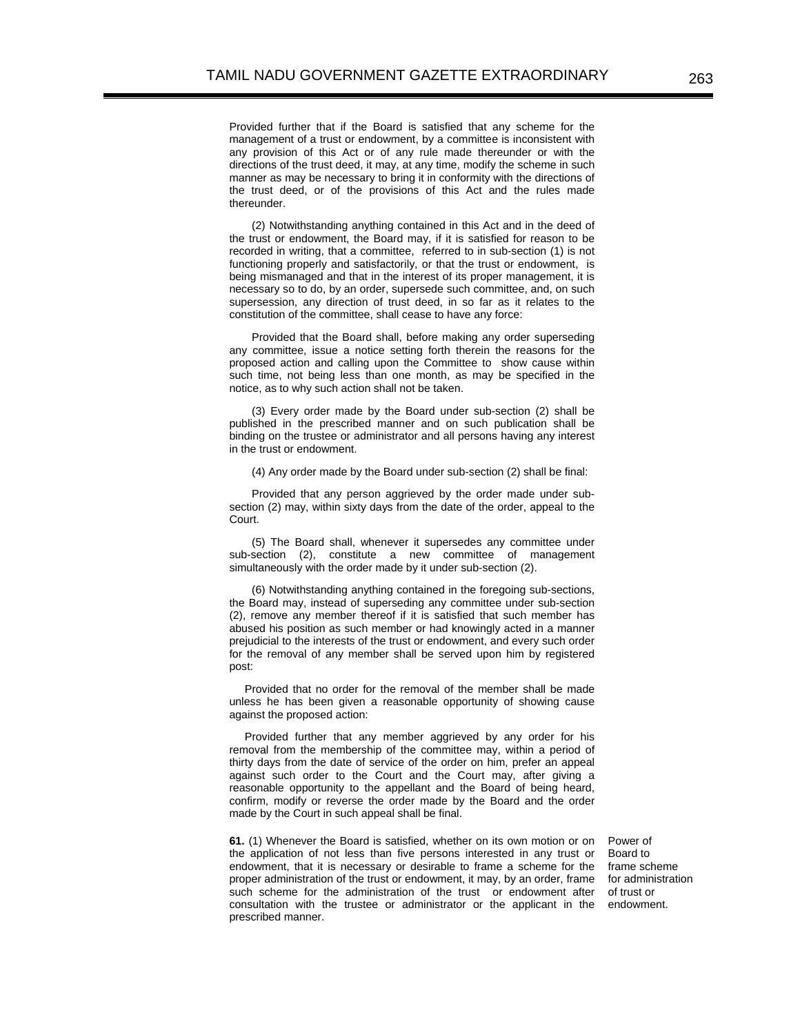Provided further that if the Board is satisfied that any scheme for the management of a trust or endowment, by a committee is inconsistent with any provision of this Act or of any rule made thereunder or with the directions of the trust deed, it may, at any time, modify the scheme in such manner as may be necessary to bring it in conformity with the directions of the trust deed, or of the provisions of this Act and the rules made thereunder.

(2) Notwithstanding anything contained in this Act and in the deed of the trust or endowment, the Board may, if it is satisfied for reason to be recorded in writing, that a committee, referred to in sub-section (1) is not functioning properly and satisfactorily, or that the trust or endowment, is being mismanaged and that in the interest of its proper management, it is necessary so to do, by an order, supersede such committee, and, on such supersession, any direction of trust deed, in so far as it relates to the constitution of the committee, shall cease to have any force:

Provided that the Board shall, before making any order superseding any committee, issue a notice setting forth therein the reasons for the proposed action and calling upon the Committee to show cause within such time, not being less than one month, as may be specified in the notice, as to why such action shall not be taken.

(3) Every order made by the Board under sub-section (2) shall be published in the prescribed manner and on such publication shall be binding on the trustee or administrator and all persons having any interest in the trust or endowment.

(4) Any order made by the Board under sub-section (2) shall be final:

Provided that any person aggrieved by the order made under sub-section (2) may, within sixty days from the date of the order, appeal to the Court.

(5) The Board shall, whenever it supersedes any committee under sub-section (2), constitute a new committee of management simultaneously with the order made by it under sub-section (2).

(6) Notwithstanding anything contained in the foregoing sub-sections, the Board may, instead of superseding any committee under sub-section (2), remove any member thereof if it is satisfied that such member has abused his position as such member or had knowingly acted in a manner prejudicial to the interests of the trust or endowment, and every such order for the removal of any member shall be served upon him by registered post:

Provided that no order for the removal of the member shall be made unless he has been given a reasonable opportunity of showing cause against the proposed action:

Provided further that any member aggrieved by any order for his removal from the membership of the committee may, within a period of thirty days from the date of service of the order on him, prefer an appeal against such order to the Court and the Court may, after giving a reasonable opportunity to the appellant and the Board of being heard, confirm, modify or reverse the order made by the Board and the order made by the Court in such appeal shall be final.

*Power of Board to frame scheme for administration of trust or endowment.*

**61.** (1) Whenever the Board is satisfied, whether on its own motion or on the application of not less than five persons interested in any trust or endowment, that it is necessary or desirable to frame a scheme for the proper administration of the trust or endowment, it may, by an order, frame such scheme for the administration of the trust or endowment after consultation with the trustee or administrator or the applicant in the prescribed manner.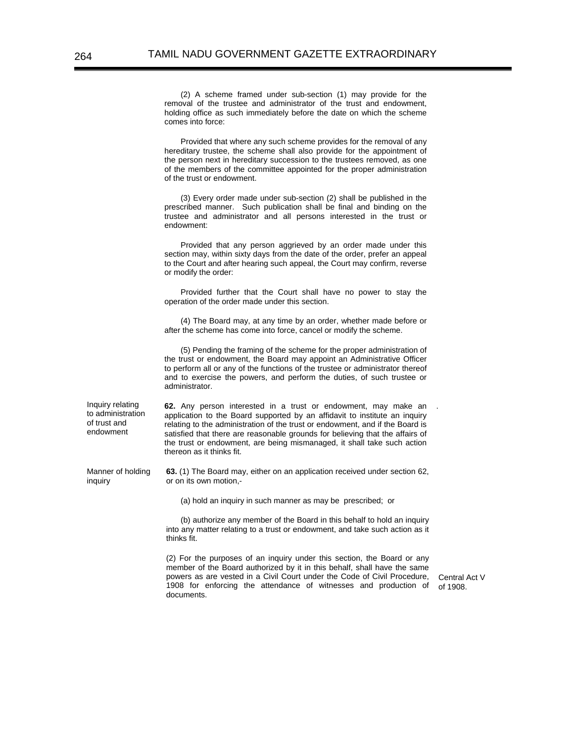(2) A scheme framed under sub-section (1) may provide for the removal of the trustee and administrator of the trust and endowment, holding office as such immediately before the date on which the scheme comes into force:

Provided that where any such scheme provides for the removal of any hereditary trustee, the scheme shall also provide for the appointment of the person next in hereditary succession to the trustees removed, as one of the members of the committee appointed for the proper administration of the trust or endowment.

(3) Every order made under sub-section (2) shall be published in the prescribed manner. Such publication shall be final and binding on the trustee and administrator and all persons interested in the trust or endowment:

Provided that any person aggrieved by an order made under this section may, within sixty days from the date of the order, prefer an appeal to the Court and after hearing such appeal, the Court may confirm, reverse or modify the order:

Provided further that the Court shall have no power to stay the operation of the order made under this section.

(4) The Board may, at any time by an order, whether made before or after the scheme has come into force, cancel or modify the scheme.

(5) Pending the framing of the scheme for the proper administration of the trust or endowment, the Board may appoint an Administrative Officer to perform all or any of the functions of the trustee or administrator thereof and to exercise the powers, and perform the duties, of such trustee or administrator.

*Inquiry relating to administration of trust and endowment*

**62.** Any person interested in a trust or endowment, may make an application to the Board supported by an affidavit to institute an inquiry relating to the administration of the trust or endowment, and if the Board is satisfied that there are reasonable grounds for believing that the affairs of the trust or endowment, are being mismanaged, it shall take such action thereon as it thinks fit.

*Manner of holding inquiry*

**63.** (1) The Board may, either on an application received under section 62, or on its own motion,-

(a) hold an inquiry in such manner as may be prescribed; or

(b) authorize any member of the Board in this behalf to hold an inquiry into any matter relating to a trust or endowment, and take such action as it thinks fit.

(2) For the purposes of an inquiry under this section, the Board or any member of the Board authorized by it in this behalf, shall have the same powers as are vested in a Civil Court under the Code of Civil Procedure, 1908 for enforcing the attendance of witnesses and production of documents.

*Central Act V of 1908.*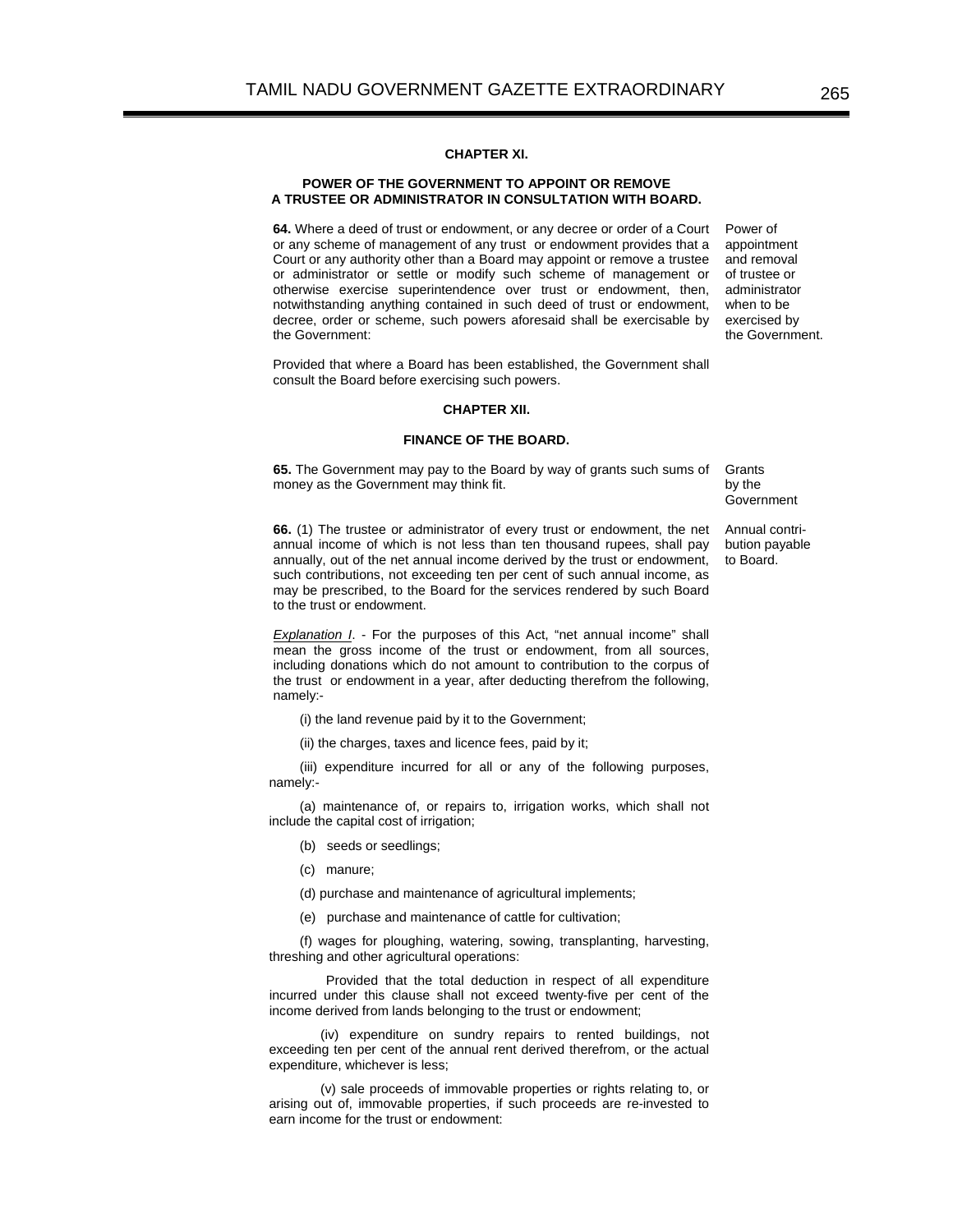## CHAPTER XI.

### POWER OF THE GOVERNMENT TO APPOINT OR REMOVE A TRUSTEE OR ADMINISTRATOR IN CONSULTATION WITH BOARD.

Power of appointment and removal of trustee or administrator when to be exercised by the Government.

**64.** Where a deed of trust or endowment, or any decree or order of a Court or any scheme of management of any trust or endowment provides that a Court or any authority other than a Board may appoint or remove a trustee or administrator or settle or modify such scheme of management or otherwise exercise superintendence over trust or endowment, then, notwithstanding anything contained in such deed of trust or endowment, decree, order or scheme, such powers aforesaid shall be exercisable by the Government:

Provided that where a Board has been established, the Government shall consult the Board before exercising such powers.

## CHAPTER XII.

### FINANCE OF THE BOARD.

Grants by the Government

**65.** The Government may pay to the Board by way of grants such sums of money as the Government may think fit.

Annual contribution payable to Board.

**66.** (1) The trustee or administrator of every trust or endowment, the net annual income of which is not less than ten thousand rupees, shall pay annually, out of the net annual income derived by the trust or endowment, such contributions, not exceeding ten per cent of such annual income, as may be prescribed, to the Board for the services rendered by such Board to the trust or endowment.

*Explanation I*. - For the purposes of this Act, "net annual income" shall mean the gross income of the trust or endowment, from all sources, including donations which do not amount to contribution to the corpus of the trust or endowment in a year, after deducting therefrom the following, namely:-

(i) the land revenue paid by it to the Government;

(ii) the charges, taxes and licence fees, paid by it;

(iii) expenditure incurred for all or any of the following purposes, namely:-

(a) maintenance of, or repairs to, irrigation works, which shall not include the capital cost of irrigation;

(b) seeds or seedlings;

(c) manure;

(d) purchase and maintenance of agricultural implements;

(e) purchase and maintenance of cattle for cultivation;

(f) wages for ploughing, watering, sowing, transplanting, harvesting, threshing and other agricultural operations:

Provided that the total deduction in respect of all expenditure incurred under this clause shall not exceed twenty-five per cent of the income derived from lands belonging to the trust or endowment;

(iv) expenditure on sundry repairs to rented buildings, not exceeding ten per cent of the annual rent derived therefrom, or the actual expenditure, whichever is less;

(v) sale proceeds of immovable properties or rights relating to, or arising out of, immovable properties, if such proceeds are re-invested to earn income for the trust or endowment: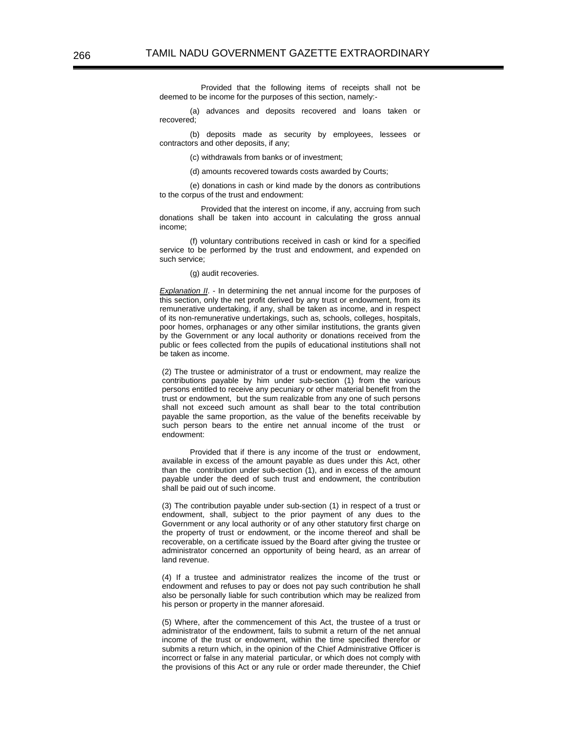Provided that the following items of receipts shall not be deemed to be income for the purposes of this section, namely:-

(a) advances and deposits recovered and loans taken or recovered;

(b) deposits made as security by employees, lessees or contractors and other deposits, if any;

(c) withdrawals from banks or of investment;

(d) amounts recovered towards costs awarded by Courts;

(e) donations in cash or kind made by the donors as contributions to the corpus of the trust and endowment:

Provided that the interest on income, if any, accruing from such donations shall be taken into account in calculating the gross annual income;

(f) voluntary contributions received in cash or kind for a specified service to be performed by the trust and endowment, and expended on such service;

(g) audit recoveries.

*Explanation II*. - In determining the net annual income for the purposes of this section, only the net profit derived by any trust or endowment, from its remunerative undertaking, if any, shall be taken as income, and in respect of its non-remunerative undertakings, such as, schools, colleges, hospitals, poor homes, orphanages or any other similar institutions, the grants given by the Government or any local authority or donations received from the public or fees collected from the pupils of educational institutions shall not be taken as income.

(2) The trustee or administrator of a trust or endowment, may realize the contributions payable by him under sub-section (1) from the various persons entitled to receive any pecuniary or other material benefit from the trust or endowment, but the sum realizable from any one of such persons shall not exceed such amount as shall bear to the total contribution payable the same proportion, as the value of the benefits receivable by such person bears to the entire net annual income of the trust or endowment:

Provided that if there is any income of the trust or endowment, available in excess of the amount payable as dues under this Act, other than the contribution under sub-section (1), and in excess of the amount payable under the deed of such trust and endowment, the contribution shall be paid out of such income.

(3) The contribution payable under sub-section (1) in respect of a trust or endowment, shall, subject to the prior payment of any dues to the Government or any local authority or of any other statutory first charge on the property of trust or endowment, or the income thereof and shall be recoverable, on a certificate issued by the Board after giving the trustee or administrator concerned an opportunity of being heard, as an arrear of land revenue.

(4) If a trustee and administrator realizes the income of the trust or endowment and refuses to pay or does not pay such contribution he shall also be personally liable for such contribution which may be realized from his person or property in the manner aforesaid.

(5) Where, after the commencement of this Act, the trustee of a trust or administrator of the endowment, fails to submit a return of the net annual income of the trust or endowment, within the time specified therefor or submits a return which, in the opinion of the Chief Administrative Officer is incorrect or false in any material particular, or which does not comply with the provisions of this Act or any rule or order made thereunder, the Chief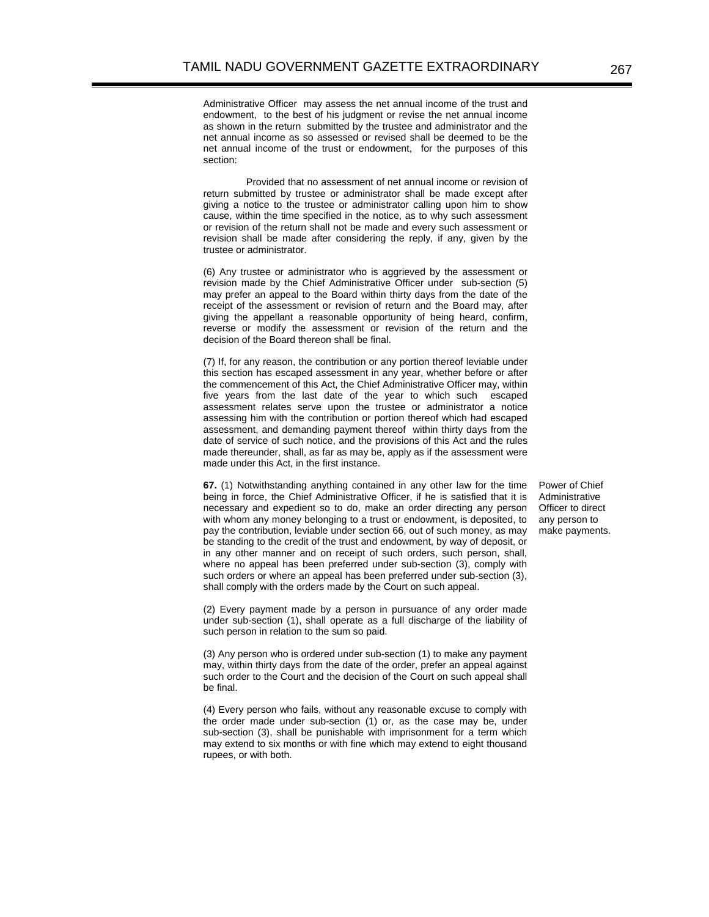Administrative Officer may assess the net annual income of the trust and endowment, to the best of his judgment or revise the net annual income as shown in the return submitted by the trustee and administrator and the net annual income as so assessed or revised shall be deemed to be the net annual income of the trust or endowment, for the purposes of this section:

Provided that no assessment of net annual income or revision of return submitted by trustee or administrator shall be made except after giving a notice to the trustee or administrator calling upon him to show cause, within the time specified in the notice, as to why such assessment or revision of the return shall not be made and every such assessment or revision shall be made after considering the reply, if any, given by the trustee or administrator.

(6) Any trustee or administrator who is aggrieved by the assessment or revision made by the Chief Administrative Officer under sub-section (5) may prefer an appeal to the Board within thirty days from the date of the receipt of the assessment or revision of return and the Board may, after giving the appellant a reasonable opportunity of being heard, confirm, reverse or modify the assessment or revision of the return and the decision of the Board thereon shall be final.

(7) If, for any reason, the contribution or any portion thereof leviable under this section has escaped assessment in any year, whether before or after the commencement of this Act, the Chief Administrative Officer may, within five years from the last date of the year to which such escaped assessment relates serve upon the trustee or administrator a notice assessing him with the contribution or portion thereof which had escaped assessment, and demanding payment thereof within thirty days from the date of service of such notice, and the provisions of this Act and the rules made thereunder, shall, as far as may be, apply as if the assessment were made under this Act, in the first instance.

*Power of Chief Administrative Officer to direct any person to make payments.*

**67.** (1) Notwithstanding anything contained in any other law for the time being in force, the Chief Administrative Officer, if he is satisfied that it is necessary and expedient so to do, make an order directing any person with whom any money belonging to a trust or endowment, is deposited, to pay the contribution, leviable under section 66, out of such money, as may be standing to the credit of the trust and endowment, by way of deposit, or in any other manner and on receipt of such orders, such person, shall, where no appeal has been preferred under sub-section (3), comply with such orders or where an appeal has been preferred under sub-section (3), shall comply with the orders made by the Court on such appeal.

(2) Every payment made by a person in pursuance of any order made under sub-section (1), shall operate as a full discharge of the liability of such person in relation to the sum so paid.

(3) Any person who is ordered under sub-section (1) to make any payment may, within thirty days from the date of the order, prefer an appeal against such order to the Court and the decision of the Court on such appeal shall be final.

(4) Every person who fails, without any reasonable excuse to comply with the order made under sub-section (1) or, as the case may be, under sub-section (3), shall be punishable with imprisonment for a term which may extend to six months or with fine which may extend to eight thousand rupees, or with both.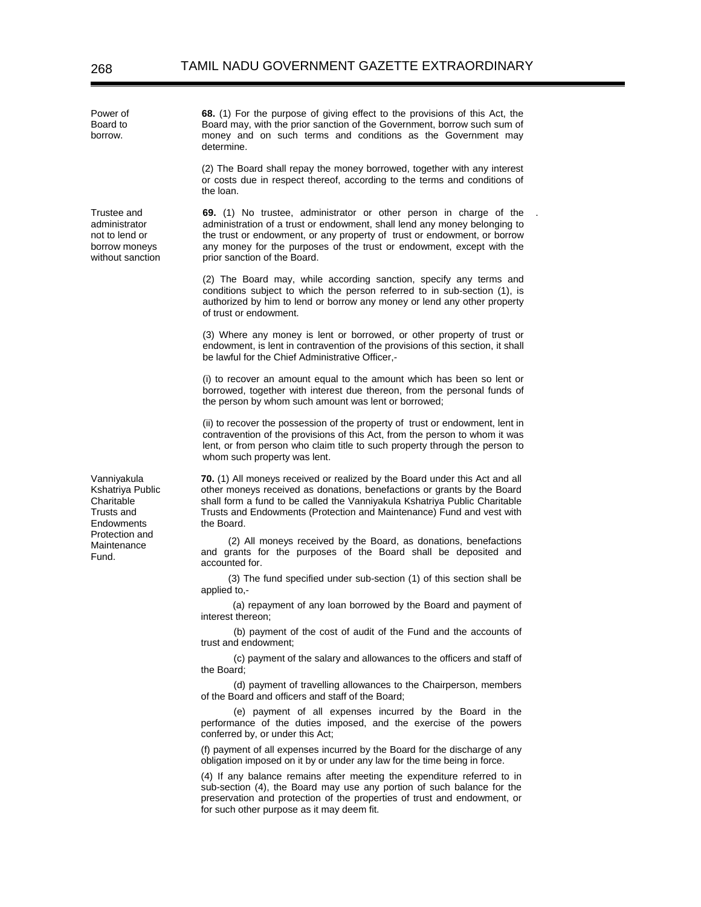**Power of Board to borrow.**

**68.** (1) For the purpose of giving effect to the provisions of this Act, the Board may, with the prior sanction of the Government, borrow such sum of money and on such terms and conditions as the Government may determine.

(2) The Board shall repay the money borrowed, together with any interest or costs due in respect thereof, according to the terms and conditions of the loan.

**Trustee and administrator not to lend or borrow moneys without sanction**

**69.** (1) No trustee, administrator or other person in charge of the administration of a trust or endowment, shall lend any money belonging to the trust or endowment, or any property of trust or endowment, or borrow any money for the purposes of the trust or endowment, except with the prior sanction of the Board.

(2) The Board may, while according sanction, specify any terms and conditions subject to which the person referred to in sub-section (1), is authorized by him to lend or borrow any money or lend any other property of trust or endowment.

(3) Where any money is lent or borrowed, or other property of trust or endowment, is lent in contravention of the provisions of this section, it shall be lawful for the Chief Administrative Officer,-

(i) to recover an amount equal to the amount which has been so lent or borrowed, together with interest due thereon, from the personal funds of the person by whom such amount was lent or borrowed;

(ii) to recover the possession of the property of trust or endowment, lent in contravention of the provisions of this Act, from the person to whom it was lent, or from person who claim title to such property through the person to whom such property was lent.

**Vanniyakula Kshatriya Public Charitable Trusts and Endowments Protection and Maintenance Fund.**

**70.** (1) All moneys received or realized by the Board under this Act and all other moneys received as donations, benefactions or grants by the Board shall form a fund to be called the Vanniyakula Kshatriya Public Charitable Trusts and Endowments (Protection and Maintenance) Fund and vest with the Board.

(2) All moneys received by the Board, as donations, benefactions and grants for the purposes of the Board shall be deposited and accounted for.

(3) The fund specified under sub-section (1) of this section shall be applied to,-

(a) repayment of any loan borrowed by the Board and payment of interest thereon;

(b) payment of the cost of audit of the Fund and the accounts of trust and endowment;

(c) payment of the salary and allowances to the officers and staff of the Board;

(d) payment of travelling allowances to the Chairperson, members of the Board and officers and staff of the Board;

(e) payment of all expenses incurred by the Board in the performance of the duties imposed, and the exercise of the powers conferred by, or under this Act;

(f) payment of all expenses incurred by the Board for the discharge of any obligation imposed on it by or under any law for the time being in force.

(4) If any balance remains after meeting the expenditure referred to in sub-section (4), the Board may use any portion of such balance for the preservation and protection of the properties of trust and endowment, or for such other purpose as it may deem fit.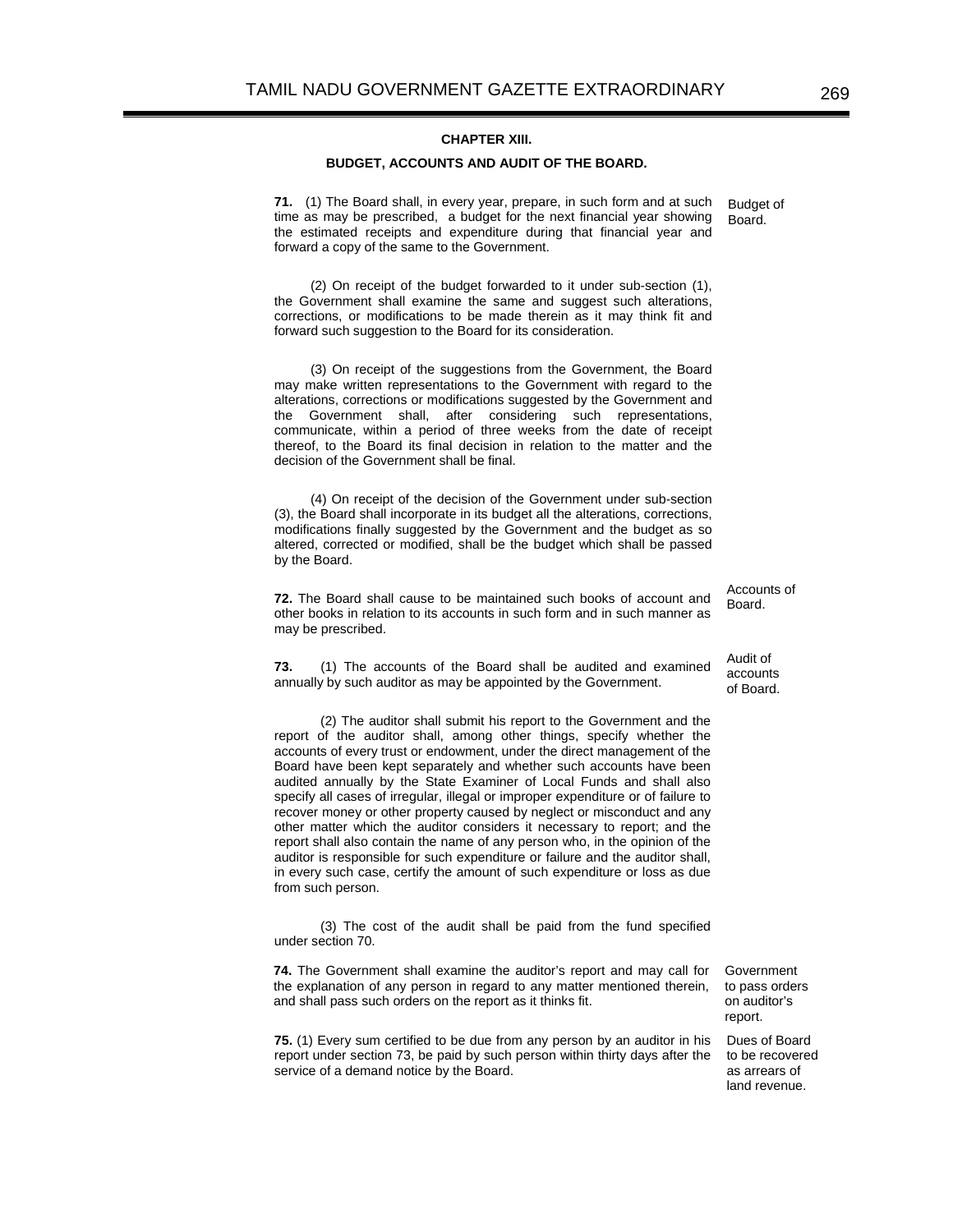## CHAPTER XIII.

### BUDGET, ACCOUNTS AND AUDIT OF THE BOARD.

**71.** (1) The Board shall, in every year, prepare, in such form and at such time as may be prescribed, a budget for the next financial year showing the estimated receipts and expenditure during that financial year and forward a copy of the same to the Government.

*Budget of Board.*

(2) On receipt of the budget forwarded to it under sub-section (1), the Government shall examine the same and suggest such alterations, corrections, or modifications to be made therein as it may think fit and forward such suggestion to the Board for its consideration.

(3) On receipt of the suggestions from the Government, the Board may make written representations to the Government with regard to the alterations, corrections or modifications suggested by the Government and the Government shall, after considering such representations, communicate, within a period of three weeks from the date of receipt thereof, to the Board its final decision in relation to the matter and the decision of the Government shall be final.

(4) On receipt of the decision of the Government under sub-section (3), the Board shall incorporate in its budget all the alterations, corrections, modifications finally suggested by the Government and the budget as so altered, corrected or modified, shall be the budget which shall be passed by the Board.

**72.** The Board shall cause to be maintained such books of account and other books in relation to its accounts in such form and in such manner as may be prescribed.

*Accounts of Board.*

**73.** (1) The accounts of the Board shall be audited and examined annually by such auditor as may be appointed by the Government.

*Audit of accounts of Board.*

(2) The auditor shall submit his report to the Government and the report of the auditor shall, among other things, specify whether the accounts of every trust or endowment, under the direct management of the Board have been kept separately and whether such accounts have been audited annually by the State Examiner of Local Funds and shall also specify all cases of irregular, illegal or improper expenditure or of failure to recover money or other property caused by neglect or misconduct and any other matter which the auditor considers it necessary to report; and the report shall also contain the name of any person who, in the opinion of the auditor is responsible for such expenditure or failure and the auditor shall, in every such case, certify the amount of such expenditure or loss as due from such person.

(3) The cost of the audit shall be paid from the fund specified under section 70.

**74.** The Government shall examine the auditor's report and may call for the explanation of any person in regard to any matter mentioned therein, and shall pass such orders on the report as it thinks fit.

*Government to pass orders on auditor's report.*

**75.** (1) Every sum certified to be due from any person by an auditor in his report under section 73, be paid by such person within thirty days after the service of a demand notice by the Board.

*Dues of Board to be recovered as arrears of land revenue.*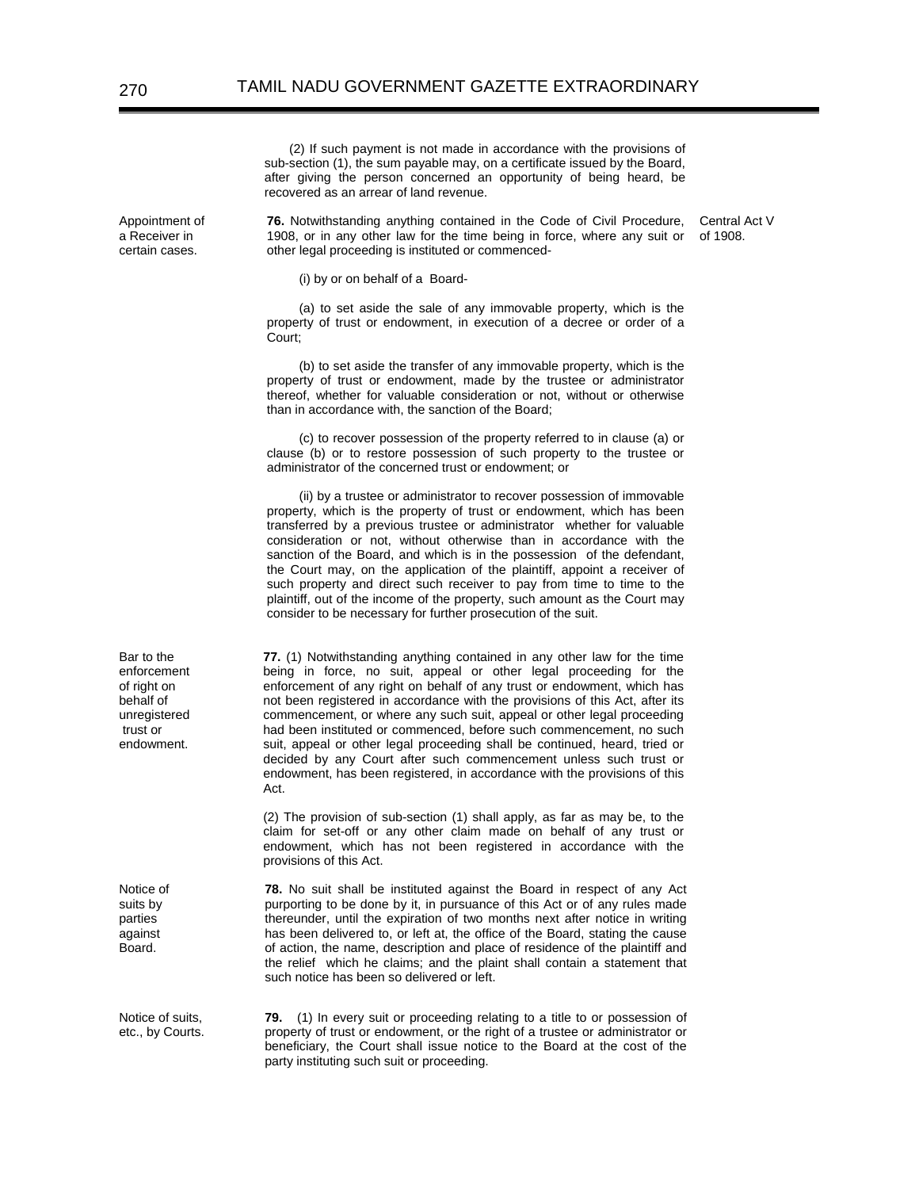(2) If such payment is not made in accordance with the provisions of sub-section (1), the sum payable may, on a certificate issued by the Board, after giving the person concerned an opportunity of being heard, be recovered as an arrear of land revenue.

Appointment of a Receiver in certain cases.

**76.** Notwithstanding anything contained in the Code of Civil Procedure, 1908, or in any other law for the time being in force, where any suit or other legal proceeding is instituted or commenced- (Central Act V of 1908.)

(i) by or on behalf of a Board-

(a) to set aside the sale of any immovable property, which is the property of trust or endowment, in execution of a decree or order of a Court;

(b) to set aside the transfer of any immovable property, which is the property of trust or endowment, made by the trustee or administrator thereof, whether for valuable consideration or not, without or otherwise than in accordance with, the sanction of the Board;

(c) to recover possession of the property referred to in clause (a) or clause (b) or to restore possession of such property to the trustee or administrator of the concerned trust or endowment; or

(ii) by a trustee or administrator to recover possession of immovable property, which is the property of trust or endowment, which has been transferred by a previous trustee or administrator whether for valuable consideration or not, without otherwise than in accordance with the sanction of the Board, and which is in the possession of the defendant, the Court may, on the application of the plaintiff, appoint a receiver of such property and direct such receiver to pay from time to time to the plaintiff, out of the income of the property, such amount as the Court may consider to be necessary for further prosecution of the suit.

Bar to the enforcement of right on behalf of unregistered trust or endowment.

**77.** (1) Notwithstanding anything contained in any other law for the time being in force, no suit, appeal or other legal proceeding for the enforcement of any right on behalf of any trust or endowment, which has not been registered in accordance with the provisions of this Act, after its commencement, or where any such suit, appeal or other legal proceeding had been instituted or commenced, before such commencement, no such suit, appeal or other legal proceeding shall be continued, heard, tried or decided by any Court after such commencement unless such trust or endowment, has been registered, in accordance with the provisions of this Act.

(2) The provision of sub-section (1) shall apply, as far as may be, to the claim for set-off or any other claim made on behalf of any trust or endowment, which has not been registered in accordance with the provisions of this Act.

Notice of suits by parties against Board.

**78.** No suit shall be instituted against the Board in respect of any Act purporting to be done by it, in pursuance of this Act or of any rules made thereunder, until the expiration of two months next after notice in writing has been delivered to, or left at, the office of the Board, stating the cause of action, the name, description and place of residence of the plaintiff and the relief which he claims; and the plaint shall contain a statement that such notice has been so delivered or left.

Notice of suits, etc., by Courts.

**79.** (1) In every suit or proceeding relating to a title to or possession of property of trust or endowment, or the right of a trustee or administrator or beneficiary, the Court shall issue notice to the Board at the cost of the party instituting such suit or proceeding.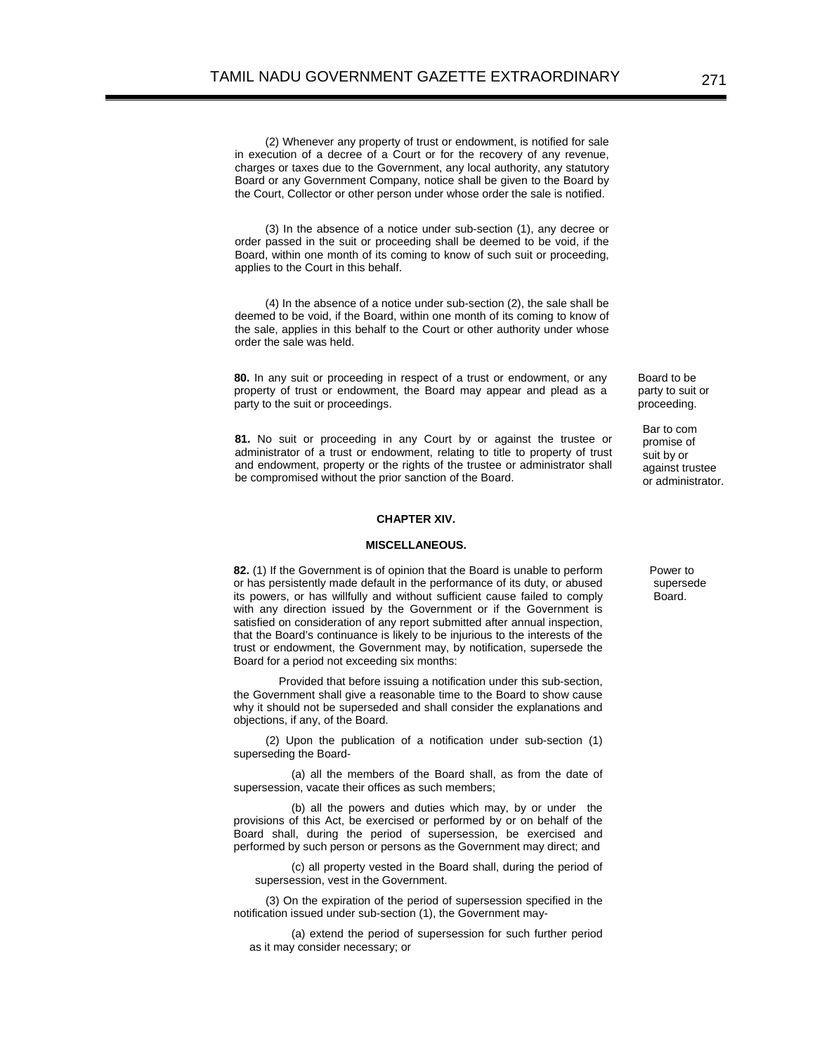(2) Whenever any property of trust or endowment, is notified for sale in execution of a decree of a Court or for the recovery of any revenue, charges or taxes due to the Government, any local authority, any statutory Board or any Government Company, notice shall be given to the Board by the Court, Collector or other person under whose order the sale is notified.

(3) In the absence of a notice under sub-section (1), any decree or order passed in the suit or proceeding shall be deemed to be void, if the Board, within one month of its coming to know of such suit or proceeding, applies to the Court in this behalf.

(4) In the absence of a notice under sub-section (2), the sale shall be deemed to be void, if the Board, within one month of its coming to know of the sale, applies in this behalf to the Court or other authority under whose order the sale was held.

Board to be party to suit or proceeding.

**80.** In any suit or proceeding in respect of a trust or endowment, or any property of trust or endowment, the Board may appear and plead as a party to the suit or proceedings.

Bar to compromise of suit by or against trustee or administrator.

**81.** No suit or proceeding in any Court by or against the trustee or administrator of a trust or endowment, relating to title to property of trust and endowment, property or the rights of the trustee or administrator shall be compromised without the prior sanction of the Board.

## CHAPTER XIV.

## MISCELLANEOUS.

Power to supersede Board.

**82.** (1) If the Government is of opinion that the Board is unable to perform or has persistently made default in the performance of its duty, or abused its powers, or has willfully and without sufficient cause failed to comply with any direction issued by the Government or if the Government is satisfied on consideration of any report submitted after annual inspection, that the Board's continuance is likely to be injurious to the interests of the trust or endowment, the Government may, by notification, supersede the Board for a period not exceeding six months:

Provided that before issuing a notification under this sub-section, the Government shall give a reasonable time to the Board to show cause why it should not be superseded and shall consider the explanations and objections, if any, of the Board.

(2) Upon the publication of a notification under sub-section (1) superseding the Board-

(a) all the members of the Board shall, as from the date of supersession, vacate their offices as such members;

(b) all the powers and duties which may, by or under the provisions of this Act, be exercised or performed by or on behalf of the Board shall, during the period of supersession, be exercised and performed by such person or persons as the Government may direct; and

(c) all property vested in the Board shall, during the period of supersession, vest in the Government.

(3) On the expiration of the period of supersession specified in the notification issued under sub-section (1), the Government may-

(a) extend the period of supersession for such further period as it may consider necessary; or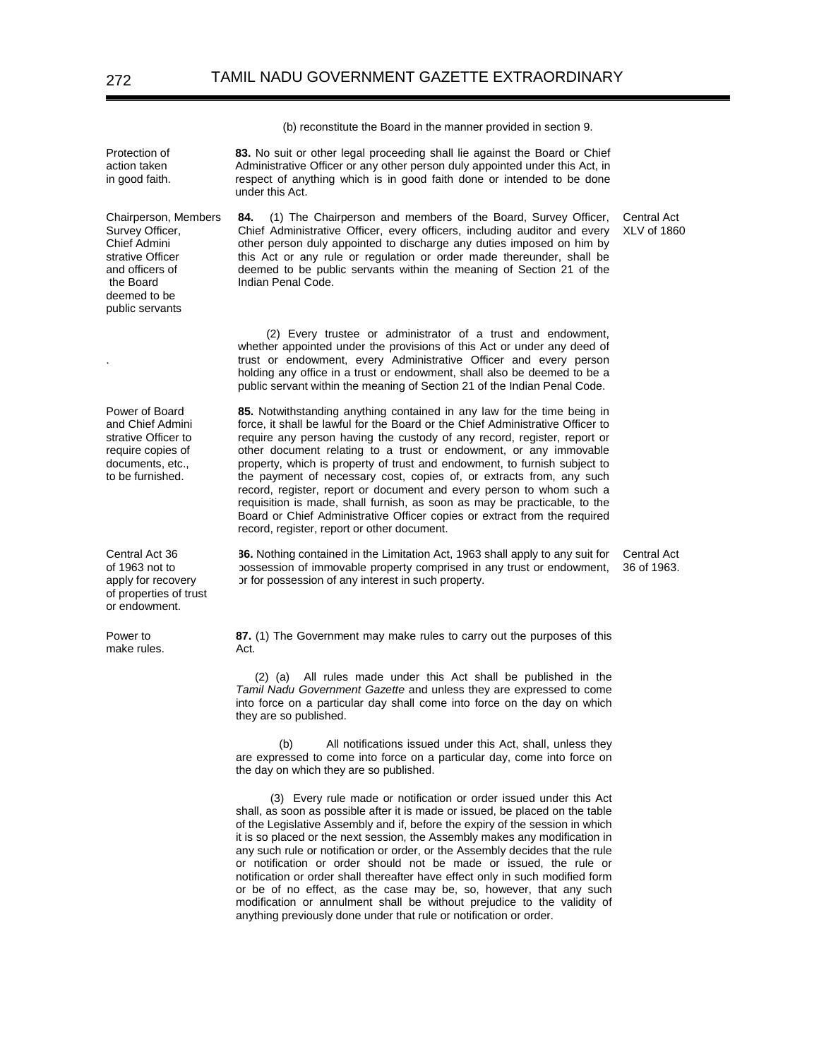(b) reconstitute the Board in the manner provided in section 9.

Protection of action taken in good faith.

**83.** No suit or other legal proceeding shall lie against the Board or Chief Administrative Officer or any other person duly appointed under this Act, in respect of anything which is in good faith done or intended to be done under this Act.

Chairperson, Members Survey Officer, Chief Administrative Officer and officers of the Board deemed to be public servants

Central Act XLV of 1860

**84.** (1) The Chairperson and members of the Board, Survey Officer, Chief Administrative Officer, every officers, including auditor and every other person duly appointed to discharge any duties imposed on him by this Act or any rule or regulation or order made thereunder, shall be deemed to be public servants within the meaning of Section 21 of the Indian Penal Code.

(2) Every trustee or administrator of a trust and endowment, whether appointed under the provisions of this Act or under any deed of trust or endowment, every Administrative Officer and every person holding any office in a trust or endowment, shall also be deemed to be a public servant within the meaning of Section 21 of the Indian Penal Code.

Power of Board and Chief Administrative Officer to require copies of documents, etc., to be furnished.

**85.** Notwithstanding anything contained in any law for the time being in force, it shall be lawful for the Board or the Chief Administrative Officer to require any person having the custody of any record, register, report or other document relating to a trust or endowment, or any immovable property, which is property of trust and endowment, to furnish subject to the payment of necessary cost, copies of, or extracts from, any such record, register, report or document and every person to whom such a requisition is made, shall furnish, as soon as may be practicable, to the Board or Chief Administrative Officer copies or extract from the required record, register, report or other document.

Central Act 36 of 1963 not to apply for recovery of properties of trust or endowment.

Central Act 36 of 1963.

**86.** Nothing contained in the Limitation Act, 1963 shall apply to any suit for possession of immovable property comprised in any trust or endowment, or for possession of any interest in such property.

Power to make rules.

**87.** (1) The Government may make rules to carry out the purposes of this Act.

(2) (a) All rules made under this Act shall be published in the *Tamil Nadu Government Gazette* and unless they are expressed to come into force on a particular day shall come into force on the day on which they are so published.

(b) All notifications issued under this Act, shall, unless they are expressed to come into force on a particular day, come into force on the day on which they are so published.

(3) Every rule made or notification or order issued under this Act shall, as soon as possible after it is made or issued, be placed on the table of the Legislative Assembly and if, before the expiry of the session in which it is so placed or the next session, the Assembly makes any modification in any such rule or notification or order, or the Assembly decides that the rule or notification or order should not be made or issued, the rule or notification or order shall thereafter have effect only in such modified form or be of no effect, as the case may be, so, however, that any such modification or annulment shall be without prejudice to the validity of anything previously done under that rule or notification or order.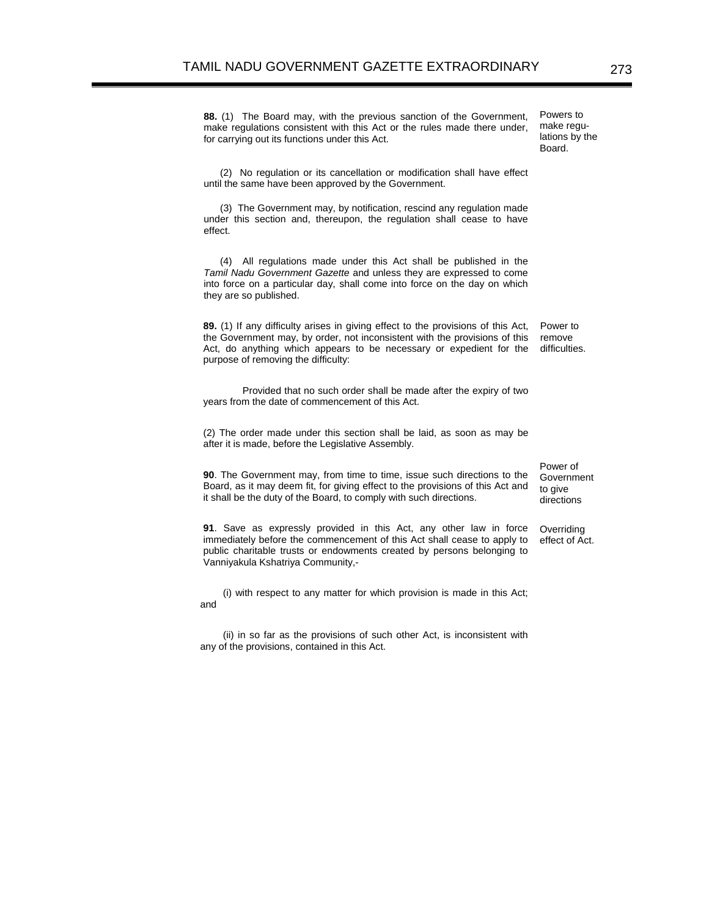**88.** (1) The Board may, with the previous sanction of the Government, make regulations consistent with this Act or the rules made there under, for carrying out its functions under this Act.

*Powers to make regulations by the Board.*

(2) No regulation or its cancellation or modification shall have effect until the same have been approved by the Government.

(3) The Government may, by notification, rescind any regulation made under this section and, thereupon, the regulation shall cease to have effect.

(4) All regulations made under this Act shall be published in the *Tamil Nadu Government Gazette* and unless they are expressed to come into force on a particular day, shall come into force on the day on which they are so published.

**89.** (1) If any difficulty arises in giving effect to the provisions of this Act, the Government may, by order, not inconsistent with the provisions of this Act, do anything which appears to be necessary or expedient for the purpose of removing the difficulty:

*Power to remove difficulties.*

Provided that no such order shall be made after the expiry of two years from the date of commencement of this Act.

(2) The order made under this section shall be laid, as soon as may be after it is made, before the Legislative Assembly.

**90**. The Government may, from time to time, issue such directions to the Board, as it may deem fit, for giving effect to the provisions of this Act and it shall be the duty of the Board, to comply with such directions.

*Power of Government to give directions*

**91**. Save as expressly provided in this Act, any other law in force immediately before the commencement of this Act shall cease to apply to public charitable trusts or endowments created by persons belonging to Vanniyakula Kshatriya Community,-

*Overriding effect of Act.*

(i) with respect to any matter for which provision is made in this Act; and

(ii) in so far as the provisions of such other Act, is inconsistent with any of the provisions, contained in this Act.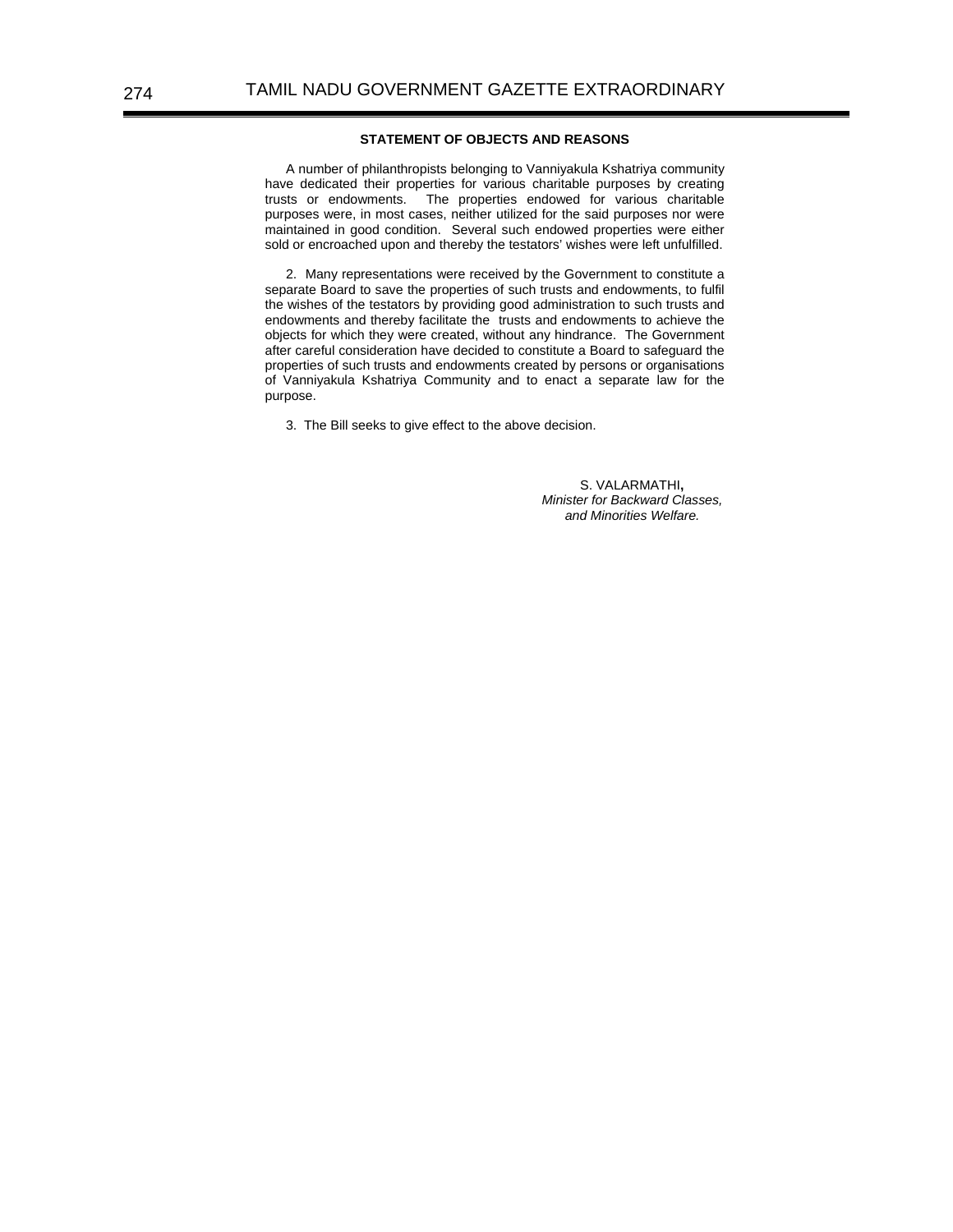## STATEMENT OF OBJECTS AND REASONS

A number of philanthropists belonging to Vanniyakula Kshatriya community have dedicated their properties for various charitable purposes by creating trusts or endowments. The properties endowed for various charitable purposes were, in most cases, neither utilized for the said purposes nor were maintained in good condition. Several such endowed properties were either sold or encroached upon and thereby the testators' wishes were left unfulfilled.

2. Many representations were received by the Government to constitute a separate Board to save the properties of such trusts and endowments, to fulfil the wishes of the testators by providing good administration to such trusts and endowments and thereby facilitate the trusts and endowments to achieve the objects for which they were created, without any hindrance. The Government after careful consideration have decided to constitute a Board to safeguard the properties of such trusts and endowments created by persons or organisations of Vanniyakula Kshatriya Community and to enact a separate law for the purpose.

3. The Bill seeks to give effect to the above decision.

S. VALARMATHI,
*Minister for Backward Classes,*
*and Minorities Welfare.*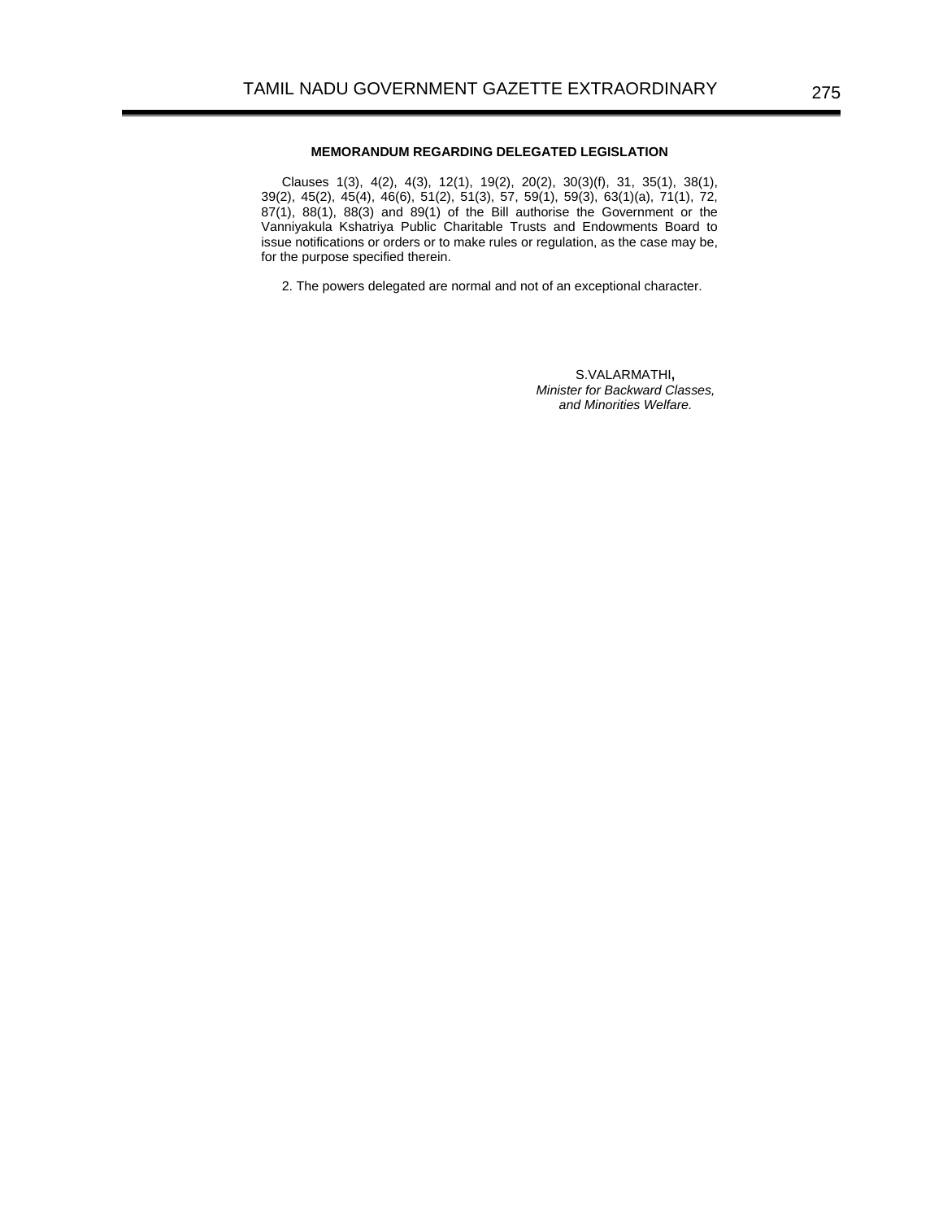## MEMORANDUM REGARDING DELEGATED LEGISLATION

Clauses 1(3), 4(2), 4(3), 12(1), 19(2), 20(2), 30(3)(f), 31, 35(1), 38(1), 39(2), 45(2), 45(4), 46(6), 51(2), 51(3), 57, 59(1), 59(3), 63(1)(a), 71(1), 72, 87(1), 88(1), 88(3) and 89(1) of the Bill authorise the Government or the Vanniyakula Kshatriya Public Charitable Trusts and Endowments Board to issue notifications or orders or to make rules or regulation, as the case may be, for the purpose specified therein.

2. The powers delegated are normal and not of an exceptional character.

S.VALARMATHI,
*Minister for Backward Classes,*
*and Minorities Welfare.*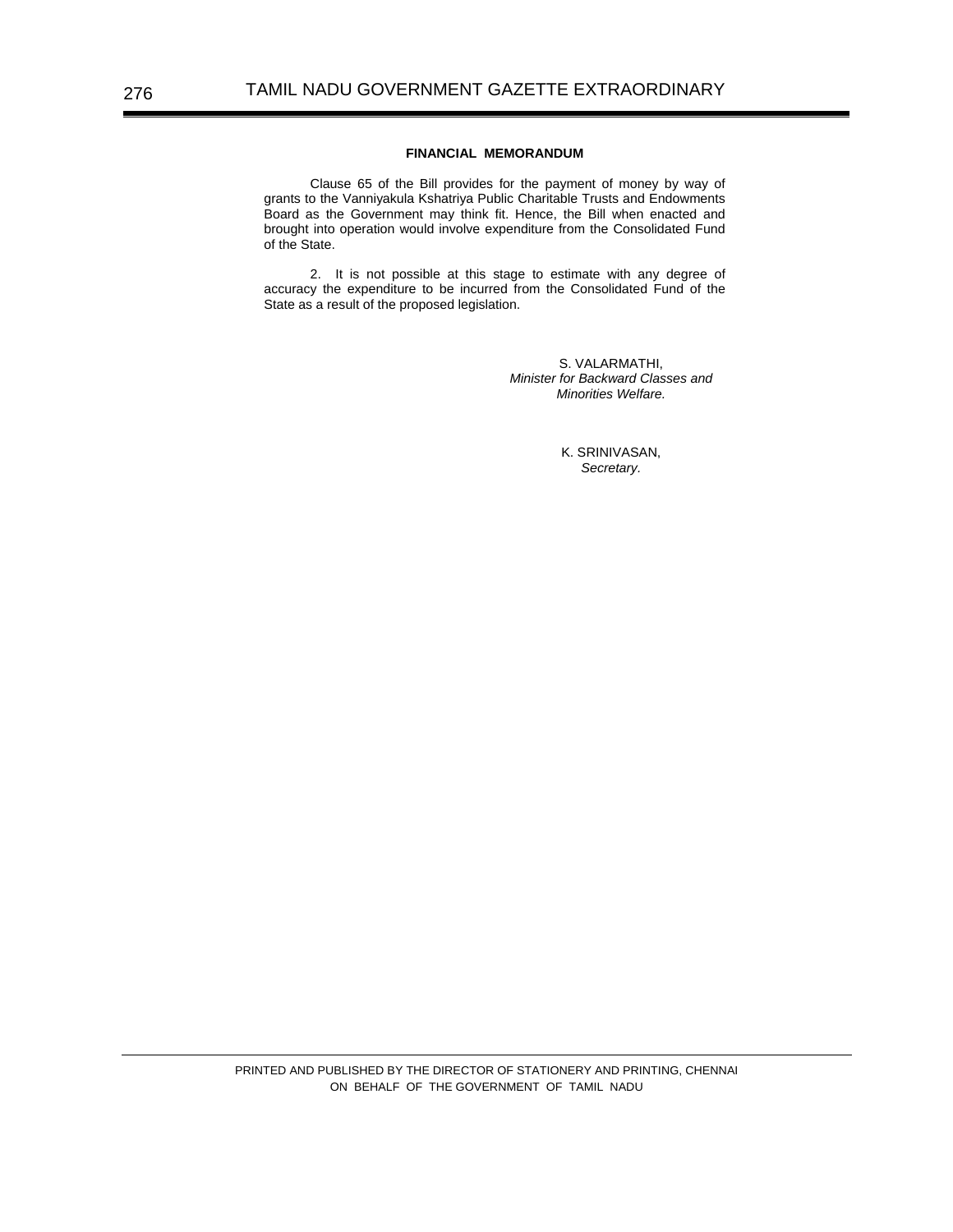## FINANCIAL MEMORANDUM

Clause 65 of the Bill provides for the payment of money by way of grants to the Vanniyakula Kshatriya Public Charitable Trusts and Endowments Board as the Government may think fit. Hence, the Bill when enacted and brought into operation would involve expenditure from the Consolidated Fund of the State.

2. It is not possible at this stage to estimate with any degree of accuracy the expenditure to be incurred from the Consolidated Fund of the State as a result of the proposed legislation.

S. VALARMATHI,
*Minister for Backward Classes and Minorities Welfare.*

K. SRINIVASAN,
*Secretary.*

PRINTED AND PUBLISHED BY THE DIRECTOR OF STATIONERY AND PRINTING, CHENNAI ON BEHALF OF THE GOVERNMENT OF TAMIL NADU